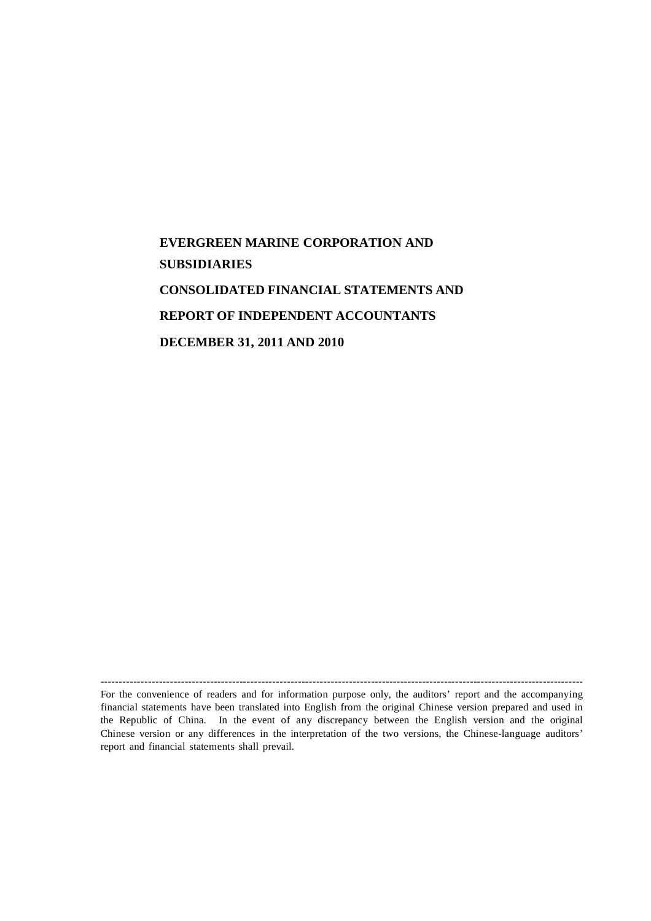# EVERGREEN MARINE CORPORATION AND SUBSIDIARIES

# CONSOLIDATED FINANCIAL STATEMENTS AND REPORT OF INDEPENDENT ACCOUNTANTS

# DECEMBER 31, 2011 AND 2010

---

For the convenience of readers and for information purpose only, the auditors' report and the accompanying financial statements have been translated into English from the original Chinese version prepared and used in the Republic of China. In the event of any discrepancy between the English version and the original Chinese version or any differences in the interpretation of the two versions, the Chinese-language auditors' report and financial statements shall prevail.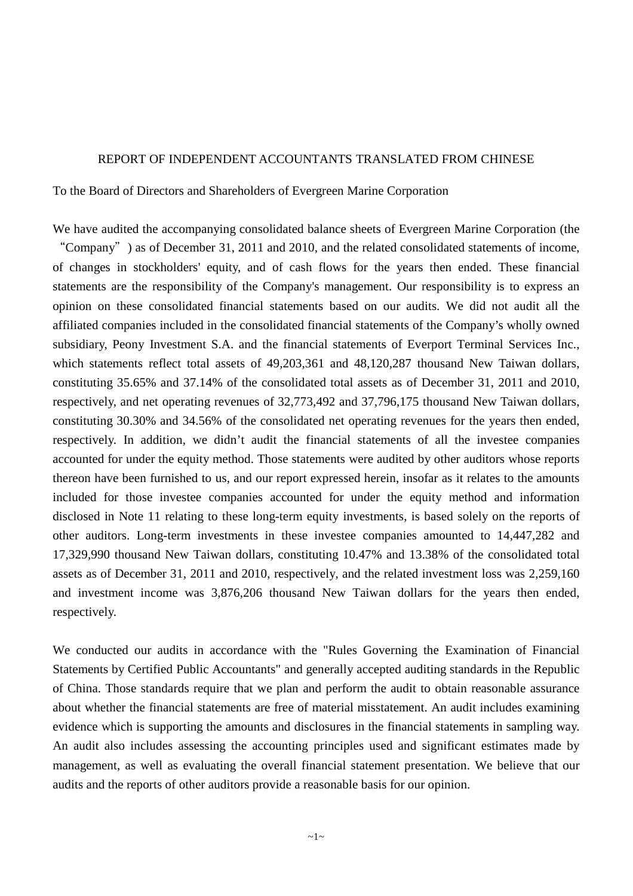REPORT OF INDEPENDENT ACCOUNTANTS TRANSLATED FROM CHINESE

To the Board of Directors and Shareholders of Evergreen Marine Corporation

We have audited the accompanying consolidated balance sheets of Evergreen Marine Corporation (the “Company”) as of December 31, 2011 and 2010, and the related consolidated statements of income, of changes in stockholders' equity, and of cash flows for the years then ended. These financial statements are the responsibility of the Company's management. Our responsibility is to express an opinion on these consolidated financial statements based on our audits. We did not audit all the affiliated companies included in the consolidated financial statements of the Company’s wholly owned subsidiary, Peony Investment S.A. and the financial statements of Everport Terminal Services Inc., which statements reflect total assets of 49,203,361 and 48,120,287 thousand New Taiwan dollars, constituting 35.65% and 37.14% of the consolidated total assets as of December 31, 2011 and 2010, respectively, and net operating revenues of 32,773,492 and 37,796,175 thousand New Taiwan dollars, constituting 30.30% and 34.56% of the consolidated net operating revenues for the years then ended, respectively. In addition, we didn’t audit the financial statements of all the investee companies accounted for under the equity method. Those statements were audited by other auditors whose reports thereon have been furnished to us, and our report expressed herein, insofar as it relates to the amounts included for those investee companies accounted for under the equity method and information disclosed in Note 11 relating to these long-term equity investments, is based solely on the reports of other auditors. Long-term investments in these investee companies amounted to 14,447,282 and 17,329,990 thousand New Taiwan dollars, constituting 10.47% and 13.38% of the consolidated total assets as of December 31, 2011 and 2010, respectively, and the related investment loss was 2,259,160 and investment income was 3,876,206 thousand New Taiwan dollars for the years then ended, respectively.

We conducted our audits in accordance with the "Rules Governing the Examination of Financial Statements by Certified Public Accountants" and generally accepted auditing standards in the Republic of China. Those standards require that we plan and perform the audit to obtain reasonable assurance about whether the financial statements are free of material misstatement. An audit includes examining evidence which is supporting the amounts and disclosures in the financial statements in sampling way. An audit also includes assessing the accounting principles used and significant estimates made by management, as well as evaluating the overall financial statement presentation. We believe that our audits and the reports of other auditors provide a reasonable basis for our opinion.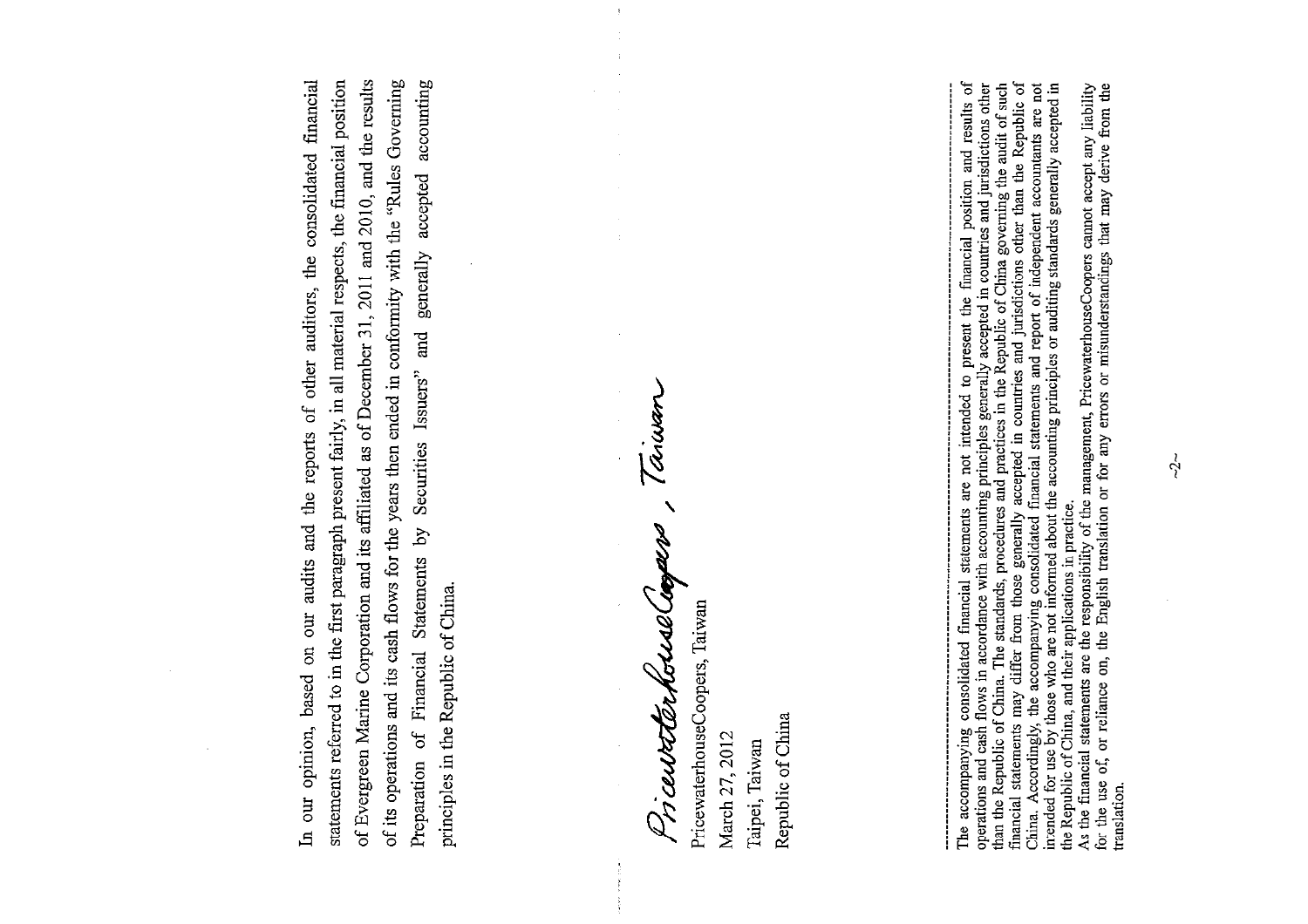In our opinion, based on our audits and the reports of other auditors, the consolidated financial statements referred to in the first paragraph present fairly, in all material respects, the financial position of Evergreen Marine Corporation and its affiliated as of December 31, 2011 and 2010, and the results of its operations and its cash flows for the years then ended in conformity with the "Rules Governing Preparation of Financial Statements by Securities Issuers" and generally accepted accounting principles in the Republic of China.

PricewaterhouseCoopers, Taiwan

PricewaterhouseCoopers, Taiwan

March 27, 2012

Taipei, Taiwan

Republic of China

---

The accompanying consolidated financial statements are not intended to present the financial position and results of operations and cash flows in accordance with accounting principles generally accepted in countries and jurisdictions other than the Republic of China. The standards, procedures and practices in the Republic of China governing the audit of such financial statements may differ from those generally accepted in countries and jurisdictions other than the Republic of China. Accordingly, the accompanying consolidated financial statements and report of independent accountants are not intended for use by those who are not informed about the accounting principles or auditing standards generally accepted in the Republic of China, and their applications in practice.

As the financial statements are the responsibility of the management, PricewaterhouseCoopers cannot accept any liability for the use of, or reliance on, the English translation or for any errors or misunderstandings that may derive from the translation.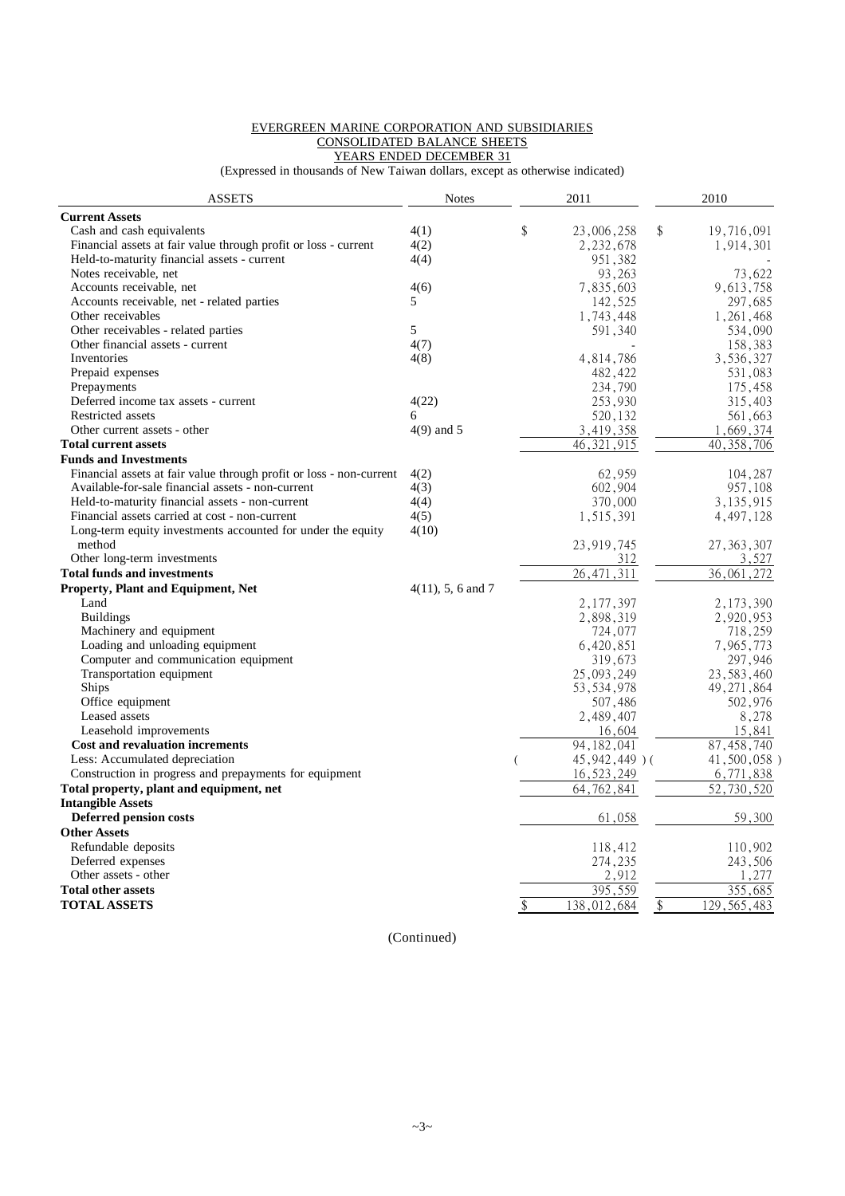EVERGREEN MARINE CORPORATION AND SUBSIDIARIES
CONSOLIDATED BALANCE SHEETS
YEARS ENDED DECEMBER 31
(Expressed in thousands of New Taiwan dollars, except as otherwise indicated)

| ASSETS | Notes | 2011 | 2010 |
|---|---|---|---|
| **Current Assets** | | | |
| Cash and cash equivalents | 4(1) | $ 23,006,258 | $ 19,716,091 |
| Financial assets at fair value through profit or loss - current | 4(2) | 2,232,678 | 1,914,301 |
| Held-to-maturity financial assets - current | 4(4) | 951,382 | - |
| Notes receivable, net | | 93,263 | 73,622 |
| Accounts receivable, net | 4(6) | 7,835,603 | 9,613,758 |
| Accounts receivable, net - related parties | 5 | 142,525 | 297,685 |
| Other receivables | | 1,743,448 | 1,261,468 |
| Other receivables - related parties | 5 | 591,340 | 534,090 |
| Other financial assets - current | 4(7) | - | 158,383 |
| Inventories | 4(8) | 4,814,786 | 3,536,327 |
| Prepaid expenses | | 482,422 | 531,083 |
| Prepayments | | 234,790 | 175,458 |
| Deferred income tax assets - current | 4(22) | 253,930 | 315,403 |
| Restricted assets | 6 | 520,132 | 561,663 |
| Other current assets - other | 4(9) and 5 | 3,419,358 | 1,669,374 |
| **Total current assets** | | 46,321,915 | 40,358,706 |
| **Funds and Investments** | | | |
| Financial assets at fair value through profit or loss - non-current | 4(2) | 62,959 | 104,287 |
| Available-for-sale financial assets - non-current | 4(3) | 602,904 | 957,108 |
| Held-to-maturity financial assets - non-current | 4(4) | 370,000 | 3,135,915 |
| Financial assets carried at cost - non-current | 4(5) | 1,515,391 | 4,497,128 |
| Long-term equity investments accounted for under the equity method | 4(10) | 23,919,745 | 27,363,307 |
| Other long-term investments | | 312 | 3,527 |
| **Total funds and investments** | | 26,471,311 | 36,061,272 |
| **Property, Plant and Equipment, Net** | 4(11), 5, 6 and 7 | | |
| Land | | 2,177,397 | 2,173,390 |
| Buildings | | 2,898,319 | 2,920,953 |
| Machinery and equipment | | 724,077 | 718,259 |
| Loading and unloading equipment | | 6,420,851 | 7,965,773 |
| Computer and communication equipment | | 319,673 | 297,946 |
| Transportation equipment | | 25,093,249 | 23,583,460 |
| Ships | | 53,534,978 | 49,271,864 |
| Office equipment | | 507,486 | 502,976 |
| Leased assets | | 2,489,407 | 8,278 |
| Leasehold improvements | | 16,604 | 15,841 |
| **Cost and revaluation increments** | | 94,182,041 | 87,458,740 |
| Less: Accumulated depreciation | | ( 45,942,449 ) | ( 41,500,058 ) |
| Construction in progress and prepayments for equipment | | 16,523,249 | 6,771,838 |
| **Total property, plant and equipment, net** | | 64,762,841 | 52,730,520 |
| **Intangible Assets** | | | |
| **Deferred pension costs** | | 61,058 | 59,300 |
| **Other Assets** | | | |
| Refundable deposits | | 118,412 | 110,902 |
| Deferred expenses | | 274,235 | 243,506 |
| Other assets - other | | 2,912 | 1,277 |
| **Total other assets** | | 395,559 | 355,685 |
| **TOTAL ASSETS** | | $ 138,012,684 | $ 129,565,483 |

(Continued)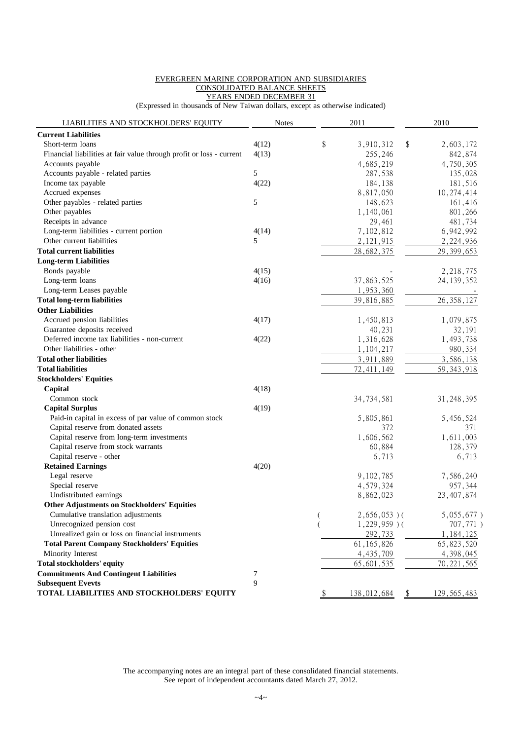EVERGREEN MARINE CORPORATION AND SUBSIDIARIES
CONSOLIDATED BALANCE SHEETS
YEARS ENDED DECEMBER 31
(Expressed in thousands of New Taiwan dollars, except as otherwise indicated)

| LIABILITIES AND STOCKHOLDERS' EQUITY | Notes | 2011 | 2010 |
|---|---|---|---|
| **Current Liabilities** | | | |
| Short-term loans | 4(12) | $ 3,910,312 | $ 2,603,172 |
| Financial liabilities at fair value through profit or loss - current | 4(13) | 255,246 | 842,874 |
| Accounts payable | | 4,685,219 | 4,750,305 |
| Accounts payable - related parties | 5 | 287,538 | 135,028 |
| Income tax payable | 4(22) | 184,138 | 181,516 |
| Accrued expenses | | 8,817,050 | 10,274,414 |
| Other payables - related parties | 5 | 148,623 | 161,416 |
| Other payables | | 1,140,061 | 801,266 |
| Receipts in advance | | 29,461 | 481,734 |
| Long-term liabilities - current portion | 4(14) | 7,102,812 | 6,942,992 |
| Other current liabilities | 5 | 2,121,915 | 2,224,936 |
| **Total current liabilities** | | 28,682,375 | 29,399,653 |
| **Long-term Liabilities** | | | |
| Bonds payable | 4(15) | - | 2,218,775 |
| Long-term loans | 4(16) | 37,863,525 | 24,139,352 |
| Long-term Leases payable | | 1,953,360 | - |
| **Total long-term liabilities** | | 39,816,885 | 26,358,127 |
| **Other Liabilities** | | | |
| Accrued pension liabilities | 4(17) | 1,450,813 | 1,079,875 |
| Guarantee deposits received | | 40,231 | 32,191 |
| Deferred income tax liabilities - non-current | 4(22) | 1,316,628 | 1,493,738 |
| Other liabilities - other | | 1,104,217 | 980,334 |
| **Total other liabilities** | | 3,911,889 | 3,586,138 |
| **Total liabilities** | | 72,411,149 | 59,343,918 |
| **Stockholders' Equities** | | | |
| **Capital** | 4(18) | | |
| Common stock | | 34,734,581 | 31,248,395 |
| **Capital Surplus** | 4(19) | | |
| Paid-in capital in excess of par value of common stock | | 5,805,861 | 5,456,524 |
| Capital reserve from donated assets | | 372 | 371 |
| Capital reserve from long-term investments | | 1,606,562 | 1,611,003 |
| Capital reserve from stock warrants | | 60,884 | 128,379 |
| Capital reserve - other | | 6,713 | 6,713 |
| **Retained Earnings** | 4(20) | | |
| Legal reserve | | 9,102,785 | 7,586,240 |
| Special reserve | | 4,579,324 | 957,344 |
| Undistributed earnings | | 8,862,023 | 23,407,874 |
| **Other Adjustments on Stockholders' Equities** | | | |
| Cumulative translation adjustments | | ( 2,656,053 ) | ( 5,055,677 ) |
| Unrecognized pension cost | | ( 1,229,959 ) | ( 707,771 ) |
| Unrealized gain or loss on financial instruments | | 292,733 | 1,184,125 |
| **Total Parent Company Stockholders' Equities** | | 61,165,826 | 65,823,520 |
| Minority Interest | | 4,435,709 | 4,398,045 |
| **Total stockholders' equity** | | 65,601,535 | 70,221,565 |
| **Commitments And Contingent Liabilities** | 7 | | |
| **Subsequent Evevts** | 9 | | |
| **TOTAL LIABILITIES AND STOCKHOLDERS' EQUITY** | | $ 138,012,684 | $ 129,565,483 |

The accompanying notes are an integral part of these consolidated financial statements.
See report of independent accountants dated March 27, 2012.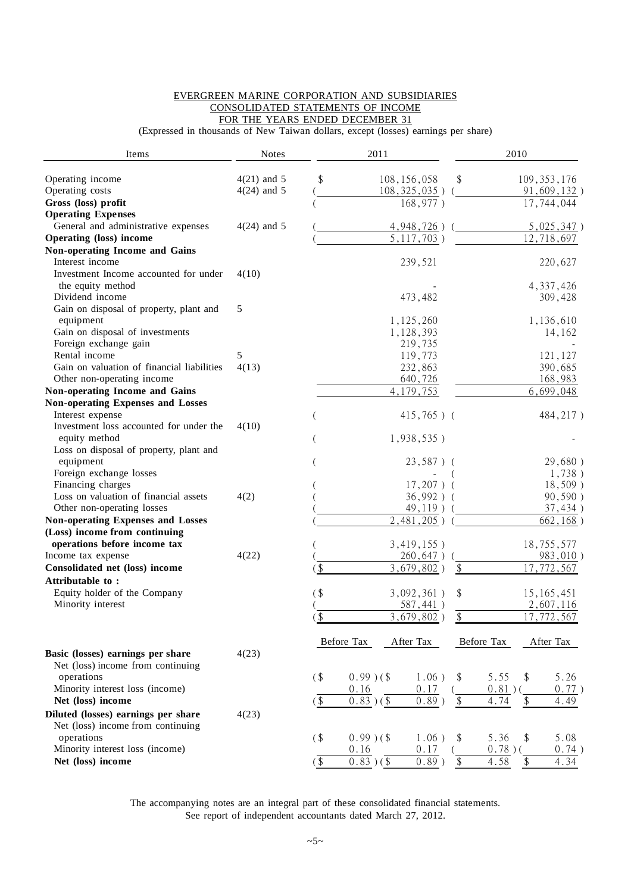# EVERGREEN MARINE CORPORATION AND SUBSIDIARIES
## CONSOLIDATED STATEMENTS OF INCOME
## FOR THE YEARS ENDED DECEMBER 31

(Expressed in thousands of New Taiwan dollars, except (losses) earnings per share)

| Items | Notes | 2011 | 2010 |
|---|---|---|---|
| Operating income | 4(21) and 5 | $ 108,156,058 | $ 109,353,176 |
| Operating costs | 4(24) and 5 | ( 108,325,035 ) | ( 91,609,132 ) |
| **Gross (loss) profit** | | ( 168,977 ) | 17,744,044 |
| **Operating Expenses** | | | |
| General and administrative expenses | 4(24) and 5 | ( 4,948,726 ) | ( 5,025,347 ) |
| **Operating (loss) income** | | ( 5,117,703 ) | 12,718,697 |
| **Non-operating Income and Gains** | | | |
| Interest income | | 239,521 | 220,627 |
| Investment Income accounted for under the equity method | 4(10) | - | 4,337,426 |
| Dividend income | | 473,482 | 309,428 |
| Gain on disposal of property, plant and equipment | 5 | 1,125,260 | 1,136,610 |
| Gain on disposal of investments | | 1,128,393 | 14,162 |
| Foreign exchange gain | | 219,735 | - |
| Rental income | 5 | 119,773 | 121,127 |
| Gain on valuation of financial liabilities | 4(13) | 232,863 | 390,685 |
| Other non-operating income | | 640,726 | 168,983 |
| **Non-operating Income and Gains** | | 4,179,753 | 6,699,048 |
| **Non-operating Expenses and Losses** | | | |
| Interest expense | | ( 415,765 ) | ( 484,217 ) |
| Investment loss accounted for under the equity method | 4(10) | ( 1,938,535 ) | - |
| Loss on disposal of property, plant and equipment | | ( 23,587 ) | ( 29,680 ) |
| Foreign exchange losses | | - | ( 1,738 ) |
| Financing charges | | ( 17,207 ) | ( 18,509 ) |
| Loss on valuation of financial assets | 4(2) | ( 36,992 ) | ( 90,590 ) |
| Other non-operating losses | | ( 49,119 ) | ( 37,434 ) |
| **Non-operating Expenses and Losses** | | ( 2,481,205 ) | ( 662,168 ) |
| **(Loss) income from continuing operations before income tax** | | ( 3,419,155 ) | 18,755,577 |
| Income tax expense | 4(22) | ( 260,647 ) | ( 983,010 ) |
| **Consolidated net (loss) income** | | ($ 3,679,802 ) | $ 17,772,567 |
| **Attributable to :** | | | |
| Equity holder of the Company | | ($ 3,092,361 ) | $ 15,165,451 |
| Minority interest | | ( 587,441 ) | 2,607,116 |
| | | ($ 3,679,802 ) | $ 17,772,567 |

| | Notes | 2011 Before Tax | 2011 After Tax | 2010 Before Tax | 2010 After Tax |
|---|---|---|---|---|---|
| **Basic (losses) earnings per share** | 4(23) | | | | |
| Net (loss) income from continuing operations | | ($ 0.99 ) | ($ 1.06 ) | $ 5.55 | $ 5.26 |
| Minority interest loss (income) | | 0.16 | 0.17 | ( 0.81 ) | ( 0.77 ) |
| **Net (loss) income** | | ($ 0.83 ) | ($ 0.89 ) | $ 4.74 | $ 4.49 |
| **Diluted (losses) earnings per share** | 4(23) | | | | |
| Net (loss) income from continuing operations | | ($ 0.99 ) | ($ 1.06 ) | $ 5.36 | $ 5.08 |
| Minority interest loss (income) | | 0.16 | 0.17 | ( 0.78 ) | ( 0.74 ) |
| **Net (loss) income** | | ($ 0.83 ) | ($ 0.89 ) | $ 4.58 | $ 4.34 |

The accompanying notes are an integral part of these consolidated financial statements.
See report of independent accountants dated March 27, 2012.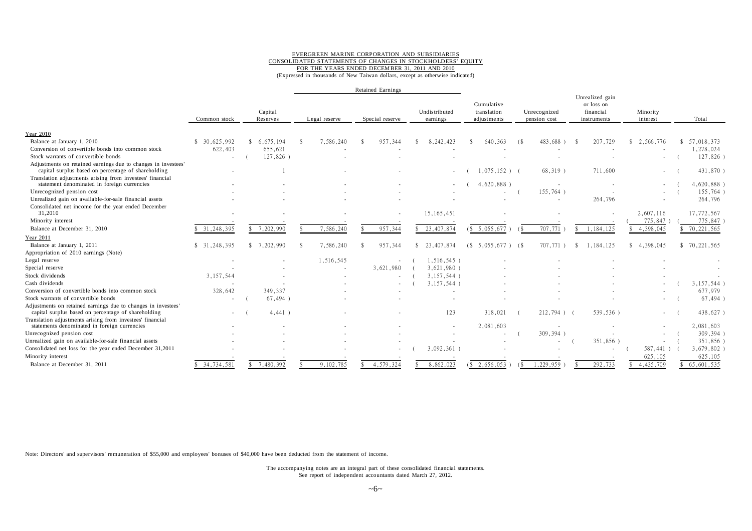EVERGREEN MARINE CORPORATION AND SUBSIDIARIES
CONSOLIDATED STATEMENTS OF CHANGES IN STOCKHOLDERS' EQUITY
FOR THE YEARS ENDED DECEMBER 31, 2011 AND 2010
(Expressed in thousands of New Taiwan dollars, except as otherwise indicated)

| | Common stock | Capital Reserves | Retained Earnings | | | Cumulative translation adjustments | Unrecognized pension cost | Unrealized gain or loss on financial instruments | Minority interest | Total |
|---|---|---|---|---|---|---|---|---|---|---|
| | | | Legal reserve | Special reserve | Undistributed earnings | | | | | |
| **Year 2010** | | | | | | | | | | |
| Balance at January 1, 2010 | $ 30,625,992 | $ 6,675,194 | $ 7,586,240 | $ 957,344 | $ 8,242,423 | $ 640,363 | ($ 483,688 ) | $ 207,729 | $ 2,566,776 | $ 57,018,373 |
| Conversion of convertible bonds into common stock | 622,403 | 655,621 | - | - | - | - | - | - | - | 1,278,024 |
| Stock warrants of convertible bonds | - | ( 127,826 ) | - | - | - | - | - | - | - | ( 127,826 ) |
| Adjustments on retained earnings due to changes in investees' capital surplus based on percentage of shareholding | - | 1 | - | - | - | ( 1,075,152 ) | ( 68,319 ) | 711,600 | - | ( 431,870 ) |
| Translation adjustments arising from investees' financial statement denominated in foreign currencies | - | - | - | - | - | ( 4,620,888 ) | - | - | - | ( 4,620,888 ) |
| Unrecognized pension cost | - | - | - | - | - | - | ( 155,764 ) | - | - | ( 155,764 ) |
| Unrealized gain on available-for-sale financial assets | - | - | - | - | - | - | - | 264,796 | - | 264,796 |
| Consolidated net income for the year ended December 31,2010 | - | - | - | - | 15,165,451 | - | - | - | 2,607,116 | 17,772,567 |
| Minority interest | - | - | - | - | - | - | - | - | ( 775,847 ) | ( 775,847 ) |
| Balance at December 31, 2010 | $ 31,248,395 | $ 7,202,990 | $ 7,586,240 | $ 957,344 | $ 23,407,874 | ($ 5,055,677 ) | ($ 707,771 ) | $ 1,184,125 | $ 4,398,045 | $ 70,221,565 |
| **Year 2011** | | | | | | | | | | |
| Balance at January 1, 2011 | $ 31,248,395 | $ 7,202,990 | $ 7,586,240 | $ 957,344 | $ 23,407,874 | ($ 5,055,677 ) | ($ 707,771 ) | $ 1,184,125 | $ 4,398,045 | $ 70,221,565 |
| Appropriation of 2010 earnings (Note) | | | | | | | | | | |
| Legal reserve | - | - | 1,516,545 | - | ( 1,516,545 ) | - | - | - | - | - |
| Special reserve | - | - | - | 3,621,980 | ( 3,621,980 ) | - | - | - | - | - |
| Stock dividends | 3,157,544 | - | - | - | ( 3,157,544 ) | - | - | - | - | - |
| Cash dividends | - | - | - | - | ( 3,157,544 ) | - | - | - | - | ( 3,157,544 ) |
| Conversion of convertible bonds into common stock | 328,642 | 349,337 | - | - | - | - | - | - | - | 677,979 |
| Stock warrants of convertible bonds | - | ( 67,494 ) | - | - | - | - | - | - | - | ( 67,494 ) |
| Adjustments on retained earnings due to changes in investees' capital surplus based on percentage of shareholding | - | ( 4,441 ) | - | - | 123 | 318,021 | ( 212,794 ) | ( 539,536 ) | - | ( 438,627 ) |
| Translation adjustments arising from investees' financial statements denominated in foreign currencies | - | - | - | - | - | 2,081,603 | - | - | - | 2,081,603 |
| Unrecognized pension cost | - | - | - | - | - | - | ( 309,394 ) | - | - | ( 309,394 ) |
| Unrealized gain on available-for-sale financial assets | - | - | - | - | - | - | - | ( 351,856 ) | - | ( 351,856 ) |
| Consolidated net loss for the year ended December 31,2011 | - | - | - | - | ( 3,092,361 ) | - | - | - | ( 587,441 ) | ( 3,679,802 ) |
| Minority interest | - | - | - | - | - | - | - | - | 625,105 | 625,105 |
| Balance at December 31, 2011 | $ 34,734,581 | $ 7,480,392 | $ 9,102,785 | $ 4,579,324 | $ 8,862,023 | ($ 2,656,053 ) | ($ 1,229,959 ) | $ 292,733 | $ 4,435,709 | $ 65,601,535 |

Note: Directors' and supervisors' remuneration of $55,000 and employees' bonuses of $40,000 have been deducted from the statement of income.

The accompanying notes are an integral part of these consolidated financial statements.
See report of independent accountants dated March 27, 2012.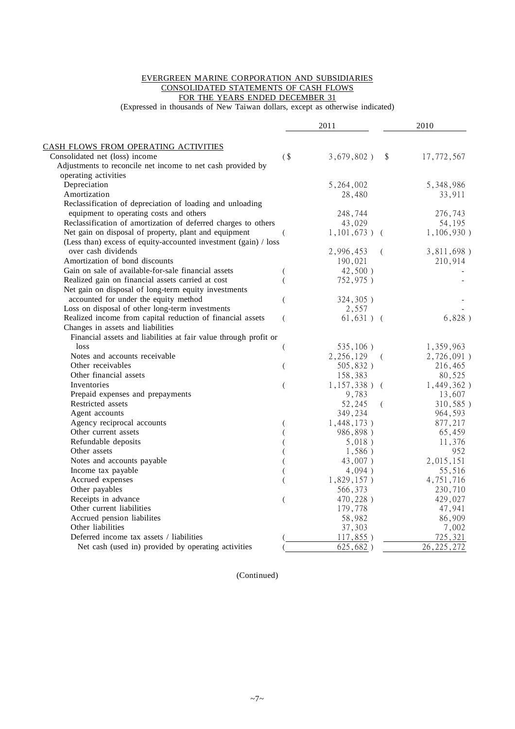EVERGREEN MARINE CORPORATION AND SUBSIDIARIES
CONSOLIDATED STATEMENTS OF CASH FLOWS
FOR THE YEARS ENDED DECEMBER 31
(Expressed in thousands of New Taiwan dollars, except as otherwise indicated)

| | 2011 | 2010 |
|---|---|---|
| CASH FLOWS FROM OPERATING ACTIVITIES | | |
| Consolidated net (loss) income | ($ 3,679,802 ) | $ 17,772,567 |
| Adjustments to reconcile net income to net cash provided by operating activities | | |
| Depreciation | 5,264,002 | 5,348,986 |
| Amortization | 28,480 | 33,911 |
| Reclassification of depreciation of loading and unloading equipment to operating costs and others | 248,744 | 276,743 |
| Reclassification of amortization of deferred charges to others | 43,029 | 54,195 |
| Net gain on disposal of property, plant and equipment | ( 1,101,673 ) | ( 1,106,930 ) |
| (Less than) excess of equity-accounted investment (gain) / loss over cash dividends | 2,996,453 | ( 3,811,698 ) |
| Amortization of bond discounts | 190,021 | 210,914 |
| Gain on sale of available-for-sale financial assets | ( 42,500 ) | - |
| Realized gain on financial assets carried at cost | ( 752,975 ) | - |
| Net gain on disposal of long-term equity investments accounted for under the equity method | ( 324,305 ) | - |
| Loss on disposal of other long-term investments | 2,557 | - |
| Realized income from capital reduction of financial assets | ( 61,631 ) | ( 6,828 ) |
| Changes in assets and liabilities | | |
| Financial assets and liabilities at fair value through profit or loss | ( 535,106 ) | 1,359,963 |
| Notes and accounts receivable | 2,256,129 | ( 2,726,091 ) |
| Other receivables | ( 505,832 ) | 216,465 |
| Other financial assets | 158,383 | 80,525 |
| Inventories | ( 1,157,338 ) | ( 1,449,362 ) |
| Prepaid expenses and prepayments | 9,783 | 13,607 |
| Restricted assets | 52,245 | ( 310,585 ) |
| Agent accounts | 349,234 | 964,593 |
| Agency reciprocal accounts | ( 1,448,173 ) | 877,217 |
| Other current assets | ( 986,898 ) | 65,459 |
| Refundable deposits | ( 5,018 ) | 11,376 |
| Other assets | ( 1,586 ) | 952 |
| Notes and accounts payable | ( 43,007 ) | 2,015,151 |
| Income tax payable | ( 4,094 ) | 55,516 |
| Accrued expenses | ( 1,829,157 ) | 4,751,716 |
| Other payables | 566,373 | 230,710 |
| Receipts in advance | ( 470,228 ) | 429,027 |
| Other current liabilities | 179,778 | 47,941 |
| Accrued pension liabilites | 58,982 | 86,909 |
| Other liabilities | 37,303 | 7,002 |
| Deferred income tax assets / liabilities | ( 117,855 ) | 725,321 |
| Net cash (used in) provided by operating activities | ( 625,682 ) | 26,225,272 |

(Continued)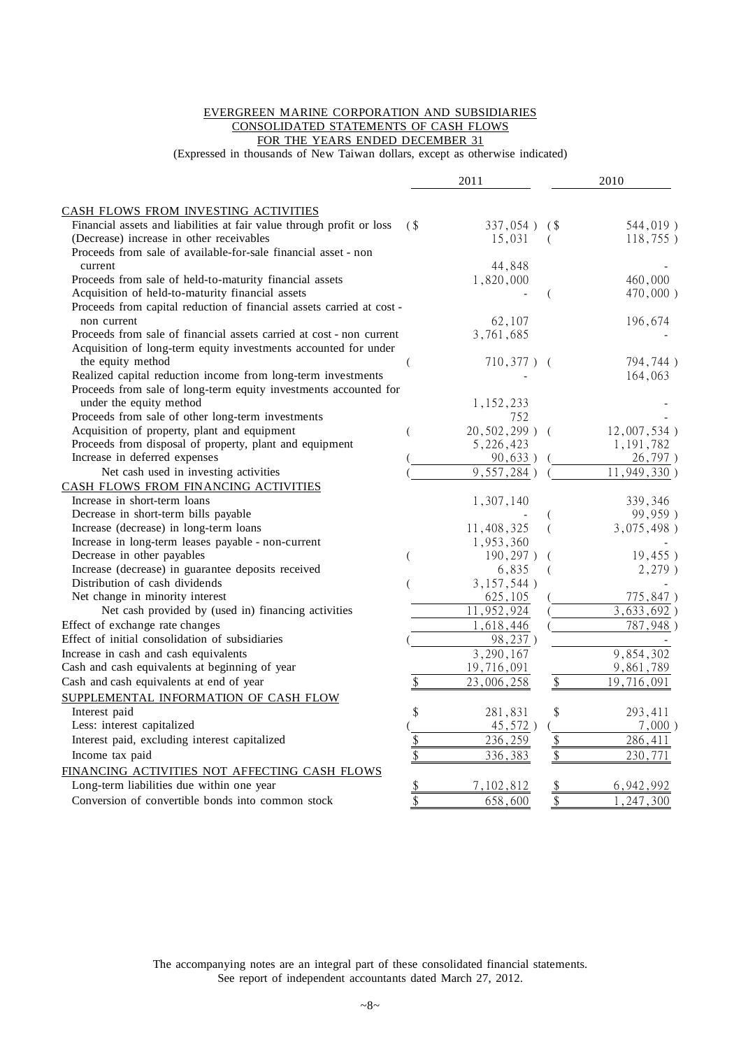EVERGREEN MARINE CORPORATION AND SUBSIDIARIES
CONSOLIDATED STATEMENTS OF CASH FLOWS
FOR THE YEARS ENDED DECEMBER 31
(Expressed in thousands of New Taiwan dollars, except as otherwise indicated)

| | 2011 | 2010 |
|---|---|---|
| CASH FLOWS FROM INVESTING ACTIVITIES | | |
| Financial assets and liabilities at fair value through profit or loss | ($ 337,054 ) | ($ 544,019 ) |
| (Decrease) increase in other receivables | 15,031 | ( 118,755 ) |
| Proceeds from sale of available-for-sale financial asset - non current | 44,848 | - |
| Proceeds from sale of held-to-maturity financial assets | 1,820,000 | 460,000 |
| Acquisition of held-to-maturity financial assets | - | ( 470,000 ) |
| Proceeds from capital reduction of financial assets carried at cost - non current | 62,107 | 196,674 |
| Proceeds from sale of financial assets carried at cost - non current | 3,761,685 | - |
| Acquisition of long-term equity investments accounted for under the equity method | ( 710,377 ) | ( 794,744 ) |
| Realized capital reduction income from long-term investments | - | 164,063 |
| Proceeds from sale of long-term equity investments accounted for under the equity method | 1,152,233 | - |
| Proceeds from sale of other long-term investments | 752 | - |
| Acquisition of property, plant and equipment | ( 20,502,299 ) | ( 12,007,534 ) |
| Proceeds from disposal of property, plant and equipment | 5,226,423 | 1,191,782 |
| Increase in deferred expenses | ( 90,633 ) | ( 26,797 ) |
| Net cash used in investing activities | ( 9,557,284 ) | ( 11,949,330 ) |
| CASH FLOWS FROM FINANCING ACTIVITIES | | |
| Increase in short-term loans | 1,307,140 | 339,346 |
| Decrease in short-term bills payable | - | ( 99,959 ) |
| Increase (decrease) in long-term loans | 11,408,325 | ( 3,075,498 ) |
| Increase in long-term leases payable - non-current | 1,953,360 | - |
| Decrease in other payables | ( 190,297 ) | ( 19,455 ) |
| Increase (decrease) in guarantee deposits received | 6,835 | ( 2,279 ) |
| Distribution of cash dividends | ( 3,157,544 ) | - |
| Net change in minority interest | 625,105 | ( 775,847 ) |
| Net cash provided by (used in) financing activities | 11,952,924 | ( 3,633,692 ) |
| Effect of exchange rate changes | 1,618,446 | ( 787,948 ) |
| Effect of initial consolidation of subsidiaries | ( 98,237 ) | - |
| Increase in cash and cash equivalents | 3,290,167 | 9,854,302 |
| Cash and cash equivalents at beginning of year | 19,716,091 | 9,861,789 |
| Cash and cash equivalents at end of year | $ 23,006,258 | $ 19,716,091 |
| SUPPLEMENTAL INFORMATION OF CASH FLOW | | |
| Interest paid | $ 281,831 | $ 293,411 |
| Less: interest capitalized | ( 45,572 ) | ( 7,000 ) |
| Interest paid, excluding interest capitalized | $ 236,259 | $ 286,411 |
| Income tax paid | $ 336,383 | $ 230,771 |
| FINANCING ACTIVITIES NOT AFFECTING CASH FLOWS | | |
| Long-term liabilities due within one year | $ 7,102,812 | $ 6,942,992 |
| Conversion of convertible bonds into common stock | $ 658,600 | $ 1,247,300 |

The accompanying notes are an integral part of these consolidated financial statements.
See report of independent accountants dated March 27, 2012.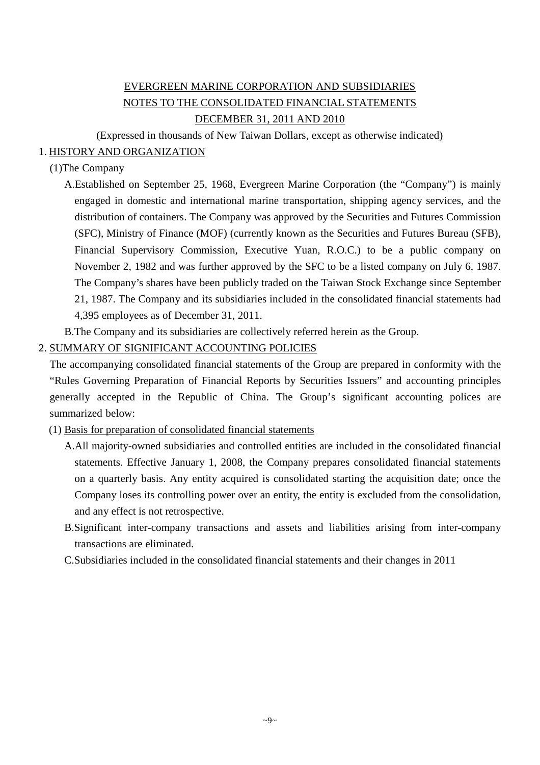# EVERGREEN MARINE CORPORATION AND SUBSIDIARIES
## NOTES TO THE CONSOLIDATED FINANCIAL STATEMENTS
## DECEMBER 31, 2011 AND 2010

(Expressed in thousands of New Taiwan Dollars, except as otherwise indicated)

## 1. HISTORY AND ORGANIZATION

(1)The Company

A.Established on September 25, 1968, Evergreen Marine Corporation (the “Company”) is mainly engaged in domestic and international marine transportation, shipping agency services, and the distribution of containers. The Company was approved by the Securities and Futures Commission (SFC), Ministry of Finance (MOF) (currently known as the Securities and Futures Bureau (SFB), Financial Supervisory Commission, Executive Yuan, R.O.C.) to be a public company on November 2, 1982 and was further approved by the SFC to be a listed company on July 6, 1987. The Company’s shares have been publicly traded on the Taiwan Stock Exchange since September 21, 1987. The Company and its subsidiaries included in the consolidated financial statements had 4,395 employees as of December 31, 2011.

B.The Company and its subsidiaries are collectively referred herein as the Group.

## 2. SUMMARY OF SIGNIFICANT ACCOUNTING POLICIES

The accompanying consolidated financial statements of the Group are prepared in conformity with the “Rules Governing Preparation of Financial Reports by Securities Issuers” and accounting principles generally accepted in the Republic of China. The Group’s significant accounting polices are summarized below:

(1) Basis for preparation of consolidated financial statements

A.All majority-owned subsidiaries and controlled entities are included in the consolidated financial statements. Effective January 1, 2008, the Company prepares consolidated financial statements on a quarterly basis. Any entity acquired is consolidated starting the acquisition date; once the Company loses its controlling power over an entity, the entity is excluded from the consolidation, and any effect is not retrospective.

B.Significant inter-company transactions and assets and liabilities arising from inter-company transactions are eliminated.

C.Subsidiaries included in the consolidated financial statements and their changes in 2011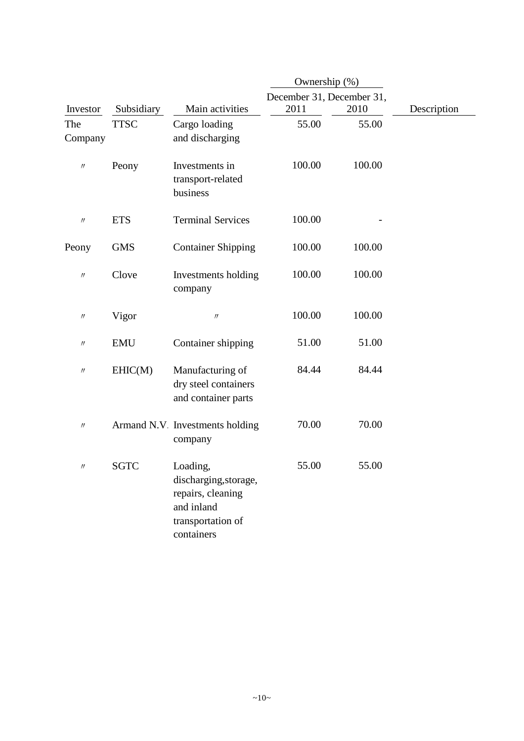| Investor | Subsidiary | Main activities | Ownership (%) December 31, 2011 | Ownership (%) December 31, 2010 | Description |
|---|---|---|---|---|---|
| The Company | TTSC | Cargo loading and discharging | 55.00 | 55.00 | |
| 〃 | Peony | Investments in transport-related business | 100.00 | 100.00 | |
| 〃 | ETS | Terminal Services | 100.00 | - | |
| Peony | GMS | Container Shipping | 100.00 | 100.00 | |
| 〃 | Clove | Investments holding company | 100.00 | 100.00 | |
| 〃 | Vigor | 〃 | 100.00 | 100.00 | |
| 〃 | EMU | Container shipping | 51.00 | 51.00 | |
| 〃 | EHIC(M) | Manufacturing of dry steel containers and container parts | 84.44 | 84.44 | |
| 〃 | Armand N.V. | Investments holding company | 70.00 | 70.00 | |
| 〃 | SGTC | Loading, discharging,storage, repairs, cleaning and inland transportation of containers | 55.00 | 55.00 | |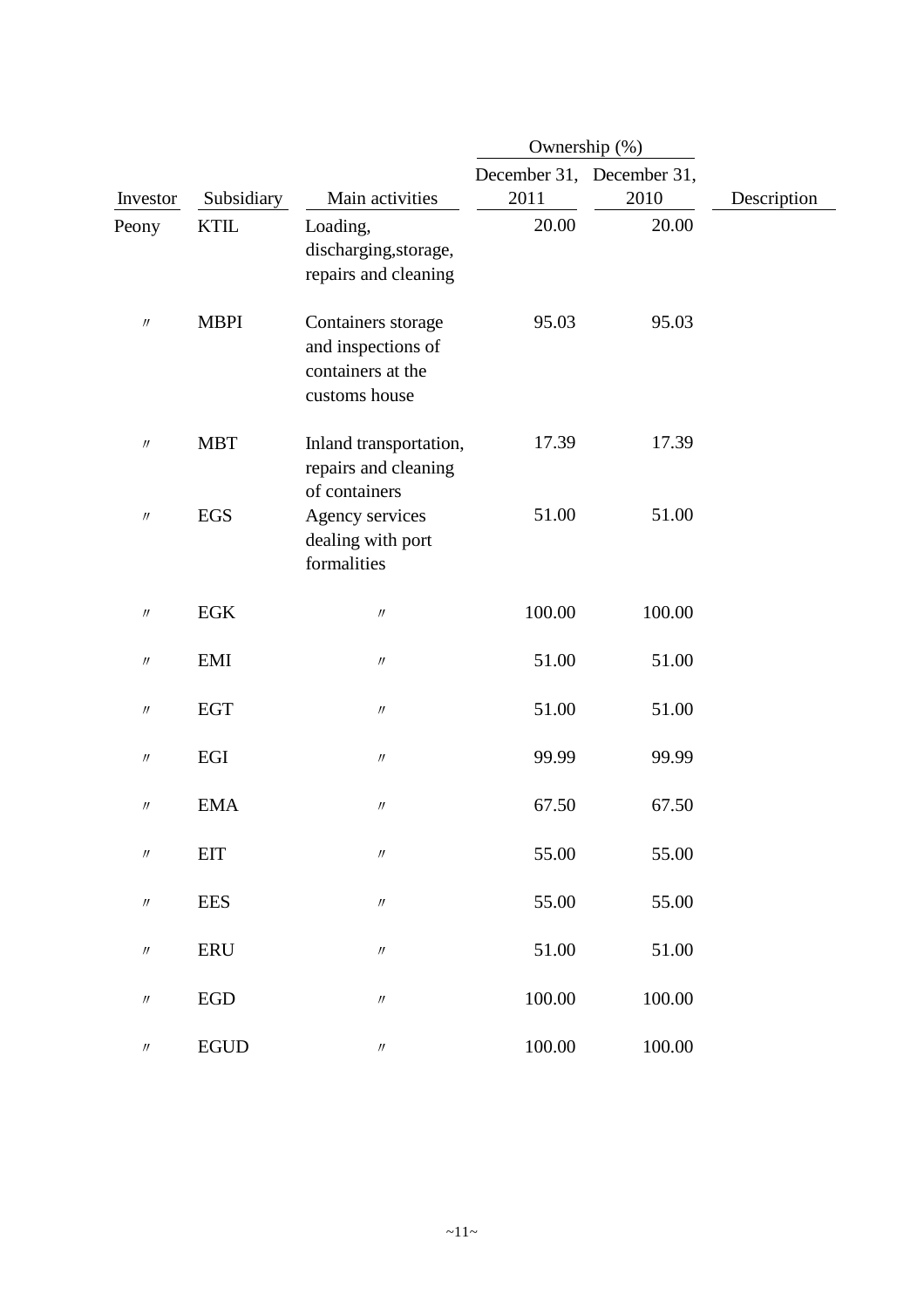| Investor | Subsidiary | Main activities | Ownership (%) December 31, 2011 | December 31, 2010 | Description |
|---|---|---|---|---|---|
| Peony | KTIL | Loading, discharging,storage, repairs and cleaning | 20.00 | 20.00 | |
| 〃 | MBPI | Containers storage and inspections of containers at the customs house | 95.03 | 95.03 | |
| 〃 | MBT | Inland transportation, repairs and cleaning of containers | 17.39 | 17.39 | |
| 〃 | EGS | Agency services dealing with port formalities | 51.00 | 51.00 | |
| 〃 | EGK | 〃 | 100.00 | 100.00 | |
| 〃 | EMI | 〃 | 51.00 | 51.00 | |
| 〃 | EGT | 〃 | 51.00 | 51.00 | |
| 〃 | EGI | 〃 | 99.99 | 99.99 | |
| 〃 | EMA | 〃 | 67.50 | 67.50 | |
| 〃 | EIT | 〃 | 55.00 | 55.00 | |
| 〃 | EES | 〃 | 55.00 | 55.00 | |
| 〃 | ERU | 〃 | 51.00 | 51.00 | |
| 〃 | EGD | 〃 | 100.00 | 100.00 | |
| 〃 | EGUD | 〃 | 100.00 | 100.00 | |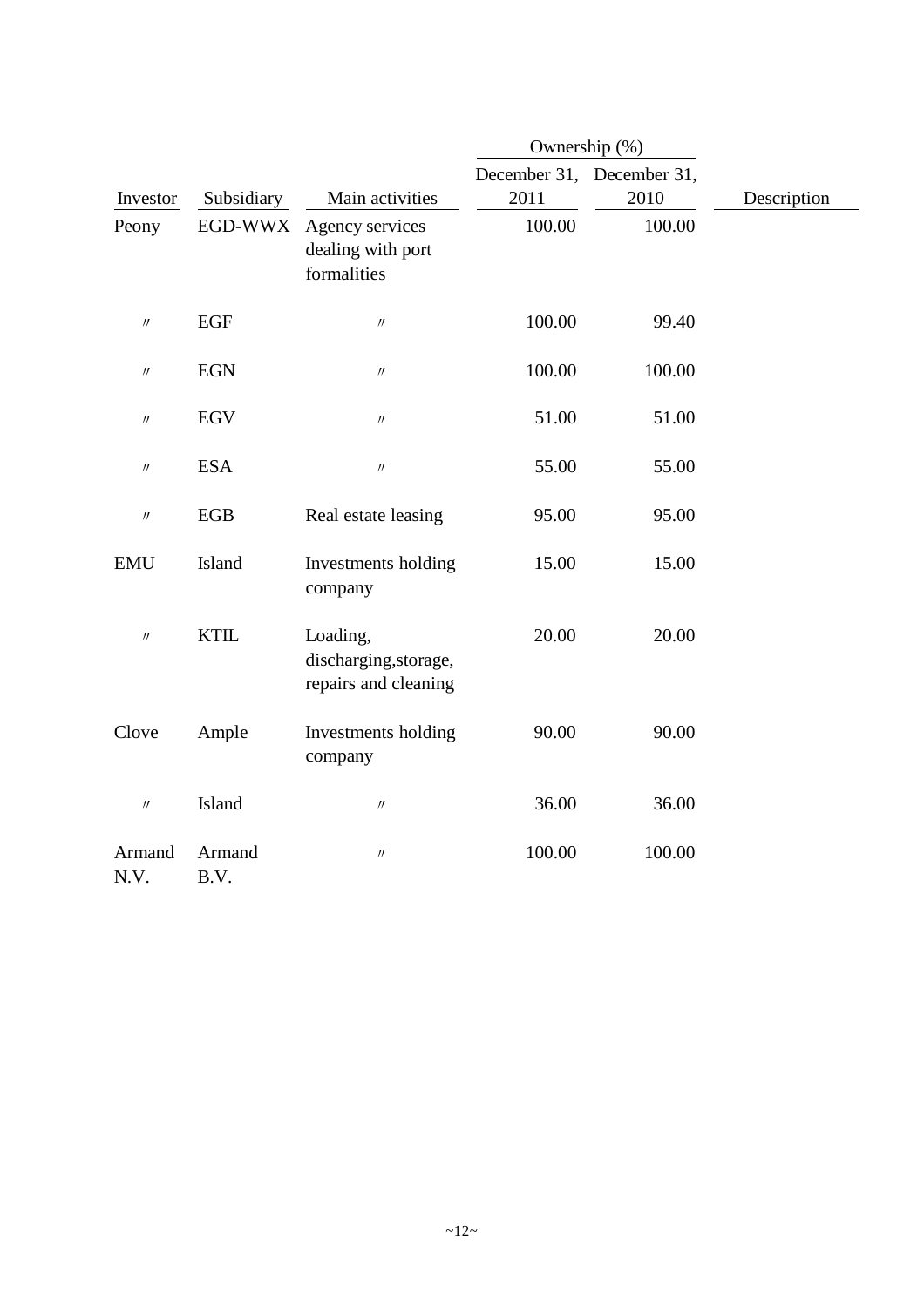| Investor | Subsidiary | Main activities | Ownership (%) December 31, 2011 | Ownership (%) December 31, 2010 | Description |
|---|---|---|---|---|---|
| Peony | EGD-WWX | Agency services dealing with port formalities | 100.00 | 100.00 | |
| 〃 | EGF | 〃 | 100.00 | 99.40 | |
| 〃 | EGN | 〃 | 100.00 | 100.00 | |
| 〃 | EGV | 〃 | 51.00 | 51.00 | |
| 〃 | ESA | 〃 | 55.00 | 55.00 | |
| 〃 | EGB | Real estate leasing | 95.00 | 95.00 | |
| EMU | Island | Investments holding company | 15.00 | 15.00 | |
| 〃 | KTIL | Loading, discharging,storage, repairs and cleaning | 20.00 | 20.00 | |
| Clove | Ample | Investments holding company | 90.00 | 90.00 | |
| 〃 | Island | 〃 | 36.00 | 36.00 | |
| Armand N.V. | Armand B.V. | 〃 | 100.00 | 100.00 | |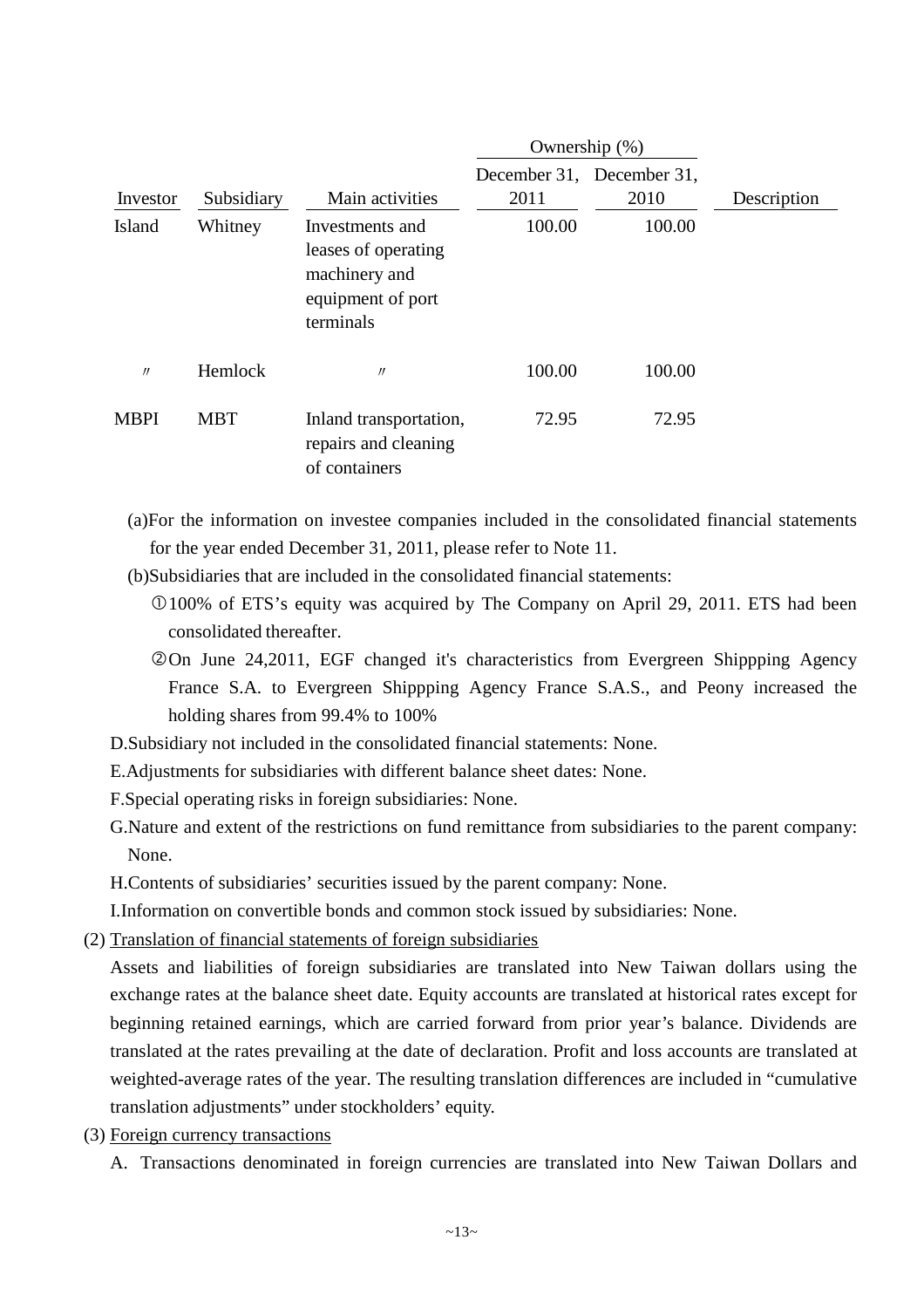| Investor | Subsidiary | Main activities | Ownership (%) December 31, 2011 | Ownership (%) December 31, 2010 | Description |
|---|---|---|---|---|---|
| Island | Whitney | Investments and leases of operating machinery and equipment of port terminals | 100.00 | 100.00 | |
| 〃 | Hemlock | 〃 | 100.00 | 100.00 | |
| MBPI | MBT | Inland transportation, repairs and cleaning of containers | 72.95 | 72.95 | |

(a)For the information on investee companies included in the consolidated financial statements for the year ended December 31, 2011, please refer to Note 11.

(b)Subsidiaries that are included in the consolidated financial statements:

①100% of ETS's equity was acquired by The Company on April 29, 2011. ETS had been consolidated thereafter.

②On June 24,2011, EGF changed it's characteristics from Evergreen Shippping Agency France S.A. to Evergreen Shippping Agency France S.A.S., and Peony increased the holding shares from 99.4% to 100%

D.Subsidiary not included in the consolidated financial statements: None.

E.Adjustments for subsidiaries with different balance sheet dates: None.

F.Special operating risks in foreign subsidiaries: None.

G.Nature and extent of the restrictions on fund remittance from subsidiaries to the parent company: None.

H.Contents of subsidiaries' securities issued by the parent company: None.

I.Information on convertible bonds and common stock issued by subsidiaries: None.

(2) Translation of financial statements of foreign subsidiaries

Assets and liabilities of foreign subsidiaries are translated into New Taiwan dollars using the exchange rates at the balance sheet date. Equity accounts are translated at historical rates except for beginning retained earnings, which are carried forward from prior year's balance. Dividends are translated at the rates prevailing at the date of declaration. Profit and loss accounts are translated at weighted-average rates of the year. The resulting translation differences are included in "cumulative translation adjustments" under stockholders' equity.

(3) Foreign currency transactions

A. Transactions denominated in foreign currencies are translated into New Taiwan Dollars and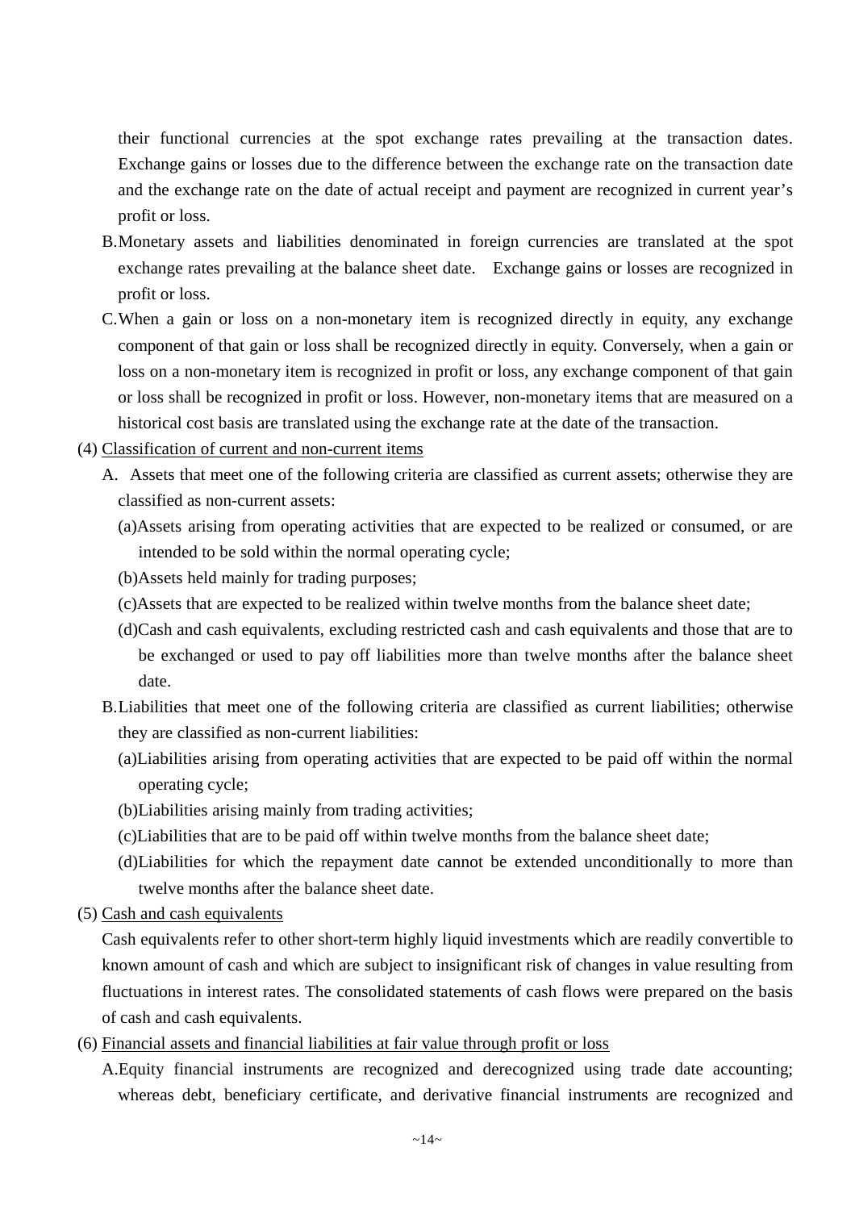their functional currencies at the spot exchange rates prevailing at the transaction dates. Exchange gains or losses due to the difference between the exchange rate on the transaction date and the exchange rate on the date of actual receipt and payment are recognized in current year's profit or loss.

B. Monetary assets and liabilities denominated in foreign currencies are translated at the spot exchange rates prevailing at the balance sheet date. Exchange gains or losses are recognized in profit or loss.

C. When a gain or loss on a non-monetary item is recognized directly in equity, any exchange component of that gain or loss shall be recognized directly in equity. Conversely, when a gain or loss on a non-monetary item is recognized in profit or loss, any exchange component of that gain or loss shall be recognized in profit or loss. However, non-monetary items that are measured on a historical cost basis are translated using the exchange rate at the date of the transaction.

(4) Classification of current and non-current items

A. Assets that meet one of the following criteria are classified as current assets; otherwise they are classified as non-current assets:

(a) Assets arising from operating activities that are expected to be realized or consumed, or are intended to be sold within the normal operating cycle;

(b) Assets held mainly for trading purposes;

(c) Assets that are expected to be realized within twelve months from the balance sheet date;

(d) Cash and cash equivalents, excluding restricted cash and cash equivalents and those that are to be exchanged or used to pay off liabilities more than twelve months after the balance sheet date.

B. Liabilities that meet one of the following criteria are classified as current liabilities; otherwise they are classified as non-current liabilities:

(a) Liabilities arising from operating activities that are expected to be paid off within the normal operating cycle;

(b) Liabilities arising mainly from trading activities;

(c) Liabilities that are to be paid off within twelve months from the balance sheet date;

(d) Liabilities for which the repayment date cannot be extended unconditionally to more than twelve months after the balance sheet date.

(5) Cash and cash equivalents

Cash equivalents refer to other short-term highly liquid investments which are readily convertible to known amount of cash and which are subject to insignificant risk of changes in value resulting from fluctuations in interest rates. The consolidated statements of cash flows were prepared on the basis of cash and cash equivalents.

(6) Financial assets and financial liabilities at fair value through profit or loss

A. Equity financial instruments are recognized and derecognized using trade date accounting; whereas debt, beneficiary certificate, and derivative financial instruments are recognized and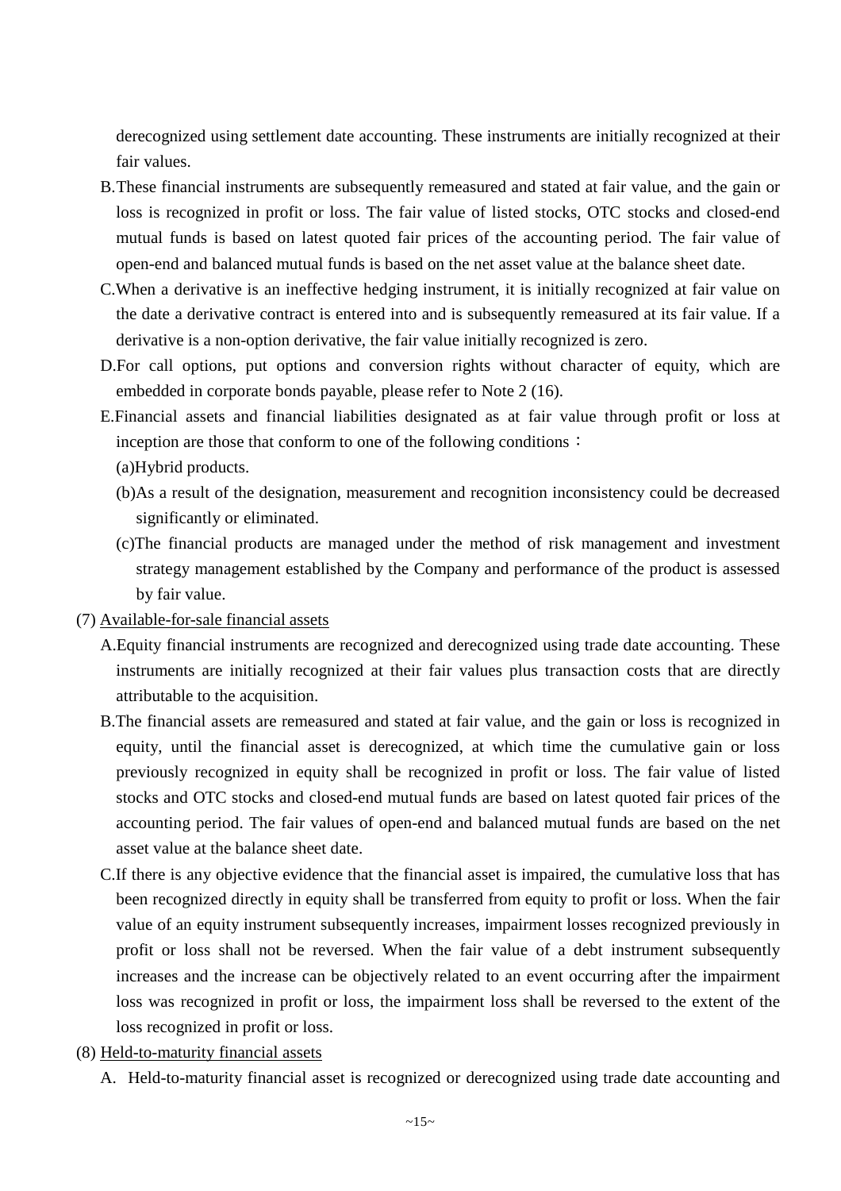derecognized using settlement date accounting. These instruments are initially recognized at their fair values.

B. These financial instruments are subsequently remeasured and stated at fair value, and the gain or loss is recognized in profit or loss. The fair value of listed stocks, OTC stocks and closed-end mutual funds is based on latest quoted fair prices of the accounting period. The fair value of open-end and balanced mutual funds is based on the net asset value at the balance sheet date.

C. When a derivative is an ineffective hedging instrument, it is initially recognized at fair value on the date a derivative contract is entered into and is subsequently remeasured at its fair value. If a derivative is a non-option derivative, the fair value initially recognized is zero.

D. For call options, put options and conversion rights without character of equity, which are embedded in corporate bonds payable, please refer to Note 2 (16).

E. Financial assets and financial liabilities designated as at fair value through profit or loss at inception are those that conform to one of the following conditions：

(a) Hybrid products.

(b) As a result of the designation, measurement and recognition inconsistency could be decreased significantly or eliminated.

(c) The financial products are managed under the method of risk management and investment strategy management established by the Company and performance of the product is assessed by fair value.

(7) Available-for-sale financial assets

A. Equity financial instruments are recognized and derecognized using trade date accounting. These instruments are initially recognized at their fair values plus transaction costs that are directly attributable to the acquisition.

B. The financial assets are remeasured and stated at fair value, and the gain or loss is recognized in equity, until the financial asset is derecognized, at which time the cumulative gain or loss previously recognized in equity shall be recognized in profit or loss. The fair value of listed stocks and OTC stocks and closed-end mutual funds are based on latest quoted fair prices of the accounting period. The fair values of open-end and balanced mutual funds are based on the net asset value at the balance sheet date.

C. If there is any objective evidence that the financial asset is impaired, the cumulative loss that has been recognized directly in equity shall be transferred from equity to profit or loss. When the fair value of an equity instrument subsequently increases, impairment losses recognized previously in profit or loss shall not be reversed. When the fair value of a debt instrument subsequently increases and the increase can be objectively related to an event occurring after the impairment loss was recognized in profit or loss, the impairment loss shall be reversed to the extent of the loss recognized in profit or loss.

(8) Held-to-maturity financial assets

A. Held-to-maturity financial asset is recognized or derecognized using trade date accounting and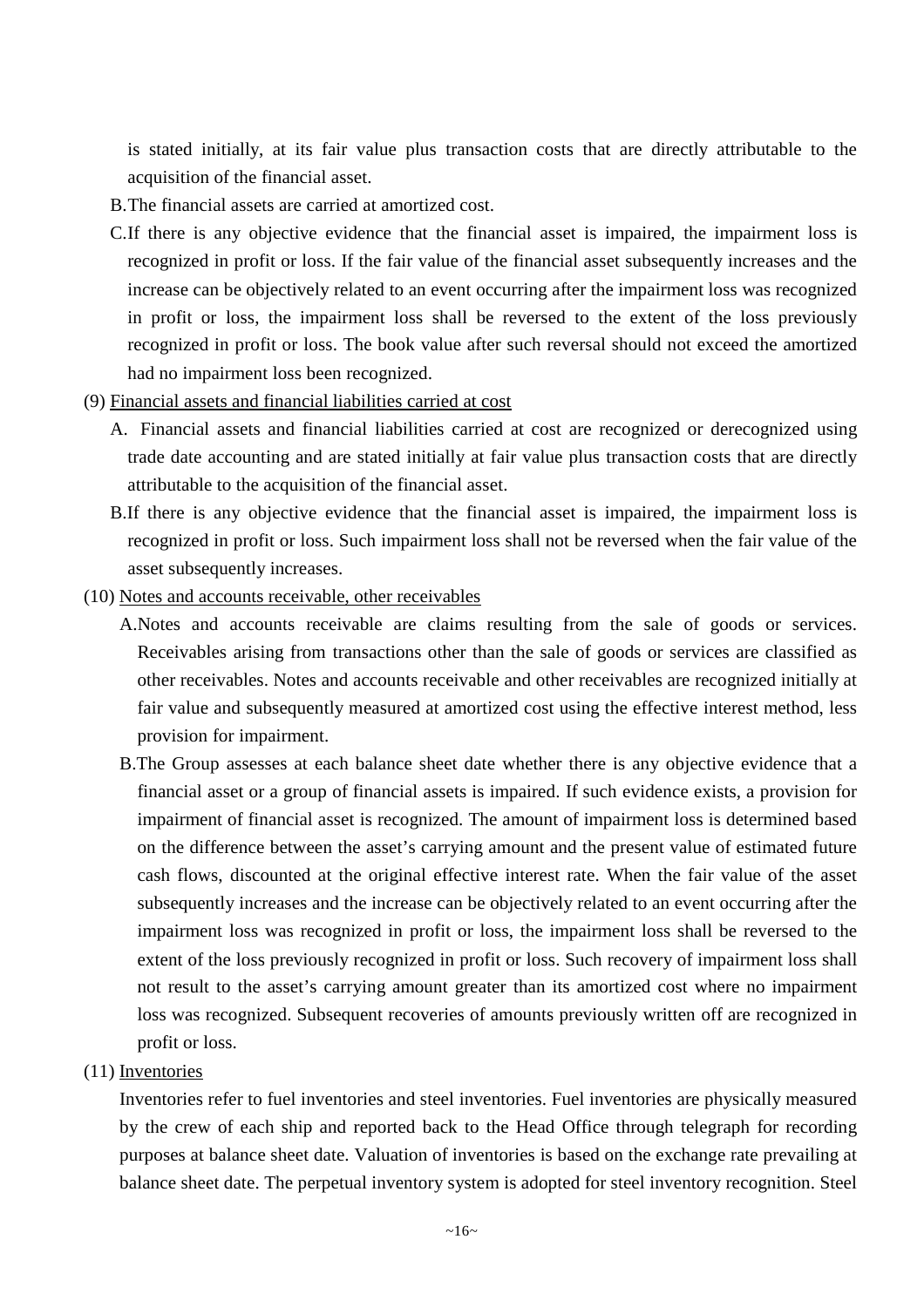is stated initially, at its fair value plus transaction costs that are directly attributable to the acquisition of the financial asset.

B. The financial assets are carried at amortized cost.

C. If there is any objective evidence that the financial asset is impaired, the impairment loss is recognized in profit or loss. If the fair value of the financial asset subsequently increases and the increase can be objectively related to an event occurring after the impairment loss was recognized in profit or loss, the impairment loss shall be reversed to the extent of the loss previously recognized in profit or loss. The book value after such reversal should not exceed the amortized had no impairment loss been recognized.

(9) Financial assets and financial liabilities carried at cost

A. Financial assets and financial liabilities carried at cost are recognized or derecognized using trade date accounting and are stated initially at fair value plus transaction costs that are directly attributable to the acquisition of the financial asset.

B. If there is any objective evidence that the financial asset is impaired, the impairment loss is recognized in profit or loss. Such impairment loss shall not be reversed when the fair value of the asset subsequently increases.

(10) Notes and accounts receivable, other receivables

A. Notes and accounts receivable are claims resulting from the sale of goods or services. Receivables arising from transactions other than the sale of goods or services are classified as other receivables. Notes and accounts receivable and other receivables are recognized initially at fair value and subsequently measured at amortized cost using the effective interest method, less provision for impairment.

B. The Group assesses at each balance sheet date whether there is any objective evidence that a financial asset or a group of financial assets is impaired. If such evidence exists, a provision for impairment of financial asset is recognized. The amount of impairment loss is determined based on the difference between the asset's carrying amount and the present value of estimated future cash flows, discounted at the original effective interest rate. When the fair value of the asset subsequently increases and the increase can be objectively related to an event occurring after the impairment loss was recognized in profit or loss, the impairment loss shall be reversed to the extent of the loss previously recognized in profit or loss. Such recovery of impairment loss shall not result to the asset's carrying amount greater than its amortized cost where no impairment loss was recognized. Subsequent recoveries of amounts previously written off are recognized in profit or loss.

(11) Inventories

Inventories refer to fuel inventories and steel inventories. Fuel inventories are physically measured by the crew of each ship and reported back to the Head Office through telegraph for recording purposes at balance sheet date. Valuation of inventories is based on the exchange rate prevailing at balance sheet date. The perpetual inventory system is adopted for steel inventory recognition. Steel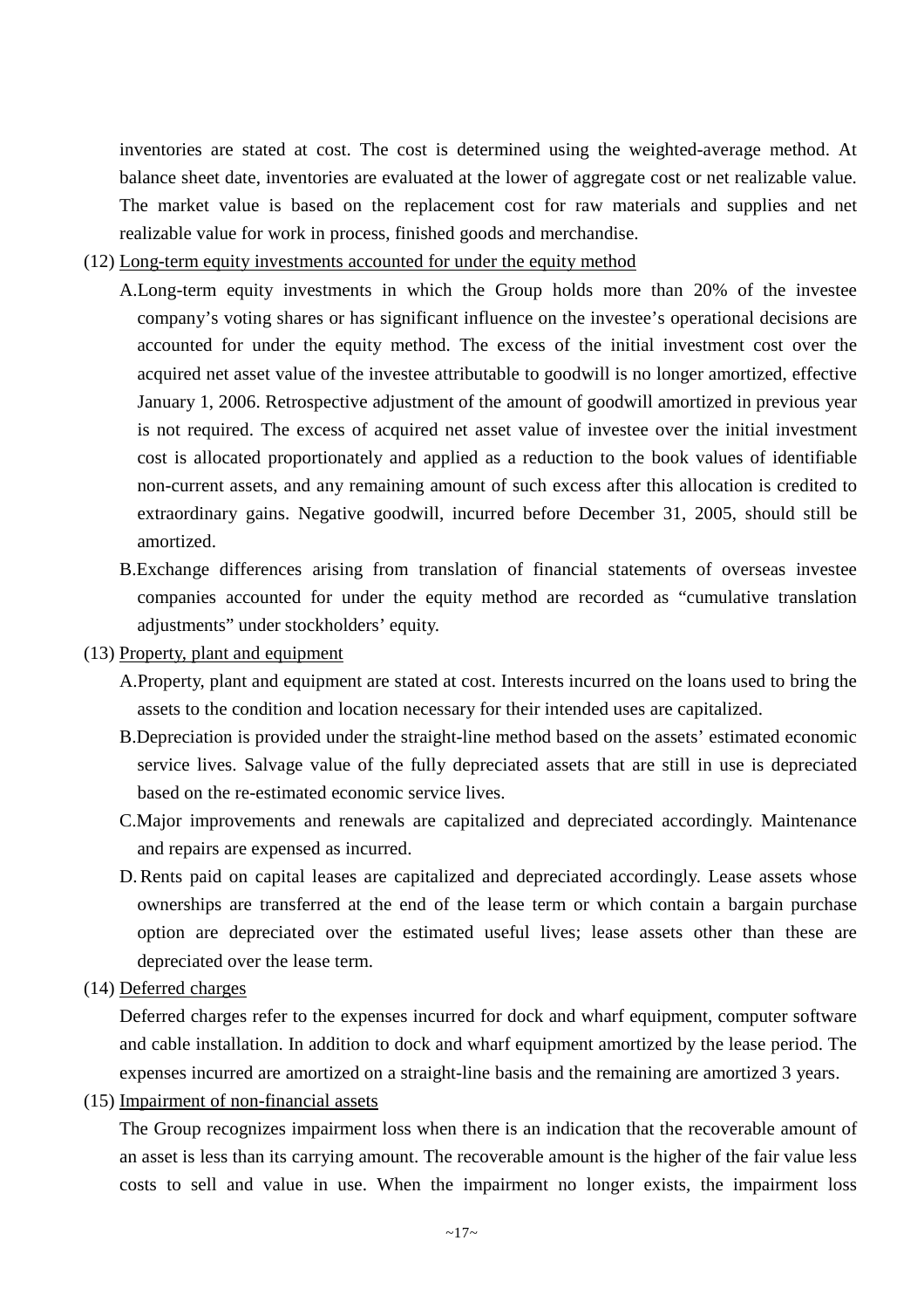inventories are stated at cost. The cost is determined using the weighted-average method. At balance sheet date, inventories are evaluated at the lower of aggregate cost or net realizable value. The market value is based on the replacement cost for raw materials and supplies and net realizable value for work in process, finished goods and merchandise.

(12) Long-term equity investments accounted for under the equity method

A. Long-term equity investments in which the Group holds more than 20% of the investee company's voting shares or has significant influence on the investee's operational decisions are accounted for under the equity method. The excess of the initial investment cost over the acquired net asset value of the investee attributable to goodwill is no longer amortized, effective January 1, 2006. Retrospective adjustment of the amount of goodwill amortized in previous year is not required. The excess of acquired net asset value of investee over the initial investment cost is allocated proportionately and applied as a reduction to the book values of identifiable non-current assets, and any remaining amount of such excess after this allocation is credited to extraordinary gains. Negative goodwill, incurred before December 31, 2005, should still be amortized.

B. Exchange differences arising from translation of financial statements of overseas investee companies accounted for under the equity method are recorded as "cumulative translation adjustments" under stockholders' equity.

(13) Property, plant and equipment

A. Property, plant and equipment are stated at cost. Interests incurred on the loans used to bring the assets to the condition and location necessary for their intended uses are capitalized.

B. Depreciation is provided under the straight-line method based on the assets' estimated economic service lives. Salvage value of the fully depreciated assets that are still in use is depreciated based on the re-estimated economic service lives.

C. Major improvements and renewals are capitalized and depreciated accordingly. Maintenance and repairs are expensed as incurred.

D. Rents paid on capital leases are capitalized and depreciated accordingly. Lease assets whose ownerships are transferred at the end of the lease term or which contain a bargain purchase option are depreciated over the estimated useful lives; lease assets other than these are depreciated over the lease term.

(14) Deferred charges

Deferred charges refer to the expenses incurred for dock and wharf equipment, computer software and cable installation. In addition to dock and wharf equipment amortized by the lease period. The expenses incurred are amortized on a straight-line basis and the remaining are amortized 3 years.

(15) Impairment of non-financial assets

The Group recognizes impairment loss when there is an indication that the recoverable amount of an asset is less than its carrying amount. The recoverable amount is the higher of the fair value less costs to sell and value in use. When the impairment no longer exists, the impairment loss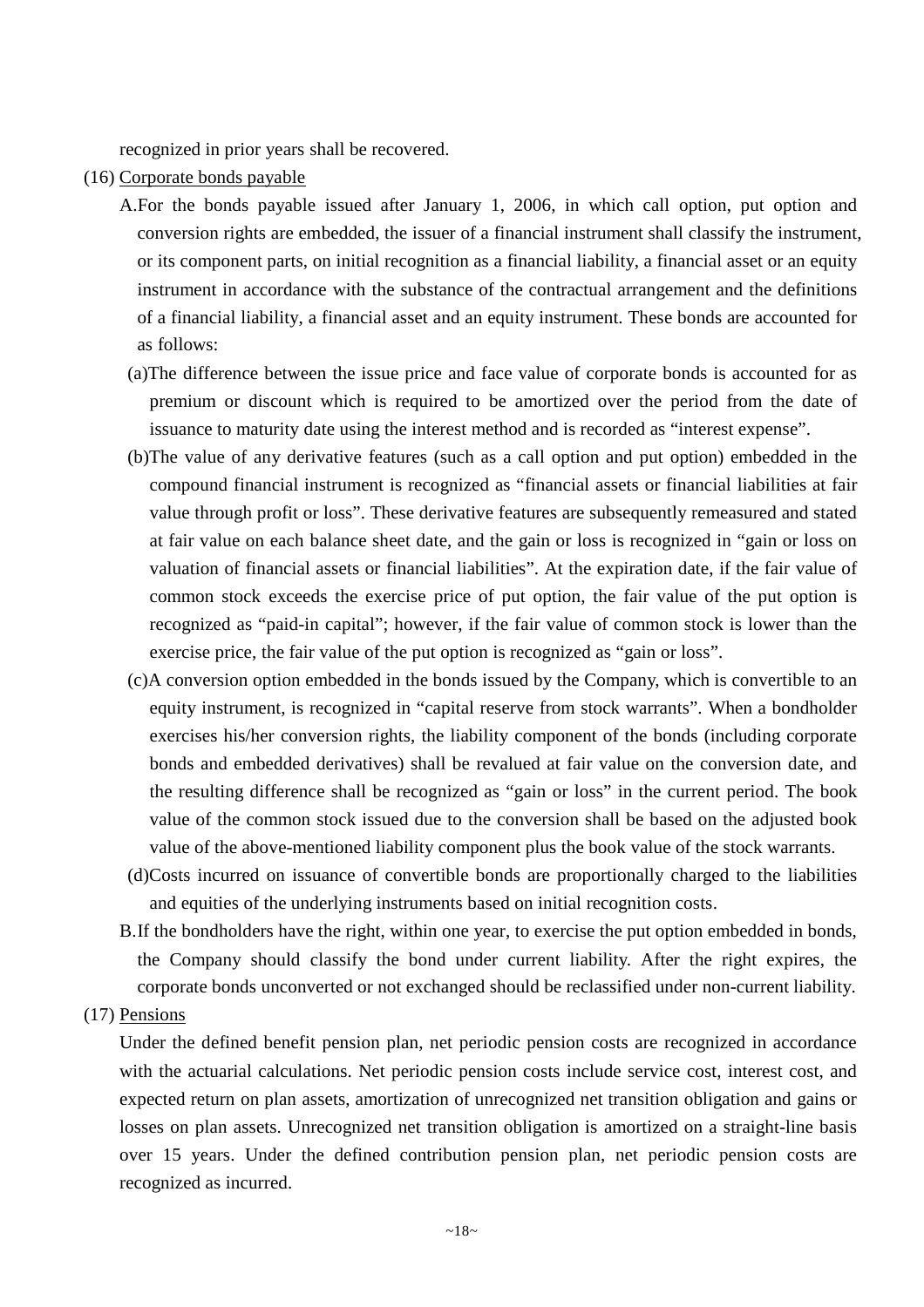recognized in prior years shall be recovered.

(16) Corporate bonds payable

A. For the bonds payable issued after January 1, 2006, in which call option, put option and conversion rights are embedded, the issuer of a financial instrument shall classify the instrument, or its component parts, on initial recognition as a financial liability, a financial asset or an equity instrument in accordance with the substance of the contractual arrangement and the definitions of a financial liability, a financial asset and an equity instrument. These bonds are accounted for as follows:

(a) The difference between the issue price and face value of corporate bonds is accounted for as premium or discount which is required to be amortized over the period from the date of issuance to maturity date using the interest method and is recorded as "interest expense".

(b) The value of any derivative features (such as a call option and put option) embedded in the compound financial instrument is recognized as "financial assets or financial liabilities at fair value through profit or loss". These derivative features are subsequently remeasured and stated at fair value on each balance sheet date, and the gain or loss is recognized in "gain or loss on valuation of financial assets or financial liabilities". At the expiration date, if the fair value of common stock exceeds the exercise price of put option, the fair value of the put option is recognized as "paid-in capital"; however, if the fair value of common stock is lower than the exercise price, the fair value of the put option is recognized as "gain or loss".

(c) A conversion option embedded in the bonds issued by the Company, which is convertible to an equity instrument, is recognized in "capital reserve from stock warrants". When a bondholder exercises his/her conversion rights, the liability component of the bonds (including corporate bonds and embedded derivatives) shall be revalued at fair value on the conversion date, and the resulting difference shall be recognized as "gain or loss" in the current period. The book value of the common stock issued due to the conversion shall be based on the adjusted book value of the above-mentioned liability component plus the book value of the stock warrants.

(d) Costs incurred on issuance of convertible bonds are proportionally charged to the liabilities and equities of the underlying instruments based on initial recognition costs.

B. If the bondholders have the right, within one year, to exercise the put option embedded in bonds, the Company should classify the bond under current liability. After the right expires, the corporate bonds unconverted or not exchanged should be reclassified under non-current liability.

(17) Pensions

Under the defined benefit pension plan, net periodic pension costs are recognized in accordance with the actuarial calculations. Net periodic pension costs include service cost, interest cost, and expected return on plan assets, amortization of unrecognized net transition obligation and gains or losses on plan assets. Unrecognized net transition obligation is amortized on a straight-line basis over 15 years. Under the defined contribution pension plan, net periodic pension costs are recognized as incurred.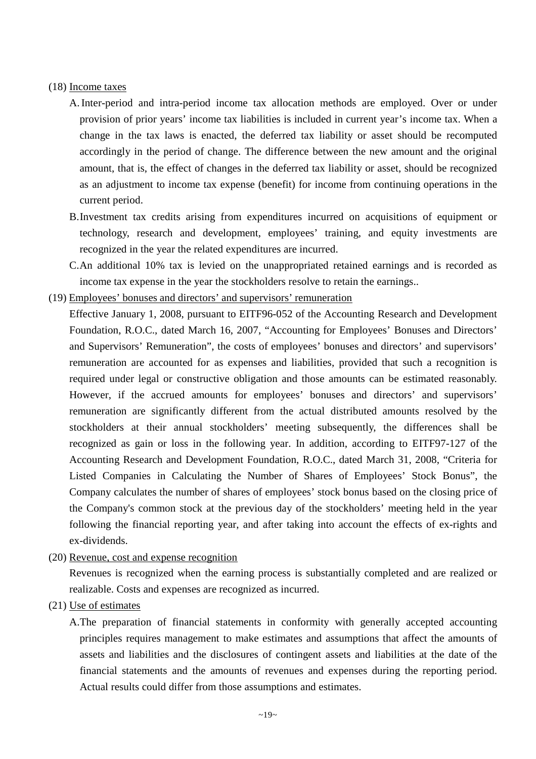(18) Income taxes

A. Inter-period and intra-period income tax allocation methods are employed. Over or under provision of prior years' income tax liabilities is included in current year's income tax. When a change in the tax laws is enacted, the deferred tax liability or asset should be recomputed accordingly in the period of change. The difference between the new amount and the original amount, that is, the effect of changes in the deferred tax liability or asset, should be recognized as an adjustment to income tax expense (benefit) for income from continuing operations in the current period.

B. Investment tax credits arising from expenditures incurred on acquisitions of equipment or technology, research and development, employees' training, and equity investments are recognized in the year the related expenditures are incurred.

C. An additional 10% tax is levied on the unappropriated retained earnings and is recorded as income tax expense in the year the stockholders resolve to retain the earnings..

(19) Employees' bonuses and directors' and supervisors' remuneration

Effective January 1, 2008, pursuant to EITF96-052 of the Accounting Research and Development Foundation, R.O.C., dated March 16, 2007, "Accounting for Employees' Bonuses and Directors' and Supervisors' Remuneration", the costs of employees' bonuses and directors' and supervisors' remuneration are accounted for as expenses and liabilities, provided that such a recognition is required under legal or constructive obligation and those amounts can be estimated reasonably. However, if the accrued amounts for employees' bonuses and directors' and supervisors' remuneration are significantly different from the actual distributed amounts resolved by the stockholders at their annual stockholders' meeting subsequently, the differences shall be recognized as gain or loss in the following year. In addition, according to EITF97-127 of the Accounting Research and Development Foundation, R.O.C., dated March 31, 2008, "Criteria for Listed Companies in Calculating the Number of Shares of Employees' Stock Bonus", the Company calculates the number of shares of employees' stock bonus based on the closing price of the Company's common stock at the previous day of the stockholders' meeting held in the year following the financial reporting year, and after taking into account the effects of ex-rights and ex-dividends.

(20) Revenue, cost and expense recognition

Revenues is recognized when the earning process is substantially completed and are realized or realizable. Costs and expenses are recognized as incurred.

(21) Use of estimates

A. The preparation of financial statements in conformity with generally accepted accounting principles requires management to make estimates and assumptions that affect the amounts of assets and liabilities and the disclosures of contingent assets and liabilities at the date of the financial statements and the amounts of revenues and expenses during the reporting period. Actual results could differ from those assumptions and estimates.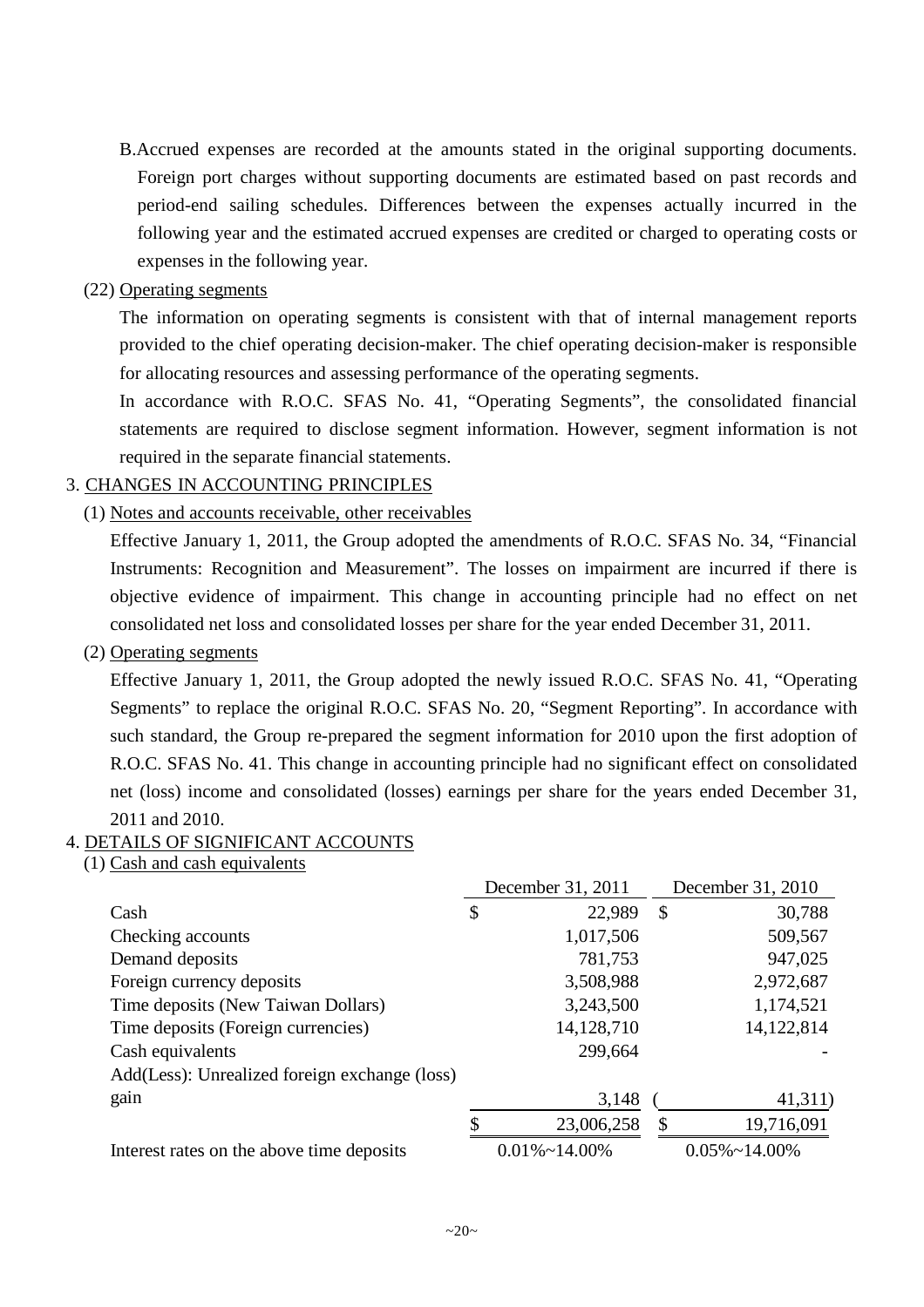B.Accrued expenses are recorded at the amounts stated in the original supporting documents. Foreign port charges without supporting documents are estimated based on past records and period-end sailing schedules. Differences between the expenses actually incurred in the following year and the estimated accrued expenses are credited or charged to operating costs or expenses in the following year.

(22) Operating segments

The information on operating segments is consistent with that of internal management reports provided to the chief operating decision-maker. The chief operating decision-maker is responsible for allocating resources and assessing performance of the operating segments.

In accordance with R.O.C. SFAS No. 41, "Operating Segments", the consolidated financial statements are required to disclose segment information. However, segment information is not required in the separate financial statements.

3. CHANGES IN ACCOUNTING PRINCIPLES

(1) Notes and accounts receivable, other receivables

Effective January 1, 2011, the Group adopted the amendments of R.O.C. SFAS No. 34, "Financial Instruments: Recognition and Measurement". The losses on impairment are incurred if there is objective evidence of impairment. This change in accounting principle had no effect on net consolidated net loss and consolidated losses per share for the year ended December 31, 2011.

(2) Operating segments

Effective January 1, 2011, the Group adopted the newly issued R.O.C. SFAS No. 41, "Operating Segments" to replace the original R.O.C. SFAS No. 20, "Segment Reporting". In accordance with such standard, the Group re-prepared the segment information for 2010 upon the first adoption of R.O.C. SFAS No. 41. This change in accounting principle had no significant effect on consolidated net (loss) income and consolidated (losses) earnings per share for the years ended December 31, 2011 and 2010.

4. DETAILS OF SIGNIFICANT ACCOUNTS

(1) Cash and cash equivalents

| | December 31, 2011 | December 31, 2010 |
|---|---|---|
| Cash | $ 22,989 | $ 30,788 |
| Checking accounts | 1,017,506 | 509,567 |
| Demand deposits | 781,753 | 947,025 |
| Foreign currency deposits | 3,508,988 | 2,972,687 |
| Time deposits (New Taiwan Dollars) | 3,243,500 | 1,174,521 |
| Time deposits (Foreign currencies) | 14,128,710 | 14,122,814 |
| Cash equivalents | 299,664 | - |
| Add(Less): Unrealized foreign exchange (loss) gain | 3,148 | ( 41,311) |
| | $ 23,006,258 | $ 19,716,091 |
| Interest rates on the above time deposits | 0.01%~14.00% | 0.05%~14.00% |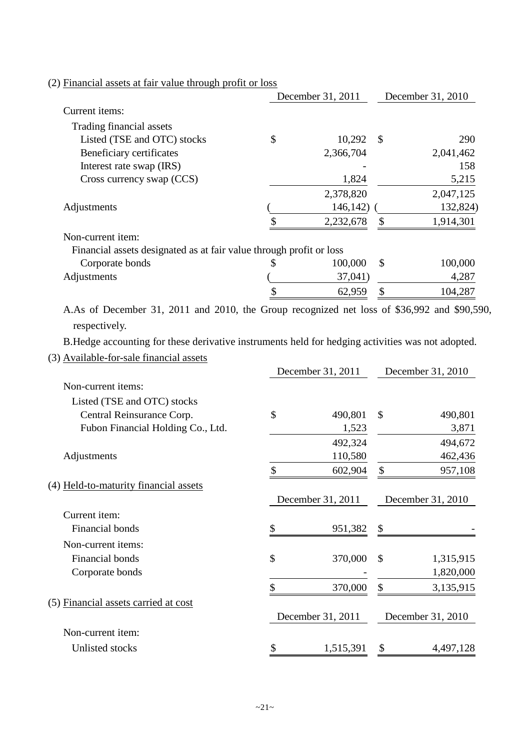(2) Financial assets at fair value through profit or loss

| | December 31, 2011 | December 31, 2010 |
|---|---|---|
| Current items: | | |
| Trading financial assets | | |
| Listed (TSE and OTC) stocks | $ 10,292 | $ 290 |
| Beneficiary certificates | 2,366,704 | 2,041,462 |
| Interest rate swap (IRS) | - | 158 |
| Cross currency swap (CCS) | 1,824 | 5,215 |
| | 2,378,820 | 2,047,125 |
| Adjustments | ( 146,142) | ( 132,824) |
| | $ 2,232,678 | $ 1,914,301 |
| Non-current item: | | |
| Financial assets designated as at fair value through profit or loss | | |
| Corporate bonds | $ 100,000 | $ 100,000 |
| Adjustments | ( 37,041) | 4,287 |
| | $ 62,959 | $ 104,287 |

A.As of December 31, 2011 and 2010, the Group recognized net loss of $36,992 and $90,590, respectively.

B.Hedge accounting for these derivative instruments held for hedging activities was not adopted.

(3) Available-for-sale financial assets

| | December 31, 2011 | December 31, 2010 |
|---|---|---|
| Non-current items: | | |
| Listed (TSE and OTC) stocks | | |
| Central Reinsurance Corp. | $ 490,801 | $ 490,801 |
| Fubon Financial Holding Co., Ltd. | 1,523 | 3,871 |
| | 492,324 | 494,672 |
| Adjustments | 110,580 | 462,436 |
| | $ 602,904 | $ 957,108 |

(4) Held-to-maturity financial assets

| | December 31, 2011 | December 31, 2010 |
|---|---|---|
| Current item: | | |
| Financial bonds | $ 951,382 | $ - |
| Non-current items: | | |
| Financial bonds | $ 370,000 | $ 1,315,915 |
| Corporate bonds | - | 1,820,000 |
| | $ 370,000 | $ 3,135,915 |

(5) Financial assets carried at cost

| | December 31, 2011 | December 31, 2010 |
|---|---|---|
| Non-current item: | | |
| Unlisted stocks | $ 1,515,391 | $ 4,497,128 |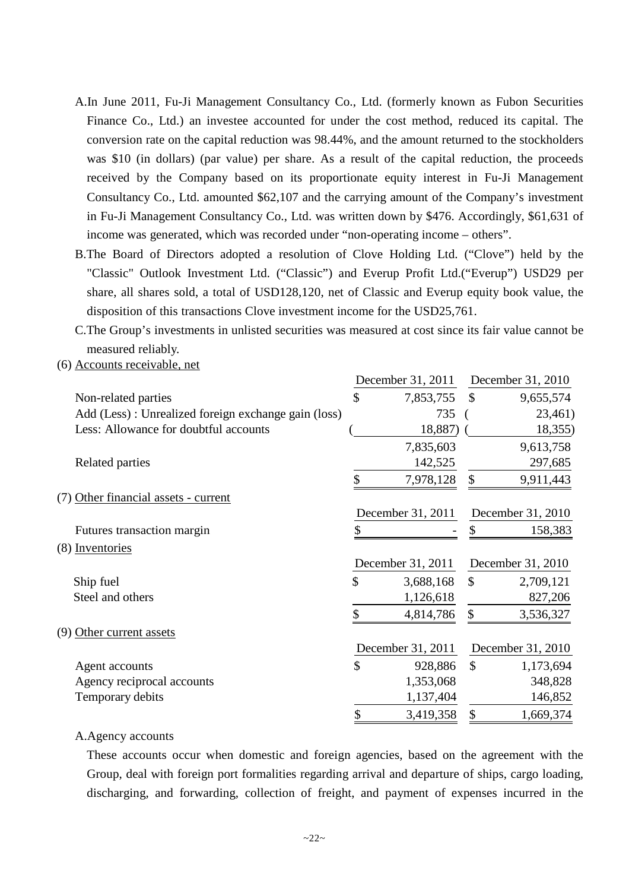A.In June 2011, Fu-Ji Management Consultancy Co., Ltd. (formerly known as Fubon Securities Finance Co., Ltd.) an investee accounted for under the cost method, reduced its capital. The conversion rate on the capital reduction was 98.44%, and the amount returned to the stockholders was $10 (in dollars) (par value) per share. As a result of the capital reduction, the proceeds received by the Company based on its proportionate equity interest in Fu-Ji Management Consultancy Co., Ltd. amounted $62,107 and the carrying amount of the Company's investment in Fu-Ji Management Consultancy Co., Ltd. was written down by $476. Accordingly, $61,631 of income was generated, which was recorded under "non-operating income – others".

B.The Board of Directors adopted a resolution of Clove Holding Ltd. ("Clove") held by the "Classic" Outlook Investment Ltd. ("Classic") and Everup Profit Ltd.("Everup") USD29 per share, all shares sold, a total of USD128,120, net of Classic and Everup equity book value, the disposition of this transactions Clove investment income for the USD25,761.

C.The Group's investments in unlisted securities was measured at cost since its fair value cannot be measured reliably.

(6) Accounts receivable, net

| | December 31, 2011 | December 31, 2010 |
|---|---|---|
| Non-related parties | $ 7,853,755 | $ 9,655,574 |
| Add (Less) : Unrealized foreign exchange gain (loss) | 735 | ( 23,461) |
| Less: Allowance for doubtful accounts | ( 18,887) | ( 18,355) |
| | 7,835,603 | 9,613,758 |
| Related parties | 142,525 | 297,685 |
| | $ 7,978,128 | $ 9,911,443 |

(7) Other financial assets - current

| | December 31, 2011 | December 31, 2010 |
|---|---|---|
| Futures transaction margin | $ - | $ 158,383 |

(8) Inventories

| | December 31, 2011 | December 31, 2010 |
|---|---|---|
| Ship fuel | $ 3,688,168 | $ 2,709,121 |
| Steel and others | 1,126,618 | 827,206 |
| | $ 4,814,786 | $ 3,536,327 |

(9) Other current assets

| | December 31, 2011 | December 31, 2010 |
|---|---|---|
| Agent accounts | $ 928,886 | $ 1,173,694 |
| Agency reciprocal accounts | 1,353,068 | 348,828 |
| Temporary debits | 1,137,404 | 146,852 |
| | $ 3,419,358 | $ 1,669,374 |

A.Agency accounts

These accounts occur when domestic and foreign agencies, based on the agreement with the Group, deal with foreign port formalities regarding arrival and departure of ships, cargo loading, discharging, and forwarding, collection of freight, and payment of expenses incurred in the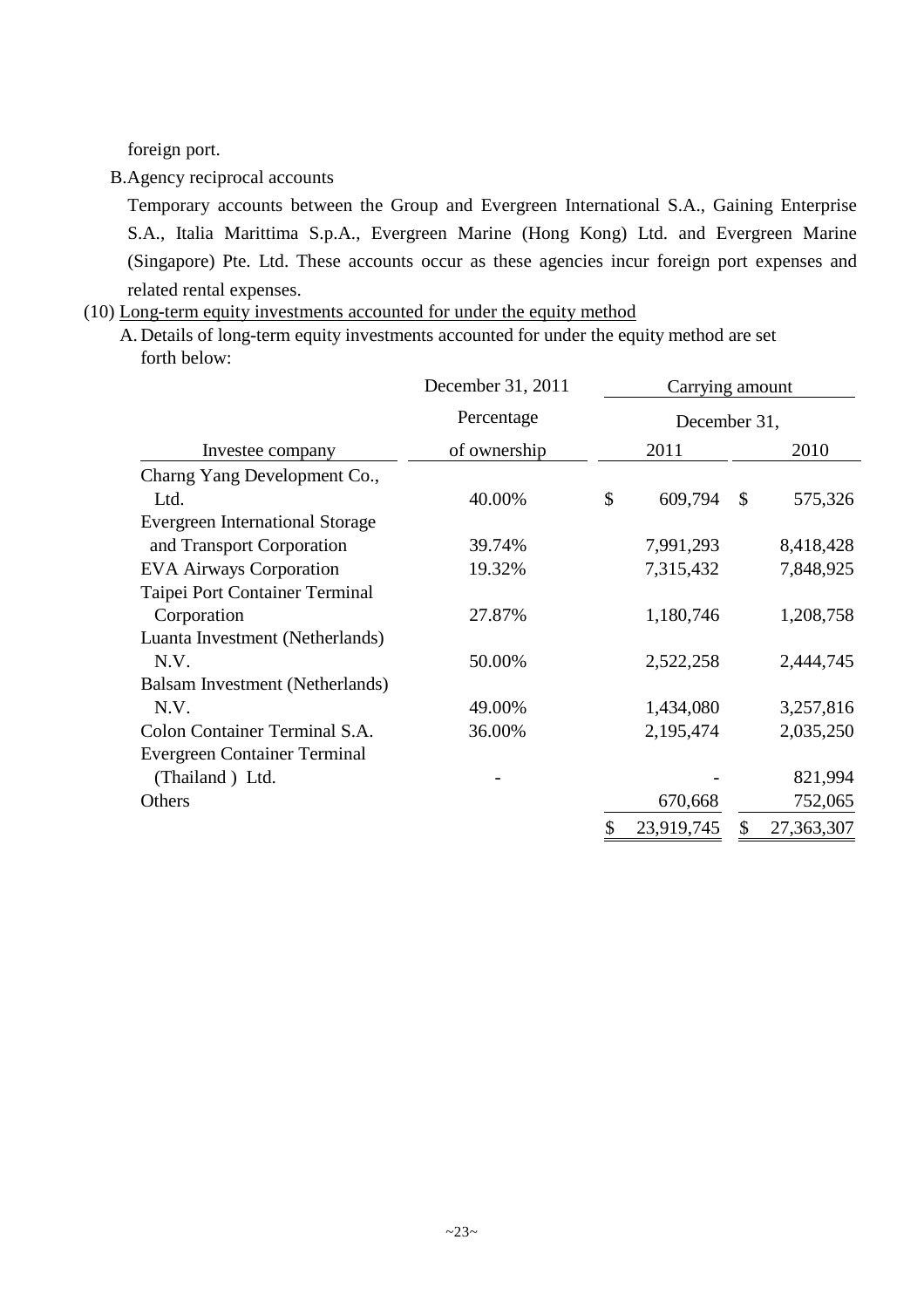foreign port.

B. Agency reciprocal accounts

Temporary accounts between the Group and Evergreen International S.A., Gaining Enterprise S.A., Italia Marittima S.p.A., Evergreen Marine (Hong Kong) Ltd. and Evergreen Marine (Singapore) Pte. Ltd. These accounts occur as these agencies incur foreign port expenses and related rental expenses.

(10) Long-term equity investments accounted for under the equity method

A. Details of long-term equity investments accounted for under the equity method are set forth below:

| | December 31, 2011 | Carrying amount | |
|---|---|---|---|
| | Percentage | December 31, | |
| Investee company | of ownership | 2011 | 2010 |
| Charng Yang Development Co., Ltd. | 40.00% | $ 609,794 | $ 575,326 |
| Evergreen International Storage and Transport Corporation | 39.74% | 7,991,293 | 8,418,428 |
| EVA Airways Corporation | 19.32% | 7,315,432 | 7,848,925 |
| Taipei Port Container Terminal Corporation | 27.87% | 1,180,746 | 1,208,758 |
| Luanta Investment (Netherlands) N.V. | 50.00% | 2,522,258 | 2,444,745 |
| Balsam Investment (Netherlands) N.V. | 49.00% | 1,434,080 | 3,257,816 |
| Colon Container Terminal S.A. | 36.00% | 2,195,474 | 2,035,250 |
| Evergreen Container Terminal (Thailand ) Ltd. | - | - | 821,994 |
| Others | | 670,668 | 752,065 |
| | | $ 23,919,745 | $ 27,363,307 |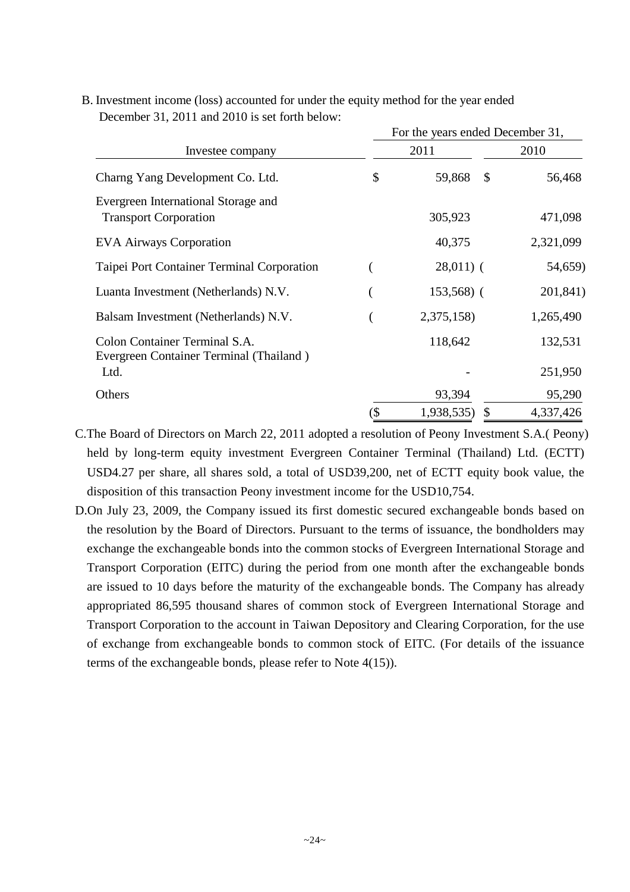B. Investment income (loss) accounted for under the equity method for the year ended December 31, 2011 and 2010 is set forth below:

| Investee company | For the years ended December 31, 2011 | 2010 |
|---|---|---|
| Charng Yang Development Co. Ltd. | $ 59,868 | $ 56,468 |
| Evergreen International Storage and Transport Corporation | 305,923 | 471,098 |
| EVA Airways Corporation | 40,375 | 2,321,099 |
| Taipei Port Container Terminal Corporation | ( 28,011) | ( 54,659) |
| Luanta Investment (Netherlands) N.V. | ( 153,568) | ( 201,841) |
| Balsam Investment (Netherlands) N.V. | ( 2,375,158) | 1,265,490 |
| Colon Container Terminal S.A. | 118,642 | 132,531 |
| Evergreen Container Terminal (Thailand ) Ltd. | - | 251,950 |
| Others | 93,394 | 95,290 |
| | ($ 1,938,535) | $ 4,337,426 |

C. The Board of Directors on March 22, 2011 adopted a resolution of Peony Investment S.A.( Peony) held by long-term equity investment Evergreen Container Terminal (Thailand) Ltd. (ECTT) USD4.27 per share, all shares sold, a total of USD39,200, net of ECTT equity book value, the disposition of this transaction Peony investment income for the USD10,754.

D. On July 23, 2009, the Company issued its first domestic secured exchangeable bonds based on the resolution by the Board of Directors. Pursuant to the terms of issuance, the bondholders may exchange the exchangeable bonds into the common stocks of Evergreen International Storage and Transport Corporation (EITC) during the period from one month after the exchangeable bonds are issued to 10 days before the maturity of the exchangeable bonds. The Company has already appropriated 86,595 thousand shares of common stock of Evergreen International Storage and Transport Corporation to the account in Taiwan Depository and Clearing Corporation, for the use of exchange from exchangeable bonds to common stock of EITC. (For details of the issuance terms of the exchangeable bonds, please refer to Note 4(15)).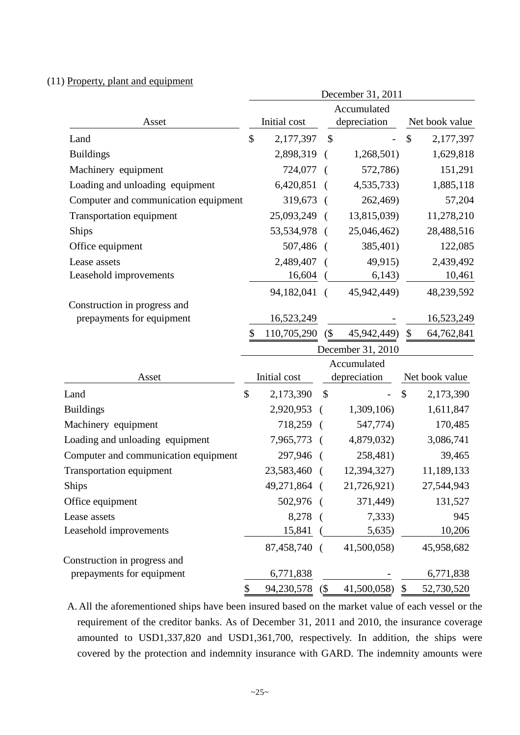(11) Property, plant and equipment

| Asset | December 31, 2011 | | |
|---|---|---|---|
| | Initial cost | Accumulated depreciation | Net book value |
| Land | $ 2,177,397 | $ - | $ 2,177,397 |
| Buildings | 2,898,319 | ( 1,268,501) | 1,629,818 |
| Machinery equipment | 724,077 | ( 572,786) | 151,291 |
| Loading and unloading equipment | 6,420,851 | ( 4,535,733) | 1,885,118 |
| Computer and communication equipment | 319,673 | ( 262,469) | 57,204 |
| Transportation equipment | 25,093,249 | ( 13,815,039) | 11,278,210 |
| Ships | 53,534,978 | ( 25,046,462) | 28,488,516 |
| Office equipment | 507,486 | ( 385,401) | 122,085 |
| Lease assets | 2,489,407 | ( 49,915) | 2,439,492 |
| Leasehold improvements | 16,604 | ( 6,143) | 10,461 |
| | 94,182,041 | ( 45,942,449) | 48,239,592 |
| Construction in progress and prepayments for equipment | 16,523,249 | - | 16,523,249 |
| | $ 110,705,290 | ($ 45,942,449) | $ 64,762,841 |

| Asset | December 31, 2010 | | |
|---|---|---|---|
| | Initial cost | Accumulated depreciation | Net book value |
| Land | $ 2,173,390 | $ - | $ 2,173,390 |
| Buildings | 2,920,953 | ( 1,309,106) | 1,611,847 |
| Machinery equipment | 718,259 | ( 547,774) | 170,485 |
| Loading and unloading equipment | 7,965,773 | ( 4,879,032) | 3,086,741 |
| Computer and communication equipment | 297,946 | ( 258,481) | 39,465 |
| Transportation equipment | 23,583,460 | ( 12,394,327) | 11,189,133 |
| Ships | 49,271,864 | ( 21,726,921) | 27,544,943 |
| Office equipment | 502,976 | ( 371,449) | 131,527 |
| Lease assets | 8,278 | ( 7,333) | 945 |
| Leasehold improvements | 15,841 | ( 5,635) | 10,206 |
| | 87,458,740 | ( 41,500,058) | 45,958,682 |
| Construction in progress and prepayments for equipment | 6,771,838 | - | 6,771,838 |
| | $ 94,230,578 | ($ 41,500,058) | $ 52,730,520 |

A. All the aforementioned ships have been insured based on the market value of each vessel or the requirement of the creditor banks. As of December 31, 2011 and 2010, the insurance coverage amounted to USD1,337,820 and USD1,361,700, respectively. In addition, the ships were covered by the protection and indemnity insurance with GARD. The indemnity amounts were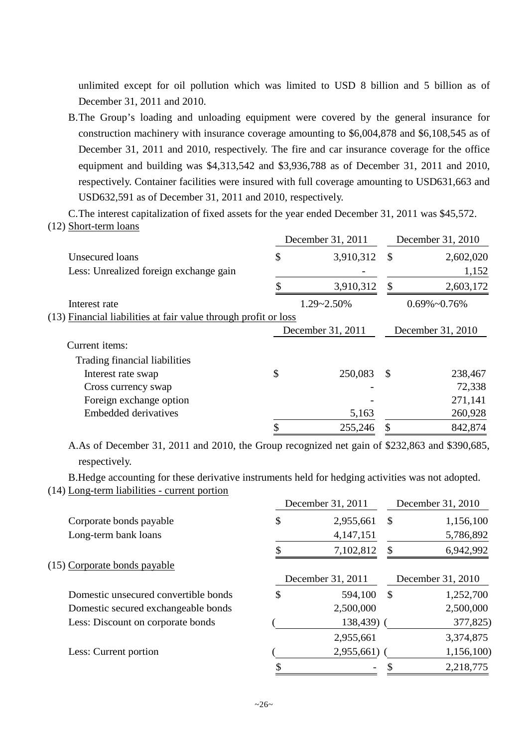unlimited except for oil pollution which was limited to USD 8 billion and 5 billion as of December 31, 2011 and 2010.

B.The Group's loading and unloading equipment were covered by the general insurance for construction machinery with insurance coverage amounting to $6,004,878 and $6,108,545 as of December 31, 2011 and 2010, respectively. The fire and car insurance coverage for the office equipment and building was $4,313,542 and $3,936,788 as of December 31, 2011 and 2010, respectively. Container facilities were insured with full coverage amounting to USD631,663 and USD632,591 as of December 31, 2011 and 2010, respectively.

C.The interest capitalization of fixed assets for the year ended December 31, 2011 was $45,572.

(12) Short-term loans

| | December 31, 2011 | December 31, 2010 |
|---|---|---|
| Unsecured loans | $ 3,910,312 | $ 2,602,020 |
| Less: Unrealized foreign exchange gain | - | 1,152 |
| | $ 3,910,312 | $ 2,603,172 |
| Interest rate | 1.29~2.50% | 0.69%~0.76% |

(13) Financial liabilities at fair value through profit or loss

| | December 31, 2011 | December 31, 2010 |
|---|---|---|
| Current items: | | |
| Trading financial liabilities | | |
| Interest rate swap | $ 250,083 | $ 238,467 |
| Cross currency swap | - | 72,338 |
| Foreign exchange option | - | 271,141 |
| Embedded derivatives | 5,163 | 260,928 |
| | $ 255,246 | $ 842,874 |

A.As of December 31, 2011 and 2010, the Group recognized net gain of $232,863 and $390,685, respectively.

B.Hedge accounting for these derivative instruments held for hedging activities was not adopted.

(14) Long-term liabilities - current portion

| | December 31, 2011 | December 31, 2010 |
|---|---|---|
| Corporate bonds payable | $ 2,955,661 | $ 1,156,100 |
| Long-term bank loans | 4,147,151 | 5,786,892 |
| | $ 7,102,812 | $ 6,942,992 |

(15) Corporate bonds payable

| | December 31, 2011 | December 31, 2010 |
|---|---|---|
| Domestic unsecured convertible bonds | $ 594,100 | $ 1,252,700 |
| Domestic secured exchangeable bonds | 2,500,000 | 2,500,000 |
| Less: Discount on corporate bonds | ( 138,439) | ( 377,825) |
| | 2,955,661 | 3,374,875 |
| Less: Current portion | ( 2,955,661) | ( 1,156,100) |
| | $ - | $ 2,218,775 |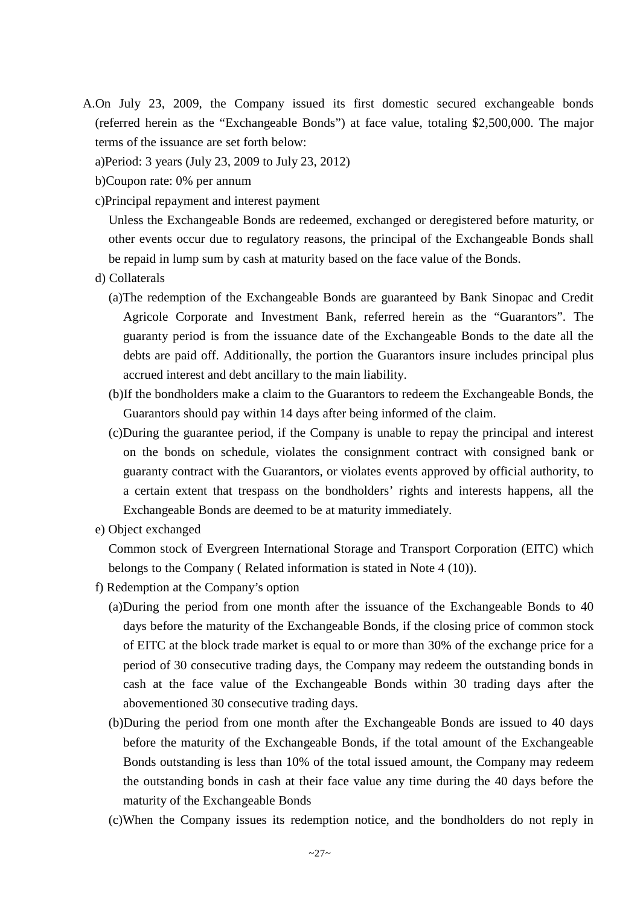A.On July 23, 2009, the Company issued its first domestic secured exchangeable bonds (referred herein as the "Exchangeable Bonds") at face value, totaling $2,500,000. The major terms of the issuance are set forth below:

a)Period: 3 years (July 23, 2009 to July 23, 2012)

b)Coupon rate: 0% per annum

c)Principal repayment and interest payment

Unless the Exchangeable Bonds are redeemed, exchanged or deregistered before maturity, or other events occur due to regulatory reasons, the principal of the Exchangeable Bonds shall be repaid in lump sum by cash at maturity based on the face value of the Bonds.

d) Collaterals

(a)The redemption of the Exchangeable Bonds are guaranteed by Bank Sinopac and Credit Agricole Corporate and Investment Bank, referred herein as the "Guarantors". The guaranty period is from the issuance date of the Exchangeable Bonds to the date all the debts are paid off. Additionally, the portion the Guarantors insure includes principal plus accrued interest and debt ancillary to the main liability.

(b)If the bondholders make a claim to the Guarantors to redeem the Exchangeable Bonds, the Guarantors should pay within 14 days after being informed of the claim.

(c)During the guarantee period, if the Company is unable to repay the principal and interest on the bonds on schedule, violates the consignment contract with consigned bank or guaranty contract with the Guarantors, or violates events approved by official authority, to a certain extent that trespass on the bondholders' rights and interests happens, all the Exchangeable Bonds are deemed to be at maturity immediately.

e) Object exchanged

Common stock of Evergreen International Storage and Transport Corporation (EITC) which belongs to the Company ( Related information is stated in Note 4 (10)).

f) Redemption at the Company's option

(a)During the period from one month after the issuance of the Exchangeable Bonds to 40 days before the maturity of the Exchangeable Bonds, if the closing price of common stock of EITC at the block trade market is equal to or more than 30% of the exchange price for a period of 30 consecutive trading days, the Company may redeem the outstanding bonds in cash at the face value of the Exchangeable Bonds within 30 trading days after the abovementioned 30 consecutive trading days.

(b)During the period from one month after the Exchangeable Bonds are issued to 40 days before the maturity of the Exchangeable Bonds, if the total amount of the Exchangeable Bonds outstanding is less than 10% of the total issued amount, the Company may redeem the outstanding bonds in cash at their face value any time during the 40 days before the maturity of the Exchangeable Bonds

(c)When the Company issues its redemption notice, and the bondholders do not reply in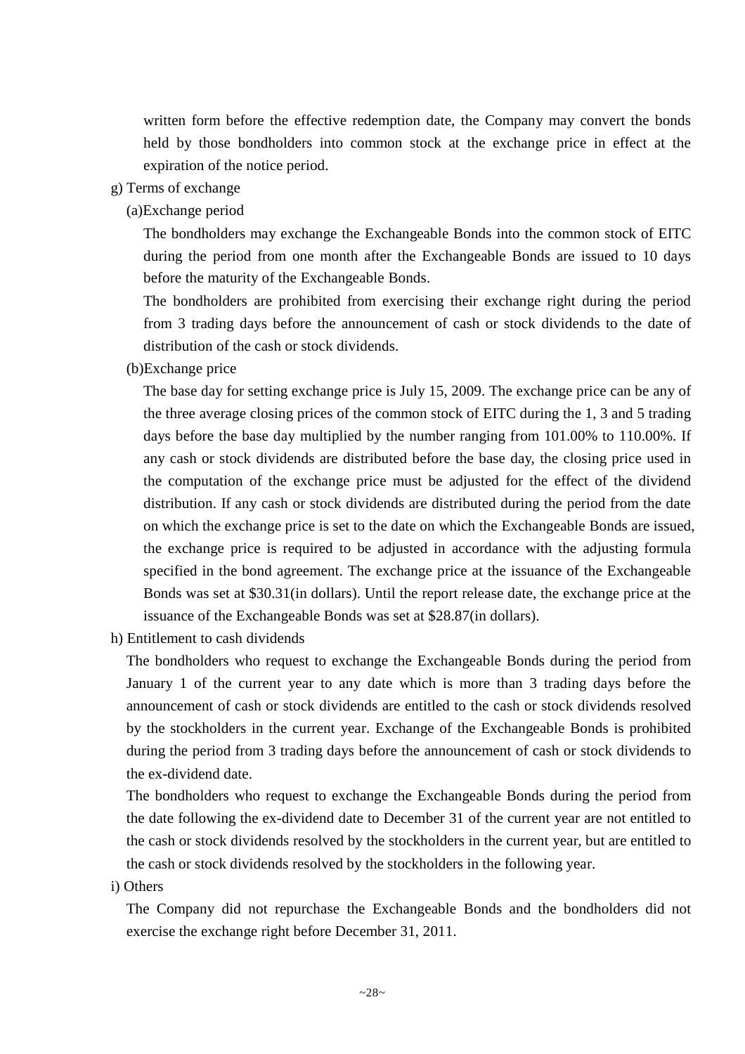written form before the effective redemption date, the Company may convert the bonds held by those bondholders into common stock at the exchange price in effect at the expiration of the notice period.

g) Terms of exchange

(a)Exchange period

The bondholders may exchange the Exchangeable Bonds into the common stock of EITC during the period from one month after the Exchangeable Bonds are issued to 10 days before the maturity of the Exchangeable Bonds.

The bondholders are prohibited from exercising their exchange right during the period from 3 trading days before the announcement of cash or stock dividends to the date of distribution of the cash or stock dividends.

(b)Exchange price

The base day for setting exchange price is July 15, 2009. The exchange price can be any of the three average closing prices of the common stock of EITC during the 1, 3 and 5 trading days before the base day multiplied by the number ranging from 101.00% to 110.00%. If any cash or stock dividends are distributed before the base day, the closing price used in the computation of the exchange price must be adjusted for the effect of the dividend distribution. If any cash or stock dividends are distributed during the period from the date on which the exchange price is set to the date on which the Exchangeable Bonds are issued, the exchange price is required to be adjusted in accordance with the adjusting formula specified in the bond agreement. The exchange price at the issuance of the Exchangeable Bonds was set at $30.31(in dollars). Until the report release date, the exchange price at the issuance of the Exchangeable Bonds was set at $28.87(in dollars).

h) Entitlement to cash dividends

The bondholders who request to exchange the Exchangeable Bonds during the period from January 1 of the current year to any date which is more than 3 trading days before the announcement of cash or stock dividends are entitled to the cash or stock dividends resolved by the stockholders in the current year. Exchange of the Exchangeable Bonds is prohibited during the period from 3 trading days before the announcement of cash or stock dividends to the ex-dividend date.

The bondholders who request to exchange the Exchangeable Bonds during the period from the date following the ex-dividend date to December 31 of the current year are not entitled to the cash or stock dividends resolved by the stockholders in the current year, but are entitled to the cash or stock dividends resolved by the stockholders in the following year.

i) Others

The Company did not repurchase the Exchangeable Bonds and the bondholders did not exercise the exchange right before December 31, 2011.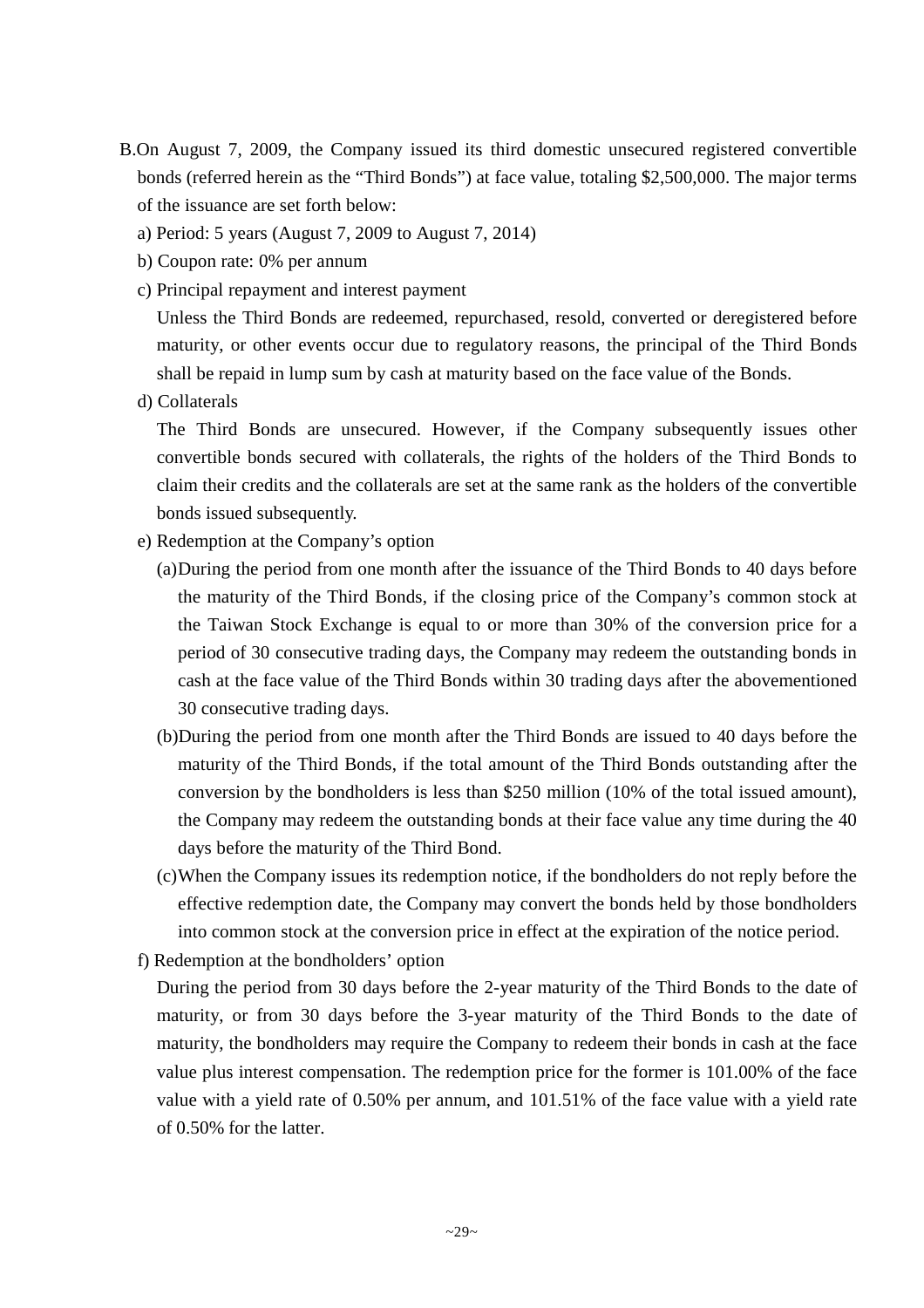B. On August 7, 2009, the Company issued its third domestic unsecured registered convertible bonds (referred herein as the "Third Bonds") at face value, totaling $2,500,000. The major terms of the issuance are set forth below:

a) Period: 5 years (August 7, 2009 to August 7, 2014)

b) Coupon rate: 0% per annum

c) Principal repayment and interest payment

Unless the Third Bonds are redeemed, repurchased, resold, converted or deregistered before maturity, or other events occur due to regulatory reasons, the principal of the Third Bonds shall be repaid in lump sum by cash at maturity based on the face value of the Bonds.

d) Collaterals

The Third Bonds are unsecured. However, if the Company subsequently issues other convertible bonds secured with collaterals, the rights of the holders of the Third Bonds to claim their credits and the collaterals are set at the same rank as the holders of the convertible bonds issued subsequently.

e) Redemption at the Company's option

(a) During the period from one month after the issuance of the Third Bonds to 40 days before the maturity of the Third Bonds, if the closing price of the Company's common stock at the Taiwan Stock Exchange is equal to or more than 30% of the conversion price for a period of 30 consecutive trading days, the Company may redeem the outstanding bonds in cash at the face value of the Third Bonds within 30 trading days after the abovementioned 30 consecutive trading days.

(b) During the period from one month after the Third Bonds are issued to 40 days before the maturity of the Third Bonds, if the total amount of the Third Bonds outstanding after the conversion by the bondholders is less than $250 million (10% of the total issued amount), the Company may redeem the outstanding bonds at their face value any time during the 40 days before the maturity of the Third Bond.

(c) When the Company issues its redemption notice, if the bondholders do not reply before the effective redemption date, the Company may convert the bonds held by those bondholders into common stock at the conversion price in effect at the expiration of the notice period.

f) Redemption at the bondholders' option

During the period from 30 days before the 2-year maturity of the Third Bonds to the date of maturity, or from 30 days before the 3-year maturity of the Third Bonds to the date of maturity, the bondholders may require the Company to redeem their bonds in cash at the face value plus interest compensation. The redemption price for the former is 101.00% of the face value with a yield rate of 0.50% per annum, and 101.51% of the face value with a yield rate of 0.50% for the latter.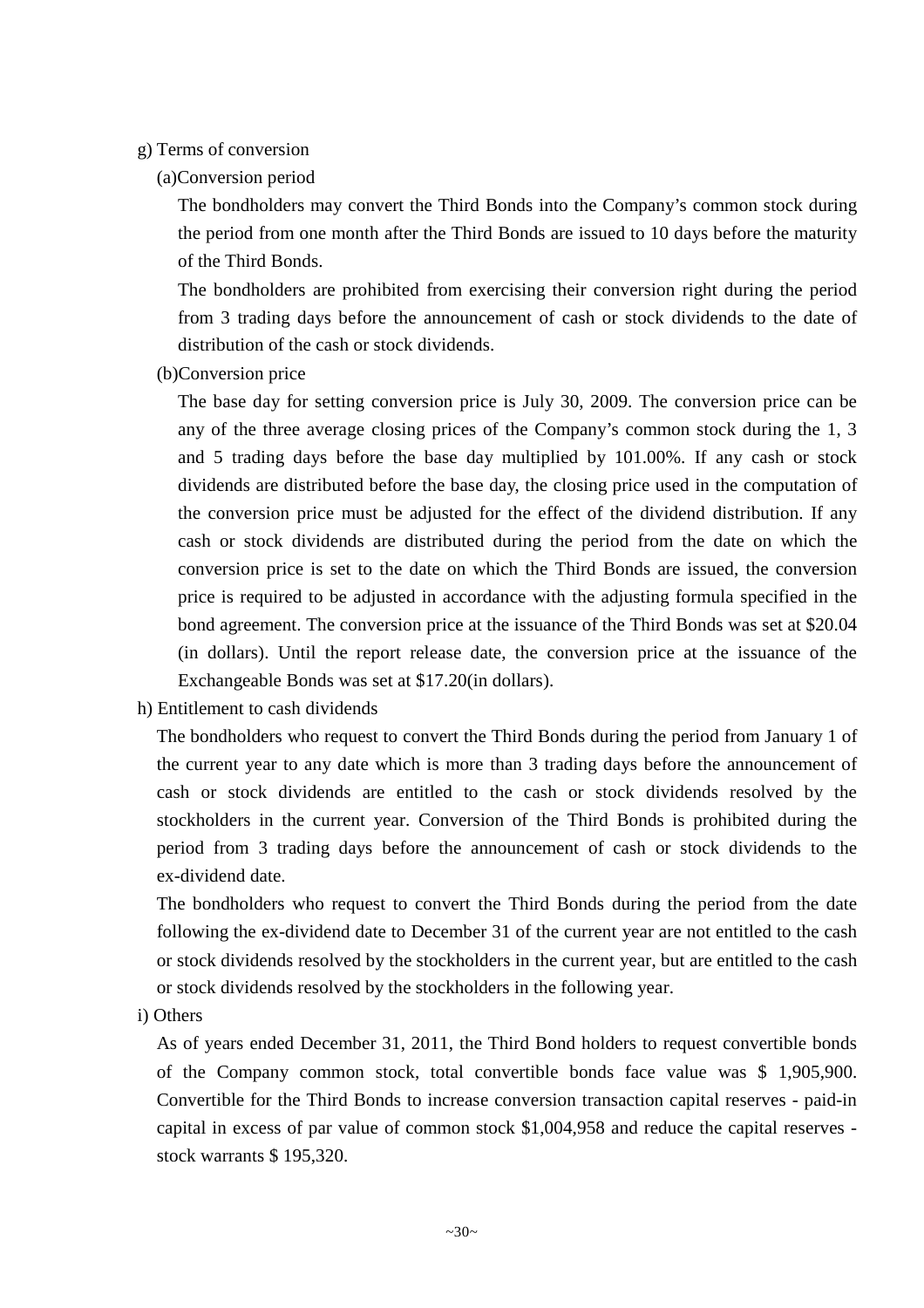g) Terms of conversion

(a)Conversion period

The bondholders may convert the Third Bonds into the Company's common stock during the period from one month after the Third Bonds are issued to 10 days before the maturity of the Third Bonds.

The bondholders are prohibited from exercising their conversion right during the period from 3 trading days before the announcement of cash or stock dividends to the date of distribution of the cash or stock dividends.

(b)Conversion price

The base day for setting conversion price is July 30, 2009. The conversion price can be any of the three average closing prices of the Company's common stock during the 1, 3 and 5 trading days before the base day multiplied by 101.00%. If any cash or stock dividends are distributed before the base day, the closing price used in the computation of the conversion price must be adjusted for the effect of the dividend distribution. If any cash or stock dividends are distributed during the period from the date on which the conversion price is set to the date on which the Third Bonds are issued, the conversion price is required to be adjusted in accordance with the adjusting formula specified in the bond agreement. The conversion price at the issuance of the Third Bonds was set at $20.04 (in dollars). Until the report release date, the conversion price at the issuance of the Exchangeable Bonds was set at $17.20(in dollars).

h) Entitlement to cash dividends

The bondholders who request to convert the Third Bonds during the period from January 1 of the current year to any date which is more than 3 trading days before the announcement of cash or stock dividends are entitled to the cash or stock dividends resolved by the stockholders in the current year. Conversion of the Third Bonds is prohibited during the period from 3 trading days before the announcement of cash or stock dividends to the ex-dividend date.

The bondholders who request to convert the Third Bonds during the period from the date following the ex-dividend date to December 31 of the current year are not entitled to the cash or stock dividends resolved by the stockholders in the current year, but are entitled to the cash or stock dividends resolved by the stockholders in the following year.

i) Others

As of years ended December 31, 2011, the Third Bond holders to request convertible bonds of the Company common stock, total convertible bonds face value was $ 1,905,900. Convertible for the Third Bonds to increase conversion transaction capital reserves - paid-in capital in excess of par value of common stock $1,004,958 and reduce the capital reserves - stock warrants $ 195,320.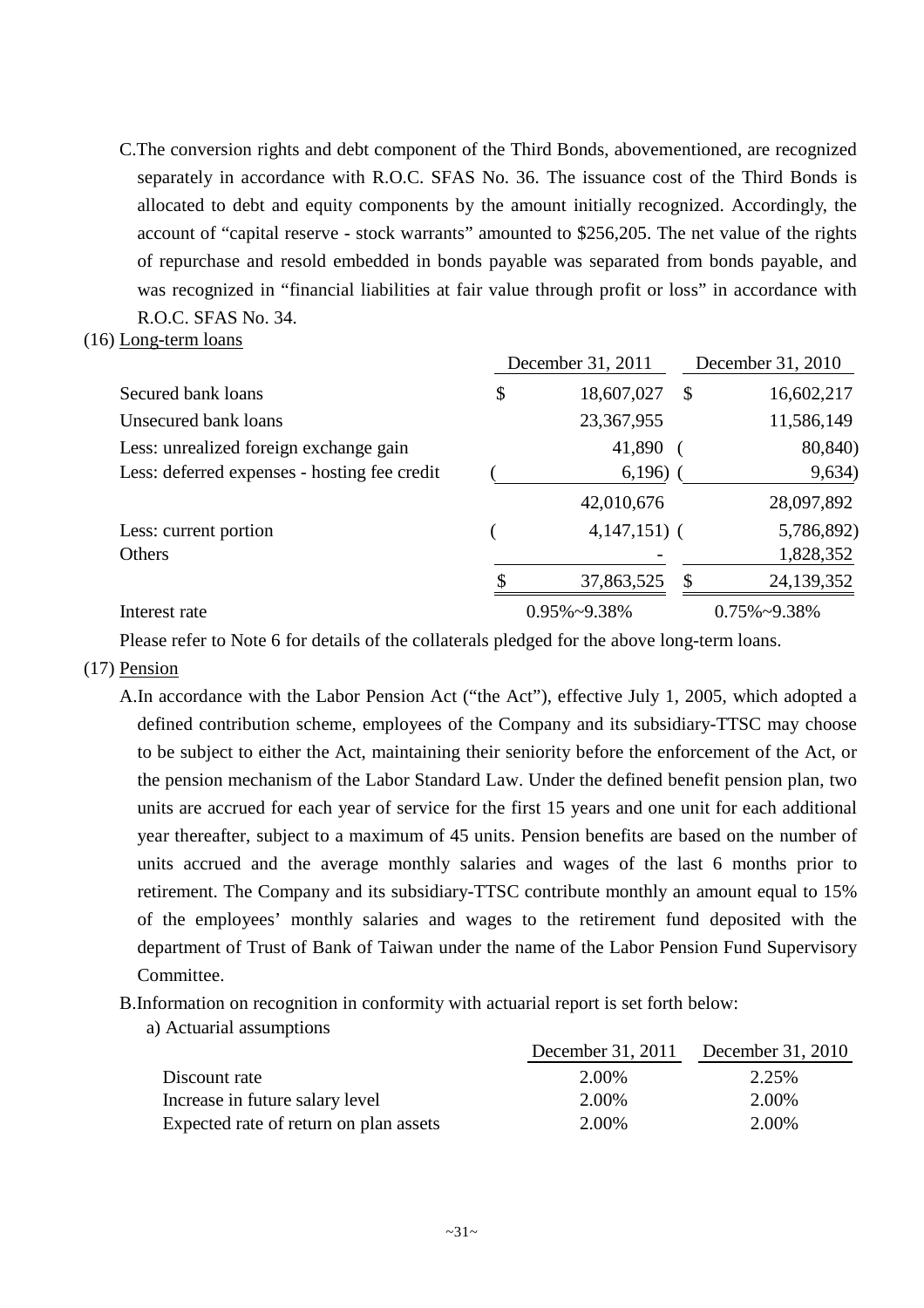C.The conversion rights and debt component of the Third Bonds, abovementioned, are recognized separately in accordance with R.O.C. SFAS No. 36. The issuance cost of the Third Bonds is allocated to debt and equity components by the amount initially recognized. Accordingly, the account of "capital reserve - stock warrants" amounted to $256,205. The net value of the rights of repurchase and resold embedded in bonds payable was separated from bonds payable, and was recognized in "financial liabilities at fair value through profit or loss" in accordance with R.O.C. SFAS No. 34.

(16) Long-term loans

| | December 31, 2011 | December 31, 2010 |
|---|---|---|
| Secured bank loans | $ 18,607,027 | $ 16,602,217 |
| Unsecured bank loans | 23,367,955 | 11,586,149 |
| Less: unrealized foreign exchange gain | 41,890 | ( 80,840) |
| Less: deferred expenses - hosting fee credit | ( 6,196) | ( 9,634) |
| | 42,010,676 | 28,097,892 |
| Less: current portion | ( 4,147,151) | ( 5,786,892) |
| Others | - | 1,828,352 |
| | $ 37,863,525 | $ 24,139,352 |
| Interest rate | 0.95%~9.38% | 0.75%~9.38% |

Please refer to Note 6 for details of the collaterals pledged for the above long-term loans.

(17) Pension

A.In accordance with the Labor Pension Act ("the Act"), effective July 1, 2005, which adopted a defined contribution scheme, employees of the Company and its subsidiary-TTSC may choose to be subject to either the Act, maintaining their seniority before the enforcement of the Act, or the pension mechanism of the Labor Standard Law. Under the defined benefit pension plan, two units are accrued for each year of service for the first 15 years and one unit for each additional year thereafter, subject to a maximum of 45 units. Pension benefits are based on the number of units accrued and the average monthly salaries and wages of the last 6 months prior to retirement. The Company and its subsidiary-TTSC contribute monthly an amount equal to 15% of the employees' monthly salaries and wages to the retirement fund deposited with the department of Trust of Bank of Taiwan under the name of the Labor Pension Fund Supervisory Committee.

B.Information on recognition in conformity with actuarial report is set forth below:

a) Actuarial assumptions

| | December 31, 2011 | December 31, 2010 |
|---|---|---|
| Discount rate | 2.00% | 2.25% |
| Increase in future salary level | 2.00% | 2.00% |
| Expected rate of return on plan assets | 2.00% | 2.00% |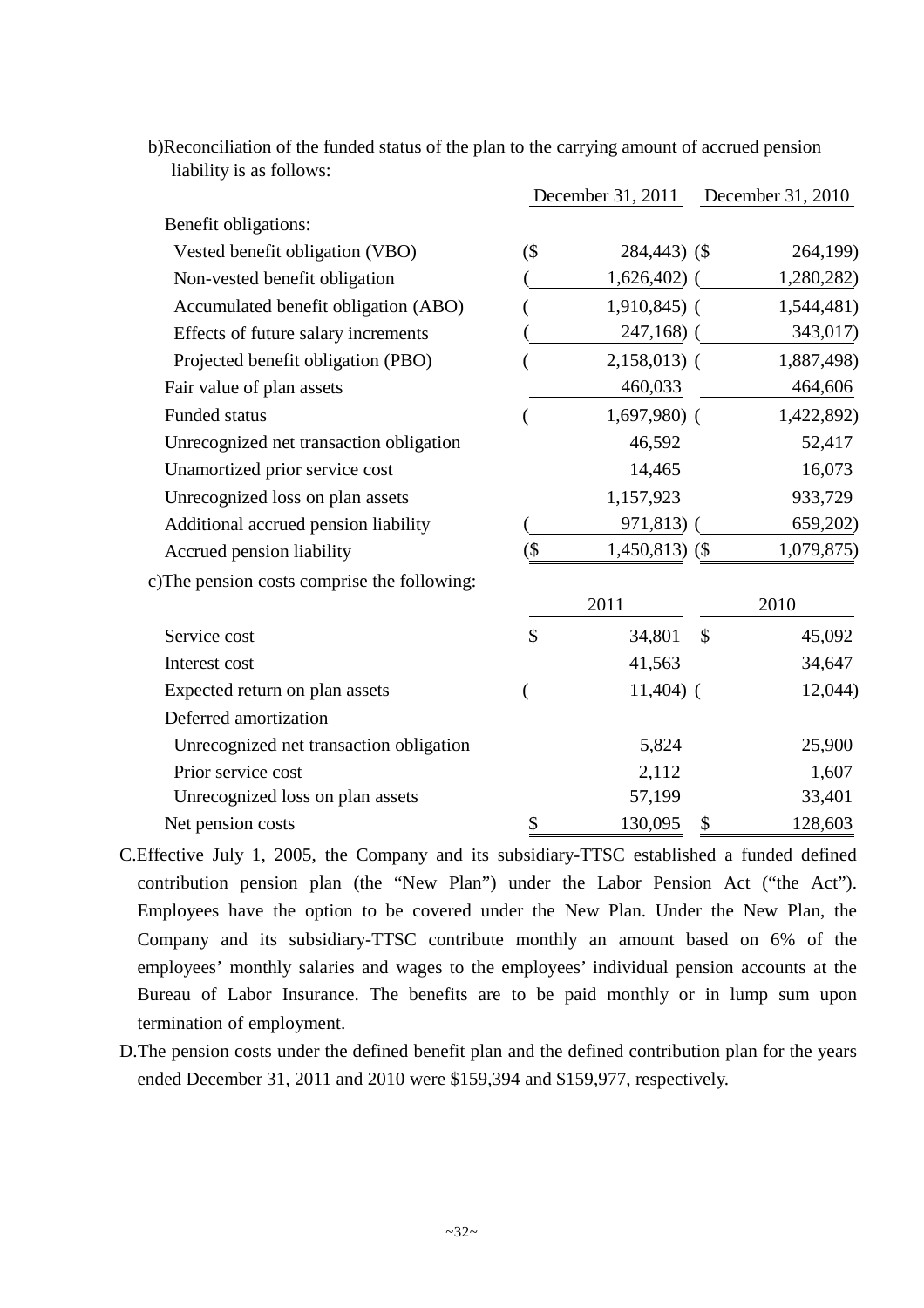b)Reconciliation of the funded status of the plan to the carrying amount of accrued pension liability is as follows:

| | December 31, 2011 | December 31, 2010 |
|---|---|---|
| Benefit obligations: | | |
| Vested benefit obligation (VBO) | ($ 284,443) | ($ 264,199) |
| Non-vested benefit obligation | ( 1,626,402) | ( 1,280,282) |
| Accumulated benefit obligation (ABO) | ( 1,910,845) | ( 1,544,481) |
| Effects of future salary increments | ( 247,168) | ( 343,017) |
| Projected benefit obligation (PBO) | ( 2,158,013) | ( 1,887,498) |
| Fair value of plan assets | 460,033 | 464,606 |
| Funded status | ( 1,697,980) | ( 1,422,892) |
| Unrecognized net transaction obligation | 46,592 | 52,417 |
| Unamortized prior service cost | 14,465 | 16,073 |
| Unrecognized loss on plan assets | 1,157,923 | 933,729 |
| Additional accrued pension liability | ( 971,813) | ( 659,202) |
| Accrued pension liability | ($ 1,450,813) | ($ 1,079,875) |

c)The pension costs comprise the following:

| | 2011 | 2010 |
|---|---|---|
| Service cost | $ 34,801 | $ 45,092 |
| Interest cost | 41,563 | 34,647 |
| Expected return on plan assets | ( 11,404) | ( 12,044) |
| Deferred amortization | | |
| Unrecognized net transaction obligation | 5,824 | 25,900 |
| Prior service cost | 2,112 | 1,607 |
| Unrecognized loss on plan assets | 57,199 | 33,401 |
| Net pension costs | $ 130,095 | $ 128,603 |

C.Effective July 1, 2005, the Company and its subsidiary-TTSC established a funded defined contribution pension plan (the "New Plan") under the Labor Pension Act ("the Act"). Employees have the option to be covered under the New Plan. Under the New Plan, the Company and its subsidiary-TTSC contribute monthly an amount based on 6% of the employees' monthly salaries and wages to the employees' individual pension accounts at the Bureau of Labor Insurance. The benefits are to be paid monthly or in lump sum upon termination of employment.

D.The pension costs under the defined benefit plan and the defined contribution plan for the years ended December 31, 2011 and 2010 were $159,394 and $159,977, respectively.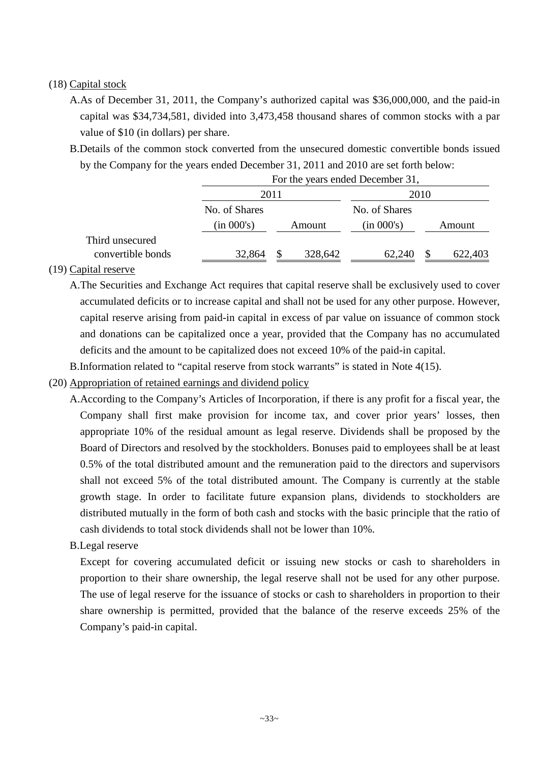(18) Capital stock

A. As of December 31, 2011, the Company's authorized capital was $36,000,000, and the paid-in capital was $34,734,581, divided into 3,473,458 thousand shares of common stocks with a par value of $10 (in dollars) per share.

B. Details of the common stock converted from the unsecured domestic convertible bonds issued by the Company for the years ended December 31, 2011 and 2010 are set forth below:

| | For the years ended December 31, | | | |
|---|---|---|---|---|
| | 2011 | | 2010 | |
| | No. of Shares (in 000's) | Amount | No. of Shares (in 000's) | Amount |
| Third unsecured convertible bonds | 32,864 | $ 328,642 | 62,240 | $ 622,403 |

(19) Capital reserve

A. The Securities and Exchange Act requires that capital reserve shall be exclusively used to cover accumulated deficits or to increase capital and shall not be used for any other purpose. However, capital reserve arising from paid-in capital in excess of par value on issuance of common stock and donations can be capitalized once a year, provided that the Company has no accumulated deficits and the amount to be capitalized does not exceed 10% of the paid-in capital.

B. Information related to "capital reserve from stock warrants" is stated in Note 4(15).

(20) Appropriation of retained earnings and dividend policy

A. According to the Company's Articles of Incorporation, if there is any profit for a fiscal year, the Company shall first make provision for income tax, and cover prior years' losses, then appropriate 10% of the residual amount as legal reserve. Dividends shall be proposed by the Board of Directors and resolved by the stockholders. Bonuses paid to employees shall be at least 0.5% of the total distributed amount and the remuneration paid to the directors and supervisors shall not exceed 5% of the total distributed amount. The Company is currently at the stable growth stage. In order to facilitate future expansion plans, dividends to stockholders are distributed mutually in the form of both cash and stocks with the basic principle that the ratio of cash dividends to total stock dividends shall not be lower than 10%.

B. Legal reserve

Except for covering accumulated deficit or issuing new stocks or cash to shareholders in proportion to their share ownership, the legal reserve shall not be used for any other purpose. The use of legal reserve for the issuance of stocks or cash to shareholders in proportion to their share ownership is permitted, provided that the balance of the reserve exceeds 25% of the Company's paid-in capital.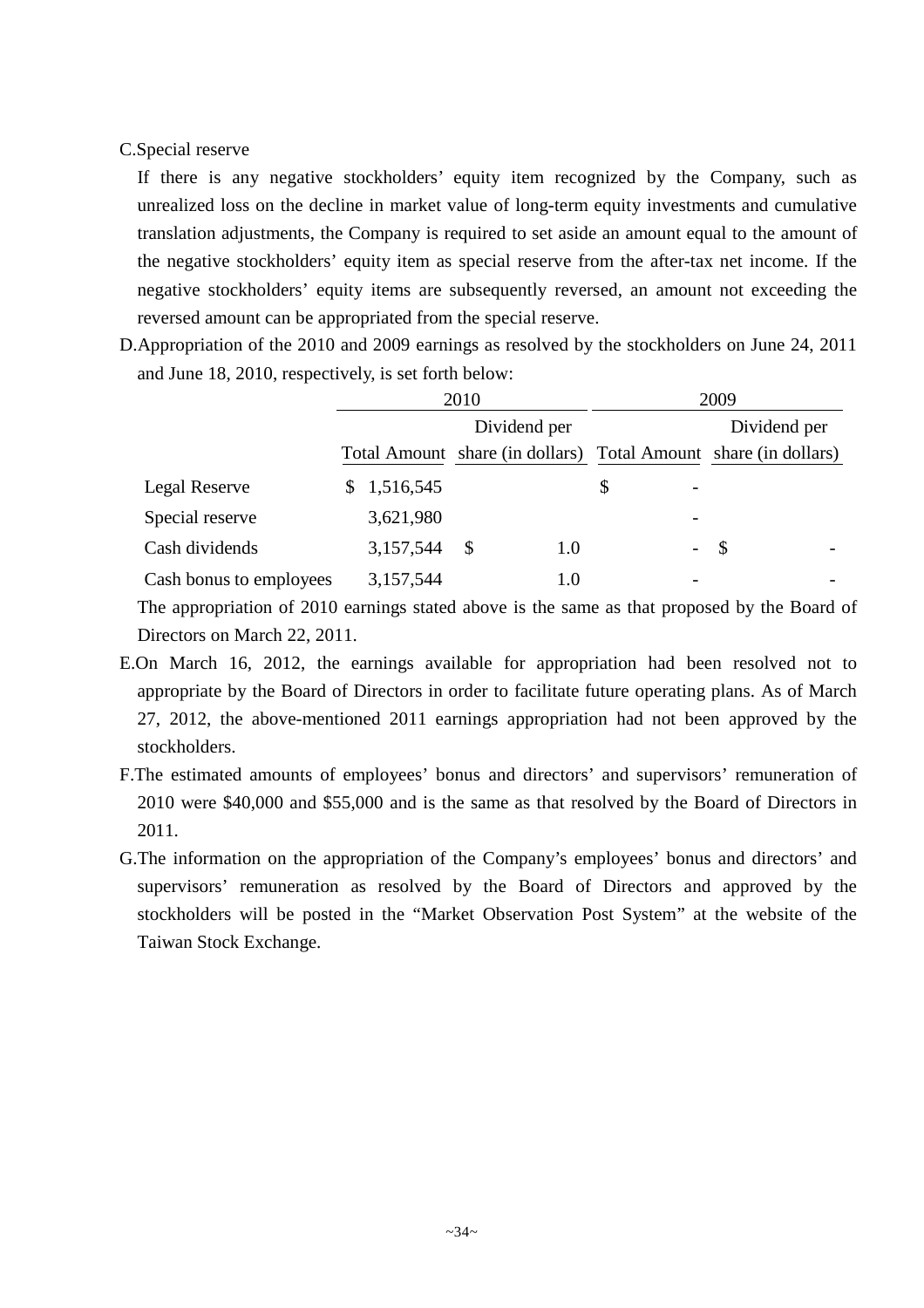C.Special reserve

If there is any negative stockholders' equity item recognized by the Company, such as unrealized loss on the decline in market value of long-term equity investments and cumulative translation adjustments, the Company is required to set aside an amount equal to the amount of the negative stockholders' equity item as special reserve from the after-tax net income. If the negative stockholders' equity items are subsequently reversed, an amount not exceeding the reversed amount can be appropriated from the special reserve.

D.Appropriation of the 2010 and 2009 earnings as resolved by the stockholders on June 24, 2011 and June 18, 2010, respectively, is set forth below:

| | 2010 | | 2009 | |
|---|---|---|---|---|
| | Total Amount | Dividend per share (in dollars) | Total Amount | Dividend per share (in dollars) |
| Legal Reserve | $ 1,516,545 | | $ - | |
| Special reserve | 3,621,980 | | - | |
| Cash dividends | 3,157,544 | $ 1.0 | - | $ - |
| Cash bonus to employees | 3,157,544 | 1.0 | - | - |

The appropriation of 2010 earnings stated above is the same as that proposed by the Board of Directors on March 22, 2011.

E.On March 16, 2012, the earnings available for appropriation had been resolved not to appropriate by the Board of Directors in order to facilitate future operating plans. As of March 27, 2012, the above-mentioned 2011 earnings appropriation had not been approved by the stockholders.

F.The estimated amounts of employees' bonus and directors' and supervisors' remuneration of 2010 were $40,000 and $55,000 and is the same as that resolved by the Board of Directors in 2011.

G.The information on the appropriation of the Company's employees' bonus and directors' and supervisors' remuneration as resolved by the Board of Directors and approved by the stockholders will be posted in the "Market Observation Post System" at the website of the Taiwan Stock Exchange.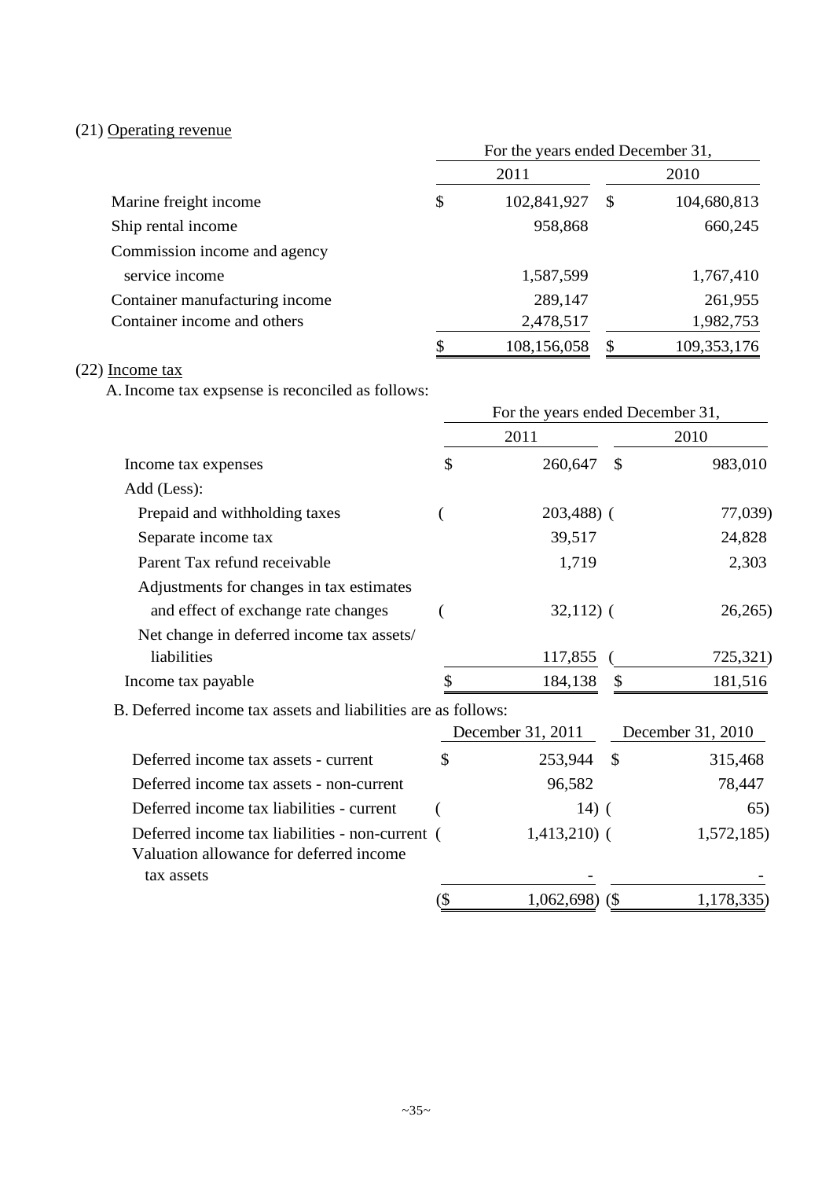## (21) Operating revenue

| | For the years ended December 31, | |
|---|---|---|
| | 2011 | 2010 |
| Marine freight income | $ 102,841,927 | $ 104,680,813 |
| Ship rental income | 958,868 | 660,245 |
| Commission income and agency service income | 1,587,599 | 1,767,410 |
| Container manufacturing income | 289,147 | 261,955 |
| Container income and others | 2,478,517 | 1,982,753 |
| | $ 108,156,058 | $ 109,353,176 |

## (22) Income tax

A. Income tax expsense is reconciled as follows:

| | For the years ended December 31, | |
|---|---|---|
| | 2011 | 2010 |
| Income tax expenses | $ 260,647 | $ 983,010 |
| Add (Less): | | |
| Prepaid and withholding taxes | ( 203,488) | ( 77,039) |
| Separate income tax | 39,517 | 24,828 |
| Parent Tax refund receivable | 1,719 | 2,303 |
| Adjustments for changes in tax estimates and effect of exchange rate changes | ( 32,112) | ( 26,265) |
| Net change in deferred income tax assets/ liabilities | 117,855 | ( 725,321) |
| Income tax payable | $ 184,138 | $ 181,516 |

B. Deferred income tax assets and liabilities are as follows:

| | December 31, 2011 | December 31, 2010 |
|---|---|---|
| Deferred income tax assets - current | $ 253,944 | $ 315,468 |
| Deferred income tax assets - non-current | 96,582 | 78,447 |
| Deferred income tax liabilities - current | ( 14) | ( 65) |
| Deferred income tax liabilities - non-current | ( 1,413,210) | ( 1,572,185) |
| Valuation allowance for deferred income tax assets | - | - |
| | ($ 1,062,698) | ($ 1,178,335) |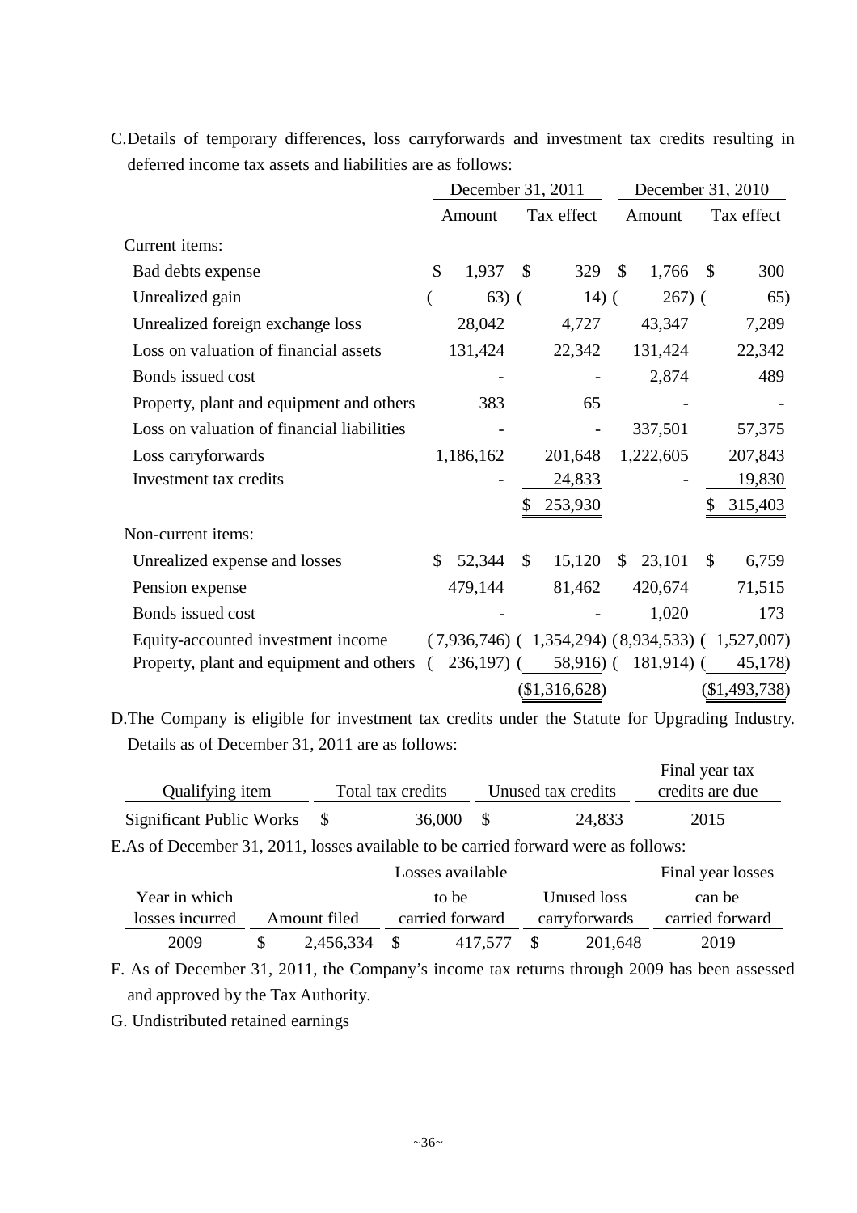C.Details of temporary differences, loss carryforwards and investment tax credits resulting in deferred income tax assets and liabilities are as follows:

| | December 31, 2011 | | December 31, 2010 | |
|---|---|---|---|---|
| | Amount | Tax effect | Amount | Tax effect |
| Current items: | | | | |
| Bad debts expense | $ 1,937 | $ 329 | $ 1,766 | $ 300 |
| Unrealized gain | ( 63) | ( 14) | ( 267) | ( 65) |
| Unrealized foreign exchange loss | 28,042 | 4,727 | 43,347 | 7,289 |
| Loss on valuation of financial assets | 131,424 | 22,342 | 131,424 | 22,342 |
| Bonds issued cost | - | - | 2,874 | 489 |
| Property, plant and equipment and others | 383 | 65 | - | - |
| Loss on valuation of financial liabilities | - | - | 337,501 | 57,375 |
| Loss carryforwards | 1,186,162 | 201,648 | 1,222,605 | 207,843 |
| Investment tax credits | - | 24,833 | - | 19,830 |
| | | $ 253,930 | | $ 315,403 |
| Non-current items: | | | | |
| Unrealized expense and losses | $ 52,344 | $ 15,120 | $ 23,101 | $ 6,759 |
| Pension expense | 479,144 | 81,462 | 420,674 | 71,515 |
| Bonds issued cost | - | - | 1,020 | 173 |
| Equity-accounted investment income | ( 7,936,746) | ( 1,354,294) | ( 8,934,533) | ( 1,527,007) |
| Property, plant and equipment and others | ( 236,197) | ( 58,916) | ( 181,914) | ( 45,178) |
| | | ($1,316,628) | | ($1,493,738) |

D.The Company is eligible for investment tax credits under the Statute for Upgrading Industry. Details as of December 31, 2011 are as follows:

| Qualifying item | Total tax credits | Unused tax credits | Final year tax credits are due |
|---|---|---|---|
| Significant Public Works | $ 36,000 | $ 24,833 | 2015 |

E.As of December 31, 2011, losses available to be carried forward were as follows:

| Year in which losses incurred | Amount filed | Losses available to be carried forward | Unused loss carryforwards | Final year losses can be carried forward |
|---|---|---|---|---|
| 2009 | $ 2,456,334 | $ 417,577 | $ 201,648 | 2019 |

F. As of December 31, 2011, the Company's income tax returns through 2009 has been assessed and approved by the Tax Authority.

G. Undistributed retained earnings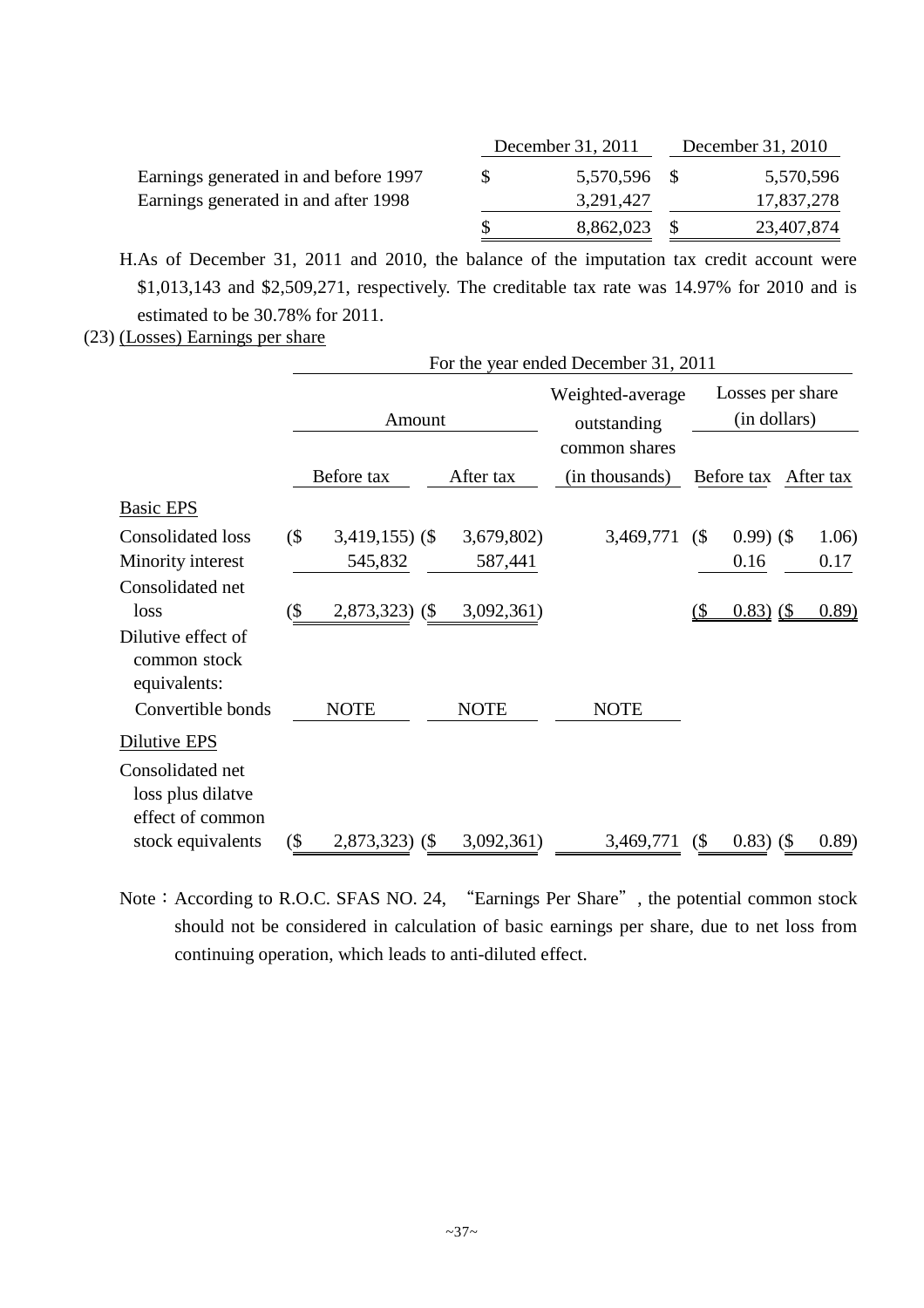| | December 31, 2011 | December 31, 2010 |
|---|---|---|
| Earnings generated in and before 1997 | $ 5,570,596 | $ 5,570,596 |
| Earnings generated in and after 1998 | 3,291,427 | 17,837,278 |
| | $ 8,862,023 | $ 23,407,874 |

H. As of December 31, 2011 and 2010, the balance of the imputation tax credit account were $1,013,143 and $2,509,271, respectively. The creditable tax rate was 14.97% for 2010 and is estimated to be 30.78% for 2011.

(23) (Losses) Earnings per share

| | For the year ended December 31, 2011 | | | | |
|---|---|---|---|---|---|
| | Amount | | Weighted-average outstanding common shares | Losses per share (in dollars) | |
| | Before tax | After tax | (in thousands) | Before tax | After tax |
| Basic EPS | | | | | |
| Consolidated loss | ($ 3,419,155) | ($ 3,679,802) | 3,469,771 | ($ 0.99) | ($ 1.06) |
| Minority interest | 545,832 | 587,441 | | 0.16 | 0.17 |
| Consolidated net loss | ($ 2,873,323) | ($ 3,092,361) | | ($ 0.83) | ($ 0.89) |
| Dilutive effect of common stock equivalents: | | | | | |
| Convertible bonds | NOTE | NOTE | NOTE | | |
| Dilutive EPS | | | | | |
| Consolidated net loss plus dilatve effect of common stock equivalents | ($ 2,873,323) | ($ 3,092,361) | 3,469,771 | ($ 0.83) | ($ 0.89) |

Note：According to R.O.C. SFAS NO. 24, "Earnings Per Share", the potential common stock should not be considered in calculation of basic earnings per share, due to net loss from continuing operation, which leads to anti-diluted effect.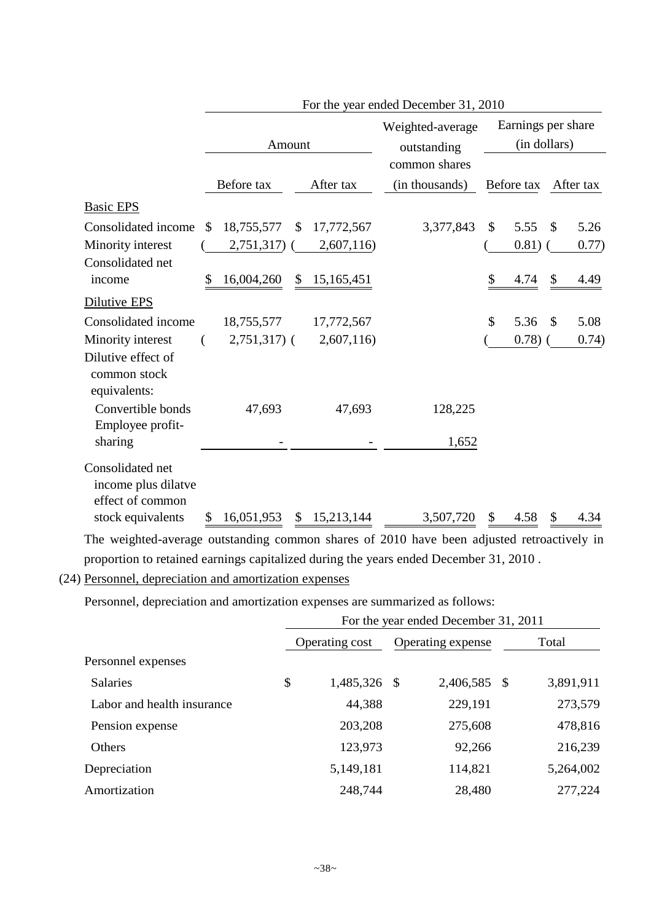| | For the year ended December 31, 2010 | | | | |
|---|---|---|---|---|---|
| | Amount | | Weighted-average outstanding common shares | Earnings per share (in dollars) | |
| | Before tax | After tax | (in thousands) | Before tax | After tax |
| Basic EPS | | | | | |
| Consolidated income | $ 18,755,577 | $ 17,772,567 | 3,377,843 | $ 5.55 | $ 5.26 |
| Minority interest | ( 2,751,317) | ( 2,607,116) | | ( 0.81) | ( 0.77) |
| Consolidated net income | $ 16,004,260 | $ 15,165,451 | | $ 4.74 | $ 4.49 |
| Dilutive EPS | | | | | |
| Consolidated income | 18,755,577 | 17,772,567 | | $ 5.36 | $ 5.08 |
| Minority interest | ( 2,751,317) | ( 2,607,116) | | ( 0.78) | ( 0.74) |
| Dilutive effect of common stock equivalents: | | | | | |
| Convertible bonds | 47,693 | 47,693 | 128,225 | | |
| Employee profit-sharing | - | - | 1,652 | | |
| Consolidated net income plus dilatve effect of common stock equivalents | $ 16,051,953 | $ 15,213,144 | 3,507,720 | $ 4.58 | $ 4.34 |

The weighted-average outstanding common shares of 2010 have been adjusted retroactively in proportion to retained earnings capitalized during the years ended December 31, 2010 .

(24) Personnel, depreciation and amortization expenses

Personnel, depreciation and amortization expenses are summarized as follows:

| | For the year ended December 31, 2011 | | |
|---|---|---|---|
| | Operating cost | Operating expense | Total |
| Personnel expenses | | | |
| Salaries | $ 1,485,326 | $ 2,406,585 | $ 3,891,911 |
| Labor and health insurance | 44,388 | 229,191 | 273,579 |
| Pension expense | 203,208 | 275,608 | 478,816 |
| Others | 123,973 | 92,266 | 216,239 |
| Depreciation | 5,149,181 | 114,821 | 5,264,002 |
| Amortization | 248,744 | 28,480 | 277,224 |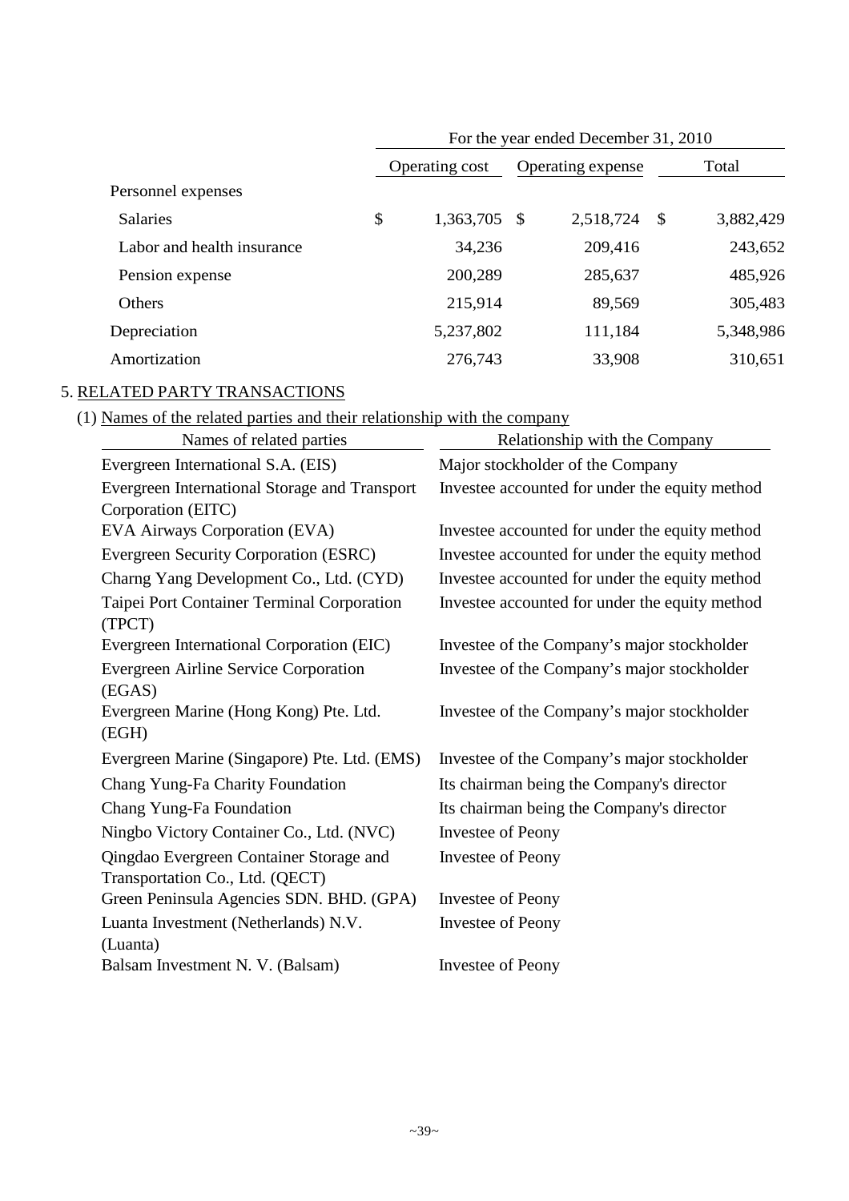| | For the year ended December 31, 2010 | | |
|---|---|---|---|
| | Operating cost | Operating expense | Total |
| Personnel expenses | | | |
| Salaries | $ 1,363,705 | $ 2,518,724 | $ 3,882,429 |
| Labor and health insurance | 34,236 | 209,416 | 243,652 |
| Pension expense | 200,289 | 285,637 | 485,926 |
| Others | 215,914 | 89,569 | 305,483 |
| Depreciation | 5,237,802 | 111,184 | 5,348,986 |
| Amortization | 276,743 | 33,908 | 310,651 |

## 5. RELATED PARTY TRANSACTIONS

(1) Names of the related parties and their relationship with the company

| Names of related parties | Relationship with the Company |
|---|---|
| Evergreen International S.A. (EIS) | Major stockholder of the Company |
| Evergreen International Storage and Transport Corporation (EITC) | Investee accounted for under the equity method |
| EVA Airways Corporation (EVA) | Investee accounted for under the equity method |
| Evergreen Security Corporation (ESRC) | Investee accounted for under the equity method |
| Charng Yang Development Co., Ltd. (CYD) | Investee accounted for under the equity method |
| Taipei Port Container Terminal Corporation (TPCT) | Investee accounted for under the equity method |
| Evergreen International Corporation (EIC) | Investee of the Company's major stockholder |
| Evergreen Airline Service Corporation (EGAS) | Investee of the Company's major stockholder |
| Evergreen Marine (Hong Kong) Pte. Ltd. (EGH) | Investee of the Company's major stockholder |
| Evergreen Marine (Singapore) Pte. Ltd. (EMS) | Investee of the Company's major stockholder |
| Chang Yung-Fa Charity Foundation | Its chairman being the Company's director |
| Chang Yung-Fa Foundation | Its chairman being the Company's director |
| Ningbo Victory Container Co., Ltd. (NVC) | Investee of Peony |
| Qingdao Evergreen Container Storage and Transportation Co., Ltd. (QECT) | Investee of Peony |
| Green Peninsula Agencies SDN. BHD. (GPA) | Investee of Peony |
| Luanta Investment (Netherlands) N.V. (Luanta) | Investee of Peony |
| Balsam Investment N. V. (Balsam) | Investee of Peony |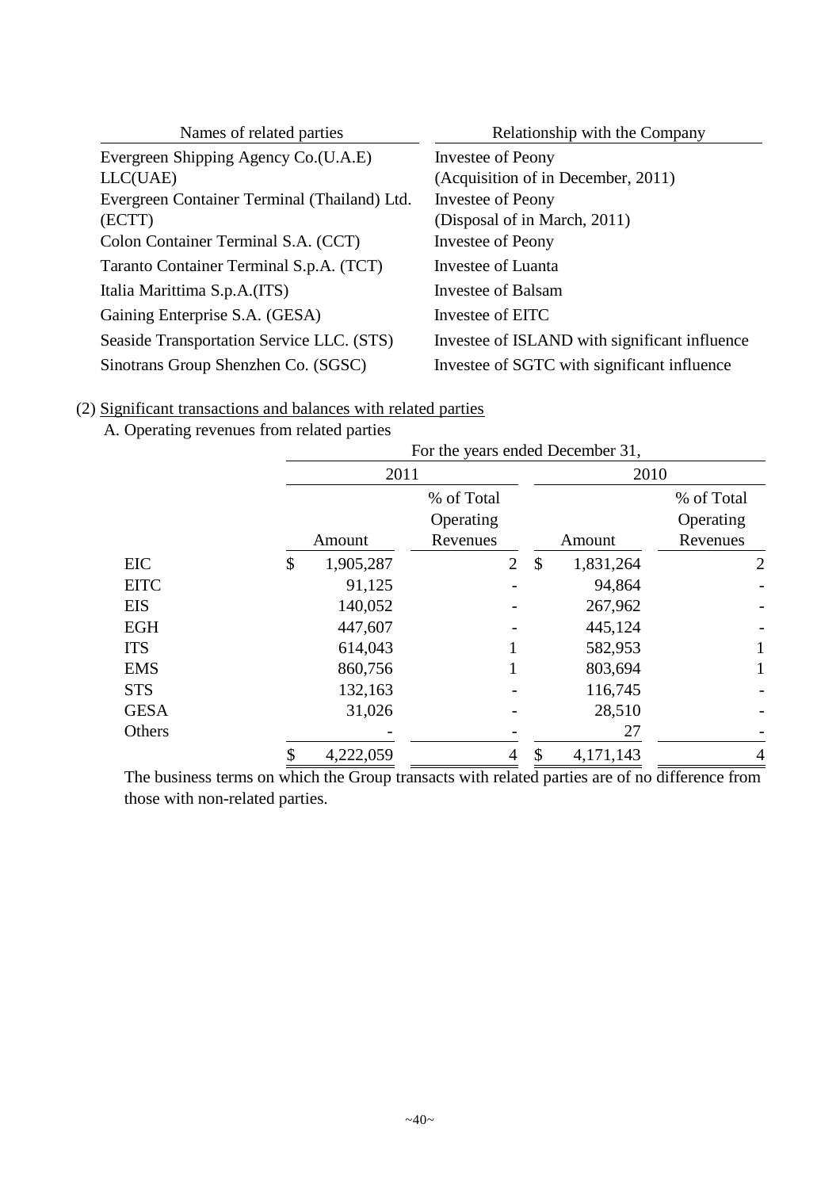| Names of related parties | Relationship with the Company |
|---|---|
| Evergreen Shipping Agency Co.(U.A.E) LLC(UAE) | Investee of Peony (Acquisition of in December, 2011) |
| Evergreen Container Terminal (Thailand) Ltd. (ECTT) | Investee of Peony (Disposal of in March, 2011) |
| Colon Container Terminal S.A. (CCT) | Investee of Peony |
| Taranto Container Terminal S.p.A. (TCT) | Investee of Luanta |
| Italia Marittima S.p.A.(ITS) | Investee of Balsam |
| Gaining Enterprise S.A. (GESA) | Investee of EITC |
| Seaside Transportation Service LLC. (STS) | Investee of ISLAND with significant influence |
| Sinotrans Group Shenzhen Co. (SGSC) | Investee of SGTC with significant influence |

(2) Significant transactions and balances with related parties

A. Operating revenues from related parties

| | For the years ended December 31, | | | |
|---|---|---|---|---|
| | 2011 | | 2010 | |
| | Amount | % of Total Operating Revenues | Amount | % of Total Operating Revenues |
| EIC | $ 1,905,287 | 2 | $ 1,831,264 | 2 |
| EITC | 91,125 | - | 94,864 | - |
| EIS | 140,052 | - | 267,962 | - |
| EGH | 447,607 | - | 445,124 | - |
| ITS | 614,043 | 1 | 582,953 | 1 |
| EMS | 860,756 | 1 | 803,694 | 1 |
| STS | 132,163 | - | 116,745 | - |
| GESA | 31,026 | - | 28,510 | - |
| Others | - | - | 27 | - |
| | $ 4,222,059 | 4 | $ 4,171,143 | 4 |

The business terms on which the Group transacts with related parties are of no difference from those with non-related parties.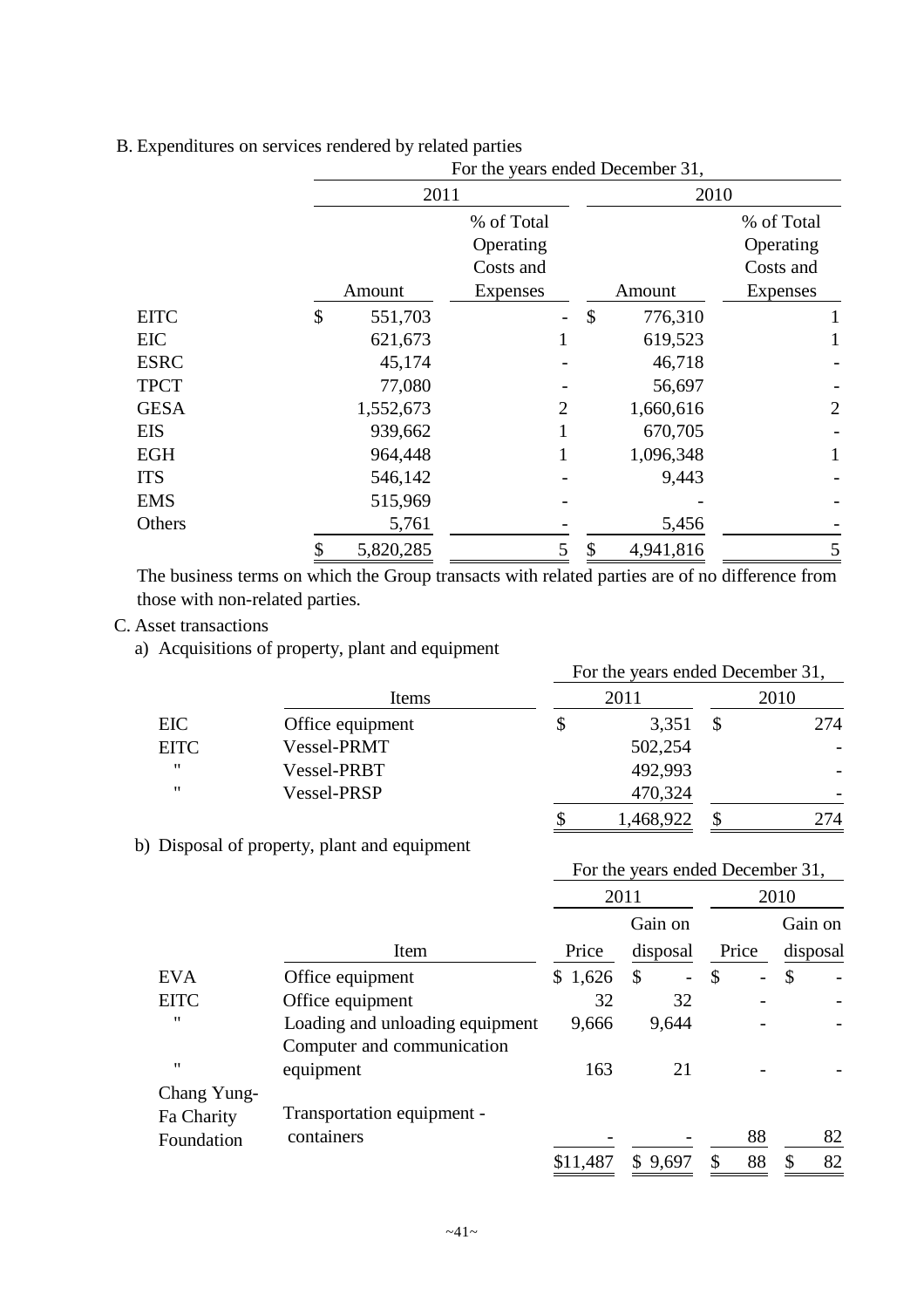B. Expenditures on services rendered by related parties

| | For the years ended December 31, | | | |
|---|---|---|---|---|
| | 2011 | | 2010 | |
| | Amount | % of Total Operating Costs and Expenses | Amount | % of Total Operating Costs and Expenses |
| EITC | $ 551,703 | - | $ 776,310 | 1 |
| EIC | 621,673 | 1 | 619,523 | 1 |
| ESRC | 45,174 | - | 46,718 | - |
| TPCT | 77,080 | - | 56,697 | - |
| GESA | 1,552,673 | 2 | 1,660,616 | 2 |
| EIS | 939,662 | 1 | 670,705 | - |
| EGH | 964,448 | 1 | 1,096,348 | 1 |
| ITS | 546,142 | - | 9,443 | - |
| EMS | 515,969 | - | - | - |
| Others | 5,761 | - | 5,456 | - |
| | $ 5,820,285 | 5 | $ 4,941,816 | 5 |

The business terms on which the Group transacts with related parties are of no difference from those with non-related parties.

C. Asset transactions

a) Acquisitions of property, plant and equipment

| | | For the years ended December 31, | |
|---|---|---|---|
| | Items | 2011 | 2010 |
| EIC | Office equipment | $ 3,351 | $ 274 |
| EITC | Vessel-PRMT | 502,254 | - |
| " | Vessel-PRBT | 492,993 | - |
| " | Vessel-PRSP | 470,324 | - |
| | | $ 1,468,922 | $ 274 |

b) Disposal of property, plant and equipment

| | | For the years ended December 31, | | | |
|---|---|---|---|---|---|
| | | 2011 | | 2010 | |
| | Item | Price | Gain on disposal | Price | Gain on disposal |
| EVA | Office equipment | $ 1,626 | $ - | $ - | $ - |
| EITC | Office equipment | 32 | 32 | - | - |
| " | Loading and unloading equipment | 9,666 | 9,644 | - | - |
| " | Computer and communication equipment | 163 | 21 | - | - |
| Chang Yung-Fa Charity Foundation | Transportation equipment - containers | - | - | 88 | 82 |
| | | $11,487 | $ 9,697 | $ 88 | $ 82 |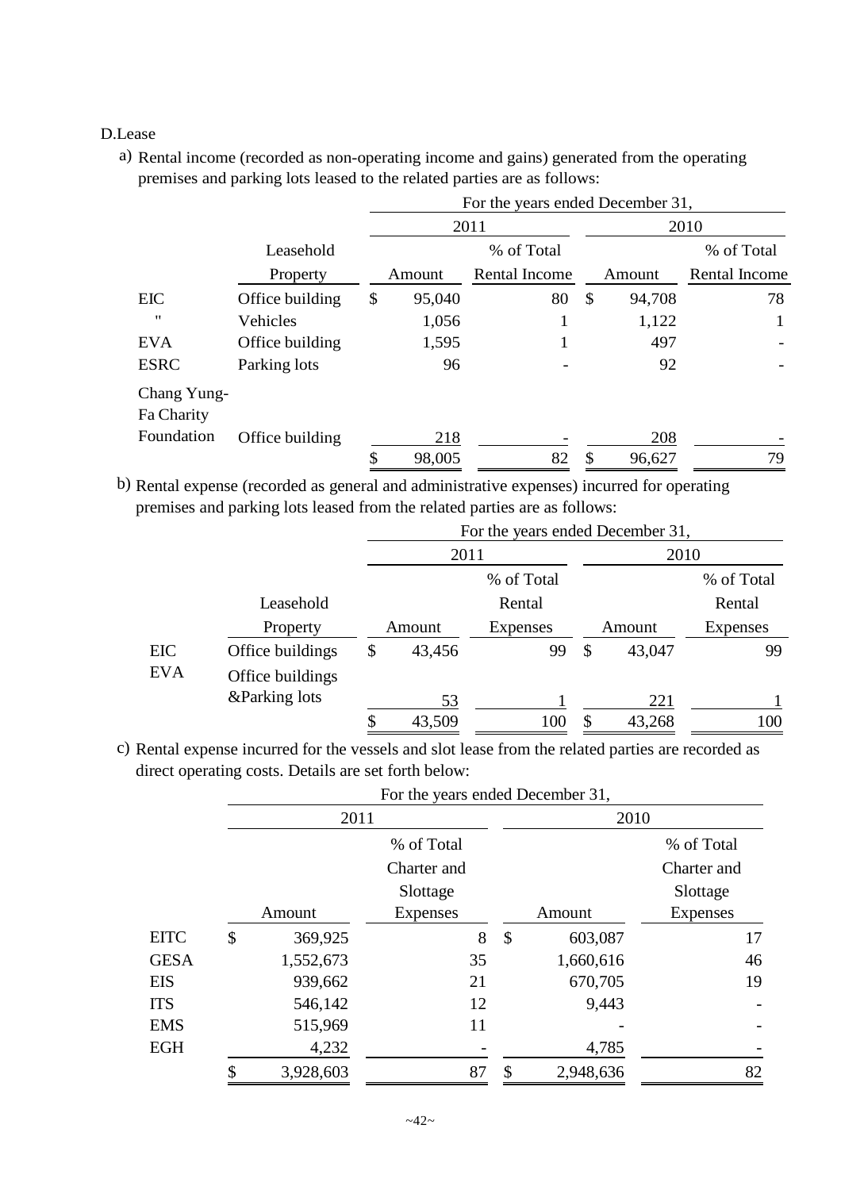D.Lease

a) Rental income (recorded as non-operating income and gains) generated from the operating premises and parking lots leased to the related parties are as follows:

| | | For the years ended December 31, | | | |
|---|---|---|---|---|---|
| | | 2011 | | 2010 | |
| | Leasehold Property | Amount | % of Total Rental Income | Amount | % of Total Rental Income |
| EIC | Office building | $ 95,040 | 80 | $ 94,708 | 78 |
| " | Vehicles | 1,056 | 1 | 1,122 | 1 |
| EVA | Office building | 1,595 | 1 | 497 | - |
| ESRC | Parking lots | 96 | - | 92 | - |
| Chang Yung-Fa Charity Foundation | Office building | 218 | - | 208 | - |
| | | $ 98,005 | 82 | $ 96,627 | 79 |

b) Rental expense (recorded as general and administrative expenses) incurred for operating premises and parking lots leased from the related parties are as follows:

| | | For the years ended December 31, | | | |
|---|---|---|---|---|---|
| | | 2011 | | 2010 | |
| | Leasehold Property | Amount | % of Total Rental Expenses | Amount | % of Total Rental Expenses |
| EIC | Office buildings | $ 43,456 | 99 | $ 43,047 | 99 |
| EVA | Office buildings &Parking lots | 53 | 1 | 221 | 1 |
| | | $ 43,509 | 100 | $ 43,268 | 100 |

c) Rental expense incurred for the vessels and slot lease from the related parties are recorded as direct operating costs. Details are set forth below:

| | For the years ended December 31, | | | |
|---|---|---|---|---|
| | 2011 | | 2010 | |
| | Amount | % of Total Charter and Slottage Expenses | Amount | % of Total Charter and Slottage Expenses |
| EITC | $ 369,925 | 8 | $ 603,087 | 17 |
| GESA | 1,552,673 | 35 | 1,660,616 | 46 |
| EIS | 939,662 | 21 | 670,705 | 19 |
| ITS | 546,142 | 12 | 9,443 | - |
| EMS | 515,969 | 11 | - | - |
| EGH | 4,232 | - | 4,785 | - |
| | $ 3,928,603 | 87 | $ 2,948,636 | 82 |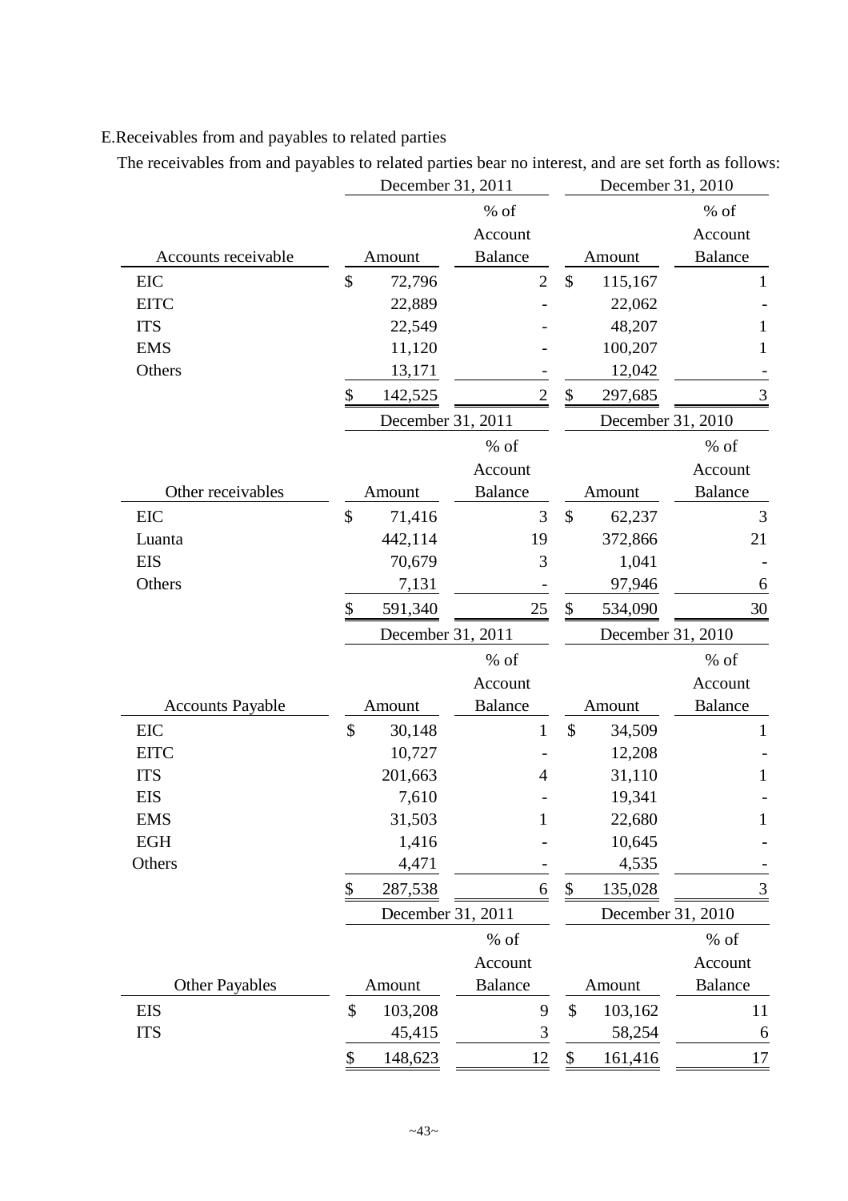E.Receivables from and payables to related parties

The receivables from and payables to related parties bear no interest, and are set forth as follows:

| Accounts receivable | December 31, 2011 Amount | December 31, 2011 % of Account Balance | December 31, 2010 Amount | December 31, 2010 % of Account Balance |
|---|---|---|---|---|
| EIC | $ 72,796 | 2 | $ 115,167 | 1 |
| EITC | 22,889 | - | 22,062 | - |
| ITS | 22,549 | - | 48,207 | 1 |
| EMS | 11,120 | - | 100,207 | 1 |
| Others | 13,171 | - | 12,042 | - |
| | $ 142,525 | 2 | $ 297,685 | 3 |

| Other receivables | December 31, 2011 Amount | December 31, 2011 % of Account Balance | December 31, 2010 Amount | December 31, 2010 % of Account Balance |
|---|---|---|---|---|
| EIC | $ 71,416 | 3 | $ 62,237 | 3 |
| Luanta | 442,114 | 19 | 372,866 | 21 |
| EIS | 70,679 | 3 | 1,041 | - |
| Others | 7,131 | - | 97,946 | 6 |
| | $ 591,340 | 25 | $ 534,090 | 30 |

| Accounts Payable | December 31, 2011 Amount | December 31, 2011 % of Account Balance | December 31, 2010 Amount | December 31, 2010 % of Account Balance |
|---|---|---|---|---|
| EIC | $ 30,148 | 1 | $ 34,509 | 1 |
| EITC | 10,727 | - | 12,208 | - |
| ITS | 201,663 | 4 | 31,110 | 1 |
| EIS | 7,610 | - | 19,341 | - |
| EMS | 31,503 | 1 | 22,680 | 1 |
| EGH | 1,416 | - | 10,645 | - |
| Others | 4,471 | - | 4,535 | - |
| | $ 287,538 | 6 | $ 135,028 | 3 |

| Other Payables | December 31, 2011 Amount | December 31, 2011 % of Account Balance | December 31, 2010 Amount | December 31, 2010 % of Account Balance |
|---|---|---|---|---|
| EIS | $ 103,208 | 9 | $ 103,162 | 11 |
| ITS | 45,415 | 3 | 58,254 | 6 |
| | $ 148,623 | 12 | $ 161,416 | 17 |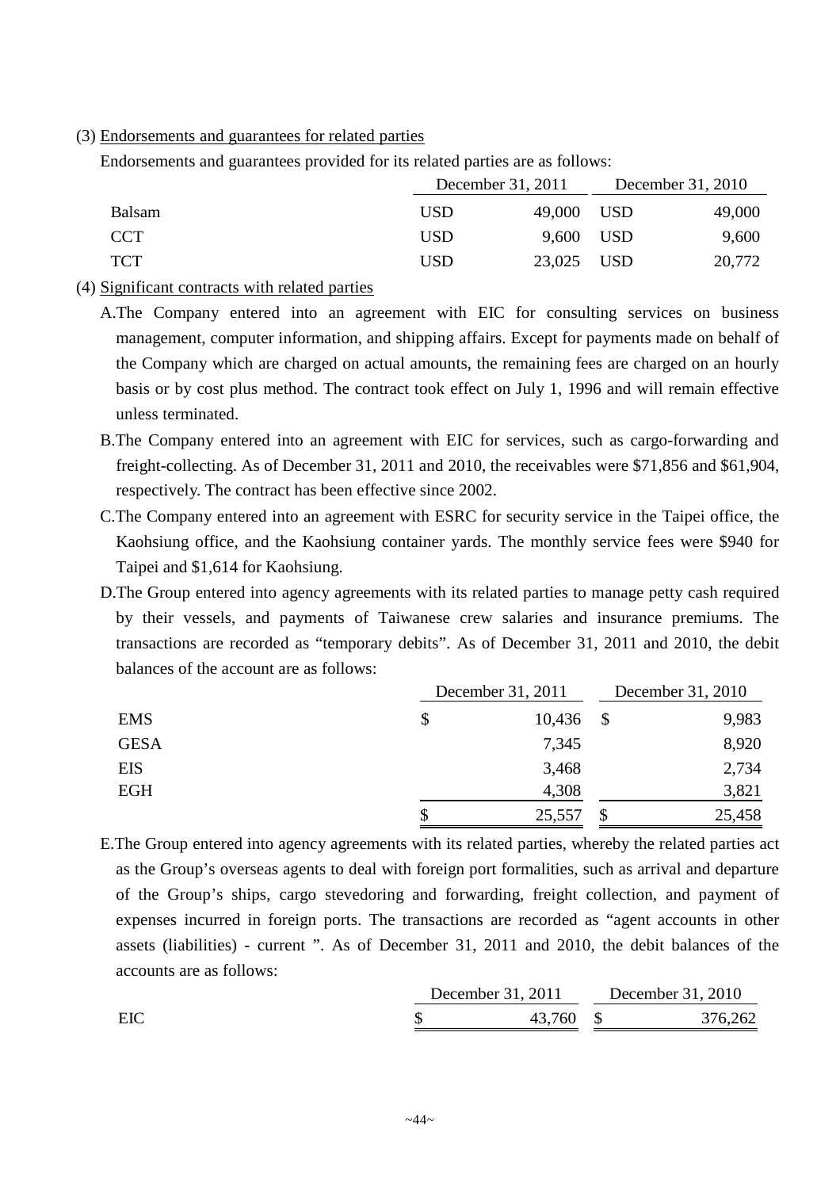(3) <u>Endorsements and guarantees for related parties</u>

Endorsements and guarantees provided for its related parties are as follows:

| | December 31, 2011 | | December 31, 2010 | |
|---|---|---|---|---|
| Balsam | USD | 49,000 | USD | 49,000 |
| CCT | USD | 9,600 | USD | 9,600 |
| TCT | USD | 23,025 | USD | 20,772 |

(4) <u>Significant contracts with related parties</u>

A.The Company entered into an agreement with EIC for consulting services on business management, computer information, and shipping affairs. Except for payments made on behalf of the Company which are charged on actual amounts, the remaining fees are charged on an hourly basis or by cost plus method. The contract took effect on July 1, 1996 and will remain effective unless terminated.

B.The Company entered into an agreement with EIC for services, such as cargo-forwarding and freight-collecting. As of December 31, 2011 and 2010, the receivables were $71,856 and $61,904, respectively. The contract has been effective since 2002.

C.The Company entered into an agreement with ESRC for security service in the Taipei office, the Kaohsiung office, and the Kaohsiung container yards. The monthly service fees were $940 for Taipei and $1,614 for Kaohsiung.

D.The Group entered into agency agreements with its related parties to manage petty cash required by their vessels, and payments of Taiwanese crew salaries and insurance premiums. The transactions are recorded as "temporary debits". As of December 31, 2011 and 2010, the debit balances of the account are as follows:

| | December 31, 2011 | December 31, 2010 |
|---|---|---|
| EMS | $ 10,436 | $ 9,983 |
| GESA | 7,345 | 8,920 |
| EIS | 3,468 | 2,734 |
| EGH | 4,308 | 3,821 |
| | $ 25,557 | $ 25,458 |

E.The Group entered into agency agreements with its related parties, whereby the related parties act as the Group's overseas agents to deal with foreign port formalities, such as arrival and departure of the Group's ships, cargo stevedoring and forwarding, freight collection, and payment of expenses incurred in foreign ports. The transactions are recorded as "agent accounts in other assets (liabilities) - current ". As of December 31, 2011 and 2010, the debit balances of the accounts are as follows:

| | December 31, 2011 | December 31, 2010 |
|---|---|---|
| EIC | $ 43,760 | $ 376,262 |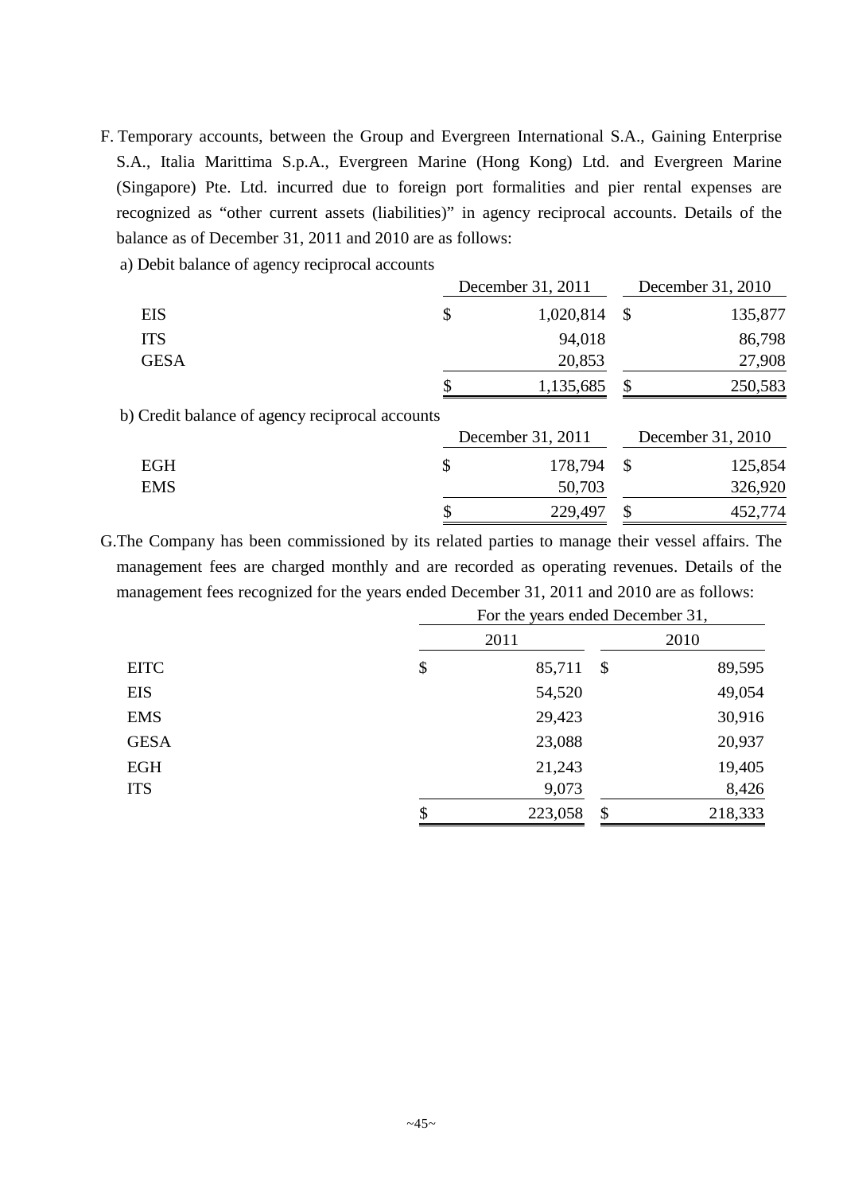F. Temporary accounts, between the Group and Evergreen International S.A., Gaining Enterprise S.A., Italia Marittima S.p.A., Evergreen Marine (Hong Kong) Ltd. and Evergreen Marine (Singapore) Pte. Ltd. incurred due to foreign port formalities and pier rental expenses are recognized as "other current assets (liabilities)" in agency reciprocal accounts. Details of the balance as of December 31, 2011 and 2010 are as follows:

a) Debit balance of agency reciprocal accounts

| | December 31, 2011 | December 31, 2010 |
|---|---|---|
| EIS | $ 1,020,814 | $ 135,877 |
| ITS | 94,018 | 86,798 |
| GESA | 20,853 | 27,908 |
| | $ 1,135,685 | $ 250,583 |

b) Credit balance of agency reciprocal accounts

| | December 31, 2011 | December 31, 2010 |
|---|---|---|
| EGH | $ 178,794 | $ 125,854 |
| EMS | 50,703 | 326,920 |
| | $ 229,497 | $ 452,774 |

G. The Company has been commissioned by its related parties to manage their vessel affairs. The management fees are charged monthly and are recorded as operating revenues. Details of the management fees recognized for the years ended December 31, 2011 and 2010 are as follows:

| | For the years ended December 31, | |
|---|---|---|
| | 2011 | 2010 |
| EITC | $ 85,711 | $ 89,595 |
| EIS | 54,520 | 49,054 |
| EMS | 29,423 | 30,916 |
| GESA | 23,088 | 20,937 |
| EGH | 21,243 | 19,405 |
| ITS | 9,073 | 8,426 |
| | $ 223,058 | $ 218,333 |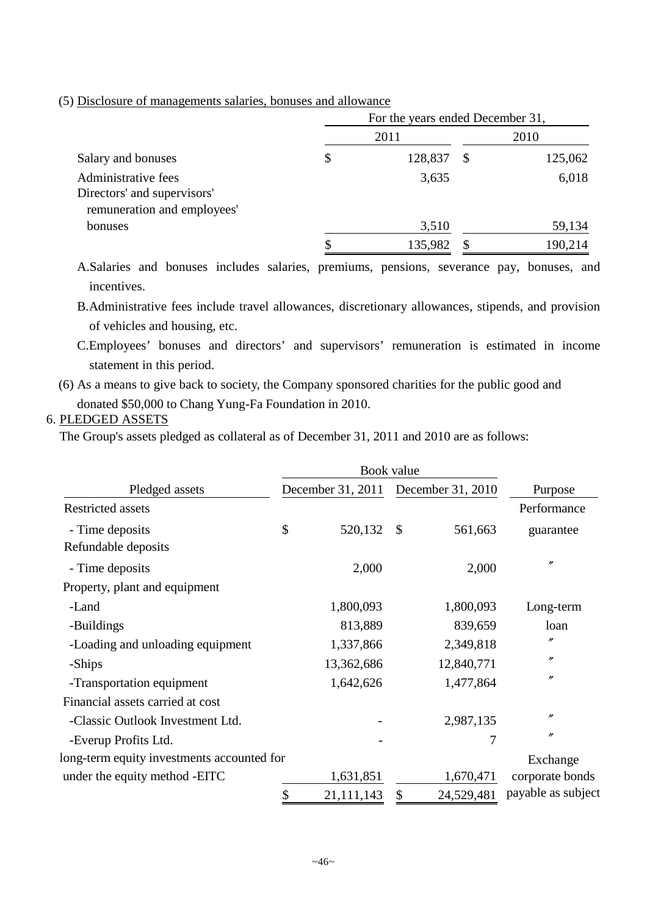(5) Disclosure of managements salaries, bonuses and allowance

| | For the years ended December 31, | |
|---|---|---|
| | 2011 | 2010 |
| Salary and bonuses | $ 128,837 | $ 125,062 |
| Administrative fees | 3,635 | 6,018 |
| Directors' and supervisors' remuneration and employees' bonuses | 3,510 | 59,134 |
| | $ 135,982 | $ 190,214 |

A.Salaries and bonuses includes salaries, premiums, pensions, severance pay, bonuses, and incentives.

B.Administrative fees include travel allowances, discretionary allowances, stipends, and provision of vehicles and housing, etc.

C.Employees' bonuses and directors' and supervisors' remuneration is estimated in income statement in this period.

(6) As a means to give back to society, the Company sponsored charities for the public good and donated $50,000 to Chang Yung-Fa Foundation in 2010.

6. PLEDGED ASSETS

The Group's assets pledged as collateral as of December 31, 2011 and 2010 are as follows:

| | Book value | | |
|---|---|---|---|
| Pledged assets | December 31, 2011 | December 31, 2010 | Purpose |
| Restricted assets | | | |
| - Time deposits | $ 520,132 | $ 561,663 | Performance guarantee |
| Refundable deposits | | | |
| - Time deposits | 2,000 | 2,000 | 〃 |
| Property, plant and equipment | | | |
| -Land | 1,800,093 | 1,800,093 | Long-term loan |
| -Buildings | 813,889 | 839,659 | 〃 |
| -Loading and unloading equipment | 1,337,866 | 2,349,818 | 〃 |
| -Ships | 13,362,686 | 12,840,771 | 〃 |
| -Transportation equipment | 1,642,626 | 1,477,864 | 〃 |
| Financial assets carried at cost | | | |
| -Classic Outlook Investment Ltd. | - | 2,987,135 | 〃 |
| -Everup Profits Ltd. | - | 7 | 〃 |
| long-term equity investments accounted for under the equity method -EITC | 1,631,851 | 1,670,471 | Exchange corporate bonds payable as subject |
| | $ 21,111,143 | $ 24,529,481 | |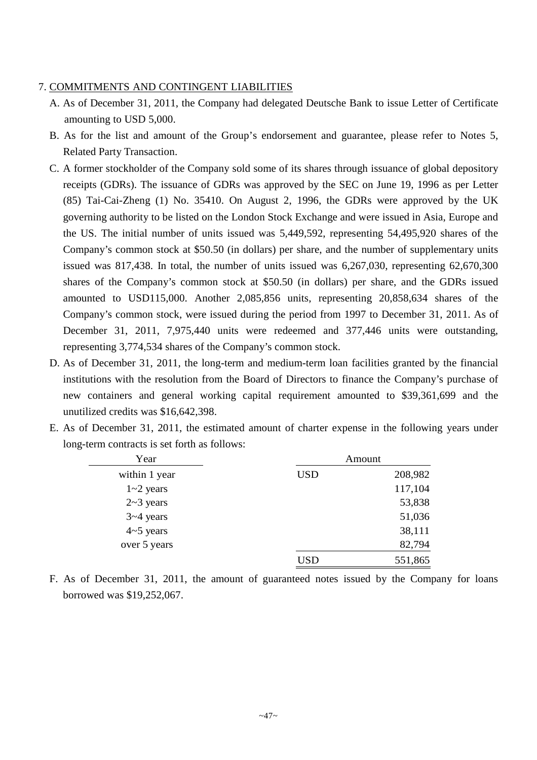## 7. COMMITMENTS AND CONTINGENT LIABILITIES

A. As of December 31, 2011, the Company had delegated Deutsche Bank to issue Letter of Certificate amounting to USD 5,000.

B. As for the list and amount of the Group's endorsement and guarantee, please refer to Notes 5, Related Party Transaction.

C. A former stockholder of the Company sold some of its shares through issuance of global depository receipts (GDRs). The issuance of GDRs was approved by the SEC on June 19, 1996 as per Letter (85) Tai-Cai-Zheng (1) No. 35410. On August 2, 1996, the GDRs were approved by the UK governing authority to be listed on the London Stock Exchange and were issued in Asia, Europe and the US. The initial number of units issued was 5,449,592, representing 54,495,920 shares of the Company's common stock at $50.50 (in dollars) per share, and the number of supplementary units issued was 817,438. In total, the number of units issued was 6,267,030, representing 62,670,300 shares of the Company's common stock at $50.50 (in dollars) per share, and the GDRs issued amounted to USD115,000. Another 2,085,856 units, representing 20,858,634 shares of the Company's common stock, were issued during the period from 1997 to December 31, 2011. As of December 31, 2011, 7,975,440 units were redeemed and 377,446 units were outstanding, representing 3,774,534 shares of the Company's common stock.

D. As of December 31, 2011, the long-term and medium-term loan facilities granted by the financial institutions with the resolution from the Board of Directors to finance the Company's purchase of new containers and general working capital requirement amounted to $39,361,699 and the unutilized credits was $16,642,398.

E. As of December 31, 2011, the estimated amount of charter expense in the following years under long-term contracts is set forth as follows:

| Year | | Amount |
|---|---|---|
| within 1 year | USD | 208,982 |
| 1~2 years | | 117,104 |
| 2~3 years | | 53,838 |
| 3~4 years | | 51,036 |
| 4~5 years | | 38,111 |
| over 5 years | | 82,794 |
| | USD | 551,865 |

F. As of December 31, 2011, the amount of guaranteed notes issued by the Company for loans borrowed was $19,252,067.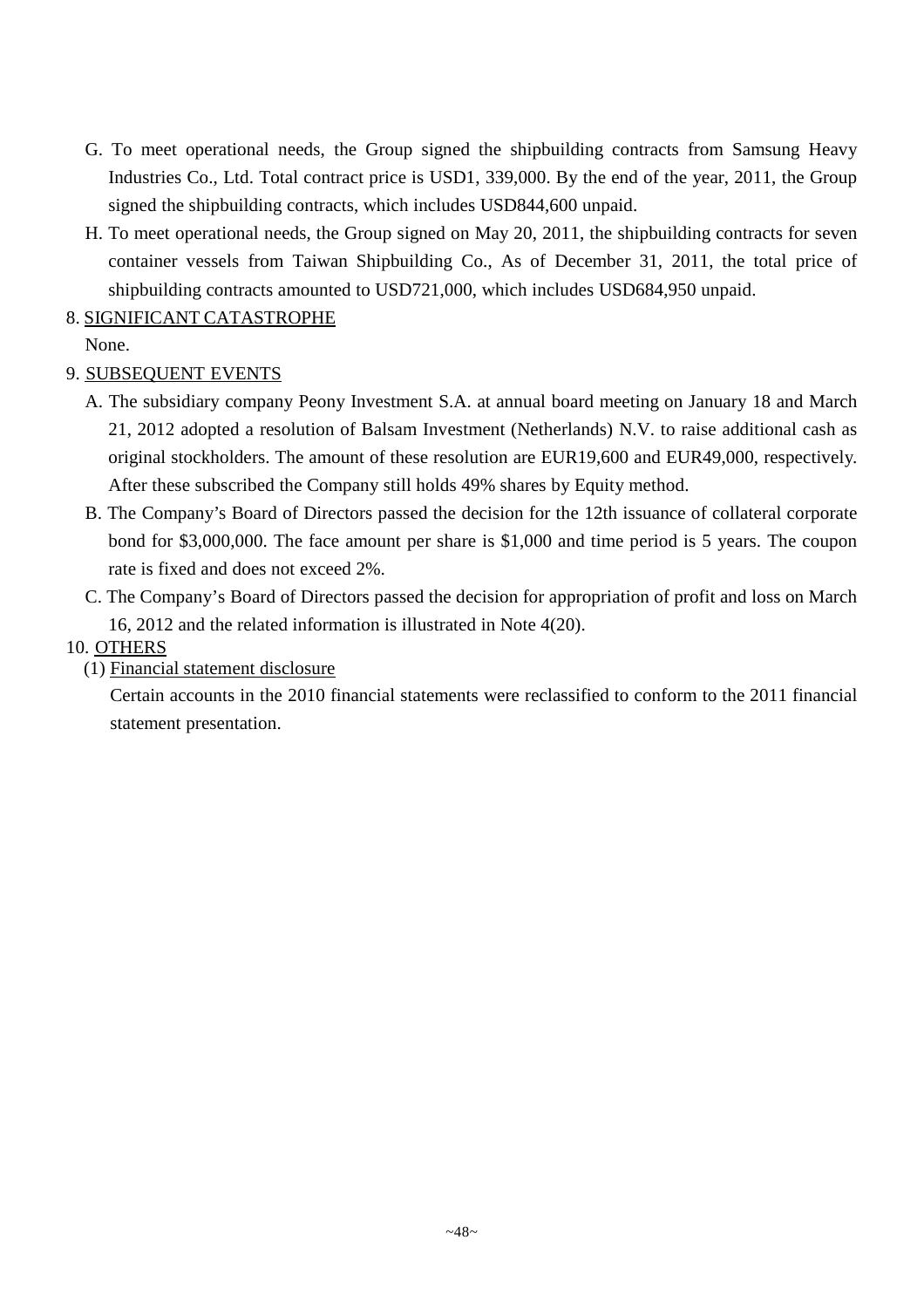G. To meet operational needs, the Group signed the shipbuilding contracts from Samsung Heavy Industries Co., Ltd. Total contract price is USD1, 339,000. By the end of the year, 2011, the Group signed the shipbuilding contracts, which includes USD844,600 unpaid.

H. To meet operational needs, the Group signed on May 20, 2011, the shipbuilding contracts for seven container vessels from Taiwan Shipbuilding Co., As of December 31, 2011, the total price of shipbuilding contracts amounted to USD721,000, which includes USD684,950 unpaid.

8. <u>SIGNIFICANT CATASTROPHE</u>

None.

9. <u>SUBSEQUENT EVENTS</u>

A. The subsidiary company Peony Investment S.A. at annual board meeting on January 18 and March 21, 2012 adopted a resolution of Balsam Investment (Netherlands) N.V. to raise additional cash as original stockholders. The amount of these resolution are EUR19,600 and EUR49,000, respectively. After these subscribed the Company still holds 49% shares by Equity method.

B. The Company's Board of Directors passed the decision for the 12th issuance of collateral corporate bond for $3,000,000. The face amount per share is $1,000 and time period is 5 years. The coupon rate is fixed and does not exceed 2%.

C. The Company's Board of Directors passed the decision for appropriation of profit and loss on March 16, 2012 and the related information is illustrated in Note 4(20).

10. <u>OTHERS</u>

(1) <u>Financial statement disclosure</u>

Certain accounts in the 2010 financial statements were reclassified to conform to the 2011 financial statement presentation.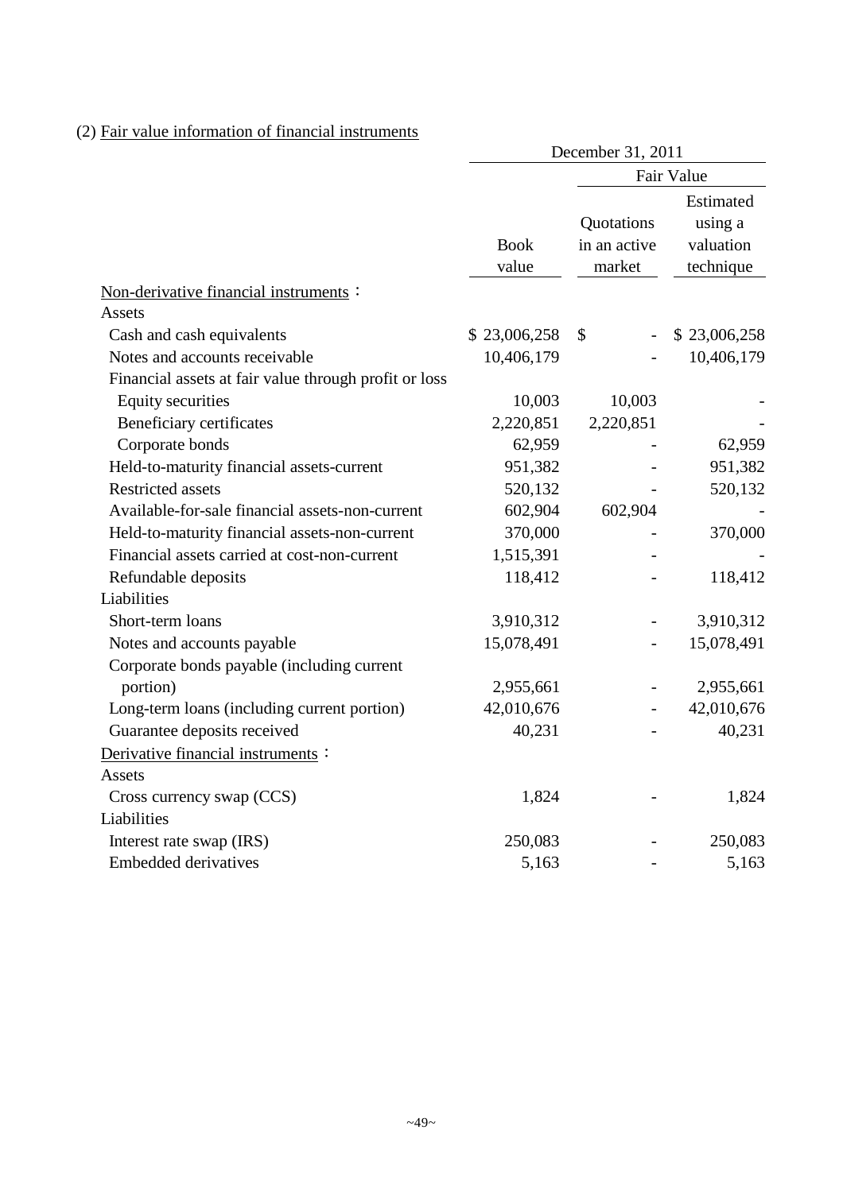(2) Fair value information of financial instruments

| | December 31, 2011 | | |
|---|---|---|---|
| | | Fair Value | |
| | Book value | Quotations in an active market | Estimated using a valuation technique |
| Non-derivative financial instruments： | | | |
| Assets | | | |
| Cash and cash equivalents | $ 23,006,258 | $ - | $ 23,006,258 |
| Notes and accounts receivable | 10,406,179 | - | 10,406,179 |
| Financial assets at fair value through profit or loss | | | |
| Equity securities | 10,003 | 10,003 | - |
| Beneficiary certificates | 2,220,851 | 2,220,851 | - |
| Corporate bonds | 62,959 | - | 62,959 |
| Held-to-maturity financial assets-current | 951,382 | - | 951,382 |
| Restricted assets | 520,132 | - | 520,132 |
| Available-for-sale financial assets-non-current | 602,904 | 602,904 | - |
| Held-to-maturity financial assets-non-current | 370,000 | - | 370,000 |
| Financial assets carried at cost-non-current | 1,515,391 | - | - |
| Refundable deposits | 118,412 | - | 118,412 |
| Liabilities | | | |
| Short-term loans | 3,910,312 | - | 3,910,312 |
| Notes and accounts payable | 15,078,491 | - | 15,078,491 |
| Corporate bonds payable (including current portion) | 2,955,661 | - | 2,955,661 |
| Long-term loans (including current portion) | 42,010,676 | - | 42,010,676 |
| Guarantee deposits received | 40,231 | - | 40,231 |
| Derivative financial instruments： | | | |
| Assets | | | |
| Cross currency swap (CCS) | 1,824 | - | 1,824 |
| Liabilities | | | |
| Interest rate swap (IRS) | 250,083 | - | 250,083 |
| Embedded derivatives | 5,163 | - | 5,163 |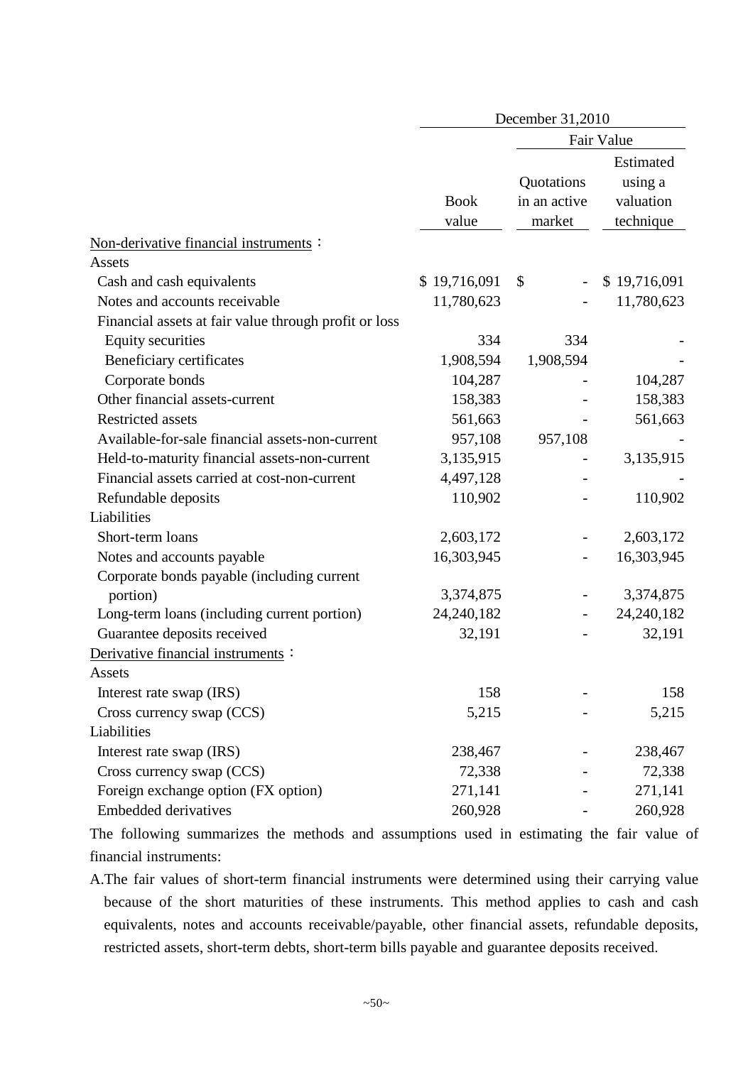| | December 31,2010 | | |
|---|---|---|---|
| | | Fair Value | |
| | Book value | Quotations in an active market | Estimated using a valuation technique |
| Non-derivative financial instruments： | | | |
| Assets | | | |
| Cash and cash equivalents | $ 19,716,091 | $ - | $ 19,716,091 |
| Notes and accounts receivable | 11,780,623 | - | 11,780,623 |
| Financial assets at fair value through profit or loss | | | |
| Equity securities | 334 | 334 | - |
| Beneficiary certificates | 1,908,594 | 1,908,594 | - |
| Corporate bonds | 104,287 | - | 104,287 |
| Other financial assets-current | 158,383 | - | 158,383 |
| Restricted assets | 561,663 | - | 561,663 |
| Available-for-sale financial assets-non-current | 957,108 | 957,108 | - |
| Held-to-maturity financial assets-non-current | 3,135,915 | - | 3,135,915 |
| Financial assets carried at cost-non-current | 4,497,128 | - | - |
| Refundable deposits | 110,902 | - | 110,902 |
| Liabilities | | | |
| Short-term loans | 2,603,172 | - | 2,603,172 |
| Notes and accounts payable | 16,303,945 | - | 16,303,945 |
| Corporate bonds payable (including current portion) | 3,374,875 | - | 3,374,875 |
| Long-term loans (including current portion) | 24,240,182 | - | 24,240,182 |
| Guarantee deposits received | 32,191 | - | 32,191 |
| Derivative financial instruments： | | | |
| Assets | | | |
| Interest rate swap (IRS) | 158 | - | 158 |
| Cross currency swap (CCS) | 5,215 | - | 5,215 |
| Liabilities | | | |
| Interest rate swap (IRS) | 238,467 | - | 238,467 |
| Cross currency swap (CCS) | 72,338 | - | 72,338 |
| Foreign exchange option (FX option) | 271,141 | - | 271,141 |
| Embedded derivatives | 260,928 | - | 260,928 |

The following summarizes the methods and assumptions used in estimating the fair value of financial instruments:

A.The fair values of short-term financial instruments were determined using their carrying value because of the short maturities of these instruments. This method applies to cash and cash equivalents, notes and accounts receivable/payable, other financial assets, refundable deposits, restricted assets, short-term debts, short-term bills payable and guarantee deposits received.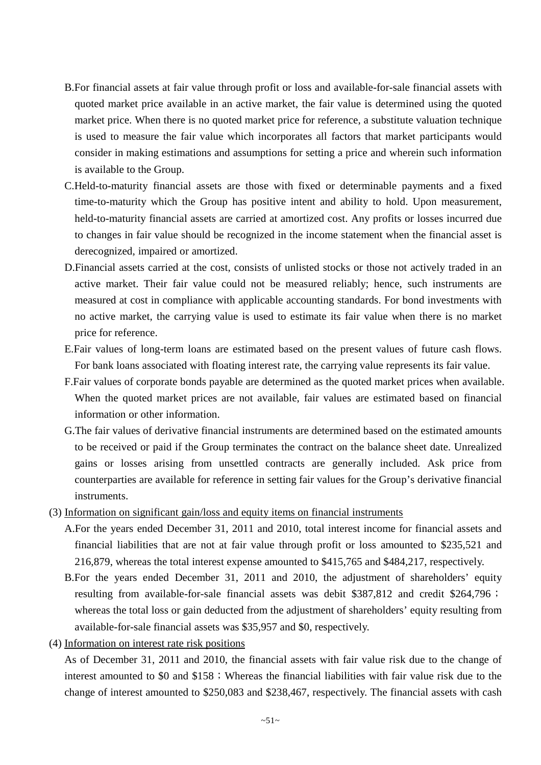B.For financial assets at fair value through profit or loss and available-for-sale financial assets with quoted market price available in an active market, the fair value is determined using the quoted market price. When there is no quoted market price for reference, a substitute valuation technique is used to measure the fair value which incorporates all factors that market participants would consider in making estimations and assumptions for setting a price and wherein such information is available to the Group.

C.Held-to-maturity financial assets are those with fixed or determinable payments and a fixed time-to-maturity which the Group has positive intent and ability to hold. Upon measurement, held-to-maturity financial assets are carried at amortized cost. Any profits or losses incurred due to changes in fair value should be recognized in the income statement when the financial asset is derecognized, impaired or amortized.

D.Financial assets carried at the cost, consists of unlisted stocks or those not actively traded in an active market. Their fair value could not be measured reliably; hence, such instruments are measured at cost in compliance with applicable accounting standards. For bond investments with no active market, the carrying value is used to estimate its fair value when there is no market price for reference.

E.Fair values of long-term loans are estimated based on the present values of future cash flows. For bank loans associated with floating interest rate, the carrying value represents its fair value.

F.Fair values of corporate bonds payable are determined as the quoted market prices when available. When the quoted market prices are not available, fair values are estimated based on financial information or other information.

G.The fair values of derivative financial instruments are determined based on the estimated amounts to be received or paid if the Group terminates the contract on the balance sheet date. Unrealized gains or losses arising from unsettled contracts are generally included. Ask price from counterparties are available for reference in setting fair values for the Group's derivative financial instruments.

(3) Information on significant gain/loss and equity items on financial instruments

A.For the years ended December 31, 2011 and 2010, total interest income for financial assets and financial liabilities that are not at fair value through profit or loss amounted to $235,521 and 216,879, whereas the total interest expense amounted to $415,765 and $484,217, respectively.

B.For the years ended December 31, 2011 and 2010, the adjustment of shareholders' equity resulting from available-for-sale financial assets was debit $387,812 and credit $264,796； whereas the total loss or gain deducted from the adjustment of shareholders' equity resulting from available-for-sale financial assets was $35,957 and $0, respectively.

(4) Information on interest rate risk positions

As of December 31, 2011 and 2010, the financial assets with fair value risk due to the change of interest amounted to $0 and $158；Whereas the financial liabilities with fair value risk due to the change of interest amounted to $250,083 and $238,467, respectively. The financial assets with cash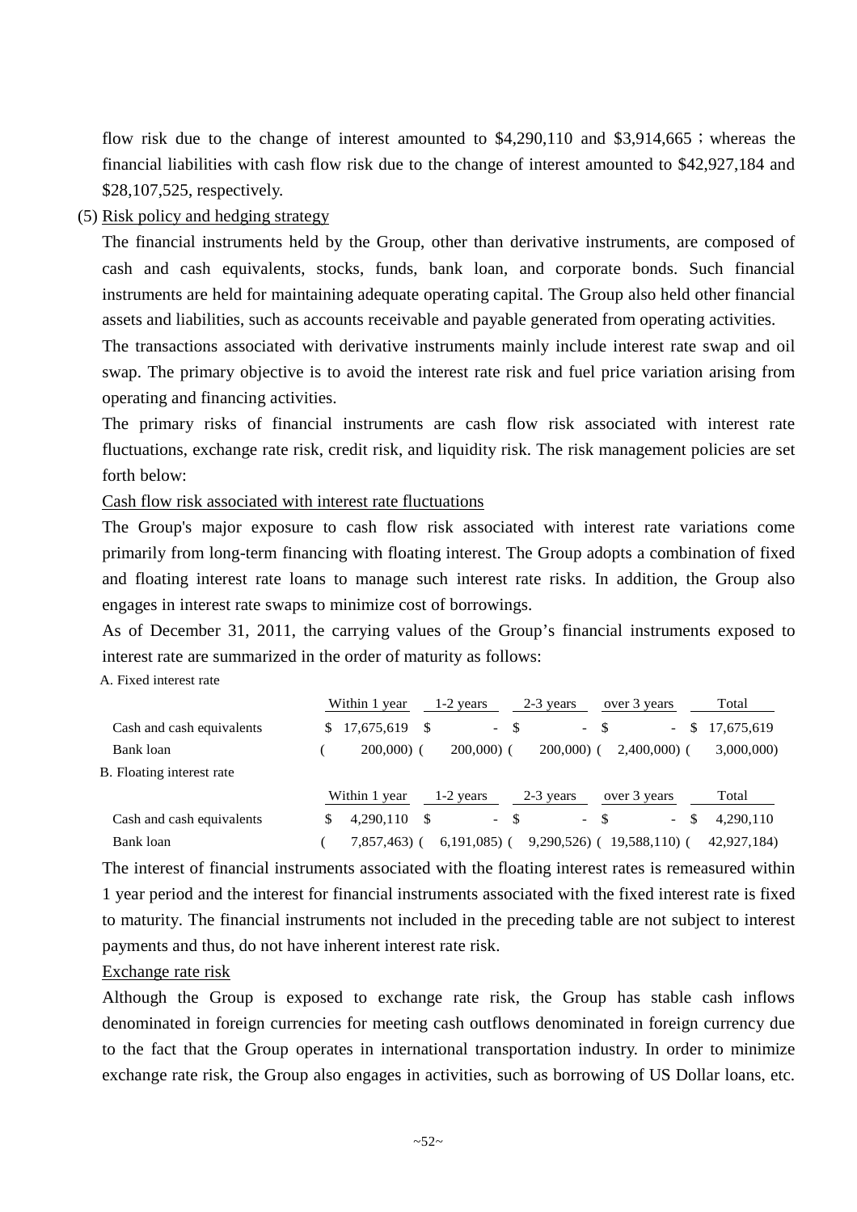flow risk due to the change of interest amounted to $4,290,110 and $3,914,665；whereas the financial liabilities with cash flow risk due to the change of interest amounted to $42,927,184 and $28,107,525, respectively.

(5) Risk policy and hedging strategy

The financial instruments held by the Group, other than derivative instruments, are composed of cash and cash equivalents, stocks, funds, bank loan, and corporate bonds. Such financial instruments are held for maintaining adequate operating capital. The Group also held other financial assets and liabilities, such as accounts receivable and payable generated from operating activities.

The transactions associated with derivative instruments mainly include interest rate swap and oil swap. The primary objective is to avoid the interest rate risk and fuel price variation arising from operating and financing activities.

The primary risks of financial instruments are cash flow risk associated with interest rate fluctuations, exchange rate risk, credit risk, and liquidity risk. The risk management policies are set forth below:

Cash flow risk associated with interest rate fluctuations

The Group's major exposure to cash flow risk associated with interest rate variations come primarily from long-term financing with floating interest. The Group adopts a combination of fixed and floating interest rate loans to manage such interest rate risks. In addition, the Group also engages in interest rate swaps to minimize cost of borrowings.

As of December 31, 2011, the carrying values of the Group’s financial instruments exposed to interest rate are summarized in the order of maturity as follows:

A. Fixed interest rate

| | Within 1 year | 1-2 years | 2-3 years | over 3 years | Total |
|---|---|---|---|---|---|
| Cash and cash equivalents | $ 17,675,619 | $ - | $ - | $ - | $ 17,675,619 |
| Bank loan | ( 200,000) | ( 200,000) | ( 200,000) | ( 2,400,000) | ( 3,000,000) |

B. Floating interest rate

| | Within 1 year | 1-2 years | 2-3 years | over 3 years | Total |
|---|---|---|---|---|---|
| Cash and cash equivalents | $ 4,290,110 | $ - | $ - | $ - | $ 4,290,110 |
| Bank loan | ( 7,857,463) | ( 6,191,085) | ( 9,290,526) | ( 19,588,110) | ( 42,927,184) |

The interest of financial instruments associated with the floating interest rates is remeasured within 1 year period and the interest for financial instruments associated with the fixed interest rate is fixed to maturity. The financial instruments not included in the preceding table are not subject to interest payments and thus, do not have inherent interest rate risk.

Exchange rate risk

Although the Group is exposed to exchange rate risk, the Group has stable cash inflows denominated in foreign currencies for meeting cash outflows denominated in foreign currency due to the fact that the Group operates in international transportation industry. In order to minimize exchange rate risk, the Group also engages in activities, such as borrowing of US Dollar loans, etc.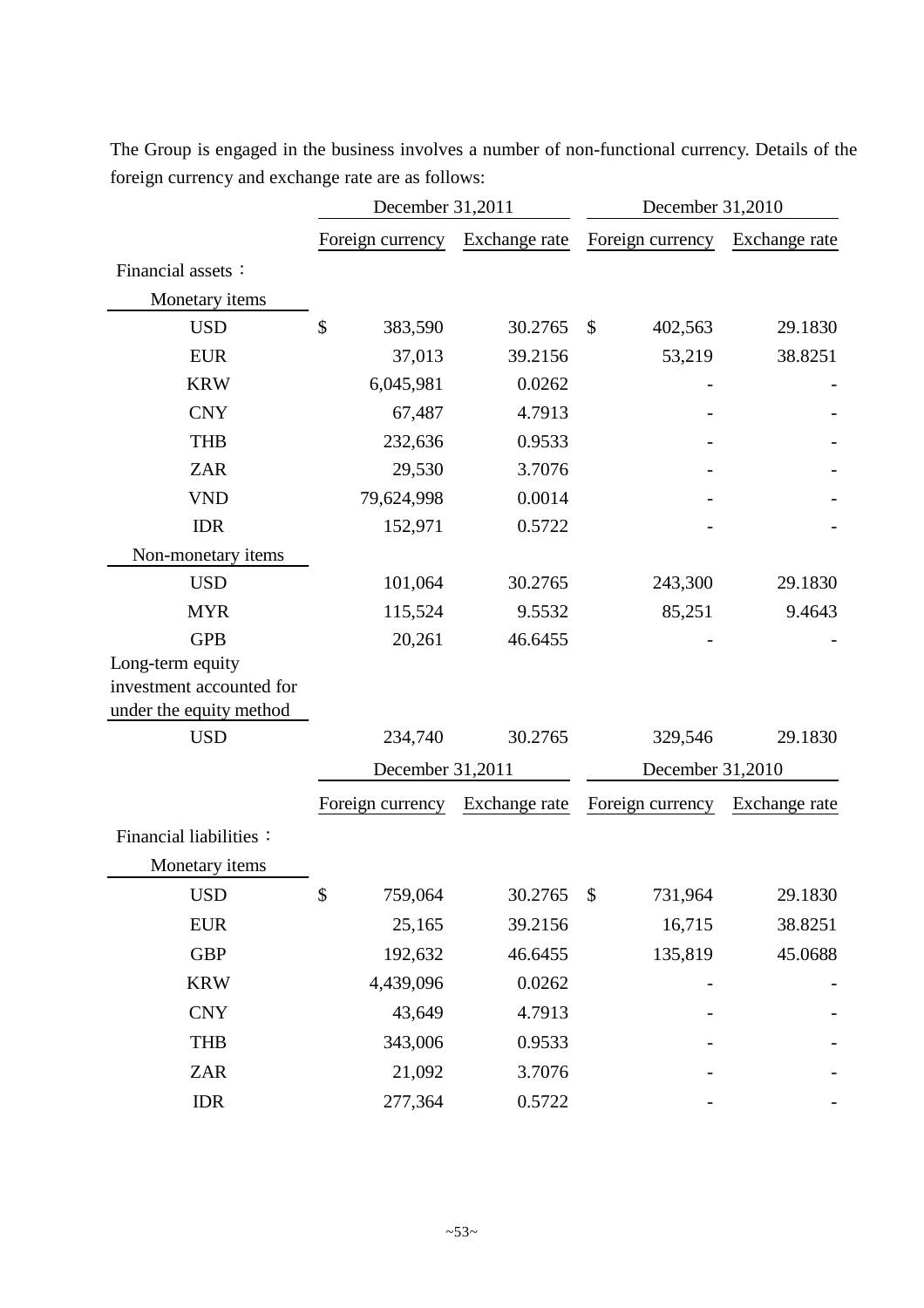The Group is engaged in the business involves a number of non-functional currency. Details of the foreign currency and exchange rate are as follows:

| | December 31,2011 | | December 31,2010 | |
|---|---|---|---|---|
| | Foreign currency | Exchange rate | Foreign currency | Exchange rate |
| Financial assets： | | | | |
| Monetary items | | | | |
| USD | $ 383,590 | 30.2765 | $ 402,563 | 29.1830 |
| EUR | 37,013 | 39.2156 | 53,219 | 38.8251 |
| KRW | 6,045,981 | 0.0262 | - | - |
| CNY | 67,487 | 4.7913 | - | - |
| THB | 232,636 | 0.9533 | - | - |
| ZAR | 29,530 | 3.7076 | - | - |
| VND | 79,624,998 | 0.0014 | - | - |
| IDR | 152,971 | 0.5722 | - | - |
| Non-monetary items | | | | |
| USD | 101,064 | 30.2765 | 243,300 | 29.1830 |
| MYR | 115,524 | 9.5532 | 85,251 | 9.4643 |
| GPB | 20,261 | 46.6455 | - | - |
| Long-term equity investment accounted for under the equity method | | | | |
| USD | 234,740 | 30.2765 | 329,546 | 29.1830 |

| | December 31,2011 | | December 31,2010 | |
|---|---|---|---|---|
| | Foreign currency | Exchange rate | Foreign currency | Exchange rate |
| Financial liabilities： | | | | |
| Monetary items | | | | |
| USD | $ 759,064 | 30.2765 | $ 731,964 | 29.1830 |
| EUR | 25,165 | 39.2156 | 16,715 | 38.8251 |
| GBP | 192,632 | 46.6455 | 135,819 | 45.0688 |
| KRW | 4,439,096 | 0.0262 | - | - |
| CNY | 43,649 | 4.7913 | - | - |
| THB | 343,006 | 0.9533 | - | - |
| ZAR | 21,092 | 3.7076 | - | - |
| IDR | 277,364 | 0.5722 | - | - |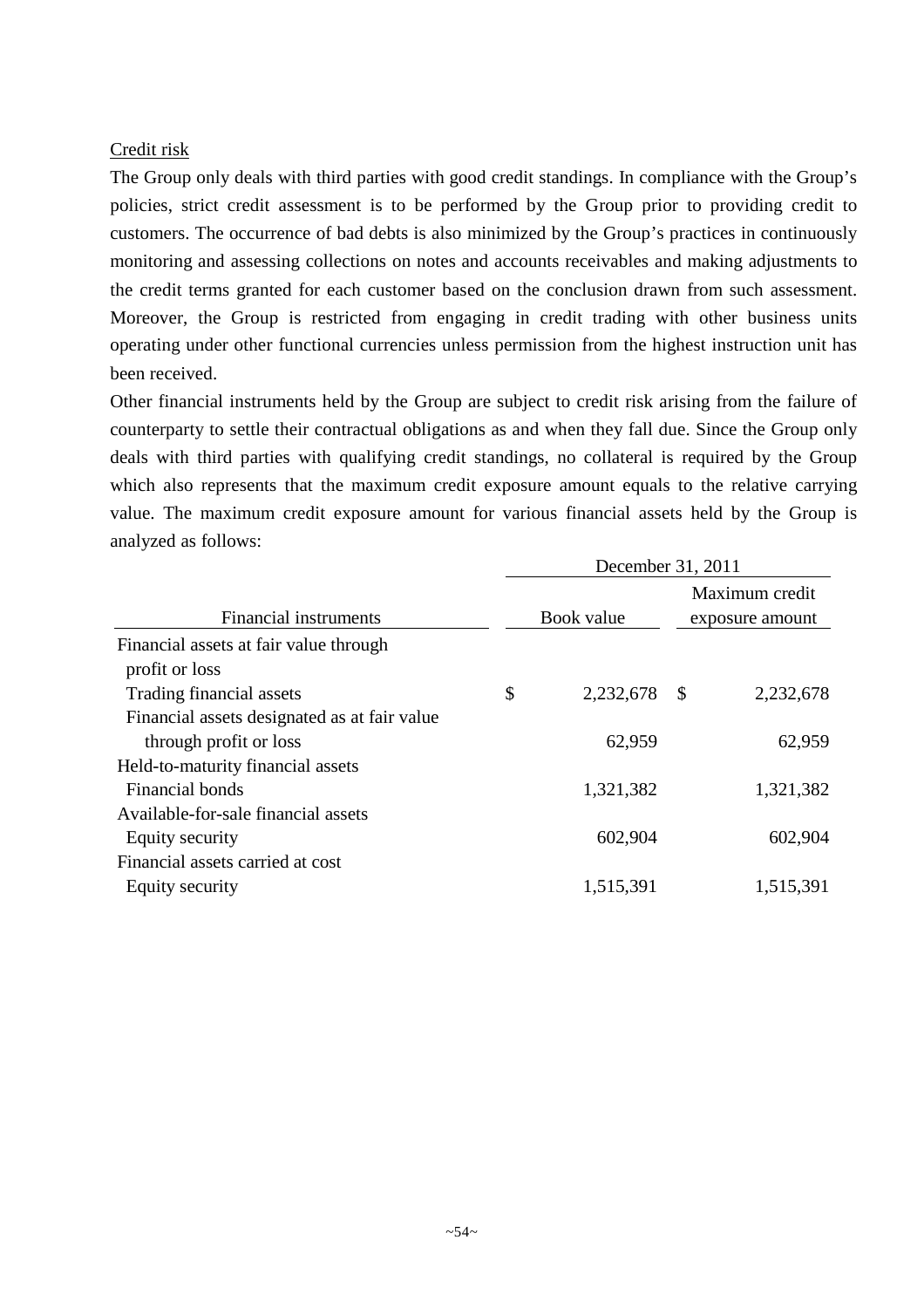Credit risk

The Group only deals with third parties with good credit standings. In compliance with the Group's policies, strict credit assessment is to be performed by the Group prior to providing credit to customers. The occurrence of bad debts is also minimized by the Group's practices in continuously monitoring and assessing collections on notes and accounts receivables and making adjustments to the credit terms granted for each customer based on the conclusion drawn from such assessment. Moreover, the Group is restricted from engaging in credit trading with other business units operating under other functional currencies unless permission from the highest instruction unit has been received.

Other financial instruments held by the Group are subject to credit risk arising from the failure of counterparty to settle their contractual obligations as and when they fall due. Since the Group only deals with third parties with qualifying credit standings, no collateral is required by the Group which also represents that the maximum credit exposure amount equals to the relative carrying value. The maximum credit exposure amount for various financial assets held by the Group is analyzed as follows:

| | December 31, 2011 | |
|---|---|---|
| Financial instruments | Book value | Maximum credit exposure amount |
| Financial assets at fair value through profit or loss | | |
| Trading financial assets | $ 2,232,678 | $ 2,232,678 |
| Financial assets designated as at fair value through profit or loss | 62,959 | 62,959 |
| Held-to-maturity financial assets | | |
| Financial bonds | 1,321,382 | 1,321,382 |
| Available-for-sale financial assets | | |
| Equity security | 602,904 | 602,904 |
| Financial assets carried at cost | | |
| Equity security | 1,515,391 | 1,515,391 |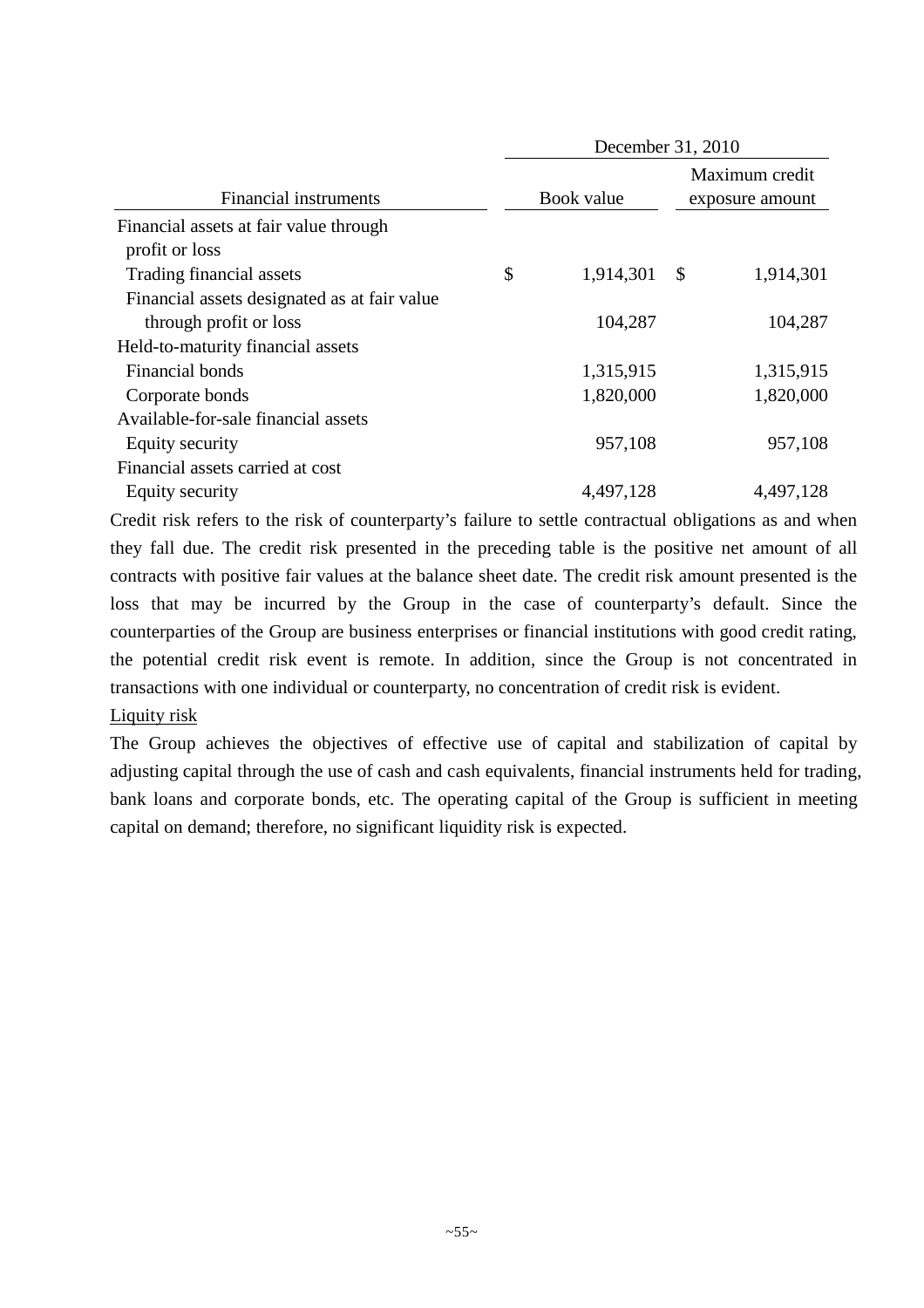| Financial instruments | December 31, 2010 | |
|---|---|---|
| | Book value | Maximum credit exposure amount |
| Financial assets at fair value through profit or loss | | |
| Trading financial assets | $ 1,914,301 | $ 1,914,301 |
| Financial assets designated as at fair value through profit or loss | 104,287 | 104,287 |
| Held-to-maturity financial assets | | |
| Financial bonds | 1,315,915 | 1,315,915 |
| Corporate bonds | 1,820,000 | 1,820,000 |
| Available-for-sale financial assets | | |
| Equity security | 957,108 | 957,108 |
| Financial assets carried at cost | | |
| Equity security | 4,497,128 | 4,497,128 |

Credit risk refers to the risk of counterparty's failure to settle contractual obligations as and when they fall due. The credit risk presented in the preceding table is the positive net amount of all contracts with positive fair values at the balance sheet date. The credit risk amount presented is the loss that may be incurred by the Group in the case of counterparty's default. Since the counterparties of the Group are business enterprises or financial institutions with good credit rating, the potential credit risk event is remote. In addition, since the Group is not concentrated in transactions with one individual or counterparty, no concentration of credit risk is evident.

Liquity risk

The Group achieves the objectives of effective use of capital and stabilization of capital by adjusting capital through the use of cash and cash equivalents, financial instruments held for trading, bank loans and corporate bonds, etc. The operating capital of the Group is sufficient in meeting capital on demand; therefore, no significant liquidity risk is expected.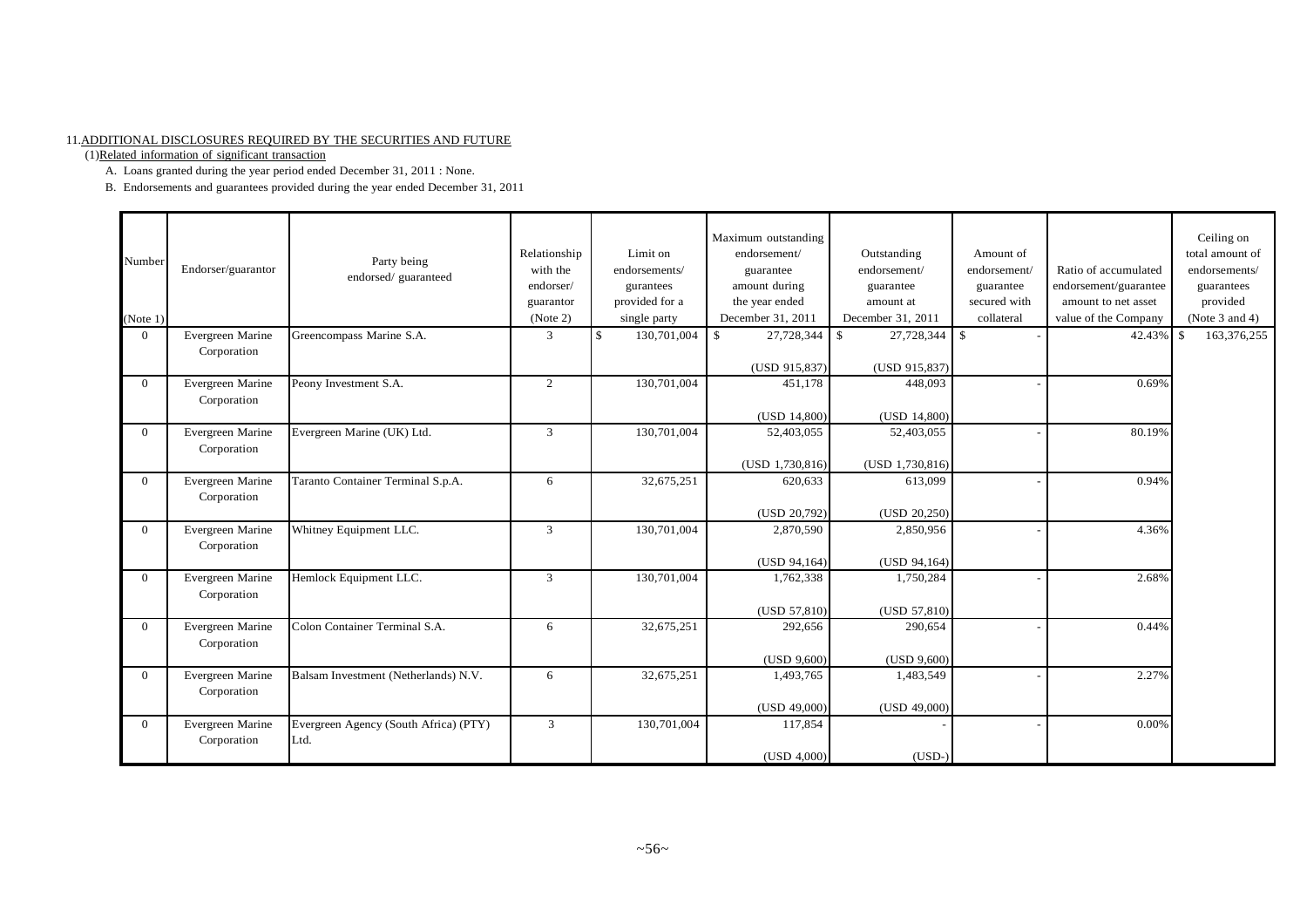11.ADDITIONAL DISCLOSURES REQUIRED BY THE SECURITIES AND FUTURE

(1)Related information of significant transaction

A. Loans granted during the year period ended December 31, 2011 : None.

B. Endorsements and guarantees provided during the year ended December 31, 2011

| Number (Note 1) | Endorser/guarantor | Party being endorsed/ guaranteed | Relationship with the endorser/ guarantor (Note 2) | Limit on endorsements/ gurantees provided for a single party | Maximum outstanding endorsement/ guarantee amount during the year ended December 31, 2011 | Outstanding endorsement/ guarantee amount at December 31, 2011 | Amount of endorsement/ guarantee secured with collateral | Ratio of accumulated endorsement/guarantee amount to net asset value of the Company | Ceiling on total amount of endorsements/ guarantees provided (Note 3 and 4) |
|---|---|---|---|---|---|---|---|---|---|
| 0 | Evergreen Marine Corporation | Greencompass Marine S.A. | 3 | $ 130,701,004 | $ 27,728,344 (USD 915,837) | $ 27,728,344 (USD 915,837) | $ - | 42.43% | $ 163,376,255 |
| 0 | Evergreen Marine Corporation | Peony Investment S.A. | 2 | 130,701,004 | 451,178 (USD 14,800) | 448,093 (USD 14,800) | - | 0.69% | |
| 0 | Evergreen Marine Corporation | Evergreen Marine (UK) Ltd. | 3 | 130,701,004 | 52,403,055 (USD 1,730,816) | 52,403,055 (USD 1,730,816) | - | 80.19% | |
| 0 | Evergreen Marine Corporation | Taranto Container Terminal S.p.A. | 6 | 32,675,251 | 620,633 (USD 20,792) | 613,099 (USD 20,250) | - | 0.94% | |
| 0 | Evergreen Marine Corporation | Whitney Equipment LLC. | 3 | 130,701,004 | 2,870,590 (USD 94,164) | 2,850,956 (USD 94,164) | - | 4.36% | |
| 0 | Evergreen Marine Corporation | Hemlock Equipment LLC. | 3 | 130,701,004 | 1,762,338 (USD 57,810) | 1,750,284 (USD 57,810) | - | 2.68% | |
| 0 | Evergreen Marine Corporation | Colon Container Terminal S.A. | 6 | 32,675,251 | 292,656 (USD 9,600) | 290,654 (USD 9,600) | - | 0.44% | |
| 0 | Evergreen Marine Corporation | Balsam Investment (Netherlands) N.V. | 6 | 32,675,251 | 1,493,765 (USD 49,000) | 1,483,549 (USD 49,000) | - | 2.27% | |
| 0 | Evergreen Marine Corporation | Evergreen Agency (South Africa) (PTY) Ltd. | 3 | 130,701,004 | 117,854 (USD 4,000) | - (USD-) | - | 0.00% | |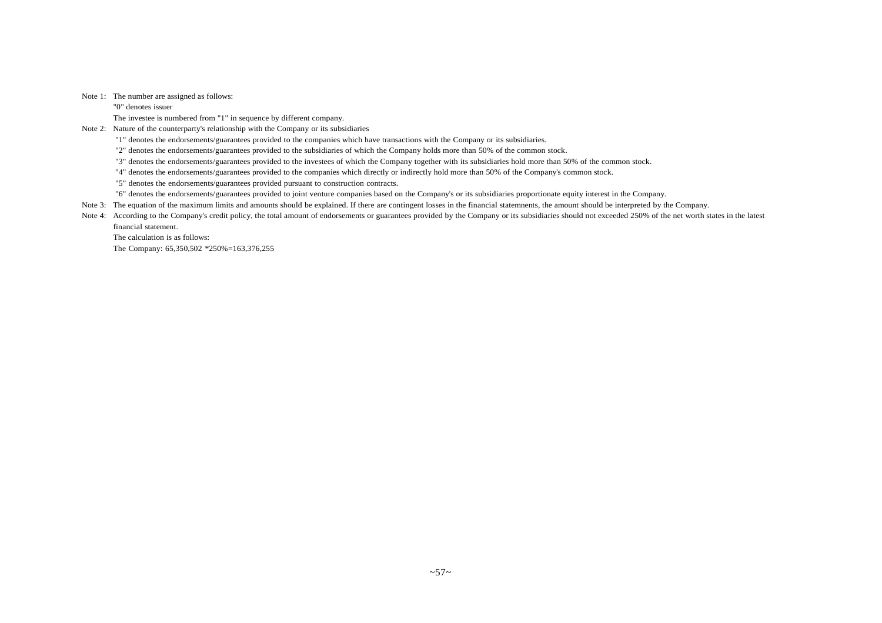Note 1: The number are assigned as follows:

"0" denotes issuer

The investee is numbered from "1" in sequence by different company.

Note 2: Nature of the counterparty's relationship with the Company or its subsidiaries

"1" denotes the endorsements/guarantees provided to the companies which have transactions with the Company or its subsidiaries.

"2" denotes the endorsements/guarantees provided to the subsidiaries of which the Company holds more than 50% of the common stock.

"3" denotes the endorsements/guarantees provided to the investees of which the Company together with its subsidiaries hold more than 50% of the common stock.

"4" denotes the endorsements/guarantees provided to the companies which directly or indirectly hold more than 50% of the Company's common stock.

"5" denotes the endorsements/guarantees provided pursuant to construction contracts.

"6" denotes the endorsements/guarantees provided to joint venture companies based on the Company's or its subsidiaries proportionate equity interest in the Company.

Note 3: The equation of the maximum limits and amounts should be explained. If there are contingent losses in the financial statemnents, the amount should be interpreted by the Company.

Note 4: According to the Company's credit policy, the total amount of endorsements or guarantees provided by the Company or its subsidiaries should not exceeded 250% of the net worth states in the latest financial statement.

The calculation is as follows:

The Company: 65,350,502 *250%=163,376,255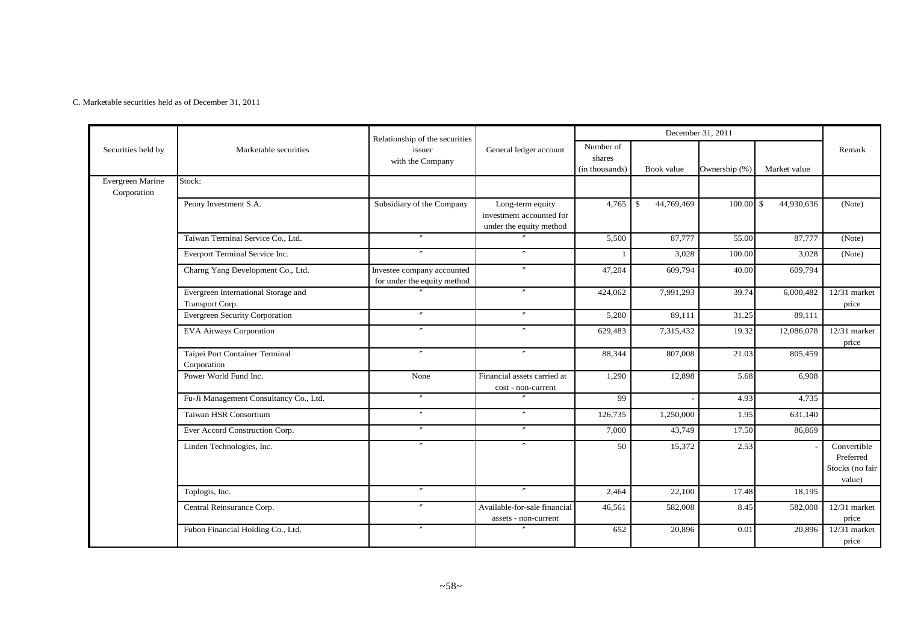C. Marketable securities held as of December 31, 2011

| Securities held by | Marketable securities | Relationship of the securities issuer with the Company | General ledger account | December 31, 2011 | | | | Remark |
|---|---|---|---|---|---|---|---|---|
| | | | | Number of shares (in thousands) | Book value | Ownership (%) | Market value | |
| Evergreen Marine Corporation | Stock: | | | | | | | |
| | Peony Investment S.A. | Subsidiary of the Company | Long-term equity investment accounted for under the equity method | 4,765 | $ 44,769,469 | 100.00 | $ 44,930,636 | (Note) |
| | Taiwan Terminal Service Co., Ltd. | 〃 | 〃 | 5,500 | 87,777 | 55.00 | 87,777 | (Note) |
| | Everport Terminal Service Inc. | 〃 | 〃 | 1 | 3,028 | 100.00 | 3,028 | (Note) |
| | Charng Yang Development Co., Ltd. | Investee company accounted for under the equity method | 〃 | 47,204 | 609,794 | 40.00 | 609,794 | |
| | Evergreen International Storage and Transport Corp. | 〃 | 〃 | 424,062 | 7,991,293 | 39.74 | 6,000,482 | 12/31 market price |
| | Evergreen Security Corporation | 〃 | 〃 | 5,280 | 89,111 | 31.25 | 89,111 | |
| | EVA Airways Corporation | 〃 | 〃 | 629,483 | 7,315,432 | 19.32 | 12,086,078 | 12/31 market price |
| | Taipei Port Container Terminal Corporation | 〃 | 〃 | 88,344 | 807,008 | 21.03 | 805,459 | |
| | Power World Fund Inc. | None | Financial assets carried at cost - non-current | 1,290 | 12,898 | 5.68 | 6,908 | |
| | Fu-Ji Management Consultancy Co., Ltd. | 〃 | 〃 | 99 | - | 4.93 | 4,735 | |
| | Taiwan HSR Consortium | 〃 | 〃 | 126,735 | 1,250,000 | 1.95 | 631,140 | |
| | Ever Accord Construction Corp. | 〃 | 〃 | 7,000 | 43,749 | 17.50 | 86,869 | |
| | Linden Technologies, Inc. | 〃 | 〃 | 50 | 15,372 | 2.53 | - | Convertible Preferred Stocks (no fair value) |
| | Toplogis, Inc. | 〃 | 〃 | 2,464 | 22,100 | 17.48 | 18,195 | |
| | Central Reinsurance Corp. | 〃 | Available-for-sale financial assets - non-current | 46,561 | 582,008 | 8.45 | 582,008 | 12/31 market price |
| | Fubon Financial Holding Co., Ltd. | 〃 | 〃 | 652 | 20,896 | 0.01 | 20,896 | 12/31 market price |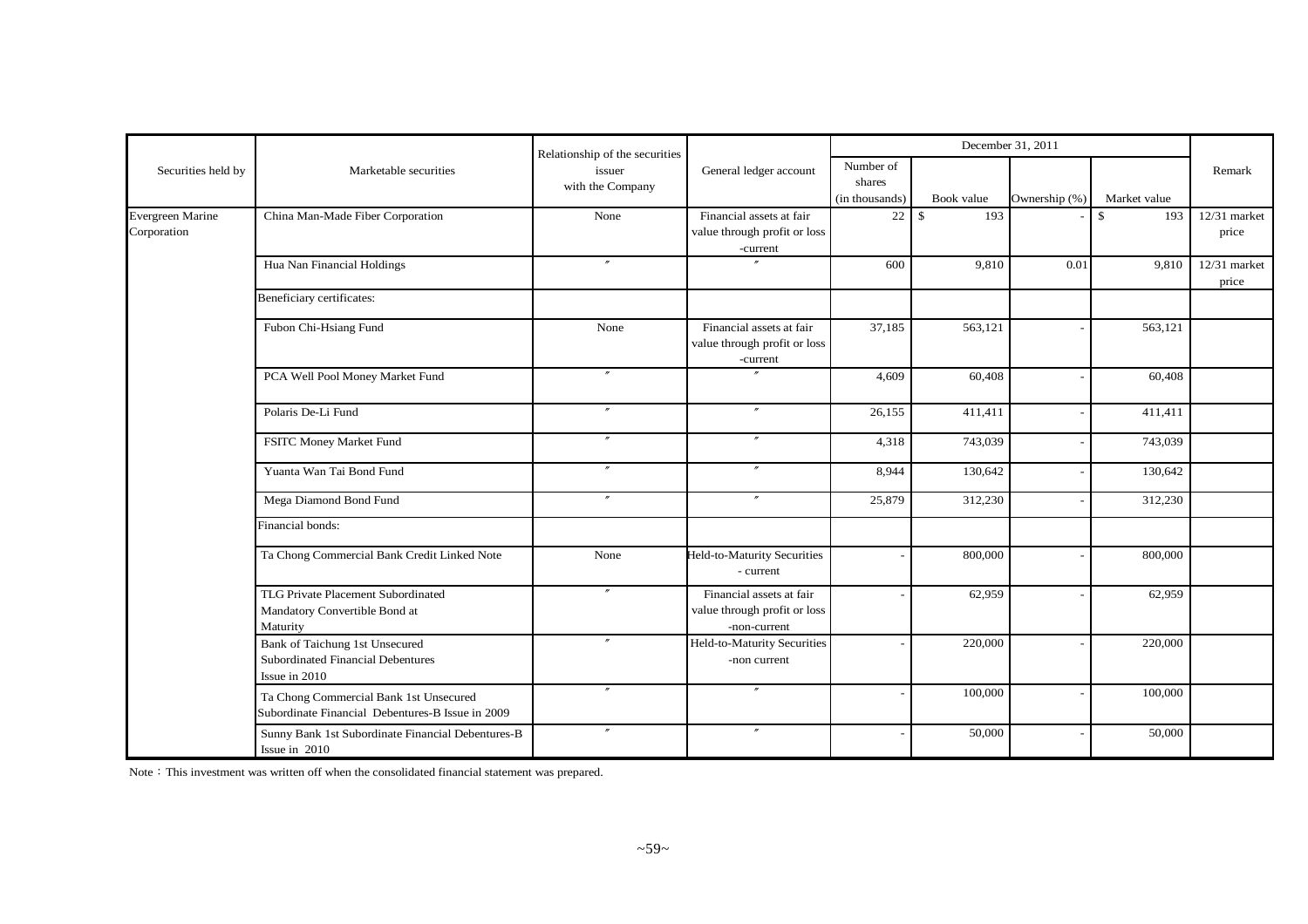| Securities held by | Marketable securities | Relationship of the securities issuer with the Company | General ledger account | December 31, 2011 | | | | Remark |
|---|---|---|---|---|---|---|---|---|
| | | | | Number of shares (in thousands) | Book value | Ownership (%) | Market value | |
| Evergreen Marine Corporation | China Man-Made Fiber Corporation | None | Financial assets at fair value through profit or loss -current | 22 | $ 193 | - | $ 193 | 12/31 market price |
| | Hua Nan Financial Holdings | 〃 | 〃 | 600 | 9,810 | 0.01 | 9,810 | 12/31 market price |
| | Beneficiary certificates: | | | | | | | |
| | Fubon Chi-Hsiang Fund | None | Financial assets at fair value through profit or loss -current | 37,185 | 563,121 | - | 563,121 | |
| | PCA Well Pool Money Market Fund | 〃 | 〃 | 4,609 | 60,408 | - | 60,408 | |
| | Polaris De-Li Fund | 〃 | 〃 | 26,155 | 411,411 | - | 411,411 | |
| | FSITC Money Market Fund | 〃 | 〃 | 4,318 | 743,039 | - | 743,039 | |
| | Yuanta Wan Tai Bond Fund | 〃 | 〃 | 8,944 | 130,642 | - | 130,642 | |
| | Mega Diamond Bond Fund | 〃 | 〃 | 25,879 | 312,230 | - | 312,230 | |
| | Financial bonds: | | | | | | | |
| | Ta Chong Commercial Bank Credit Linked Note | None | Held-to-Maturity Securities - current | - | 800,000 | - | 800,000 | |
| | TLG Private Placement Subordinated Mandatory Convertible Bond at Maturity | 〃 | Financial assets at fair value through profit or loss -non-current | - | 62,959 | - | 62,959 | |
| | Bank of Taichung 1st Unsecured Subordinated Financial Debentures Issue in 2010 | 〃 | Held-to-Maturity Securities -non current | - | 220,000 | - | 220,000 | |
| | Ta Chong Commercial Bank 1st Unsecured Subordinate Financial Debentures-B Issue in 2009 | 〃 | 〃 | - | 100,000 | - | 100,000 | |
| | Sunny Bank 1st Subordinate Financial Debentures-B Issue in 2010 | 〃 | 〃 | - | 50,000 | - | 50,000 | |

Note：This investment was written off when the consolidated financial statement was prepared.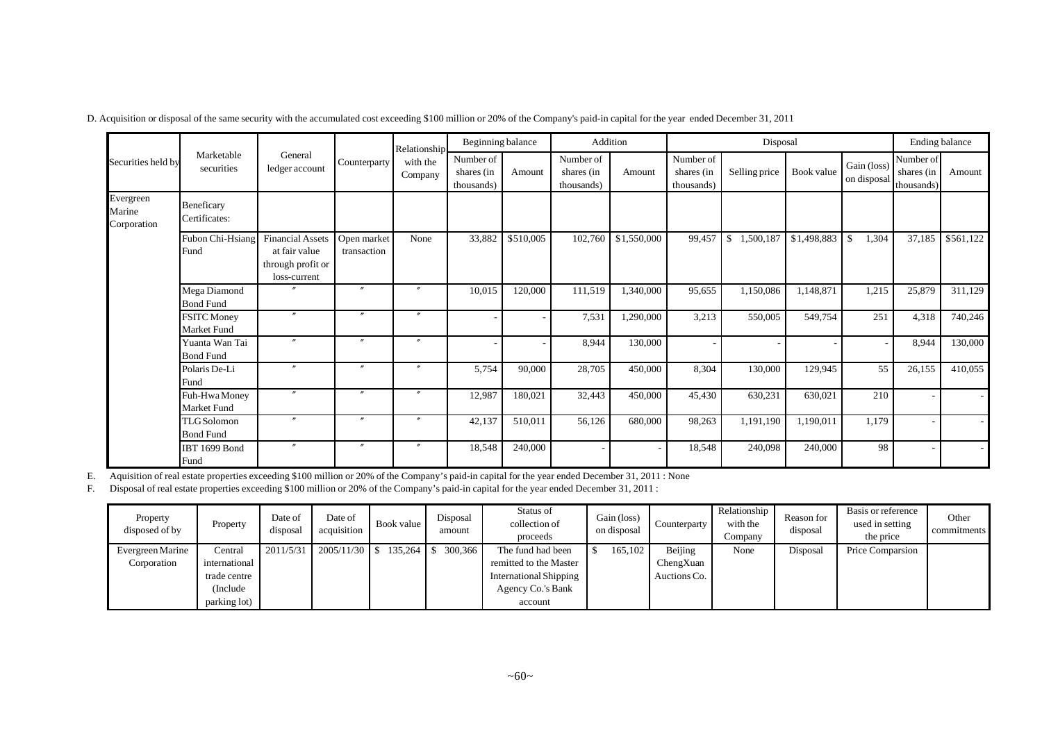D. Acquisition or disposal of the same security with the accumulated cost exceeding $100 million or 20% of the Company's paid-in capital for the year ended December 31, 2011

| Securities held by | Marketable securities | General ledger account | Counterparty | Relationship with the Company | Beginning balance | | Addition | | Disposal | | | | Ending balance | |
|---|---|---|---|---|---|---|---|---|---|---|---|---|---|---|
| | | | | | Number of shares (in thousands) | Amount | Number of shares (in thousands) | Amount | Number of shares (in thousands) | Selling price | Book value | Gain (loss) on disposal | Number of shares (in thousands) | Amount |
| Evergreen Marine Corporation | Beneficary Certificates: | | | | | | | | | | | | | |
| | Fubon Chi-Hsiang Fund | Financial Assets at fair value through profit or loss-current | Open market transaction | None | 33,882 | $510,005 | 102,760 | $1,550,000 | 99,457 | $ 1,500,187 | $1,498,883 | $ 1,304 | 37,185 | $561,122 |
| | Mega Diamond Bond Fund | 〃 | 〃 | 〃 | 10,015 | 120,000 | 111,519 | 1,340,000 | 95,655 | 1,150,086 | 1,148,871 | 1,215 | 25,879 | 311,129 |
| | FSITC Money Market Fund | 〃 | 〃 | 〃 | - | - | 7,531 | 1,290,000 | 3,213 | 550,005 | 549,754 | 251 | 4,318 | 740,246 |
| | Yuanta Wan Tai Bond Fund | 〃 | 〃 | 〃 | - | - | 8,944 | 130,000 | - | - | - | - | 8,944 | 130,000 |
| | Polaris De-Li Fund | 〃 | 〃 | 〃 | 5,754 | 90,000 | 28,705 | 450,000 | 8,304 | 130,000 | 129,945 | 55 | 26,155 | 410,055 |
| | Fuh-Hwa Money Market Fund | 〃 | 〃 | 〃 | 12,987 | 180,021 | 32,443 | 450,000 | 45,430 | 630,231 | 630,021 | 210 | - | - |
| | TLG Solomon Bond Fund | 〃 | 〃 | 〃 | 42,137 | 510,011 | 56,126 | 680,000 | 98,263 | 1,191,190 | 1,190,011 | 1,179 | - | - |
| | IBT 1699 Bond Fund | 〃 | 〃 | 〃 | 18,548 | 240,000 | - | - | 18,548 | 240,098 | 240,000 | 98 | - | - |

E. Aquisition of real estate properties exceeding $100 million or 20% of the Company's paid-in capital for the year ended December 31, 2011 : None

F. Disposal of real estate properties exceeding $100 million or 20% of the Company's paid-in capital for the year ended December 31, 2011 :

| Property disposed of by | Property | Date of disposal | Date of acquisition | Book value | Disposal amount | Status of collection of proceeds | Gain (loss) on disposal | Counterparty | Relationship with the Company | Reason for disposal | Basis or reference used in setting the price | Other commitments |
|---|---|---|---|---|---|---|---|---|---|---|---|---|
| Evergreen Marine Corporation | Central international trade centre (Include parking lot) | 2011/5/31 | 2005/11/30 | $ 135,264 | $ 300,366 | The fund had been remitted to the Master International Shipping Agency Co.'s Bank account | $ 165,102 | Beijing ChengXuan Auctions Co. | None | Disposal | Price Comparsion | |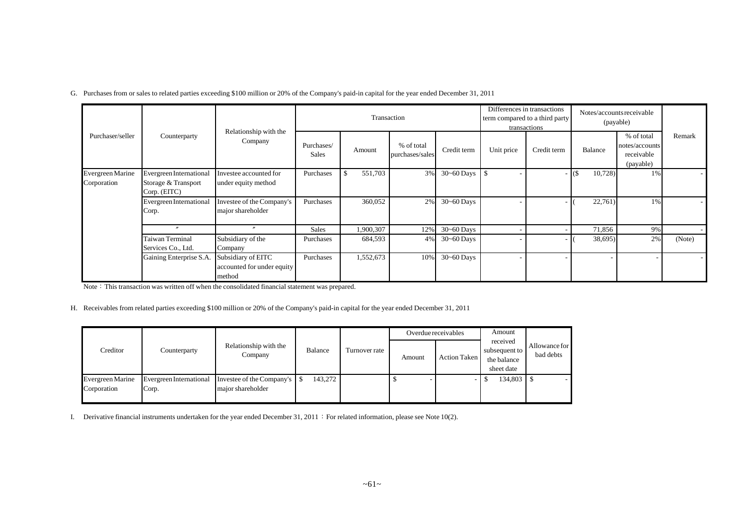G. Purchases from or sales to related parties exceeding $100 million or 20% of the Company's paid-in capital for the year ended December 31, 2011

| Purchaser/seller | Counterparty | Relationship with the Company | Transaction | | | | Differences in transactions term compared to a third party transactions | | Notes/accounts receivable (payable) | | Remark |
|---|---|---|---|---|---|---|---|---|---|---|---|
| | | | Purchases/ Sales | Amount | % of total purchases/sales | Credit term | Unit price | Credit term | Balance | % of total notes/accounts receivable (payable) | |
| Evergreen Marine Corporation | Evergreen International Storage & Transport Corp. (EITC) | Investee accounted for under equity method | Purchases | $ 551,703 | 3% | 30~60 Days | $ - | - | ($ 10,728) | 1% | - |
| | Evergreen International Corp. | Investee of the Company's major shareholder | Purchases | 360,052 | 2% | 30~60 Days | - | - | ( 22,761) | 1% | - |
| | 〃 | 〃 | Sales | 1,900,307 | 12% | 30~60 Days | - | - | 71,856 | 9% | - |
| | Taiwan Terminal Services Co., Ltd. | Subsidiary of the Company | Purchases | 684,593 | 4% | 30~60 Days | - | - | ( 38,695) | 2% | (Note) |
| | Gaining Enterprise S.A. | Subsidiary of EITC accounted for under equity method | Purchases | 1,552,673 | 10% | 30~60 Days | - | - | - | - | - |

Note：This transaction was written off when the consolidated financial statement was prepared.

H. Receivables from related parties exceeding $100 million or 20% of the Company's paid-in capital for the year ended December 31, 2011

| Creditor | Counterparty | Relationship with the Company | Balance | Turnover rate | Overdue receivables | | Amount received subsequent to the balance sheet date | Allowance for bad debts |
|---|---|---|---|---|---|---|---|---|
| | | | | | Amount | Action Taken | | |
| Evergreen Marine Corporation | Evergreen International Corp. | Investee of the Company's major shareholder | $ 143,272 | | $ - | - | $ 134,803 | $ - |

I. Derivative financial instruments undertaken for the year ended December 31, 2011：For related information, please see Note 10(2).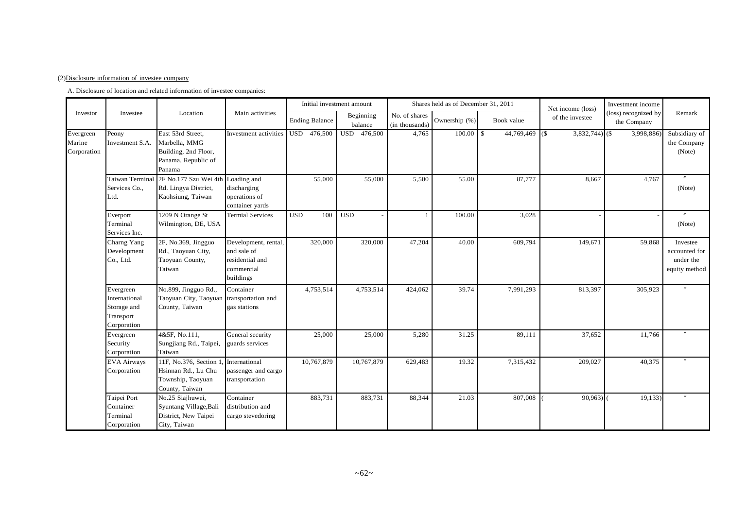(2)Disclosure information of investee company

A. Disclosure of location and related information of investee companies:

| Investor | Investee | Location | Main activities | Initial investment amount | | Shares held as of December 31, 2011 | | | Net income (loss) of the investee | Investment income (loss) recognized by the Company | Remark |
|---|---|---|---|---|---|---|---|---|---|---|---|
| | | | | Ending Balance | Beginning balance | No. of shares (in thousands) | Ownership (%) | Book value | | | |
| Evergreen Marine Corporation | Peony Investment S.A. | East 53rd Street, Marbella, MMG Building, 2nd Floor, Panama, Republic of Panama | Investment activities | USD 476,500 | USD 476,500 | 4,765 | 100.00 | $ 44,769,469 | ($ 3,832,744) | ($ 3,998,886) | Subsidiary of the Company (Note) |
| | Taiwan Terminal Services Co., Ltd. | 2F No.177 Szu Wei 4th Rd. Lingya District, Kaohsiung, Taiwan | Loading and discharging operations of container yards | 55,000 | 55,000 | 5,500 | 55.00 | 87,777 | 8,667 | 4,767 | 〃 (Note) |
| | Everport Terminal Services Inc. | 1209 N Orange St Wilmington, DE, USA | Termial Services | USD 100 | USD - | 1 | 100.00 | 3,028 | - | - | 〃 (Note) |
| | Charng Yang Development Co., Ltd. | 2F, No.369, Jingguo Rd., Taoyuan City, Taoyuan County, Taiwan | Development, rental, and sale of residential and commercial buildings | 320,000 | 320,000 | 47,204 | 40.00 | 609,794 | 149,671 | 59,868 | Investee accounted for under the equity method |
| | Evergreen International Storage and Transport Corporation | No.899, Jingguo Rd., Taoyuan City, Taoyuan County, Taiwan | Container transportation and gas stations | 4,753,514 | 4,753,514 | 424,062 | 39.74 | 7,991,293 | 813,397 | 305,923 | 〃 |
| | Evergreen Security Corporation | 4&5F, No.111, Sungjiang Rd., Taipei, Taiwan | General security guards services | 25,000 | 25,000 | 5,280 | 31.25 | 89,111 | 37,652 | 11,766 | 〃 |
| | EVA Airways Corporation | 11F, No.376, Section 1, Hsinnan Rd., Lu Chu Township, Taoyuan County, Taiwan | International passenger and cargo transportation | 10,767,879 | 10,767,879 | 629,483 | 19.32 | 7,315,432 | 209,027 | 40,375 | 〃 |
| | Taipei Port Container Terminal Corporation | No.25 Siajhuwei, Syuntang Village,Bali District, New Taipei City, Taiwan | Container distribution and cargo stevedoring | 883,731 | 883,731 | 88,344 | 21.03 | 807,008 | ( 90,963) | ( 19,133) | 〃 |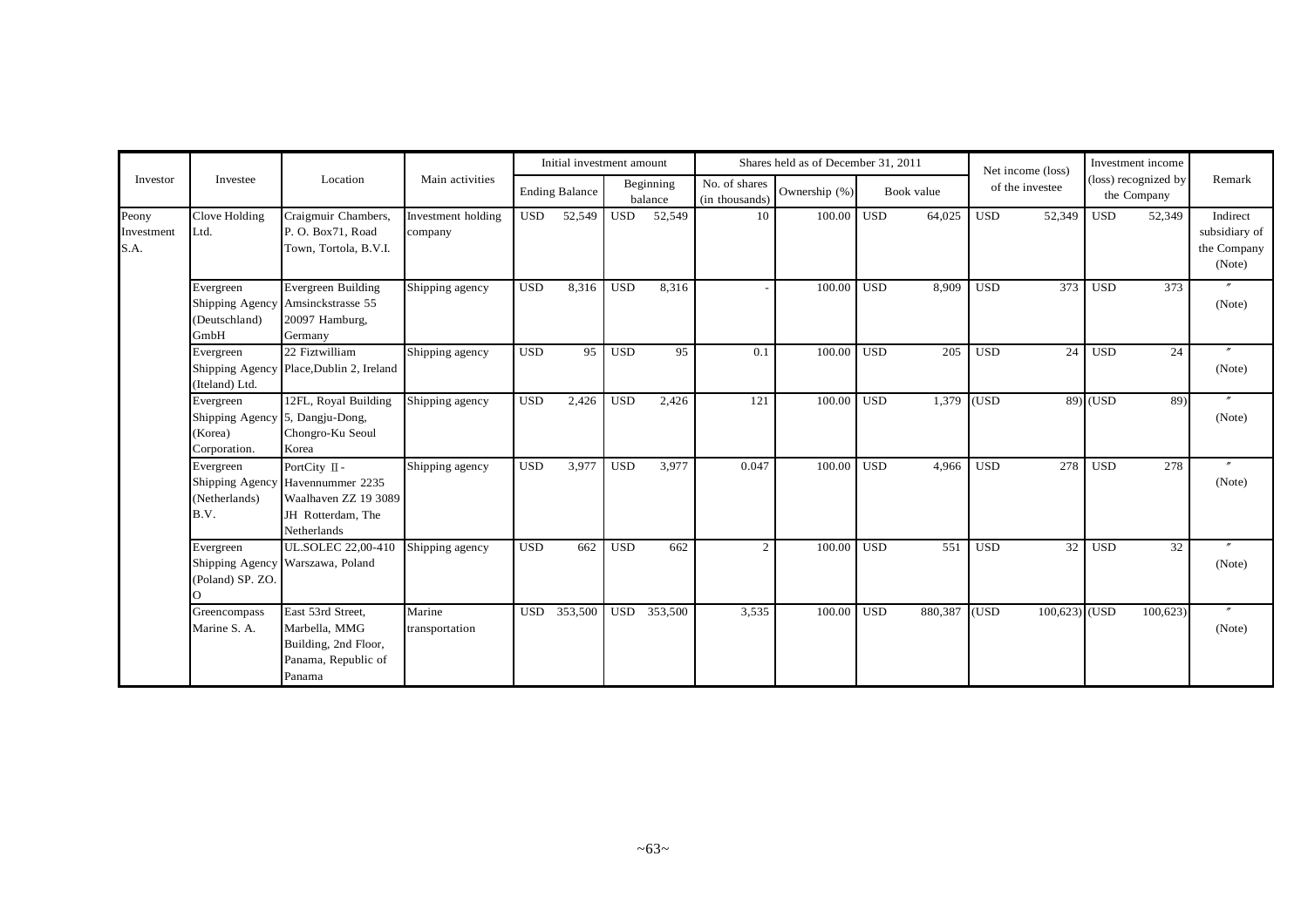| Investor | Investee | Location | Main activities | Initial investment amount | | Shares held as of December 31, 2011 | | | Net income (loss) of the investee | Investment income (loss) recognized by the Company | Remark |
|---|---|---|---|---|---|---|---|---|---|---|---|
| | | | | Ending Balance | Beginning balance | No. of shares (in thousands) | Ownership (%) | Book value | | | |
| Peony Investment S.A. | Clove Holding Ltd. | Craigmuir Chambers, P. O. Box71, Road Town, Tortola, B.V.I. | Investment holding company | USD 52,549 | USD 52,549 | 10 | 100.00 | USD 64,025 | USD 52,349 | USD 52,349 | Indirect subsidiary of the Company (Note) |
| | Evergreen Shipping Agency (Deutschland) GmbH | Evergreen Building Amsinckstrasse 55 20097 Hamburg, Germany | Shipping agency | USD 8,316 | USD 8,316 | - | 100.00 | USD 8,909 | USD 373 | USD 373 | 〃 (Note) |
| | Evergreen Shipping Agency (Iteland) Ltd. | 22 Fiztwilliam Place,Dublin 2, Ireland | Shipping agency | USD 95 | USD 95 | 0.1 | 100.00 | USD 205 | USD 24 | USD 24 | 〃 (Note) |
| | Evergreen Shipping Agency (Korea) Corporation. | 12FL, Royal Building 5, Dangju-Dong, Chongro-Ku Seoul Korea | Shipping agency | USD 2,426 | USD 2,426 | 121 | 100.00 | USD 1,379 | (USD 89) | (USD 89) | 〃 (Note) |
| | Evergreen Shipping Agency (Netherlands) B.V. | PortCity Ⅱ- Havennummer 2235 Waalhaven ZZ 19 3089 JH Rotterdam, The Netherlands | Shipping agency | USD 3,977 | USD 3,977 | 0.047 | 100.00 | USD 4,966 | USD 278 | USD 278 | 〃 (Note) |
| | Evergreen Shipping Agency (Poland) SP. ZO. O | UL.SOLEC 22,00-410 Warszawa, Poland | Shipping agency | USD 662 | USD 662 | 2 | 100.00 | USD 551 | USD 32 | USD 32 | 〃 (Note) |
| | Greencompass Marine S. A. | East 53rd Street, Marbella, MMG Building, 2nd Floor, Panama, Republic of Panama | Marine transportation | USD 353,500 | USD 353,500 | 3,535 | 100.00 | USD 880,387 | (USD 100,623) | (USD 100,623) | 〃 (Note) |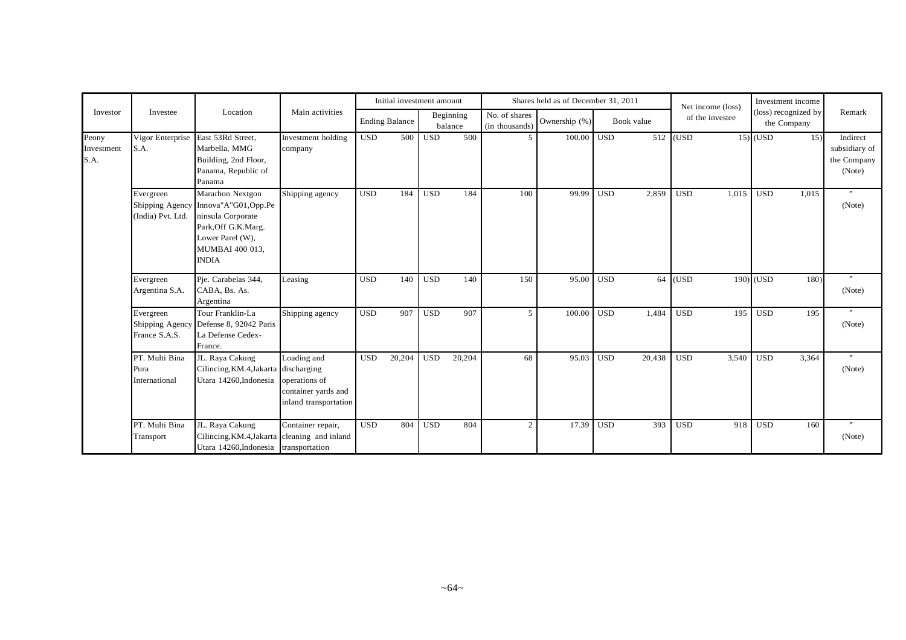| Investor | Investee | Location | Main activities | Initial investment amount | | Shares held as of December 31, 2011 | | | Net income (loss) of the investee | Investment income (loss) recognized by the Company | Remark |
|---|---|---|---|---|---|---|---|---|---|---|---|
| | | | | Ending Balance | Beginning balance | No. of shares (in thousands) | Ownership (%) | Book value | | | |
| Peony Investment S.A. | Vigor Enterprise S.A. | East 53Rd Street, Marbella, MMG Building, 2nd Floor, Panama, Republic of Panama | Investment holding company | USD 500 | USD 500 | 5 | 100.00 | USD 512 | (USD 15) | (USD 15) | Indirect subsidiary of the Company (Note) |
| | Evergreen Shipping Agency (India) Pvt. Ltd. | Mararhon Nextgon Innova"A"G01,Opp.Peninsula Corporate Park,Off G.K.Marg. Lower Parel (W), MUMBAI 400 013, INDIA | Shipping agency | USD 184 | USD 184 | 100 | 99.99 | USD 2,859 | USD 1,015 | USD 1,015 | 〃 (Note) |
| | Evergreen Argentina S.A. | Pje. Carabelas 344, CABA, Bs. As. Argentina | Leasing | USD 140 | USD 140 | 150 | 95.00 | USD 64 | (USD 190) | (USD 180) | 〃 (Note) |
| | Evergreen Shipping Agency France S.A.S. | Tour Franklin-La Defense 8, 92042 Paris La Defense Cedex-France. | Shipping agency | USD 907 | USD 907 | 5 | 100.00 | USD 1,484 | USD 195 | USD 195 | 〃 (Note) |
| | PT. Multi Bina Pura International | JL. Raya Cakung Cilincing,KM.4,Jakarta Utara 14260,Indonesia | Loading and discharging operations of container yards and inland transportation | USD 20,204 | USD 20,204 | 68 | 95.03 | USD 20,438 | USD 3,540 | USD 3,364 | 〃 (Note) |
| | PT. Multi Bina Transport | JL. Raya Cakung Cilincing,KM.4,Jakarta Utara 14260,Indonesia | Container repair, cleaning and inland transportation | USD 804 | USD 804 | 2 | 17.39 | USD 393 | USD 918 | USD 160 | 〃 (Note) |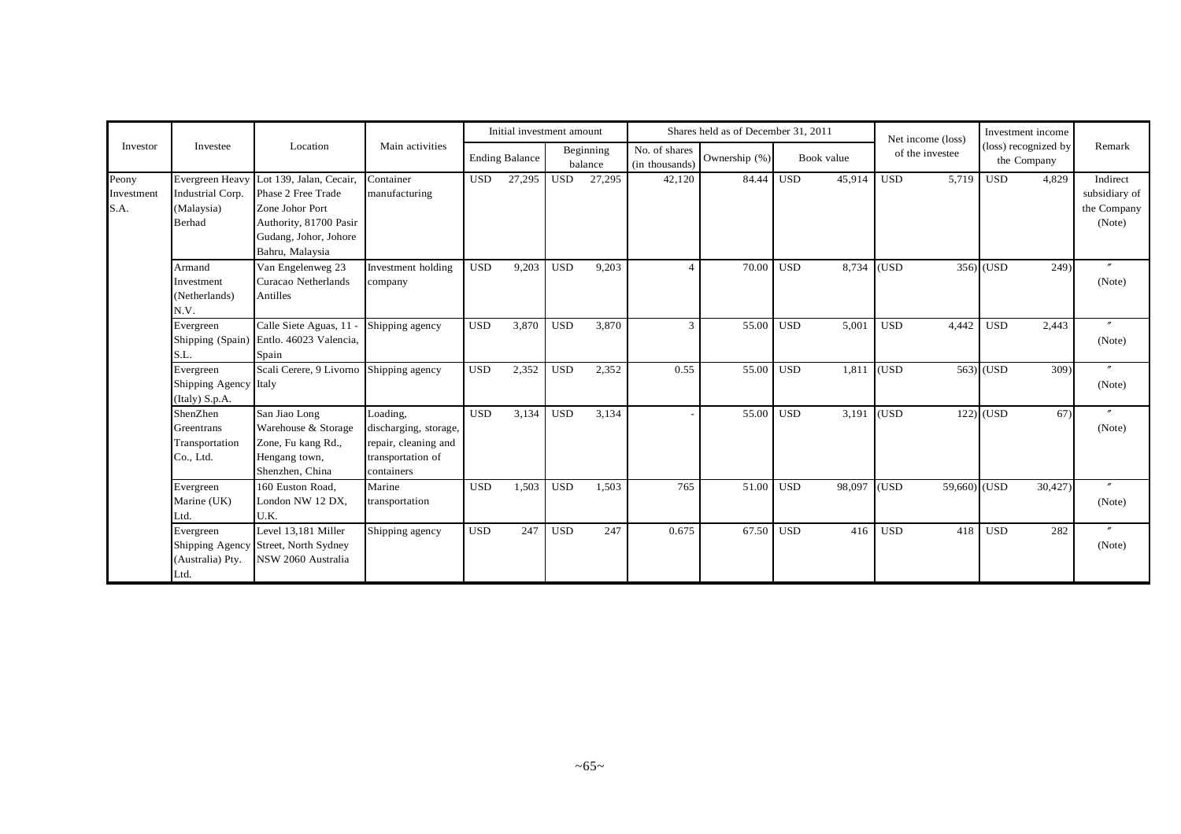| Investor | Investee | Location | Main activities | Initial investment amount | | Shares held as of December 31, 2011 | | | Net income (loss) of the investee | Investment income (loss) recognized by the Company | Remark |
|---|---|---|---|---|---|---|---|---|---|---|---|
| | | | | Ending Balance | Beginning balance | No. of shares (in thousands) | Ownership (%) | Book value | | | |
| Peony Investment S.A. | Evergreen Heavy Industrial Corp. (Malaysia) Berhad | Lot 139, Jalan, Cecair, Phase 2 Free Trade Zone Johor Port Authority, 81700 Pasir Gudang, Johor, Johore Bahru, Malaysia | Container manufacturing | USD 27,295 | USD 27,295 | 42,120 | 84.44 | USD 45,914 | USD 5,719 | USD 4,829 | Indirect subsidiary of the Company (Note) |
| | Armand Investment (Netherlands) N.V. | Van Engelenweg 23 Curacao Netherlands Antilles | Investment holding company | USD 9,203 | USD 9,203 | 4 | 70.00 | USD 8,734 | (USD 356) | (USD 249) | 〃 (Note) |
| | Evergreen Shipping (Spain) S.L. | Calle Siete Aguas, 11 - Entlo. 46023 Valencia, Spain | Shipping agency | USD 3,870 | USD 3,870 | 3 | 55.00 | USD 5,001 | USD 4,442 | USD 2,443 | 〃 (Note) |
| | Evergreen Shipping Agency (Italy) S.p.A. | Scali Cerere, 9 Livorno Italy | Shipping agency | USD 2,352 | USD 2,352 | 0.55 | 55.00 | USD 1,811 | (USD 563) | (USD 309) | 〃 (Note) |
| | ShenZhen Greentrans Transportation Co., Ltd. | San Jiao Long Warehouse & Storage Zone, Fu kang Rd., Hengang town, Shenzhen, China | Loading, discharging, storage, repair, cleaning and transportation of containers | USD 3,134 | USD 3,134 | - | 55.00 | USD 3,191 | (USD 122) | (USD 67) | 〃 (Note) |
| | Evergreen Marine (UK) Ltd. | 160 Euston Road, London NW 12 DX, U.K. | Marine transportation | USD 1,503 | USD 1,503 | 765 | 51.00 | USD 98,097 | (USD 59,660) | (USD 30,427) | 〃 (Note) |
| | Evergreen Shipping Agency (Australia) Pty. Ltd. | Level 13,181 Miller Street, North Sydney NSW 2060 Australia | Shipping agency | USD 247 | USD 247 | 0.675 | 67.50 | USD 416 | USD 418 | USD 282 | 〃 (Note) |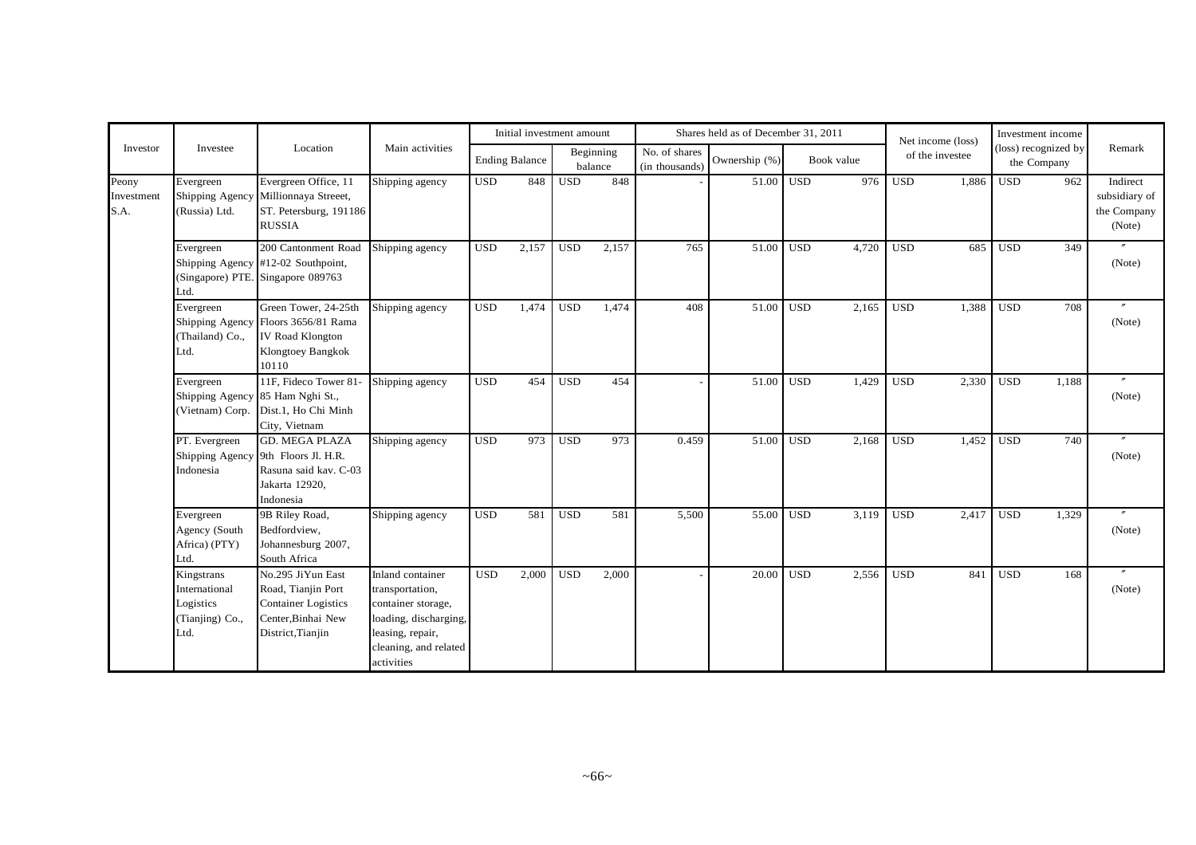| Investor | Investee | Location | Main activities | Initial investment amount | | | | Shares held as of December 31, 2011 | | | | Net income (loss) of the investee | | Investment income (loss) recognized by the Company | | Remark |
|---|---|---|---|---|---|---|---|---|---|---|---|---|---|---|---|---|
| | | | | Ending Balance | | Beginning balance | | No. of shares (in thousands) | Ownership (%) | Book value | | | | | | |
| Peony Investment S.A. | Evergreen Shipping Agency (Russia) Ltd. | Evergreen Office, 11 Millionnaya Streeet, ST. Petersburg, 191186 RUSSIA | Shipping agency | USD | 848 | USD | 848 | - | 51.00 | USD | 976 | USD | 1,886 | USD | 962 | Indirect subsidiary of the Company (Note) |
| | Evergreen Shipping Agency (Singapore) PTE. Ltd. | 200 Cantonment Road #12-02 Southpoint, Singapore 089763 | Shipping agency | USD | 2,157 | USD | 2,157 | 765 | 51.00 | USD | 4,720 | USD | 685 | USD | 349 | 〃 (Note) |
| | Evergreen Shipping Agency (Thailand) Co., Ltd. | Green Tower, 24-25th Floors 3656/81 Rama IV Road Klongton Klongtoey Bangkok 10110 | Shipping agency | USD | 1,474 | USD | 1,474 | 408 | 51.00 | USD | 2,165 | USD | 1,388 | USD | 708 | 〃 (Note) |
| | Evergreen Shipping Agency (Vietnam) Corp. | 11F, Fideco Tower 81-85 Ham Nghi St., Dist.1, Ho Chi Minh City, Vietnam | Shipping agency | USD | 454 | USD | 454 | - | 51.00 | USD | 1,429 | USD | 2,330 | USD | 1,188 | 〃 (Note) |
| | PT. Evergreen Shipping Agency Indonesia | GD. MEGA PLAZA 9th Floors Jl. H.R. Rasuna said kav. C-03 Jakarta 12920, Indonesia | Shipping agency | USD | 973 | USD | 973 | 0.459 | 51.00 | USD | 2,168 | USD | 1,452 | USD | 740 | 〃 (Note) |
| | Evergreen Agency (South Africa) (PTY) Ltd. | 9B Riley Road, Bedfordview, Johannesburg 2007, South Africa | Shipping agency | USD | 581 | USD | 581 | 5,500 | 55.00 | USD | 3,119 | USD | 2,417 | USD | 1,329 | 〃 (Note) |
| | Kingstrans International Logistics (Tianjing) Co., Ltd. | No.295 JiYun East Road, Tianjin Port Container Logistics Center,Binhai New District,Tianjin | Inland container transportation, container storage, loading, discharging, leasing, repair, cleaning, and related activities | USD | 2,000 | USD | 2,000 | - | 20.00 | USD | 2,556 | USD | 841 | USD | 168 | 〃 (Note) |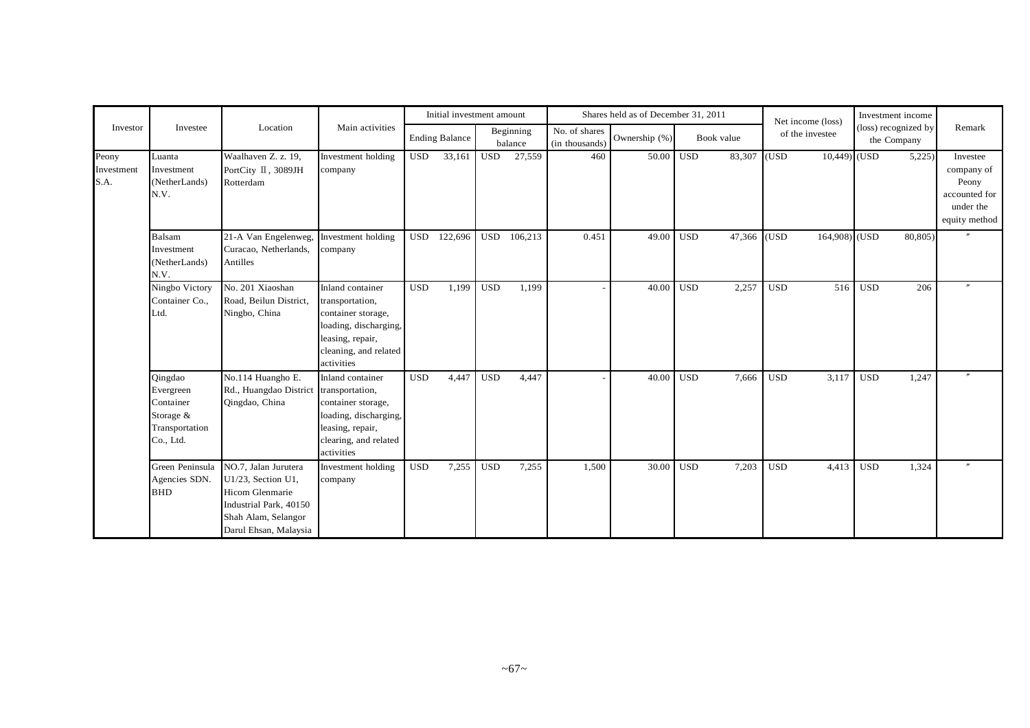| Investor | Investee | Location | Main activities | Initial investment amount | | Shares held as of December 31, 2011 | | | Net income (loss) of the investee | Investment income (loss) recognized by the Company | Remark |
|---|---|---|---|---|---|---|---|---|---|---|---|
| | | | | Ending Balance | Beginning balance | No. of shares (in thousands) | Ownership (%) | Book value | | | |
| Peony Investment S.A. | Luanta Investment (NetherLands) N.V. | Waalhaven Z. z. 19, PortCity Ⅱ, 3089JH Rotterdam | Investment holding company | USD 33,161 | USD 27,559 | 460 | 50.00 | USD 83,307 | (USD 10,449) | (USD 5,225) | Investee company of Peony accounted for under the equity method |
| | Balsam Investment (NetherLands) N.V. | 21-A Van Engelenweg, Curacao, Netherlands, Antilles | Investment holding company | USD 122,696 | USD 106,213 | 0.451 | 49.00 | USD 47,366 | (USD 164,908) | (USD 80,805) | 〃 |
| | Ningbo Victory Container Co., Ltd. | No. 201 Xiaoshan Road, Beilun District, Ningbo, China | Inland container transportation, container storage, loading, discharging, leasing, repair, cleaning, and related activities | USD 1,199 | USD 1,199 | - | 40.00 | USD 2,257 | USD 516 | USD 206 | 〃 |
| | Qingdao Evergreen Container Storage & Transportation Co., Ltd. | No.114 Huangho E. Rd., Huangdao District Qingdao, China | Inland container transportation, container storage, loading, discharging, leasing, repair, clearing, and related activities | USD 4,447 | USD 4,447 | - | 40.00 | USD 7,666 | USD 3,117 | USD 1,247 | 〃 |
| | Green Peninsula Agencies SDN. BHD | NO.7, Jalan Jurutera U1/23, Section U1, Hicom Glenmarie Industrial Park, 40150 Shah Alam, Selangor Darul Ehsan, Malaysia | Investment holding company | USD 7,255 | USD 7,255 | 1,500 | 30.00 | USD 7,203 | USD 4,413 | USD 1,324 | 〃 |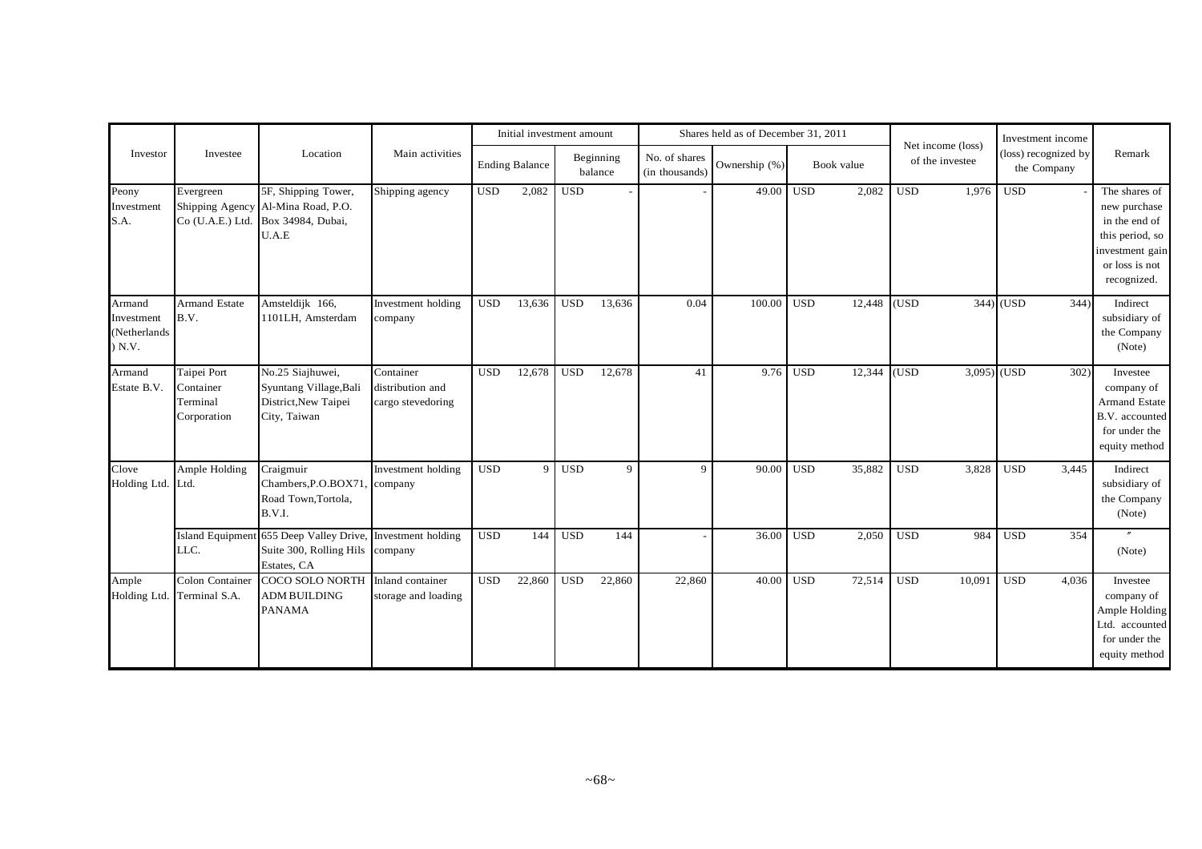| Investor | Investee | Location | Main activities | Initial investment amount | | Shares held as of December 31, 2011 | | | Net income (loss) of the investee | Investment income (loss) recognized by the Company | Remark |
|---|---|---|---|---|---|---|---|---|---|---|---|
| | | | | Ending Balance | Beginning balance | No. of shares (in thousands) | Ownership (%) | Book value | | | |
| Peony Investment S.A. | Evergreen Shipping Agency Co (U.A.E.) Ltd. | 5F, Shipping Tower, Al-Mina Road, P.O. Box 34984, Dubai, U.A.E | Shipping agency | USD 2,082 | USD - | - | 49.00 | USD 2,082 | USD 1,976 | USD - | The shares of new purchase in the end of this period, so investment gain or loss is not recognized. |
| Armand Investment (Netherlands) N.V. | Armand Estate B.V. | Amsteldijk 166, 1101LH, Amsterdam | Investment holding company | USD 13,636 | USD 13,636 | 0.04 | 100.00 | USD 12,448 | (USD 344) | (USD 344) | Indirect subsidiary of the Company (Note) |
| Armand Estate B.V. | Taipei Port Container Terminal Corporation | No.25 Siajhuwei, Syuntang Village,Bali District,New Taipei City, Taiwan | Container distribution and cargo stevedoring | USD 12,678 | USD 12,678 | 41 | 9.76 | USD 12,344 | (USD 3,095) | (USD 302) | Investee company of Armand Estate B.V. accounted for under the equity method |
| Clove Holding Ltd. | Ample Holding Ltd. | Craigmuir Chambers,P.O.BOX71, Road Town,Tortola, B.V.I. | Investment holding company | USD 9 | USD 9 | 9 | 90.00 | USD 35,882 | USD 3,828 | USD 3,445 | Indirect subsidiary of the Company (Note) |
| | Island Equipment LLC. | 655 Deep Valley Drive, Suite 300, Rolling Hils Estates, CA | Investment holding company | USD 144 | USD 144 | - | 36.00 | USD 2,050 | USD 984 | USD 354 | 〃 (Note) |
| Ample Holding Ltd. | Colon Container Terminal S.A. | COCO SOLO NORTH ADM BUILDING PANAMA | Inland container storage and loading | USD 22,860 | USD 22,860 | 22,860 | 40.00 | USD 72,514 | USD 10,091 | USD 4,036 | Investee company of Ample Holding Ltd. accounted for under the equity method |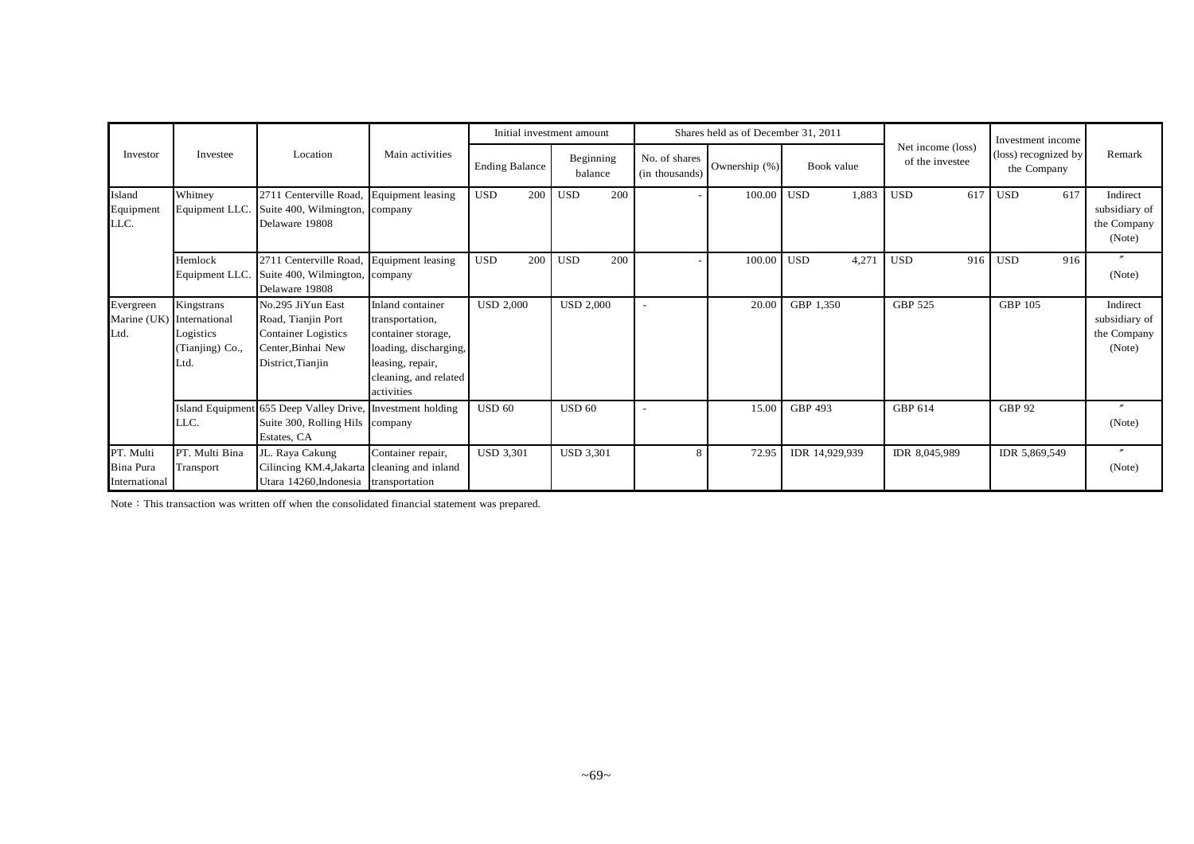| Investor | Investee | Location | Main activities | Initial investment amount | | Shares held as of December 31, 2011 | | | Net income (loss) of the investee | Investment income (loss) recognized by the Company | Remark |
|---|---|---|---|---|---|---|---|---|---|---|---|
| | | | | Ending Balance | Beginning balance | No. of shares (in thousands) | Ownership (%) | Book value | | | |
| Island Equipment LLC. | Whitney Equipment LLC. | 2711 Centerville Road, Suite 400, Wilmington, Delaware 19808 | Equipment leasing company | USD 200 | USD 200 | - | 100.00 | USD 1,883 | USD 617 | USD 617 | Indirect subsidiary of the Company (Note) |
| | Hemlock Equipment LLC. | 2711 Centerville Road, Suite 400, Wilmington, Delaware 19808 | Equipment leasing company | USD 200 | USD 200 | - | 100.00 | USD 4,271 | USD 916 | USD 916 | 〃 (Note) |
| Evergreen Marine (UK) Ltd. | Kingstrans International Logistics (Tianjing) Co., Ltd. | No.295 JiYun East Road, Tianjin Port Container Logistics Center,Binhai New District,Tianjin | Inland container transportation, container storage, loading, discharging, leasing, repair, cleaning, and related activities | USD 2,000 | USD 2,000 | - | 20.00 | GBP 1,350 | GBP 525 | GBP 105 | Indirect subsidiary of the Company (Note) |
| | Island Equipment LLC. | 655 Deep Valley Drive, Suite 300, Rolling Hils Estates, CA | Investment holding company | USD 60 | USD 60 | - | 15.00 | GBP 493 | GBP 614 | GBP 92 | 〃 (Note) |
| PT. Multi Bina Pura International | PT. Multi Bina Transport | JL. Raya Cakung Cilincing KM.4,Jakarta Utara 14260,Indonesia | Container repair, cleaning and inland transportation | USD 3,301 | USD 3,301 | 8 | 72.95 | IDR 14,929,939 | IDR 8,045,989 | IDR 5,869,549 | 〃 (Note) |

Note：This transaction was written off when the consolidated financial statement was prepared.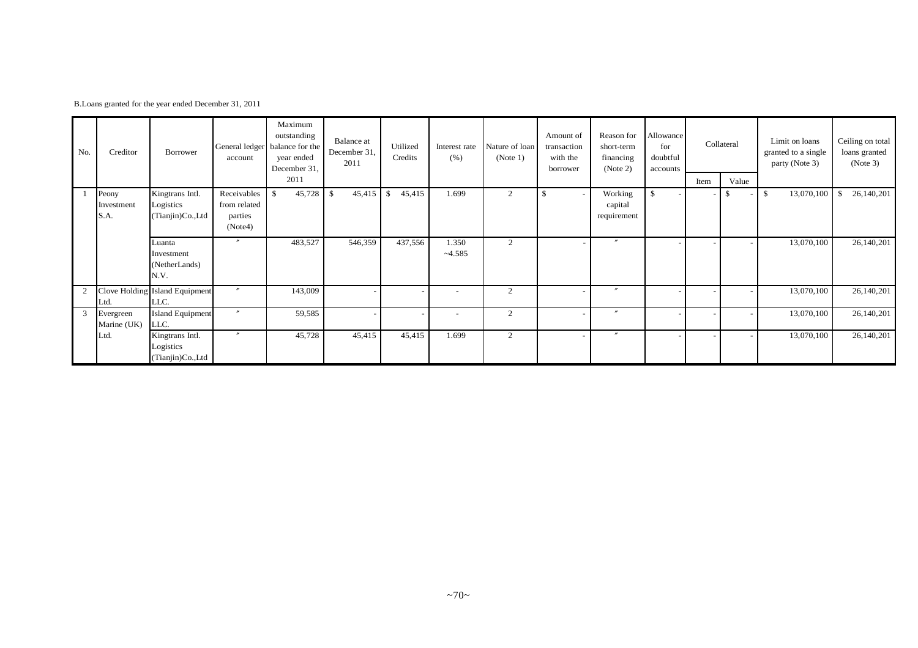B.Loans granted for the year ended December 31, 2011

| No. | Creditor | Borrower | General ledger account | Maximum outstanding balance for the year ended December 31, 2011 | Balance at December 31, 2011 | Utilized Credits | Interest rate (%) | Nature of loan (Note 1) | Amount of transaction with the borrower | Reason for short-term financing (Note 2) | Allowance for doubtful accounts | Collateral | | Limit on loans granted to a single party (Note 3) | Ceiling on total loans granted (Note 3) |
|---|---|---|---|---|---|---|---|---|---|---|---|---|---|---|---|
| | | | | | | | | | | | | Item | Value | | |
| 1 | Peony Investment S.A. | Kingtrans Intl. Logistics (Tianjin)Co.,Ltd | Receivables from related parties (Note4) | $ 45,728 | $ 45,415 | $ 45,415 | 1.699 | 2 | $ - | Working capital requirement | $ - | - | $ - | $ 13,070,100 | $ 26,140,201 |
| | | Luanta Investment (NetherLands) N.V. | 〃 | 483,527 | 546,359 | 437,556 | 1.350 ~4.585 | 2 | - | 〃 | - | - | - | 13,070,100 | 26,140,201 |
| 2 | Clove Holding Ltd. | Island Equipment LLC. | 〃 | 143,009 | - | - | - | 2 | - | 〃 | - | - | - | 13,070,100 | 26,140,201 |
| 3 | Evergreen Marine (UK) Ltd. | Island Equipment LLC. | 〃 | 59,585 | - | - | - | 2 | - | 〃 | - | - | - | 13,070,100 | 26,140,201 |
| | | Kingtrans Intl. Logistics (Tianjin)Co.,Ltd | 〃 | 45,728 | 45,415 | 45,415 | 1.699 | 2 | - | 〃 | - | - | - | 13,070,100 | 26,140,201 |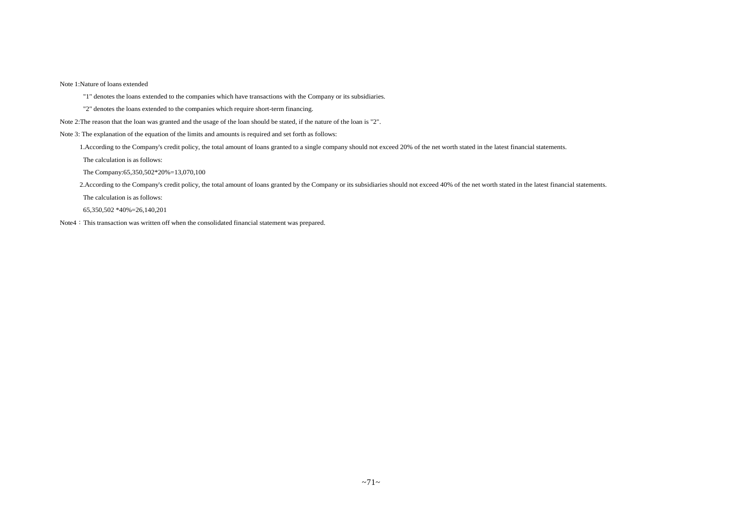Note 1:Nature of loans extended

"1" denotes the loans extended to the companies which have transactions with the Company or its subsidiaries.

"2" denotes the loans extended to the companies which require short-term financing.

Note 2:The reason that the loan was granted and the usage of the loan should be stated, if the nature of the loan is "2".

Note 3: The explanation of the equation of the limits and amounts is required and set forth as follows:

1.According to the Company's credit policy, the total amount of loans granted to a single company should not exceed 20% of the net worth stated in the latest financial statements.

The calculation is as follows:

The Company:65,350,502*20%=13,070,100

2.According to the Company's credit policy, the total amount of loans granted by the Company or its subsidiaries should not exceed 40% of the net worth stated in the latest financial statements.

The calculation is as follows:

65,350,502 *40%=26,140,201

Note4：This transaction was written off when the consolidated financial statement was prepared.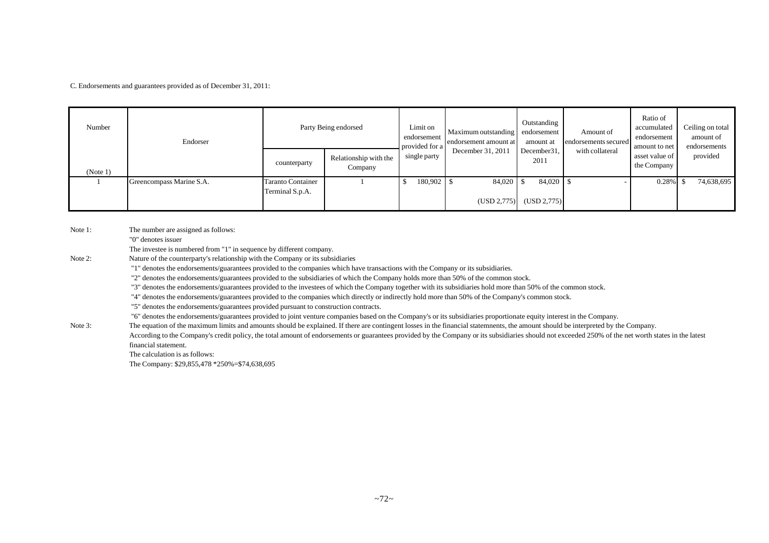C. Endorsements and guarantees provided as of December 31, 2011:

| Number (Note 1) | Endorser | Party Being endorsed | | Limit on endorsement provided for a single party | Maximum outstanding endorsement amount at December 31, 2011 | Outstanding endorsement amount at December31, 2011 | Amount of endorsements secured with collateral | Ratio of accumulated endorsement amount to net asset value of the Company | Ceiling on total amount of endorsements provided |
|---|---|---|---|---|---|---|---|---|---|
| | | counterparty | Relationship with the Company | | | | | | |
| 1 | Greencompass Marine S.A. | Taranto Container Terminal S.p.A. | 1 | $ 180,902 | $ 84,020 (USD 2,775) | $ 84,020 (USD 2,775) | $ - | 0.28% | $ 74,638,695 |

Note 1: The number are assigned as follows:
"0" denotes issuer
The investee is numbered from "1" in sequence by different company.

Note 2: Nature of the counterparty's relationship with the Company or its subsidiaries
"1" denotes the endorsements/guarantees provided to the companies which have transactions with the Company or its subsidiaries.
"2" denotes the endorsements/guarantees provided to the subsidiaries of which the Company holds more than 50% of the common stock.
"3" denotes the endorsements/guarantees provided to the investees of which the Company together with its subsidiaries hold more than 50% of the common stock.
"4" denotes the endorsements/guarantees provided to the companies which directly or indirectly hold more than 50% of the Company's common stock.
"5" denotes the endorsements/guarantees provided pursuant to construction contracts.
"6" denotes the endorsements/guarantees provided to joint venture companies based on the Company's or its subsidiaries proportionate equity interest in the Company.

Note 3: The equation of the maximum limits and amounts should be explained. If there are contingent losses in the financial statemnents, the amount should be interpreted by the Company.
According to the Company's credit policy, the total amount of endorsements or guarantees provided by the Company or its subsidiaries should not exceeded 250% of the net worth states in the latest financial statement.
The calculation is as follows:
The Company: $29,855,478 *250%=$74,638,695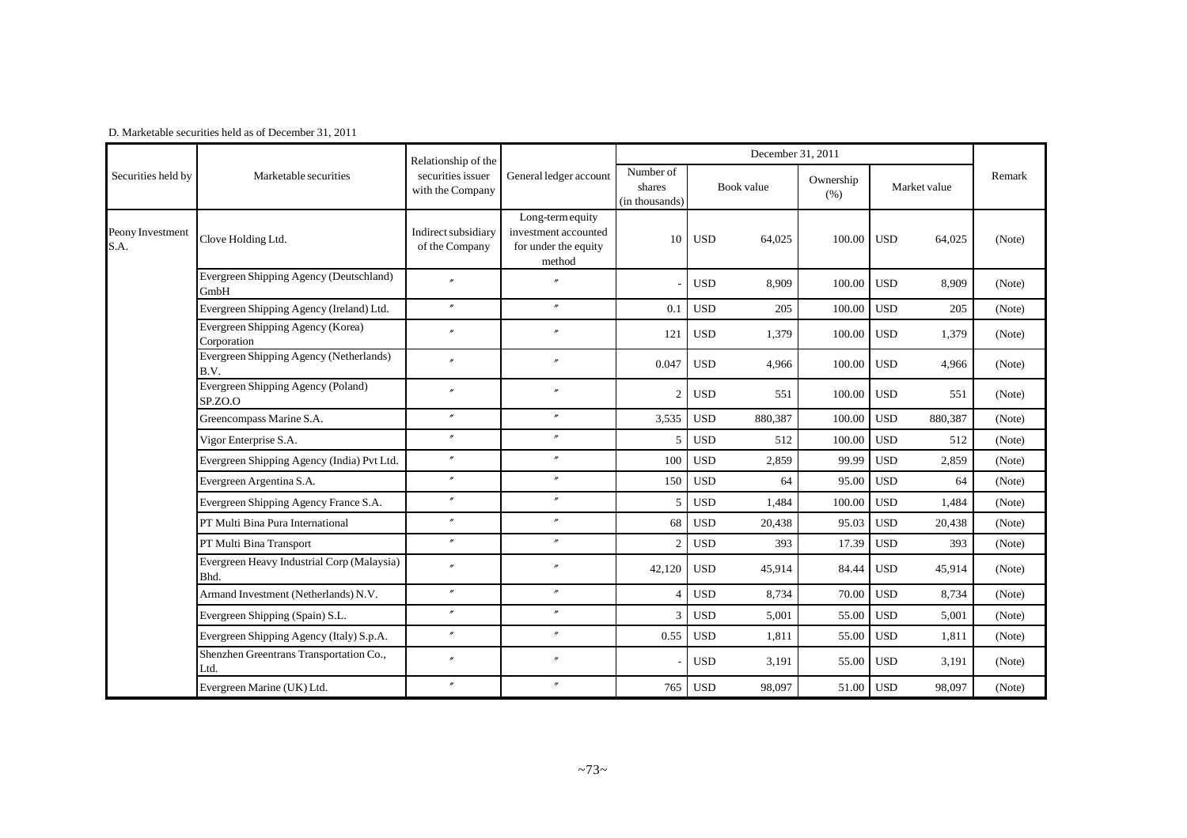D. Marketable securities held as of December 31, 2011

| Securities held by | Marketable securities | Relationship of the securities issuer with the Company | General ledger account | December 31, 2011 | | | | | | | Remark |
|---|---|---|---|---|---|---|---|---|---|---|---|
| | | | | Number of shares (in thousands) | Book value | | Ownership (%) | Market value | | | |
| Peony Investment S.A. | Clove Holding Ltd. | Indirect subsidiary of the Company | Long-term equity investment accounted for under the equity method | 10 | USD | 64,025 | 100.00 | USD | 64,025 | | (Note) |
| | Evergreen Shipping Agency (Deutschland) GmbH | 〃 | 〃 | - | USD | 8,909 | 100.00 | USD | 8,909 | | (Note) |
| | Evergreen Shipping Agency (Ireland) Ltd. | 〃 | 〃 | 0.1 | USD | 205 | 100.00 | USD | 205 | | (Note) |
| | Evergreen Shipping Agency (Korea) Corporation | 〃 | 〃 | 121 | USD | 1,379 | 100.00 | USD | 1,379 | | (Note) |
| | Evergreen Shipping Agency (Netherlands) B.V. | 〃 | 〃 | 0.047 | USD | 4,966 | 100.00 | USD | 4,966 | | (Note) |
| | Evergreen Shipping Agency (Poland) SP.ZO.O | 〃 | 〃 | 2 | USD | 551 | 100.00 | USD | 551 | | (Note) |
| | Greencompass Marine S.A. | 〃 | 〃 | 3,535 | USD | 880,387 | 100.00 | USD | 880,387 | | (Note) |
| | Vigor Enterprise S.A. | 〃 | 〃 | 5 | USD | 512 | 100.00 | USD | 512 | | (Note) |
| | Evergreen Shipping Agency (India) Pvt Ltd. | 〃 | 〃 | 100 | USD | 2,859 | 99.99 | USD | 2,859 | | (Note) |
| | Evergreen Argentina S.A. | 〃 | 〃 | 150 | USD | 64 | 95.00 | USD | 64 | | (Note) |
| | Evergreen Shipping Agency France S.A. | 〃 | 〃 | 5 | USD | 1,484 | 100.00 | USD | 1,484 | | (Note) |
| | PT Multi Bina Pura International | 〃 | 〃 | 68 | USD | 20,438 | 95.03 | USD | 20,438 | | (Note) |
| | PT Multi Bina Transport | 〃 | 〃 | 2 | USD | 393 | 17.39 | USD | 393 | | (Note) |
| | Evergreen Heavy Industrial Corp (Malaysia) Bhd. | 〃 | 〃 | 42,120 | USD | 45,914 | 84.44 | USD | 45,914 | | (Note) |
| | Armand Investment (Netherlands) N.V. | 〃 | 〃 | 4 | USD | 8,734 | 70.00 | USD | 8,734 | | (Note) |
| | Evergreen Shipping (Spain) S.L. | 〃 | 〃 | 3 | USD | 5,001 | 55.00 | USD | 5,001 | | (Note) |
| | Evergreen Shipping Agency (Italy) S.p.A. | 〃 | 〃 | 0.55 | USD | 1,811 | 55.00 | USD | 1,811 | | (Note) |
| | Shenzhen Greentrans Transportation Co., Ltd. | 〃 | 〃 | - | USD | 3,191 | 55.00 | USD | 3,191 | | (Note) |
| | Evergreen Marine (UK) Ltd. | 〃 | 〃 | 765 | USD | 98,097 | 51.00 | USD | 98,097 | | (Note) |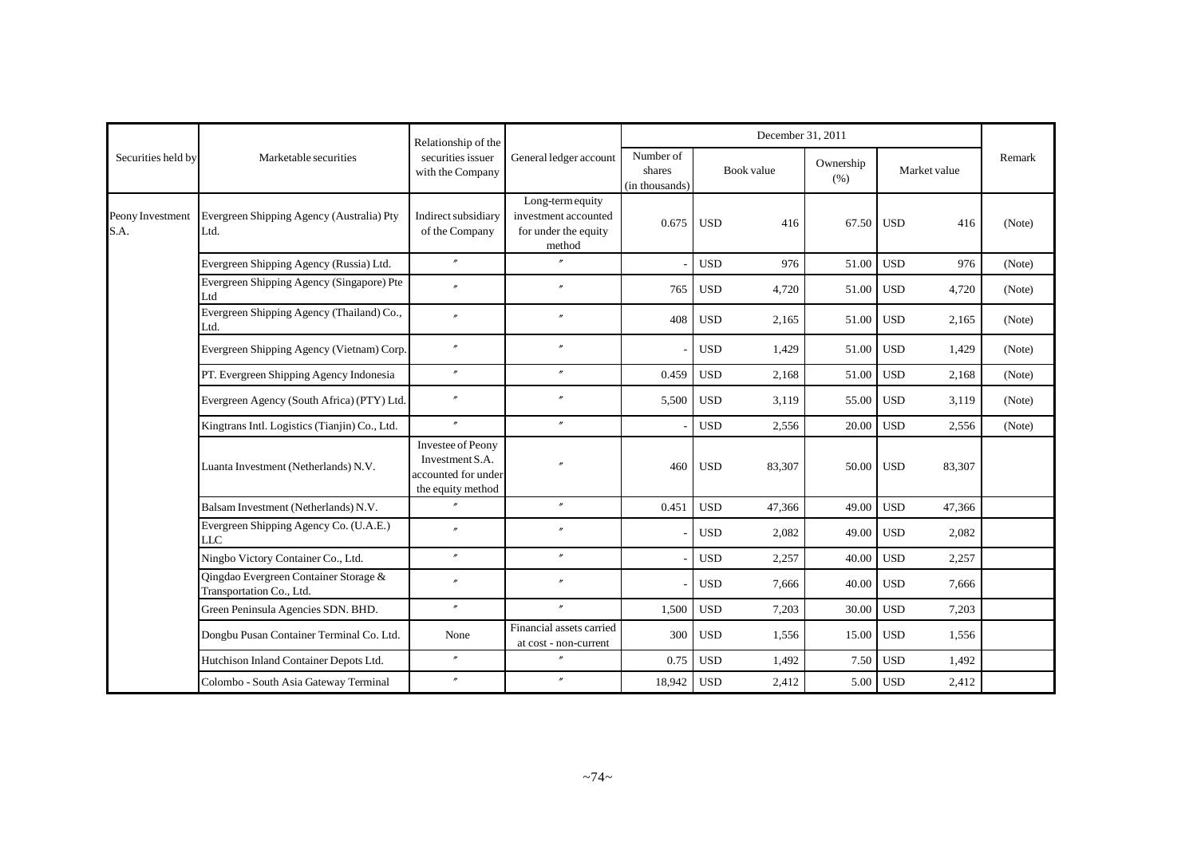| Securities held by | Marketable securities | Relationship of the securities issuer with the Company | General ledger account | December 31, 2011 | | | | | | | Remark |
|---|---|---|---|---|---|---|---|---|---|---|---|
| | | | | Number of shares (in thousands) | Book value | | Ownership (%) | Market value | | | |
| Peony Investment S.A. | Evergreen Shipping Agency (Australia) Pty Ltd. | Indirect subsidiary of the Company | Long-term equity investment accounted for under the equity method | 0.675 | USD | 416 | 67.50 | USD | 416 | | (Note) |
| | Evergreen Shipping Agency (Russia) Ltd. | 〃 | 〃 | - | USD | 976 | 51.00 | USD | 976 | | (Note) |
| | Evergreen Shipping Agency (Singapore) Pte Ltd | 〃 | 〃 | 765 | USD | 4,720 | 51.00 | USD | 4,720 | | (Note) |
| | Evergreen Shipping Agency (Thailand) Co., Ltd. | 〃 | 〃 | 408 | USD | 2,165 | 51.00 | USD | 2,165 | | (Note) |
| | Evergreen Shipping Agency (Vietnam) Corp. | 〃 | 〃 | - | USD | 1,429 | 51.00 | USD | 1,429 | | (Note) |
| | PT. Evergreen Shipping Agency Indonesia | 〃 | 〃 | 0.459 | USD | 2,168 | 51.00 | USD | 2,168 | | (Note) |
| | Evergreen Agency (South Africa) (PTY) Ltd. | 〃 | 〃 | 5,500 | USD | 3,119 | 55.00 | USD | 3,119 | | (Note) |
| | Kingtrans Intl. Logistics (Tianjin) Co., Ltd. | 〃 | 〃 | - | USD | 2,556 | 20.00 | USD | 2,556 | | (Note) |
| | Luanta Investment (Netherlands) N.V. | Investee of Peony Investment S.A. accounted for under the equity method | 〃 | 460 | USD | 83,307 | 50.00 | USD | 83,307 | | |
| | Balsam Investment (Netherlands) N.V. | 〃 | 〃 | 0.451 | USD | 47,366 | 49.00 | USD | 47,366 | | |
| | Evergreen Shipping Agency Co. (U.A.E.) LLC | 〃 | 〃 | - | USD | 2,082 | 49.00 | USD | 2,082 | | |
| | Ningbo Victory Container Co., Ltd. | 〃 | 〃 | - | USD | 2,257 | 40.00 | USD | 2,257 | | |
| | Qingdao Evergreen Container Storage & Transportation Co., Ltd. | 〃 | 〃 | - | USD | 7,666 | 40.00 | USD | 7,666 | | |
| | Green Peninsula Agencies SDN. BHD. | 〃 | 〃 | 1,500 | USD | 7,203 | 30.00 | USD | 7,203 | | |
| | Dongbu Pusan Container Terminal Co. Ltd. | None | Financial assets carried at cost - non-current | 300 | USD | 1,556 | 15.00 | USD | 1,556 | | |
| | Hutchison Inland Container Depots Ltd. | 〃 | 〃 | 0.75 | USD | 1,492 | 7.50 | USD | 1,492 | | |
| | Colombo - South Asia Gateway Terminal | 〃 | 〃 | 18,942 | USD | 2,412 | 5.00 | USD | 2,412 | | |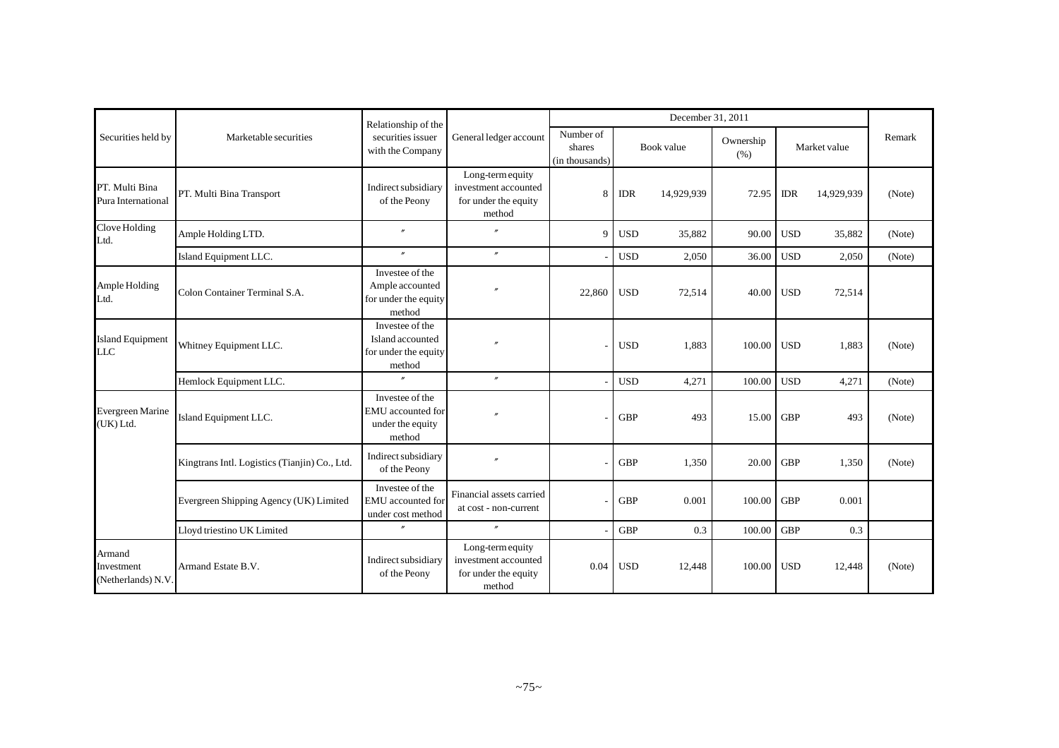| Securities held by | Marketable securities | Relationship of the securities issuer with the Company | General ledger account | December 31, 2011 | | | | | | | Remark |
|---|---|---|---|---|---|---|---|---|---|---|---|
| | | | | Number of shares (in thousands) | Book value | | Ownership (%) | Market value | | | |
| PT. Multi Bina Pura International | PT. Multi Bina Transport | Indirect subsidiary of the Peony | Long-term equity investment accounted for under the equity method | 8 | IDR | 14,929,939 | 72.95 | IDR | 14,929,939 | | (Note) |
| Clove Holding Ltd. | Ample Holding LTD. | 〃 | 〃 | 9 | USD | 35,882 | 90.00 | USD | 35,882 | | (Note) |
| | Island Equipment LLC. | 〃 | 〃 | - | USD | 2,050 | 36.00 | USD | 2,050 | | (Note) |
| Ample Holding Ltd. | Colon Container Terminal S.A. | Investee of the Ample accounted for under the equity method | 〃 | 22,860 | USD | 72,514 | 40.00 | USD | 72,514 | | |
| Island Equipment LLC | Whitney Equipment LLC. | Investee of the Island accounted for under the equity method | 〃 | - | USD | 1,883 | 100.00 | USD | 1,883 | | (Note) |
| | Hemlock Equipment LLC. | 〃 | 〃 | - | USD | 4,271 | 100.00 | USD | 4,271 | | (Note) |
| Evergreen Marine (UK) Ltd. | Island Equipment LLC. | Investee of the EMU accounted for under the equity method | 〃 | - | GBP | 493 | 15.00 | GBP | 493 | | (Note) |
| | Kingtrans Intl. Logistics (Tianjin) Co., Ltd. | Indirect subsidiary of the Peony | 〃 | - | GBP | 1,350 | 20.00 | GBP | 1,350 | | (Note) |
| | Evergreen Shipping Agency (UK) Limited | Investee of the EMU accounted for under cost method | Financial assets carried at cost - non-current | - | GBP | 0.001 | 100.00 | GBP | 0.001 | | |
| | Lloyd triestino UK Limited | 〃 | 〃 | - | GBP | 0.3 | 100.00 | GBP | 0.3 | | |
| Armand Investment (Netherlands) N.V. | Armand Estate B.V. | Indirect subsidiary of the Peony | Long-term equity investment accounted for under the equity method | 0.04 | USD | 12,448 | 100.00 | USD | 12,448 | | (Note) |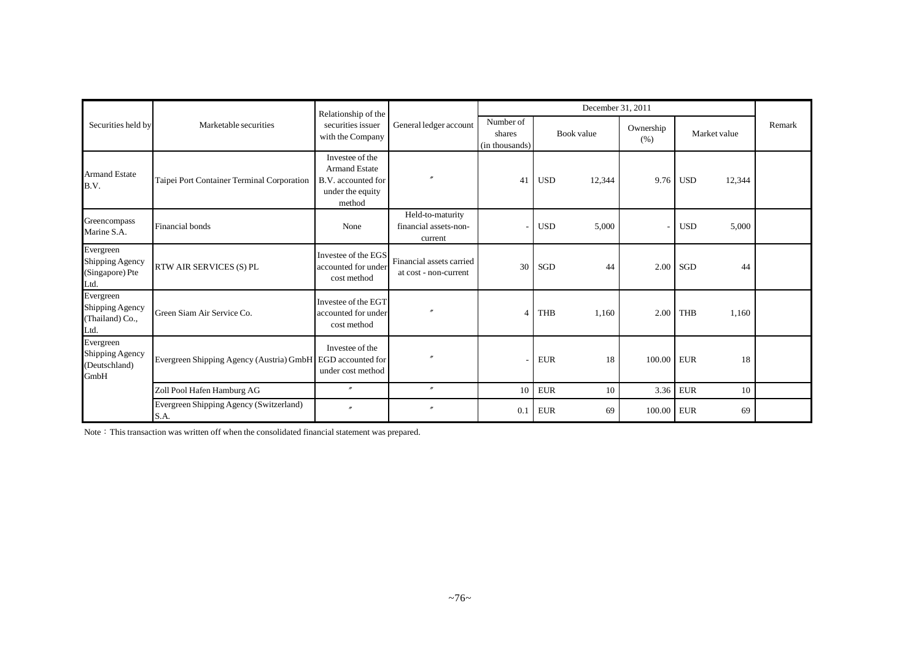| Securities held by | Marketable securities | Relationship of the securities issuer with the Company | General ledger account | December 31, 2011 | | | | | | | Remark |
|---|---|---|---|---|---|---|---|---|---|---|---|
| | | | | Number of shares (in thousands) | Book value | | Ownership (%) | Market value | | | |
| Armand Estate B.V. | Taipei Port Container Terminal Corporation | Investee of the Armand Estate B.V. accounted for under the equity method | 〃 | 41 | USD | 12,344 | 9.76 | USD | 12,344 | | |
| Greencompass Marine S.A. | Financial bonds | None | Held-to-maturity financial assets-non-current | - | USD | 5,000 | - | USD | 5,000 | | |
| Evergreen Shipping Agency (Singapore) Pte Ltd. | RTW AIR SERVICES (S) PL | Investee of the EGS accounted for under cost method | Financial assets carried at cost - non-current | 30 | SGD | 44 | 2.00 | SGD | 44 | | |
| Evergreen Shipping Agency (Thailand) Co., Ltd. | Green Siam Air Service Co. | Investee of the EGT accounted for under cost method | 〃 | 4 | THB | 1,160 | 2.00 | THB | 1,160 | | |
| Evergreen Shipping Agency (Deutschland) GmbH | Evergreen Shipping Agency (Austria) GmbH | Investee of the EGD accounted for under cost method | 〃 | - | EUR | 18 | 100.00 | EUR | 18 | | |
| | Zoll Pool Hafen Hamburg AG | 〃 | 〃 | 10 | EUR | 10 | 3.36 | EUR | 10 | | |
| | Evergreen Shipping Agency (Switzerland) S.A. | 〃 | 〃 | 0.1 | EUR | 69 | 100.00 | EUR | 69 | | |

Note：This transaction was written off when the consolidated financial statement was prepared.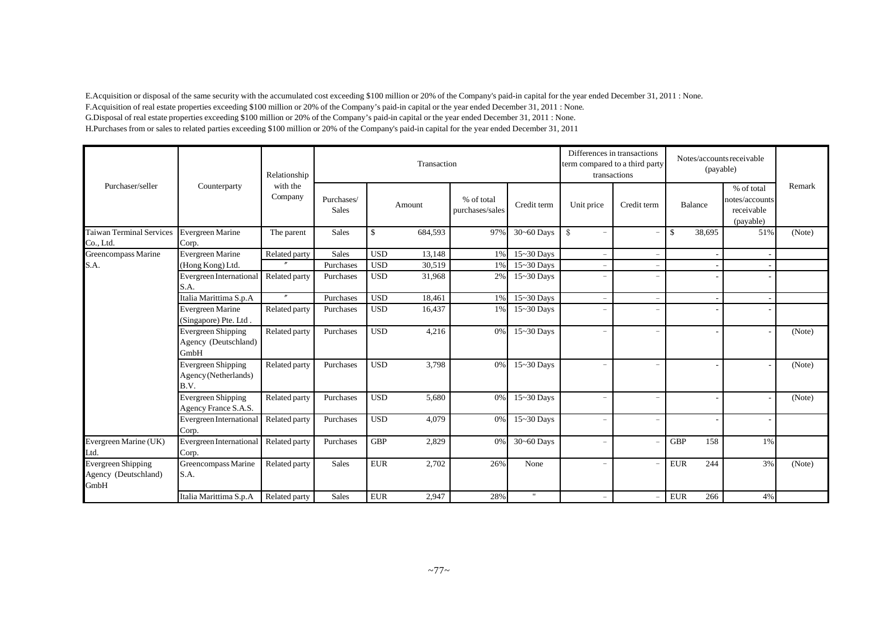E.Acquisition or disposal of the same security with the accumulated cost exceeding $100 million or 20% of the Company's paid-in capital for the year ended December 31, 2011 : None.

F.Acquisition of real estate properties exceeding $100 million or 20% of the Company's paid-in capital or the year ended December 31, 2011 : None.

G.Disposal of real estate properties exceeding $100 million or 20% of the Company's paid-in capital or the year ended December 31, 2011 : None.

H.Purchases from or sales to related parties exceeding $100 million or 20% of the Company's paid-in capital for the year ended December 31, 2011

| Purchaser/seller | Counterparty | Relationship with the Company | Transaction | | | | | Differences in transactions term compared to a third party transactions | | Notes/accounts receivable (payable) | | | Remark |
|---|---|---|---|---|---|---|---|---|---|---|---|---|---|
| | | | Purchases/ Sales | Amount | | % of total purchases/sales | Credit term | Unit price | Credit term | Balance | | % of total notes/accounts receivable (payable) | |
| Taiwan Terminal Services Co., Ltd. | Evergreen Marine Corp. | The parent | Sales | $ | 684,593 | 97% | 30~60 Days | $ − | − | $ | 38,695 | 51% | (Note) |
| Greencompass Marine S.A. | Evergreen Marine (Hong Kong) Ltd. | Related party | Sales | USD | 13,148 | 1% | 15~30 Days | − | − | | - | - | |
| | | 〃 | Purchases | USD | 30,519 | 1% | 15~30 Days | − | − | | - | - | |
| | Evergreen International S.A. | Related party | Purchases | USD | 31,968 | 2% | 15~30 Days | − | − | | - | - | |
| | Italia Marittima S.p.A | 〃 | Purchases | USD | 18,461 | 1% | 15~30 Days | − | − | | - | - | |
| | Evergreen Marine (Singapore) Pte. Ltd . | Related party | Purchases | USD | 16,437 | 1% | 15~30 Days | − | − | | - | - | |
| | Evergreen Shipping Agency (Deutschland) GmbH | Related party | Purchases | USD | 4,216 | 0% | 15~30 Days | − | − | | - | - | (Note) |
| | Evergreen Shipping Agency(Netherlands) B.V. | Related party | Purchases | USD | 3,798 | 0% | 15~30 Days | − | − | | - | - | (Note) |
| | Evergreen Shipping Agency France S.A.S. | Related party | Purchases | USD | 5,680 | 0% | 15~30 Days | − | − | | - | - | (Note) |
| | Evergreen International Corp. | Related party | Purchases | USD | 4,079 | 0% | 15~30 Days | − | − | | - | - | |
| Evergreen Marine (UK) Ltd. | Evergreen International Corp. | Related party | Purchases | GBP | 2,829 | 0% | 30~60 Days | − | − | GBP | 158 | 1% | |
| Evergreen Shipping Agency (Deutschland) GmbH | Greencompass Marine S.A. | Related party | Sales | EUR | 2,702 | 26% | None | − | − | EUR | 244 | 3% | (Note) |
| | Italia Marittima S.p.A | Related party | Sales | EUR | 2,947 | 28% | " | − | − | EUR | 266 | 4% | |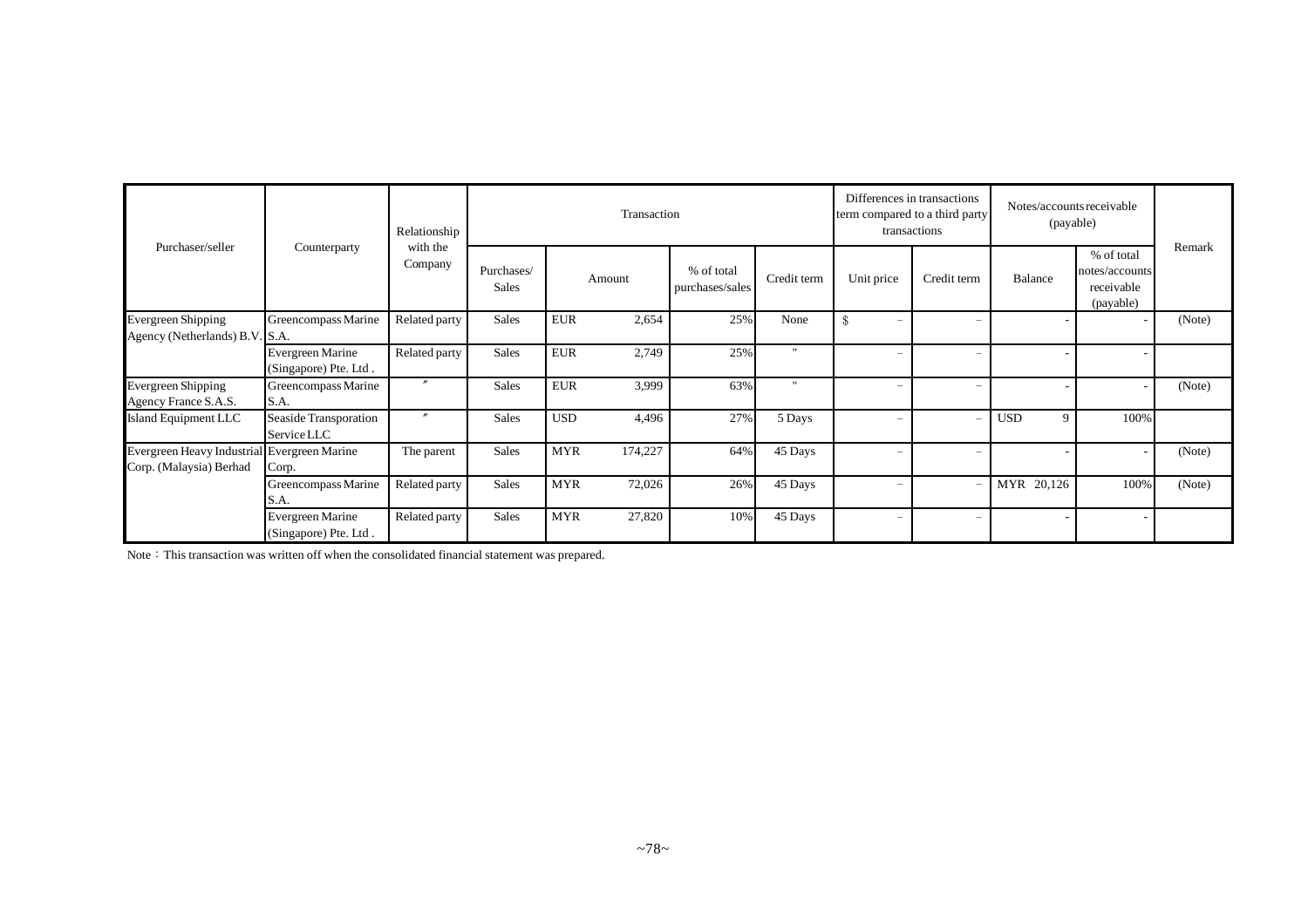| Purchaser/seller | Counterparty | Relationship with the Company | Transaction | | | | Differences in transactions term compared to a third party transactions | | Notes/accounts receivable (payable) | | Remark |
|---|---|---|---|---|---|---|---|---|---|---|---|
| | | | Purchases/ Sales | Amount | % of total purchases/sales | Credit term | Unit price | Credit term | Balance | % of total notes/accounts receivable (payable) | |
| Evergreen Shipping Agency (Netherlands) B.V. | Greencompass Marine S.A. | Related party | Sales | EUR 2,654 | 25% | None | $ － | － | - | - | (Note) |
| | Evergreen Marine (Singapore) Pte. Ltd . | Related party | Sales | EUR 2,749 | 25% | " | － | － | - | - | |
| Evergreen Shipping Agency France S.A.S. | Greencompass Marine S.A. | 〃 | Sales | EUR 3,999 | 63% | " | － | － | - | - | (Note) |
| Island Equipment LLC | Seaside Transporation Service LLC | 〃 | Sales | USD 4,496 | 27% | 5 Days | － | － | USD 9 | 100% | |
| Evergreen Heavy Industrial Corp. (Malaysia) Berhad | Evergreen Marine Corp. | The parent | Sales | MYR 174,227 | 64% | 45 Days | － | － | - | - | (Note) |
| | Greencompass Marine S.A. | Related party | Sales | MYR 72,026 | 26% | 45 Days | － | － | MYR 20,126 | 100% | (Note) |
| | Evergreen Marine (Singapore) Pte. Ltd . | Related party | Sales | MYR 27,820 | 10% | 45 Days | － | － | - | - | |

Note：This transaction was written off when the consolidated financial statement was prepared.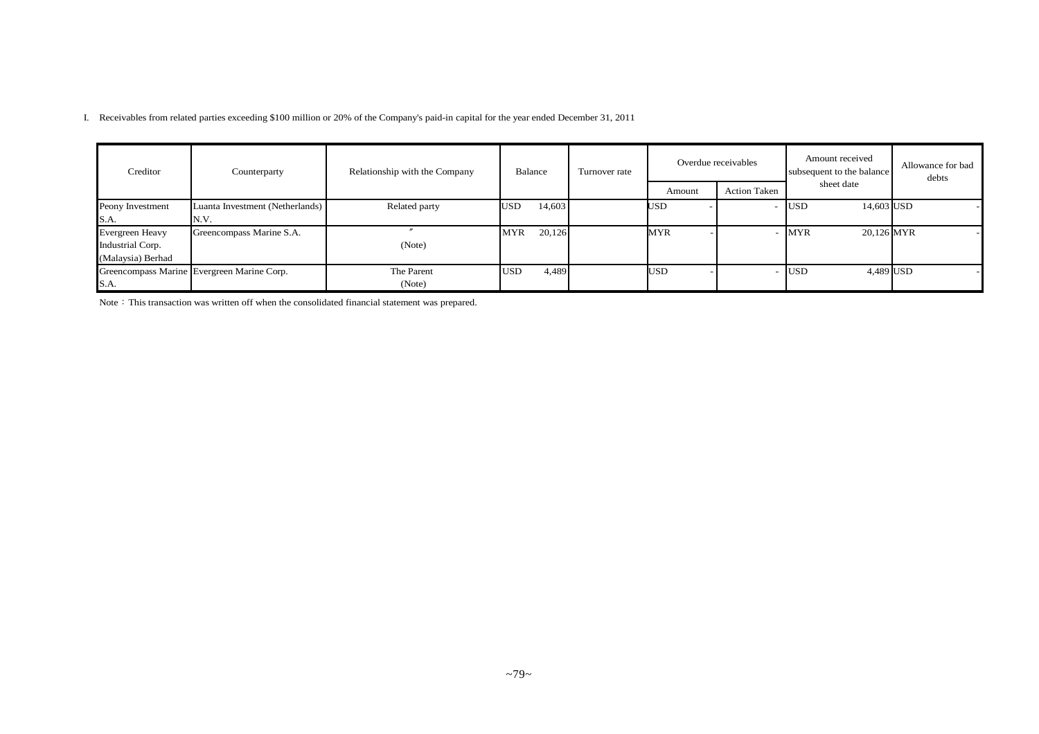I. Receivables from related parties exceeding $100 million or 20% of the Company's paid-in capital for the year ended December 31, 2011

| Creditor | Counterparty | Relationship with the Company | Balance | Turnover rate | Overdue receivables | | Amount received subsequent to the balance sheet date | Allowance for bad debts |
|---|---|---|---|---|---|---|---|---|
| | | | | | Amount | Action Taken | | |
| Peony Investment S.A. | Luanta Investment (Netherlands) N.V. | Related party | USD 14,603 | | USD - | - | USD 14,603 | USD - |
| Evergreen Heavy Industrial Corp. (Malaysia) Berhad | Greencompass Marine S.A. | 〃 (Note) | MYR 20,126 | | MYR - | - | MYR 20,126 | MYR - |
| Greencompass Marine S.A. | Evergreen Marine Corp. | The Parent (Note) | USD 4,489 | | USD - | - | USD 4,489 | USD - |

Note：This transaction was written off when the consolidated financial statement was prepared.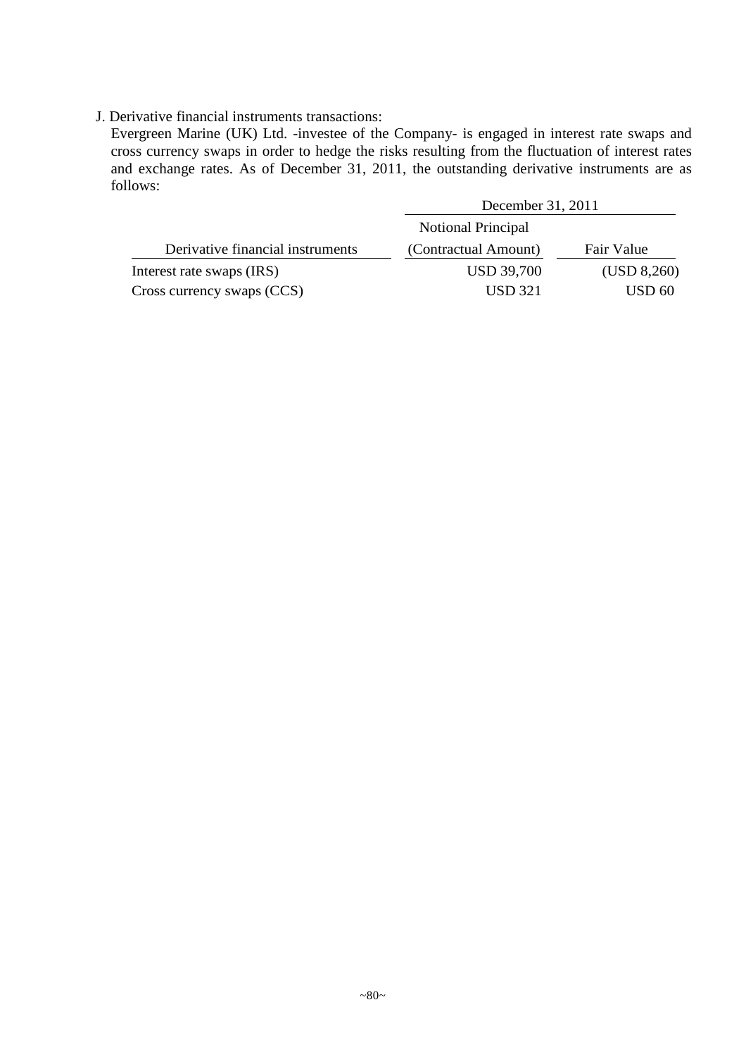J. Derivative financial instruments transactions:

Evergreen Marine (UK) Ltd. -investee of the Company- is engaged in interest rate swaps and cross currency swaps in order to hedge the risks resulting from the fluctuation of interest rates and exchange rates. As of December 31, 2011, the outstanding derivative instruments are as follows:

| | December 31, 2011 | |
|---|---|---|
| Derivative financial instruments | Notional Principal (Contractual Amount) | Fair Value |
| Interest rate swaps (IRS) | USD 39,700 | (USD 8,260) |
| Cross currency swaps (CCS) | USD 321 | USD 60 |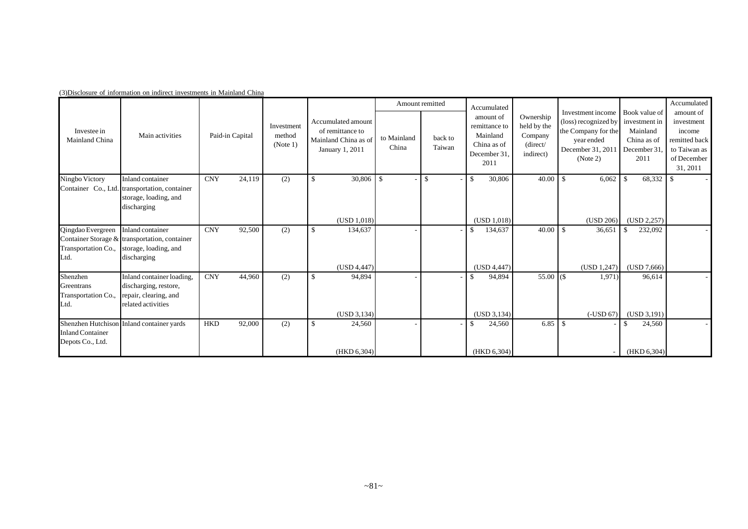(3)Disclosure of information on indirect investments in Mainland China

| Investee in Mainland China | Main activities | Paid-in Capital | | Investment method (Note 1) | Accumulated amount of remittance to Mainland China as of January 1, 2011 | Amount remitted | | Accumulated amount of remittance to Mainland China as of December 31, 2011 | Ownership held by the Company (direct/ indirect) | Investment income (loss) recognized by the Company for the year ended December 31, 2011 (Note 2) | Book value of investment in Mainland China as of December 31, 2011 | Accumulated amount of investment income remitted back to Taiwan as of December 31, 2011 |
|---|---|---|---|---|---|---|---|---|---|---|---|---|
| | | | | | | to Mainland China | back to Taiwan | | | | | |
| Ningbo Victory Container Co., Ltd. | Inland container transportation, container storage, loading, and discharging | CNY | 24,119 | (2) | $ 30,806 (USD 1,018) | $ - | $ - | $ 30,806 (USD 1,018) | 40.00 | $ 6,062 (USD 206) | $ 68,332 (USD 2,257) | $ - |
| Qingdao Evergreen Container Storage & Transportation Co., Ltd. | Inland container transportation, container storage, loading, and discharging | CNY | 92,500 | (2) | $ 134,637 (USD 4,447) | - | - | $ 134,637 (USD 4,447) | 40.00 | $ 36,651 (USD 1,247) | $ 232,092 (USD 7,666) | - |
| Shenzhen Greentrans Transportation Co., Ltd. | Inland container loading, discharging, restore, repair, clearing, and related activities | CNY | 44,960 | (2) | $ 94,894 (USD 3,134) | - | - | $ 94,894 (USD 3,134) | 55.00 | ($ 1,971) (-USD 67) | 96,614 (USD 3,191) | - |
| Shenzhen Hutchison Inland Container Depots Co., Ltd. | Inland container yards | HKD | 92,000 | (2) | $ 24,560 (HKD 6,304) | - | - | $ 24,560 (HKD 6,304) | 6.85 | $ - | $ 24,560 (HKD 6,304) | - |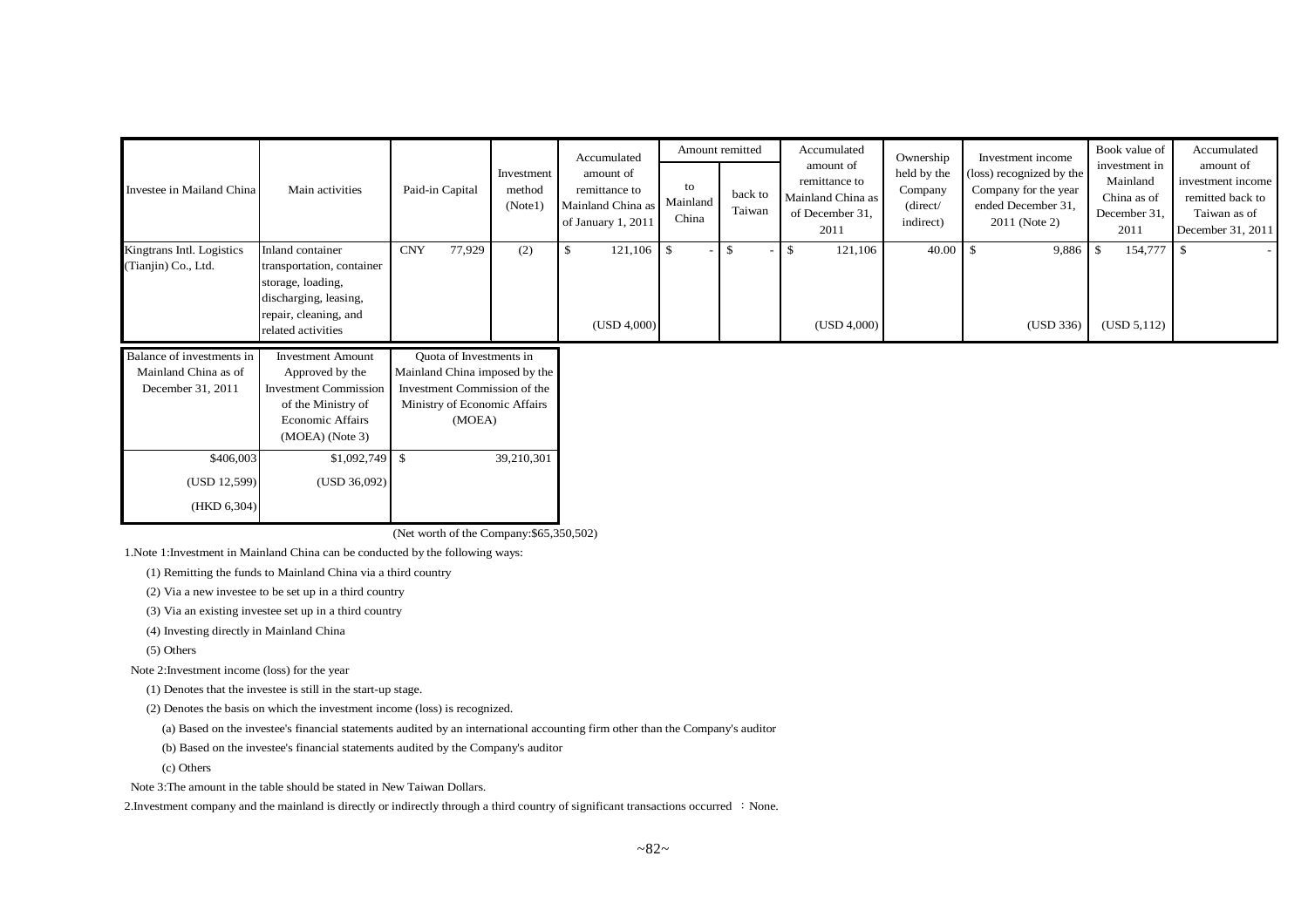| Investee in Mailand China | Main activities | Paid-in Capital | Investment method (Note1) | Accumulated amount of remittance to Mainland China as of January 1, 2011 | Amount remitted | | Accumulated amount of remittance to Mainland China as of December 31, 2011 | Ownership held by the Company (direct/ indirect) | Investment income (loss) recognized by the Company for the year ended December 31, 2011 (Note 2) | Book value of investment in Mainland China as of December 31, 2011 | Accumulated amount of investment income remitted back to Taiwan as of December 31, 2011 |
|---|---|---|---|---|---|---|---|---|---|---|---|
| | | | | | to Mainland China | back to Taiwan | | | | | |
| Kingtrans Intl. Logistics (Tianjin) Co., Ltd. | Inland container transportation, container storage, loading, discharging, leasing, repair, cleaning, and related activities | CNY 77,929 | (2) | $ 121,106 (USD 4,000) | $ - | $ - | $ 121,106 (USD 4,000) | 40.00 | $ 9,886 (USD 336) | $ 154,777 (USD 5,112) | $ - |

| Balance of investments in Mainland China as of December 31, 2011 | Investment Amount Approved by the Investment Commission of the Ministry of Economic Affairs (MOEA) (Note 3) | Quota of Investments in Mainland China imposed by the Investment Commission of the Ministry of Economic Affairs (MOEA) |
|---|---|---|
| $406,003 (USD 12,599) (HKD 6,304) | $1,092,749 (USD 36,092) | $ 39,210,301 |

(Net worth of the Company:$65,350,502)

1.Note 1:Investment in Mainland China can be conducted by the following ways:

(1) Remitting the funds to Mainland China via a third country

(2) Via a new investee to be set up in a third country

(3) Via an existing investee set up in a third country

(4) Investing directly in Mainland China

(5) Others

Note 2:Investment income (loss) for the year

(1) Denotes that the investee is still in the start-up stage.

(2) Denotes the basis on which the investment income (loss) is recognized.

(a) Based on the investee's financial statements audited by an international accounting firm other than the Company's auditor

(b) Based on the investee's financial statements audited by the Company's auditor

(c) Others

Note 3:The amount in the table should be stated in New Taiwan Dollars.

2.Investment company and the mainland is directly or indirectly through a third country of significant transactions occurred ：None.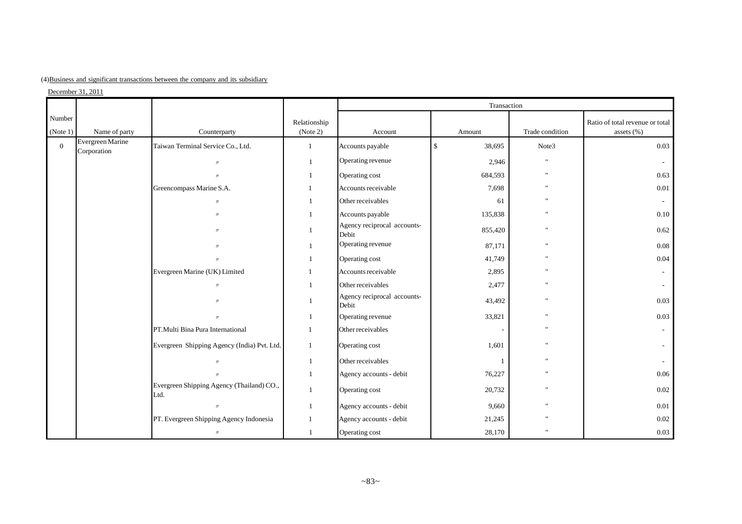(4)Business and significant transactions between the company and its subsidiary

December 31, 2011

| Number (Note 1) | Name of party | Counterparty | Relationship (Note 2) | Transaction | | | |
|---|---|---|---|---|---|---|---|
| | | | | Account | Amount | Trade condition | Ratio of total revenue or total assets (%) |
| 0 | Evergreen Marine Corporation | Taiwan Terminal Service Co., Ltd. | 1 | Accounts payable | $ 38,695 | Note3 | 0.03 |
| | | 〃 | 1 | Operating revenue | 2,946 | " | - |
| | | 〃 | 1 | Operating cost | 684,593 | " | 0.63 |
| | | Greencompass Marine S.A. | 1 | Accounts receivable | 7,698 | " | 0.01 |
| | | 〃 | 1 | Other receivables | 61 | " | - |
| | | 〃 | 1 | Accounts payable | 135,838 | " | 0.10 |
| | | 〃 | 1 | Agency reciprocal accounts-Debit | 855,420 | " | 0.62 |
| | | 〃 | 1 | Operating revenue | 87,171 | " | 0.08 |
| | | 〃 | 1 | Operating cost | 41,749 | " | 0.04 |
| | | Evergreen Marine (UK) Limited | 1 | Accounts receivable | 2,895 | " | - |
| | | 〃 | 1 | Other receivables | 2,477 | " | - |
| | | 〃 | 1 | Agency reciprocal accounts-Debit | 43,492 | " | 0.03 |
| | | 〃 | 1 | Operating revenue | 33,821 | " | 0.03 |
| | | PT.Multi Bina Pura International | 1 | Other receivables | - | " | - |
| | | Evergreen Shipping Agency (India) Pvt. Ltd. | 1 | Operating cost | 1,601 | " | - |
| | | 〃 | 1 | Other receivables | 1 | " | - |
| | | 〃 | 1 | Agency accounts - debit | 76,227 | " | 0.06 |
| | | Evergreen Shipping Agency (Thailand) CO., Ltd. | 1 | Operating cost | 20,732 | " | 0.02 |
| | | 〃 | 1 | Agency accounts - debit | 9,660 | " | 0.01 |
| | | PT. Evergreen Shipping Agency Indonesia | 1 | Agency accounts - debit | 21,245 | " | 0.02 |
| | | 〃 | 1 | Operating cost | 28,170 | " | 0.03 |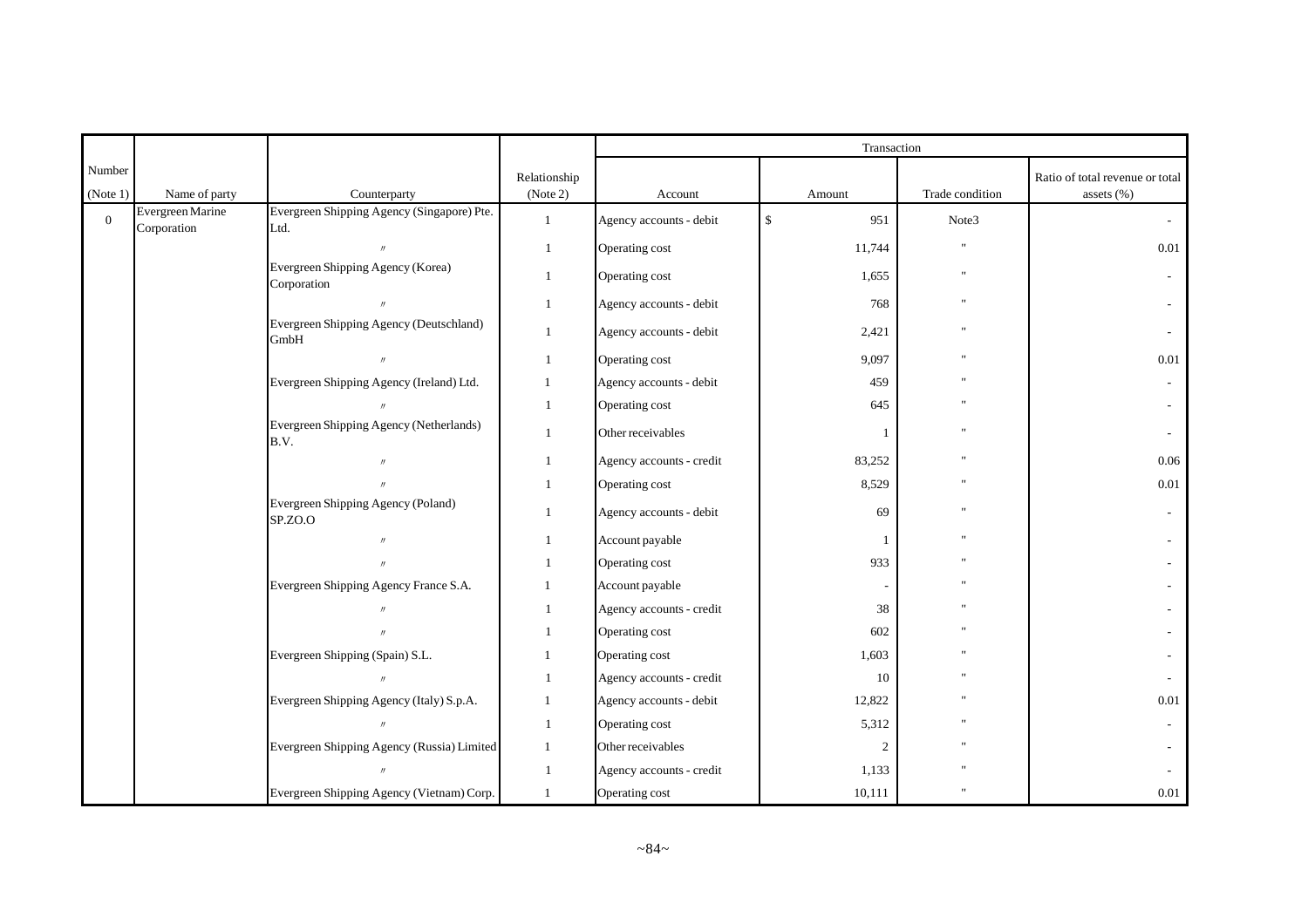| Number (Note 1) | Name of party | Counterparty | Relationship (Note 2) | Transaction | | | |
|---|---|---|---|---|---|---|---|
| | | | | Account | Amount | Trade condition | Ratio of total revenue or total assets (%) |
| 0 | Evergreen Marine Corporation | Evergreen Shipping Agency (Singapore) Pte. Ltd. | 1 | Agency accounts - debit | $ 951 | Note3 | - |
| | | 〃 | 1 | Operating cost | 11,744 | " | 0.01 |
| | | Evergreen Shipping Agency (Korea) Corporation | 1 | Operating cost | 1,655 | " | - |
| | | 〃 | 1 | Agency accounts - debit | 768 | " | - |
| | | Evergreen Shipping Agency (Deutschland) GmbH | 1 | Agency accounts - debit | 2,421 | " | - |
| | | 〃 | 1 | Operating cost | 9,097 | " | 0.01 |
| | | Evergreen Shipping Agency (Ireland) Ltd. | 1 | Agency accounts - debit | 459 | " | - |
| | | 〃 | 1 | Operating cost | 645 | " | - |
| | | Evergreen Shipping Agency (Netherlands) B.V. | 1 | Other receivables | 1 | " | - |
| | | 〃 | 1 | Agency accounts - credit | 83,252 | " | 0.06 |
| | | 〃 | 1 | Operating cost | 8,529 | " | 0.01 |
| | | Evergreen Shipping Agency (Poland) SP.ZO.O | 1 | Agency accounts - debit | 69 | " | - |
| | | 〃 | 1 | Account payable | 1 | " | - |
| | | 〃 | 1 | Operating cost | 933 | " | - |
| | | Evergreen Shipping Agency France S.A. | 1 | Account payable | - | " | - |
| | | 〃 | 1 | Agency accounts - credit | 38 | " | - |
| | | 〃 | 1 | Operating cost | 602 | " | - |
| | | Evergreen Shipping (Spain) S.L. | 1 | Operating cost | 1,603 | " | - |
| | | 〃 | 1 | Agency accounts - credit | 10 | " | - |
| | | Evergreen Shipping Agency (Italy) S.p.A. | 1 | Agency accounts - debit | 12,822 | " | 0.01 |
| | | 〃 | 1 | Operating cost | 5,312 | " | - |
| | | Evergreen Shipping Agency (Russia) Limited | 1 | Other receivables | 2 | " | - |
| | | 〃 | 1 | Agency accounts - credit | 1,133 | " | - |
| | | Evergreen Shipping Agency (Vietnam) Corp. | 1 | Operating cost | 10,111 | " | 0.01 |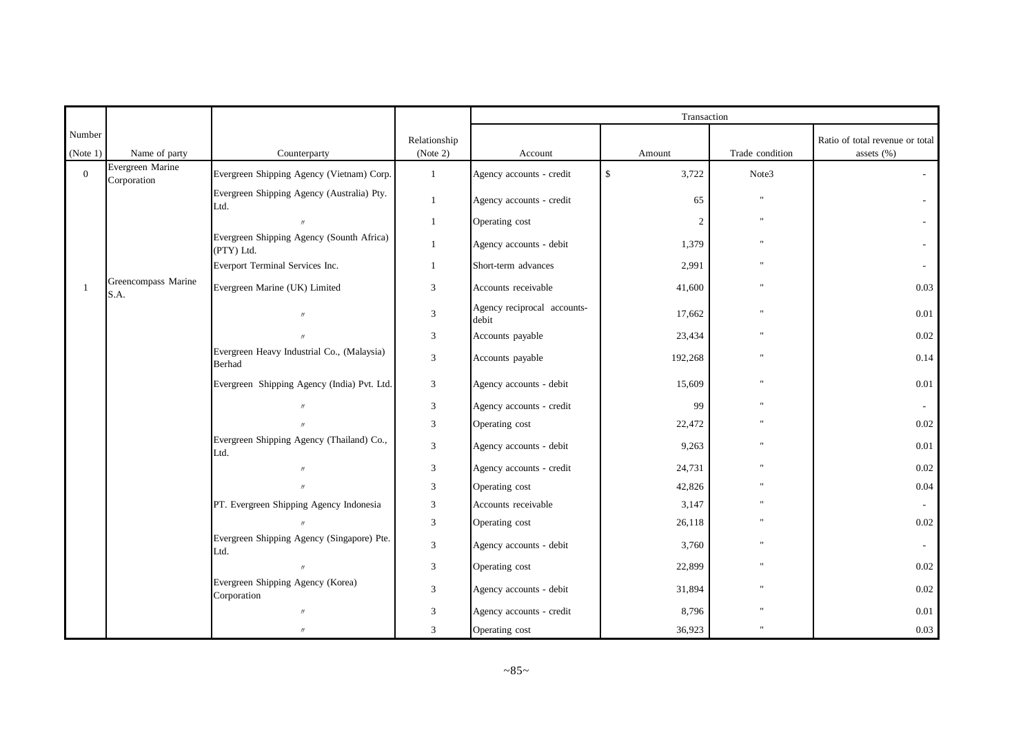| Number (Note 1) | Name of party | Counterparty | Relationship (Note 2) | Transaction | | | |
|---|---|---|---|---|---|---|---|
| | | | | Account | Amount | Trade condition | Ratio of total revenue or total assets (%) |
| 0 | Evergreen Marine Corporation | Evergreen Shipping Agency (Vietnam) Corp. | 1 | Agency accounts - credit | $ 3,722 | Note3 | - |
| | | Evergreen Shipping Agency (Australia) Pty. Ltd. | 1 | Agency accounts - credit | 65 | " | - |
| | | 〃 | 1 | Operating cost | 2 | " | - |
| | | Evergreen Shipping Agency (Sounth Africa) (PTY) Ltd. | 1 | Agency accounts - debit | 1,379 | " | - |
| | | Everport Terminal Services Inc. | 1 | Short-term advances | 2,991 | " | - |
| 1 | Greencompass Marine S.A. | Evergreen Marine (UK) Limited | 3 | Accounts receivable | 41,600 | " | 0.03 |
| | | 〃 | 3 | Agency reciprocal accounts-debit | 17,662 | " | 0.01 |
| | | 〃 | 3 | Accounts payable | 23,434 | " | 0.02 |
| | | Evergreen Heavy Industrial Co., (Malaysia) Berhad | 3 | Accounts payable | 192,268 | " | 0.14 |
| | | Evergreen Shipping Agency (India) Pvt. Ltd. | 3 | Agency accounts - debit | 15,609 | " | 0.01 |
| | | 〃 | 3 | Agency accounts - credit | 99 | " | - |
| | | 〃 | 3 | Operating cost | 22,472 | " | 0.02 |
| | | Evergreen Shipping Agency (Thailand) Co., Ltd. | 3 | Agency accounts - debit | 9,263 | " | 0.01 |
| | | 〃 | 3 | Agency accounts - credit | 24,731 | " | 0.02 |
| | | 〃 | 3 | Operating cost | 42,826 | " | 0.04 |
| | | PT. Evergreen Shipping Agency Indonesia | 3 | Accounts receivable | 3,147 | " | - |
| | | 〃 | 3 | Operating cost | 26,118 | " | 0.02 |
| | | Evergreen Shipping Agency (Singapore) Pte. Ltd. | 3 | Agency accounts - debit | 3,760 | " | - |
| | | 〃 | 3 | Operating cost | 22,899 | " | 0.02 |
| | | Evergreen Shipping Agency (Korea) Corporation | 3 | Agency accounts - debit | 31,894 | " | 0.02 |
| | | 〃 | 3 | Agency accounts - credit | 8,796 | " | 0.01 |
| | | 〃 | 3 | Operating cost | 36,923 | " | 0.03 |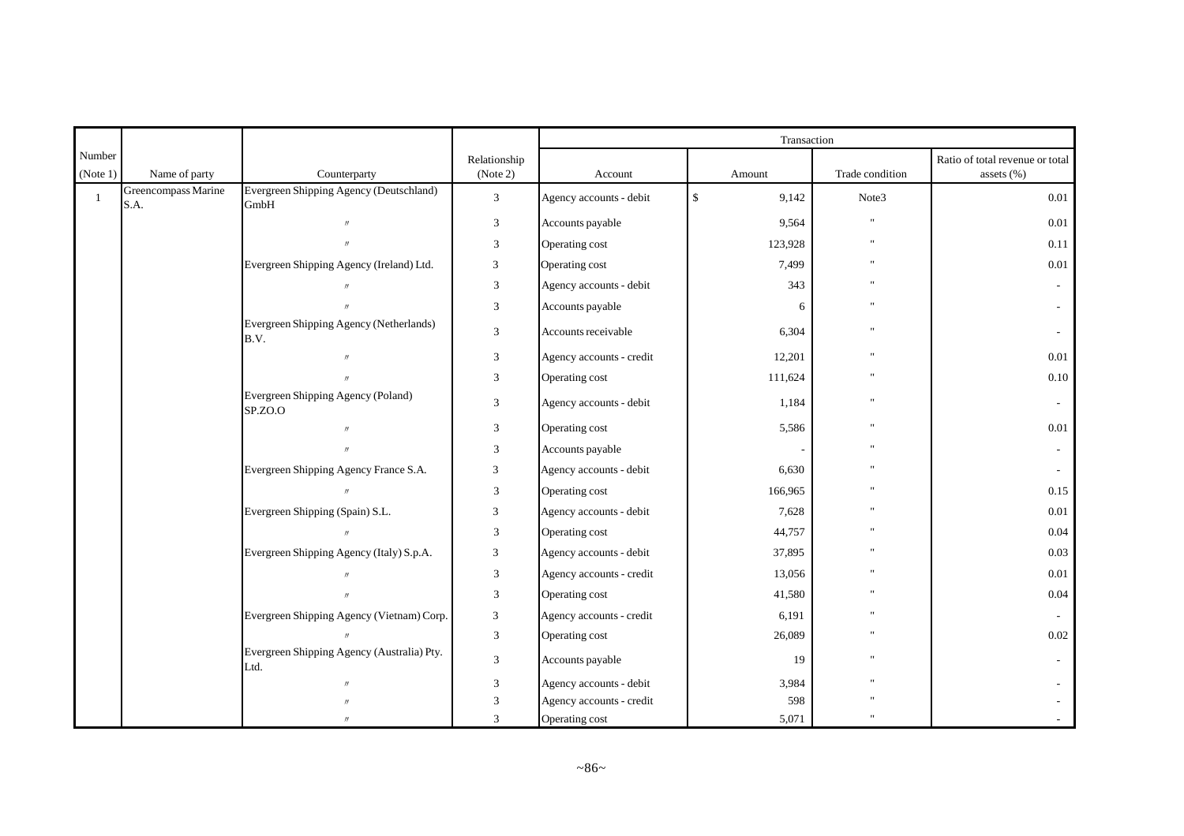| Number (Note 1) | Name of party | Counterparty | Relationship (Note 2) | Transaction | | | |
|---|---|---|---|---|---|---|---|
| | | | | Account | Amount | Trade condition | Ratio of total revenue or total assets (%) |
| 1 | Greencompass Marine S.A. | Evergreen Shipping Agency (Deutschland) GmbH | 3 | Agency accounts - debit | $ 9,142 | Note3 | 0.01 |
| | | 〃 | 3 | Accounts payable | 9,564 | " | 0.01 |
| | | 〃 | 3 | Operating cost | 123,928 | " | 0.11 |
| | | Evergreen Shipping Agency (Ireland) Ltd. | 3 | Operating cost | 7,499 | " | 0.01 |
| | | 〃 | 3 | Agency accounts - debit | 343 | " | - |
| | | 〃 | 3 | Accounts payable | 6 | " | - |
| | | Evergreen Shipping Agency (Netherlands) B.V. | 3 | Accounts receivable | 6,304 | " | - |
| | | 〃 | 3 | Agency accounts - credit | 12,201 | " | 0.01 |
| | | 〃 | 3 | Operating cost | 111,624 | " | 0.10 |
| | | Evergreen Shipping Agency (Poland) SP.ZO.O | 3 | Agency accounts - debit | 1,184 | " | - |
| | | 〃 | 3 | Operating cost | 5,586 | " | 0.01 |
| | | 〃 | 3 | Accounts payable | - | " | - |
| | | Evergreen Shipping Agency France S.A. | 3 | Agency accounts - debit | 6,630 | " | - |
| | | 〃 | 3 | Operating cost | 166,965 | " | 0.15 |
| | | Evergreen Shipping (Spain) S.L. | 3 | Agency accounts - debit | 7,628 | " | 0.01 |
| | | 〃 | 3 | Operating cost | 44,757 | " | 0.04 |
| | | Evergreen Shipping Agency (Italy) S.p.A. | 3 | Agency accounts - debit | 37,895 | " | 0.03 |
| | | 〃 | 3 | Agency accounts - credit | 13,056 | " | 0.01 |
| | | 〃 | 3 | Operating cost | 41,580 | " | 0.04 |
| | | Evergreen Shipping Agency (Vietnam) Corp. | 3 | Agency accounts - credit | 6,191 | " | - |
| | | 〃 | 3 | Operating cost | 26,089 | " | 0.02 |
| | | Evergreen Shipping Agency (Australia) Pty. Ltd. | 3 | Accounts payable | 19 | " | - |
| | | 〃 | 3 | Agency accounts - debit | 3,984 | " | - |
| | | 〃 | 3 | Agency accounts - credit | 598 | " | - |
| | | 〃 | 3 | Operating cost | 5,071 | " | - |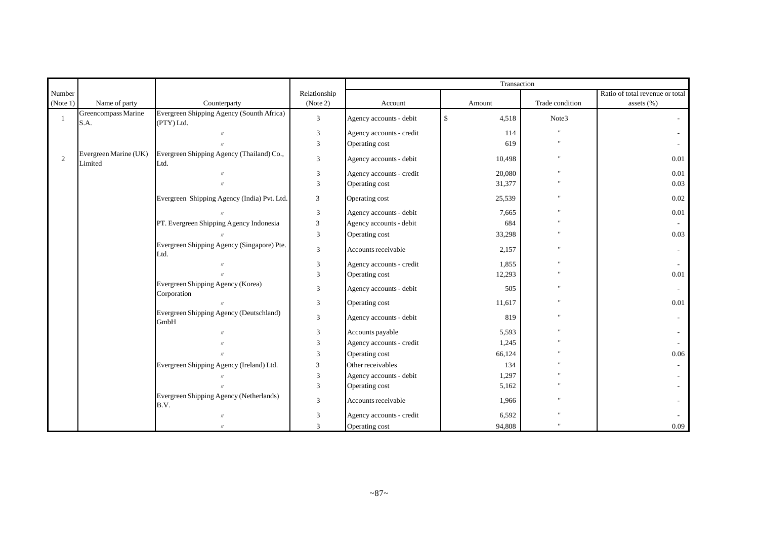| Number (Note 1) | Name of party | Counterparty | Relationship (Note 2) | Transaction | | | |
|---|---|---|---|---|---|---|---|
| | | | | Account | Amount | Trade condition | Ratio of total revenue or total assets (%) |
| 1 | Greencompass Marine S.A. | Evergreen Shipping Agency (South Africa) (PTY) Ltd. | 3 | Agency accounts - debit | $ 4,518 | Note3 | - |
| | | 〃 | 3 | Agency accounts - credit | 114 | " | - |
| | | 〃 | 3 | Operating cost | 619 | " | - |
| 2 | Evergreen Marine (UK) Limited | Evergreen Shipping Agency (Thailand) Co., Ltd. | 3 | Agency accounts - debit | 10,498 | " | 0.01 |
| | | 〃 | 3 | Agency accounts - credit | 20,080 | " | 0.01 |
| | | 〃 | 3 | Operating cost | 31,377 | " | 0.03 |
| | | Evergreen Shipping Agency (India) Pvt. Ltd. | 3 | Operating cost | 25,539 | " | 0.02 |
| | | 〃 | 3 | Agency accounts - debit | 7,665 | " | 0.01 |
| | | PT. Evergreen Shipping Agency Indonesia | 3 | Agency accounts - debit | 684 | " | - |
| | | 〃 | 3 | Operating cost | 33,298 | " | 0.03 |
| | | Evergreen Shipping Agency (Singapore) Pte. Ltd. | 3 | Accounts receivable | 2,157 | " | - |
| | | 〃 | 3 | Agency accounts - credit | 1,855 | " | - |
| | | 〃 | 3 | Operating cost | 12,293 | " | 0.01 |
| | | Evergreen Shipping Agency (Korea) Corporation | 3 | Agency accounts - debit | 505 | " | - |
| | | 〃 | 3 | Operating cost | 11,617 | " | 0.01 |
| | | Evergreen Shipping Agency (Deutschland) GmbH | 3 | Agency accounts - debit | 819 | " | - |
| | | 〃 | 3 | Accounts payable | 5,593 | " | - |
| | | 〃 | 3 | Agency accounts - credit | 1,245 | " | - |
| | | 〃 | 3 | Operating cost | 66,124 | " | 0.06 |
| | | Evergreen Shipping Agency (Ireland) Ltd. | 3 | Other receivables | 134 | " | - |
| | | 〃 | 3 | Agency accounts - debit | 1,297 | " | - |
| | | 〃 | 3 | Operating cost | 5,162 | " | - |
| | | Evergreen Shipping Agency (Netherlands) B.V. | 3 | Accounts receivable | 1,966 | " | - |
| | | 〃 | 3 | Agency accounts - credit | 6,592 | " | - |
| | | 〃 | 3 | Operating cost | 94,808 | " | 0.09 |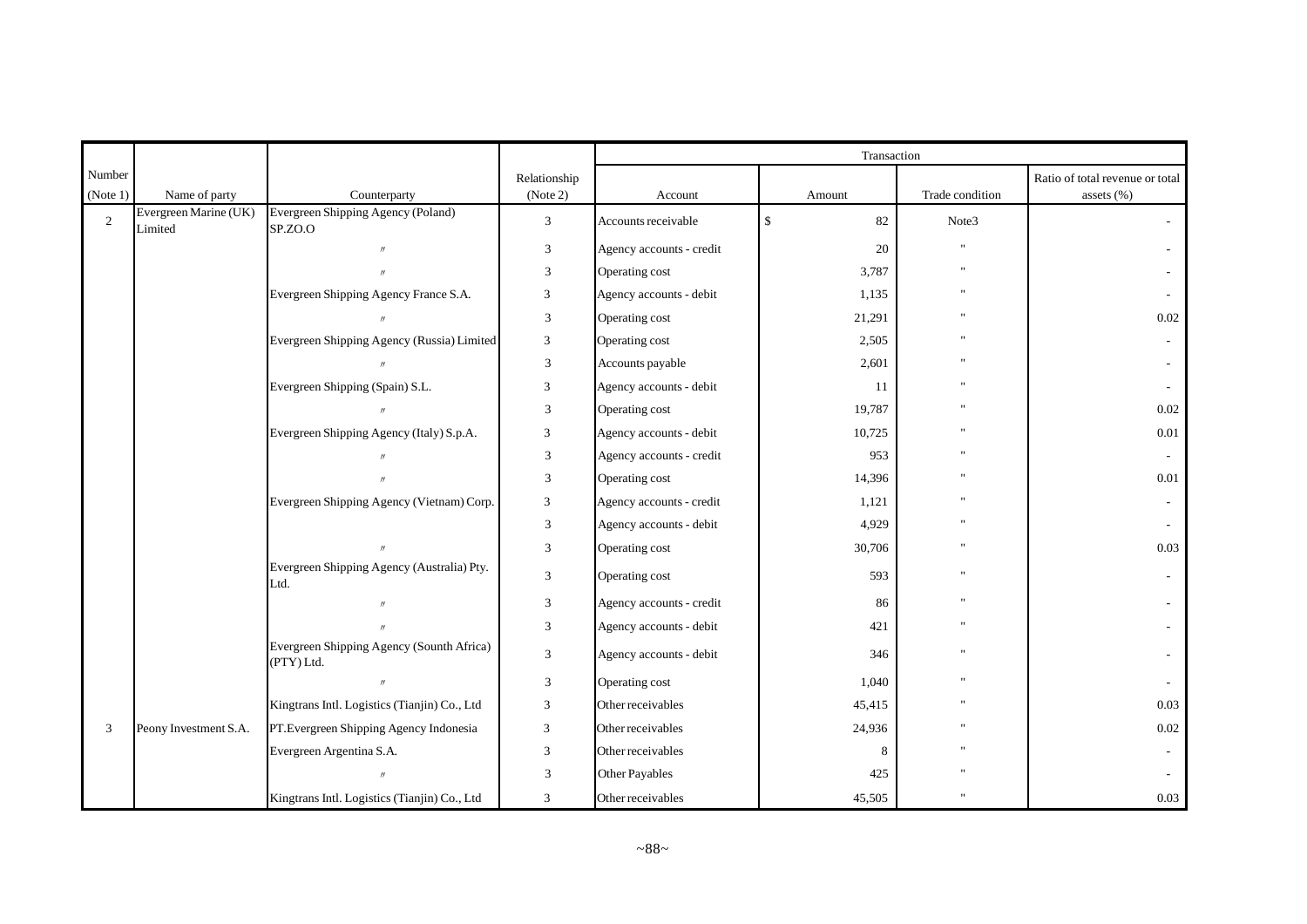| Number (Note 1) | Name of party | Counterparty | Relationship (Note 2) | Transaction | | | |
|---|---|---|---|---|---|---|---|
| | | | | Account | Amount | Trade condition | Ratio of total revenue or total assets (%) |
| 2 | Evergreen Marine (UK) Limited | Evergreen Shipping Agency (Poland) SP.ZO.O | 3 | Accounts receivable | $ 82 | Note3 | - |
| | | 〃 | 3 | Agency accounts - credit | 20 | " | - |
| | | 〃 | 3 | Operating cost | 3,787 | " | - |
| | | Evergreen Shipping Agency France S.A. | 3 | Agency accounts - debit | 1,135 | " | - |
| | | 〃 | 3 | Operating cost | 21,291 | " | 0.02 |
| | | Evergreen Shipping Agency (Russia) Limited | 3 | Operating cost | 2,505 | " | - |
| | | 〃 | 3 | Accounts payable | 2,601 | " | - |
| | | Evergreen Shipping (Spain) S.L. | 3 | Agency accounts - debit | 11 | " | - |
| | | 〃 | 3 | Operating cost | 19,787 | " | 0.02 |
| | | Evergreen Shipping Agency (Italy) S.p.A. | 3 | Agency accounts - debit | 10,725 | " | 0.01 |
| | | 〃 | 3 | Agency accounts - credit | 953 | " | - |
| | | 〃 | 3 | Operating cost | 14,396 | " | 0.01 |
| | | Evergreen Shipping Agency (Vietnam) Corp. | 3 | Agency accounts - credit | 1,121 | " | - |
| | | | 3 | Agency accounts - debit | 4,929 | " | - |
| | | 〃 | 3 | Operating cost | 30,706 | " | 0.03 |
| | | Evergreen Shipping Agency (Australia) Pty. Ltd. | 3 | Operating cost | 593 | " | - |
| | | 〃 | 3 | Agency accounts - credit | 86 | " | - |
| | | 〃 | 3 | Agency accounts - debit | 421 | " | - |
| | | Evergreen Shipping Agency (Sounth Africa) (PTY) Ltd. | 3 | Agency accounts - debit | 346 | " | - |
| | | 〃 | 3 | Operating cost | 1,040 | " | - |
| | | Kingtrans Intl. Logistics (Tianjin) Co., Ltd | 3 | Other receivables | 45,415 | " | 0.03 |
| 3 | Peony Investment S.A. | PT.Evergreen Shipping Agency Indonesia | 3 | Other receivables | 24,936 | " | 0.02 |
| | | Evergreen Argentina S.A. | 3 | Other receivables | 8 | " | - |
| | | 〃 | 3 | Other Payables | 425 | " | - |
| | | Kingtrans Intl. Logistics (Tianjin) Co., Ltd | 3 | Other receivables | 45,505 | " | 0.03 |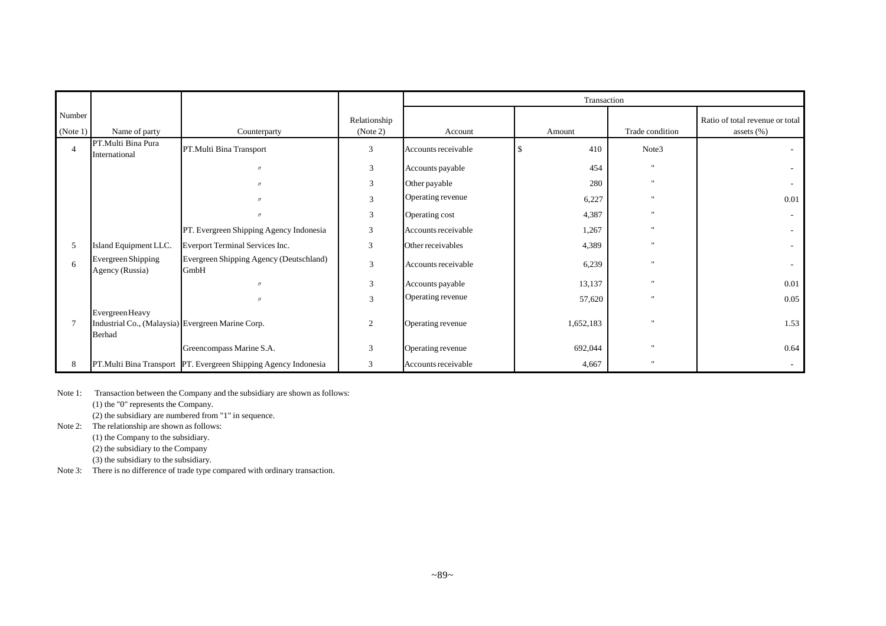| Number (Note 1) | Name of party | Counterparty | Relationship (Note 2) | Transaction | | | |
|---|---|---|---|---|---|---|---|
| | | | | Account | Amount | Trade condition | Ratio of total revenue or total assets (%) |
| 4 | PT.Multi Bina Pura International | PT.Multi Bina Transport | 3 | Accounts receivable | $ 410 | Note3 | - |
| | | 〃 | 3 | Accounts payable | 454 | " | - |
| | | 〃 | 3 | Other payable | 280 | " | - |
| | | 〃 | 3 | Operating revenue | 6,227 | " | 0.01 |
| | | 〃 | 3 | Operating cost | 4,387 | " | - |
| | | PT. Evergreen Shipping Agency Indonesia | 3 | Accounts receivable | 1,267 | " | - |
| 5 | Island Equipment LLC. | Everport Terminal Services Inc. | 3 | Other receivables | 4,389 | " | - |
| 6 | Evergreen Shipping Agency (Russia) | Evergreen Shipping Agency (Deutschland) GmbH | 3 | Accounts receivable | 6,239 | " | - |
| | | 〃 | 3 | Accounts payable | 13,137 | " | 0.01 |
| | | 〃 | 3 | Operating revenue | 57,620 | " | 0.05 |
| 7 | Evergreen Heavy Industrial Co., (Malaysia) Berhad | Evergreen Marine Corp. | 2 | Operating revenue | 1,652,183 | " | 1.53 |
| | | Greencompass Marine S.A. | 3 | Operating revenue | 692,044 | " | 0.64 |
| 8 | PT.Multi Bina Transport | PT. Evergreen Shipping Agency Indonesia | 3 | Accounts receivable | 4,667 | " | - |

Note 1: Transaction between the Company and the subsidiary are shown as follows:
(1) the "0" represents the Company.
(2) the subsidiary are numbered from "1" in sequence.

Note 2: The relationship are shown as follows:
(1) the Company to the subsidiary.
(2) the subsidiary to the Company
(3) the subsidiary to the subsidiary.

Note 3: There is no difference of trade type compared with ordinary transaction.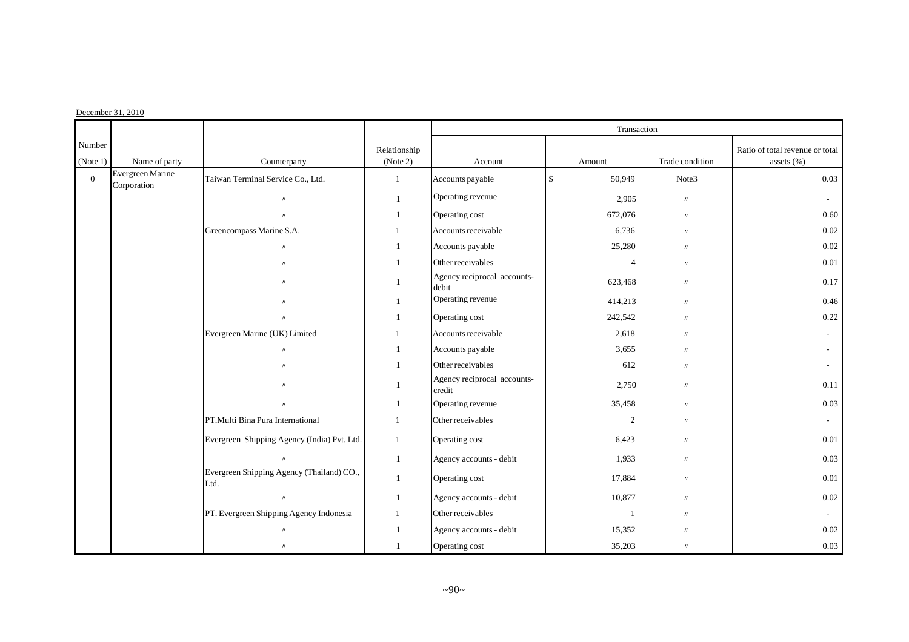December 31, 2010

| Number (Note 1) | Name of party | Counterparty | Relationship (Note 2) | Transaction | | | |
|---|---|---|---|---|---|---|---|
| | | | | Account | Amount | Trade condition | Ratio of total revenue or total assets (%) |
| 0 | Evergreen Marine Corporation | Taiwan Terminal Service Co., Ltd. | 1 | Accounts payable | $ 50,949 | Note3 | 0.03 |
| | | 〃 | 1 | Operating revenue | 2,905 | 〃 | - |
| | | 〃 | 1 | Operating cost | 672,076 | 〃 | 0.60 |
| | | Greencompass Marine S.A. | 1 | Accounts receivable | 6,736 | 〃 | 0.02 |
| | | 〃 | 1 | Accounts payable | 25,280 | 〃 | 0.02 |
| | | 〃 | 1 | Other receivables | 4 | 〃 | 0.01 |
| | | 〃 | 1 | Agency reciprocal accounts-debit | 623,468 | 〃 | 0.17 |
| | | 〃 | 1 | Operating revenue | 414,213 | 〃 | 0.46 |
| | | 〃 | 1 | Operating cost | 242,542 | 〃 | 0.22 |
| | | Evergreen Marine (UK) Limited | 1 | Accounts receivable | 2,618 | 〃 | - |
| | | 〃 | 1 | Accounts payable | 3,655 | 〃 | - |
| | | 〃 | 1 | Other receivables | 612 | 〃 | - |
| | | 〃 | 1 | Agency reciprocal accounts-credit | 2,750 | 〃 | 0.11 |
| | | 〃 | 1 | Operating revenue | 35,458 | 〃 | 0.03 |
| | | PT.Multi Bina Pura International | 1 | Other receivables | 2 | 〃 | - |
| | | Evergreen Shipping Agency (India) Pvt. Ltd. | 1 | Operating cost | 6,423 | 〃 | 0.01 |
| | | 〃 | 1 | Agency accounts - debit | 1,933 | 〃 | 0.03 |
| | | Evergreen Shipping Agency (Thailand) CO., Ltd. | 1 | Operating cost | 17,884 | 〃 | 0.01 |
| | | 〃 | 1 | Agency accounts - debit | 10,877 | 〃 | 0.02 |
| | | PT. Evergreen Shipping Agency Indonesia | 1 | Other receivables | 1 | 〃 | - |
| | | 〃 | 1 | Agency accounts - debit | 15,352 | 〃 | 0.02 |
| | | 〃 | 1 | Operating cost | 35,203 | 〃 | 0.03 |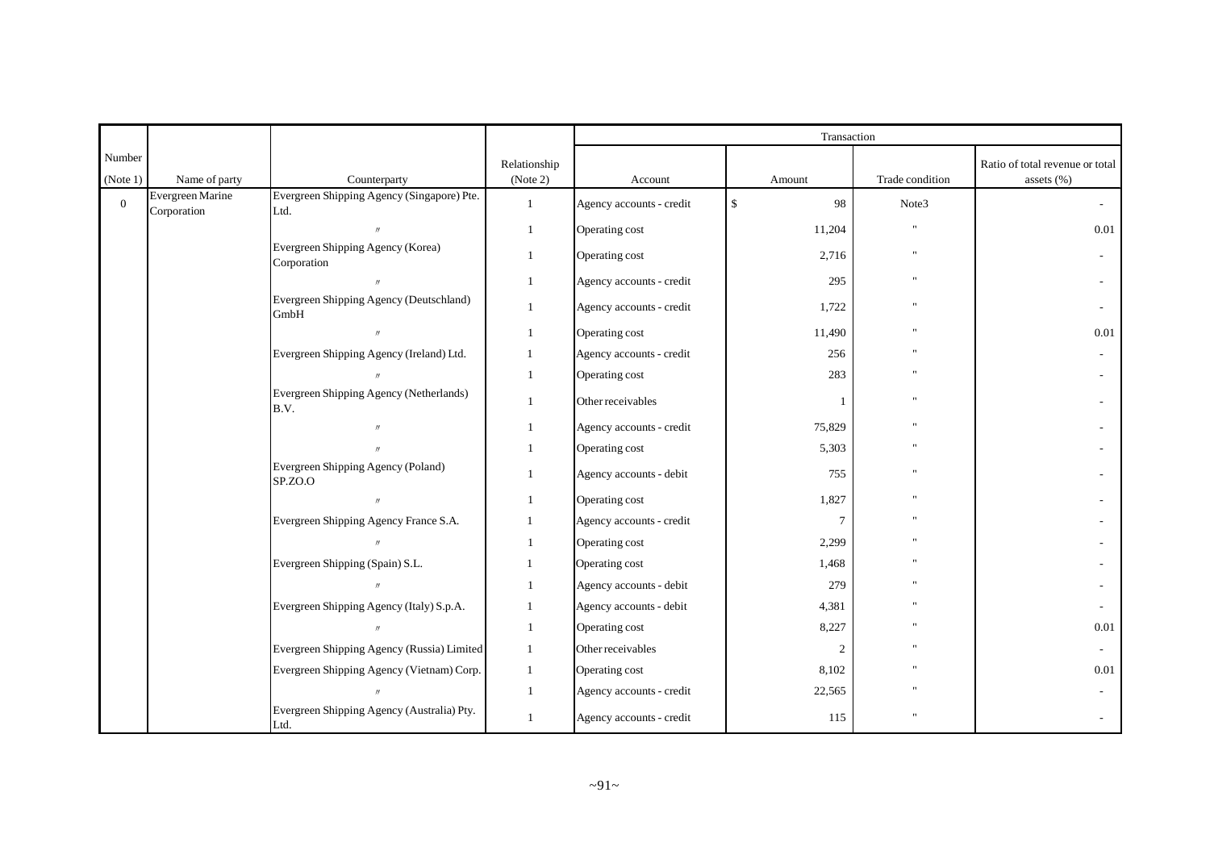| Number (Note 1) | Name of party | Counterparty | Relationship (Note 2) | Transaction | | | |
|---|---|---|---|---|---|---|---|
| | | | | Account | Amount | Trade condition | Ratio of total revenue or total assets (%) |
| 0 | Evergreen Marine Corporation | Evergreen Shipping Agency (Singapore) Pte. Ltd. | 1 | Agency accounts - credit | $ 98 | Note3 | - |
| | | 〃 | 1 | Operating cost | 11,204 | " | 0.01 |
| | | Evergreen Shipping Agency (Korea) Corporation | 1 | Operating cost | 2,716 | " | - |
| | | 〃 | 1 | Agency accounts - credit | 295 | " | - |
| | | Evergreen Shipping Agency (Deutschland) GmbH | 1 | Agency accounts - credit | 1,722 | " | - |
| | | 〃 | 1 | Operating cost | 11,490 | " | 0.01 |
| | | Evergreen Shipping Agency (Ireland) Ltd. | 1 | Agency accounts - credit | 256 | " | - |
| | | 〃 | 1 | Operating cost | 283 | " | - |
| | | Evergreen Shipping Agency (Netherlands) B.V. | 1 | Other receivables | 1 | " | - |
| | | 〃 | 1 | Agency accounts - credit | 75,829 | " | - |
| | | 〃 | 1 | Operating cost | 5,303 | " | - |
| | | Evergreen Shipping Agency (Poland) SP.ZO.O | 1 | Agency accounts - debit | 755 | " | - |
| | | 〃 | 1 | Operating cost | 1,827 | " | - |
| | | Evergreen Shipping Agency France S.A. | 1 | Agency accounts - credit | 7 | " | - |
| | | 〃 | 1 | Operating cost | 2,299 | " | - |
| | | Evergreen Shipping (Spain) S.L. | 1 | Operating cost | 1,468 | " | - |
| | | 〃 | 1 | Agency accounts - debit | 279 | " | - |
| | | Evergreen Shipping Agency (Italy) S.p.A. | 1 | Agency accounts - debit | 4,381 | " | - |
| | | 〃 | 1 | Operating cost | 8,227 | " | 0.01 |
| | | Evergreen Shipping Agency (Russia) Limited | 1 | Other receivables | 2 | " | - |
| | | Evergreen Shipping Agency (Vietnam) Corp. | 1 | Operating cost | 8,102 | " | 0.01 |
| | | 〃 | 1 | Agency accounts - credit | 22,565 | " | - |
| | | Evergreen Shipping Agency (Australia) Pty. Ltd. | 1 | Agency accounts - credit | 115 | " | - |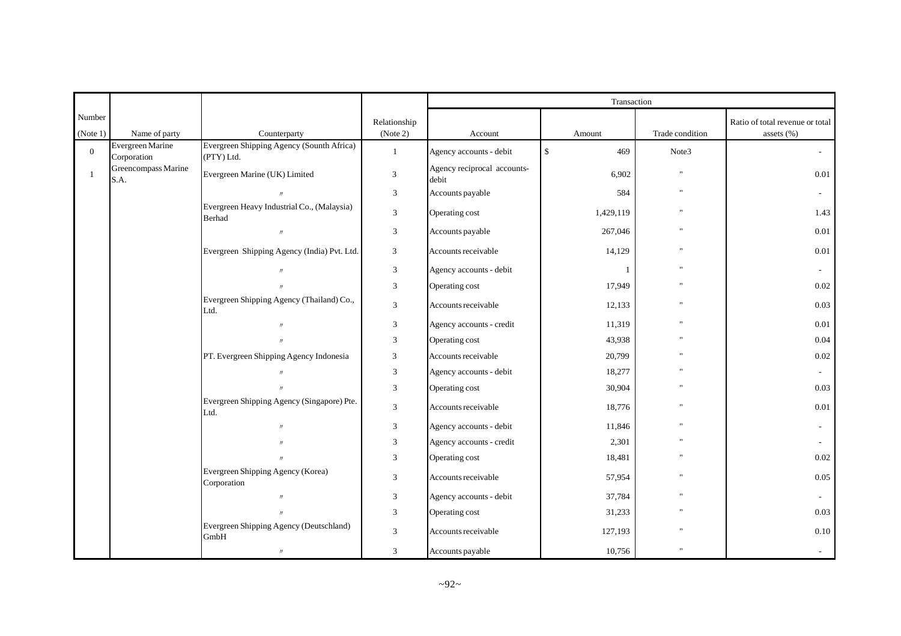| Number (Note 1) | Name of party | Counterparty | Relationship (Note 2) | Transaction | | | |
|---|---|---|---|---|---|---|---|
| | | | | Account | Amount | Trade condition | Ratio of total revenue or total assets (%) |
| 0 | Evergreen Marine Corporation | Evergreen Shipping Agency (Sounth Africa) (PTY) Ltd. | 1 | Agency accounts - debit | $ 469 | Note3 | - |
| 1 | Greencompass Marine S.A. | Evergreen Marine (UK) Limited | 3 | Agency reciprocal accounts-debit | 6,902 | " | 0.01 |
| | | 〃 | 3 | Accounts payable | 584 | " | - |
| | | Evergreen Heavy Industrial Co., (Malaysia) Berhad | 3 | Operating cost | 1,429,119 | " | 1.43 |
| | | 〃 | 3 | Accounts payable | 267,046 | " | 0.01 |
| | | Evergreen Shipping Agency (India) Pvt. Ltd. | 3 | Accounts receivable | 14,129 | " | 0.01 |
| | | 〃 | 3 | Agency accounts - debit | 1 | " | - |
| | | 〃 | 3 | Operating cost | 17,949 | " | 0.02 |
| | | Evergreen Shipping Agency (Thailand) Co., Ltd. | 3 | Accounts receivable | 12,133 | " | 0.03 |
| | | 〃 | 3 | Agency accounts - credit | 11,319 | " | 0.01 |
| | | 〃 | 3 | Operating cost | 43,938 | " | 0.04 |
| | | PT. Evergreen Shipping Agency Indonesia | 3 | Accounts receivable | 20,799 | " | 0.02 |
| | | 〃 | 3 | Agency accounts - debit | 18,277 | " | - |
| | | 〃 | 3 | Operating cost | 30,904 | " | 0.03 |
| | | Evergreen Shipping Agency (Singapore) Pte. Ltd. | 3 | Accounts receivable | 18,776 | " | 0.01 |
| | | 〃 | 3 | Agency accounts - debit | 11,846 | " | - |
| | | 〃 | 3 | Agency accounts - credit | 2,301 | " | - |
| | | 〃 | 3 | Operating cost | 18,481 | " | 0.02 |
| | | Evergreen Shipping Agency (Korea) Corporation | 3 | Accounts receivable | 57,954 | " | 0.05 |
| | | 〃 | 3 | Agency accounts - debit | 37,784 | " | - |
| | | 〃 | 3 | Operating cost | 31,233 | " | 0.03 |
| | | Evergreen Shipping Agency (Deutschland) GmbH | 3 | Accounts receivable | 127,193 | " | 0.10 |
| | | 〃 | 3 | Accounts payable | 10,756 | " | - |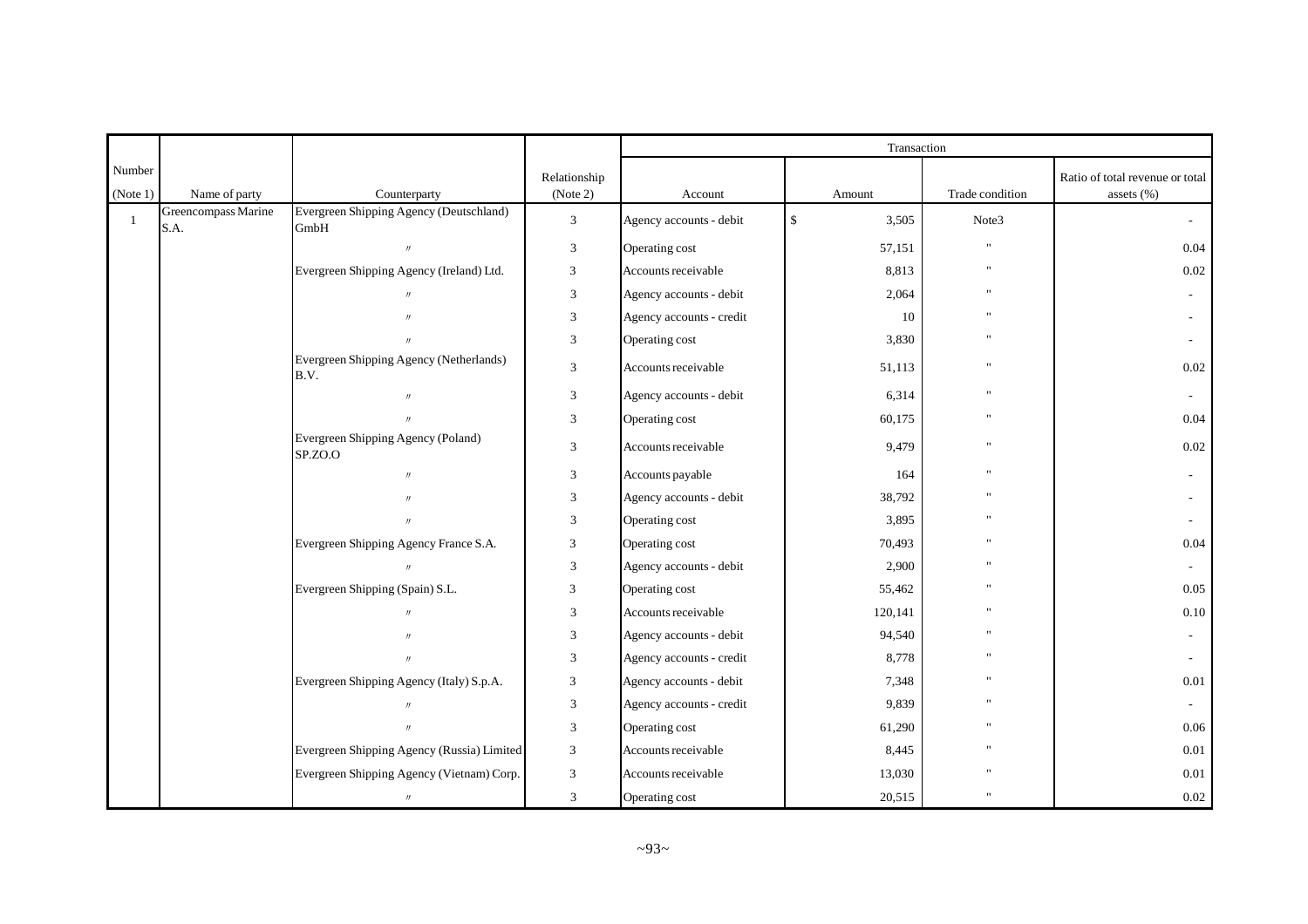| Number (Note 1) | Name of party | Counterparty | Relationship (Note 2) | Transaction | | | |
|---|---|---|---|---|---|---|---|
| | | | | Account | Amount | Trade condition | Ratio of total revenue or total assets (%) |
| 1 | Greencompass Marine S.A. | Evergreen Shipping Agency (Deutschland) GmbH | 3 | Agency accounts - debit | $ 3,505 | Note3 | - |
| | | 〃 | 3 | Operating cost | 57,151 | " | 0.04 |
| | | Evergreen Shipping Agency (Ireland) Ltd. | 3 | Accounts receivable | 8,813 | " | 0.02 |
| | | 〃 | 3 | Agency accounts - debit | 2,064 | " | - |
| | | 〃 | 3 | Agency accounts - credit | 10 | " | - |
| | | 〃 | 3 | Operating cost | 3,830 | " | - |
| | | Evergreen Shipping Agency (Netherlands) B.V. | 3 | Accounts receivable | 51,113 | " | 0.02 |
| | | 〃 | 3 | Agency accounts - debit | 6,314 | " | - |
| | | 〃 | 3 | Operating cost | 60,175 | " | 0.04 |
| | | Evergreen Shipping Agency (Poland) SP.ZO.O | 3 | Accounts receivable | 9,479 | " | 0.02 |
| | | 〃 | 3 | Accounts payable | 164 | " | - |
| | | 〃 | 3 | Agency accounts - debit | 38,792 | " | - |
| | | 〃 | 3 | Operating cost | 3,895 | " | - |
| | | Evergreen Shipping Agency France S.A. | 3 | Operating cost | 70,493 | " | 0.04 |
| | | 〃 | 3 | Agency accounts - debit | 2,900 | " | - |
| | | Evergreen Shipping (Spain) S.L. | 3 | Operating cost | 55,462 | " | 0.05 |
| | | 〃 | 3 | Accounts receivable | 120,141 | " | 0.10 |
| | | 〃 | 3 | Agency accounts - debit | 94,540 | " | - |
| | | 〃 | 3 | Agency accounts - credit | 8,778 | " | - |
| | | Evergreen Shipping Agency (Italy) S.p.A. | 3 | Agency accounts - debit | 7,348 | " | 0.01 |
| | | 〃 | 3 | Agency accounts - credit | 9,839 | " | - |
| | | 〃 | 3 | Operating cost | 61,290 | " | 0.06 |
| | | Evergreen Shipping Agency (Russia) Limited | 3 | Accounts receivable | 8,445 | " | 0.01 |
| | | Evergreen Shipping Agency (Vietnam) Corp. | 3 | Accounts receivable | 13,030 | " | 0.01 |
| | | 〃 | 3 | Operating cost | 20,515 | " | 0.02 |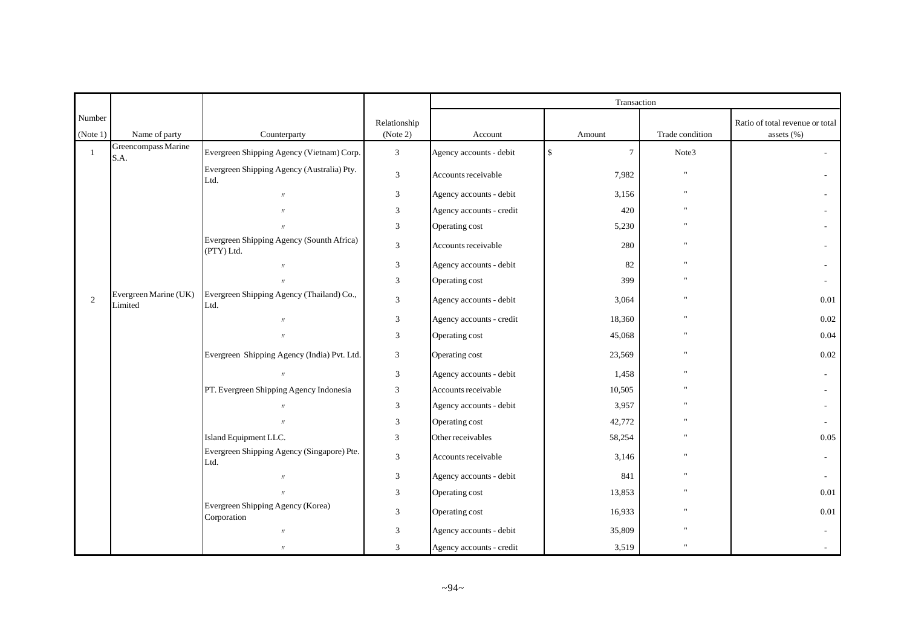| Number (Note 1) | Name of party | Counterparty | Relationship (Note 2) | Transaction | | | |
|---|---|---|---|---|---|---|---|
| | | | | Account | Amount | Trade condition | Ratio of total revenue or total assets (%) |
| 1 | Greencompass Marine S.A. | Evergreen Shipping Agency (Vietnam) Corp. | 3 | Agency accounts - debit | $ 7 | Note3 | - |
| | | Evergreen Shipping Agency (Australia) Pty. Ltd. | 3 | Accounts receivable | 7,982 | " | - |
| | | 〃 | 3 | Agency accounts - debit | 3,156 | " | - |
| | | 〃 | 3 | Agency accounts - credit | 420 | " | - |
| | | 〃 | 3 | Operating cost | 5,230 | " | - |
| | | Evergreen Shipping Agency (Sounth Africa) (PTY) Ltd. | 3 | Accounts receivable | 280 | " | - |
| | | 〃 | 3 | Agency accounts - debit | 82 | " | - |
| | | 〃 | 3 | Operating cost | 399 | " | - |
| 2 | Evergreen Marine (UK) Limited | Evergreen Shipping Agency (Thailand) Co., Ltd. | 3 | Agency accounts - debit | 3,064 | " | 0.01 |
| | | 〃 | 3 | Agency accounts - credit | 18,360 | " | 0.02 |
| | | 〃 | 3 | Operating cost | 45,068 | " | 0.04 |
| | | Evergreen Shipping Agency (India) Pvt. Ltd. | 3 | Operating cost | 23,569 | " | 0.02 |
| | | 〃 | 3 | Agency accounts - debit | 1,458 | " | - |
| | | PT. Evergreen Shipping Agency Indonesia | 3 | Accounts receivable | 10,505 | " | - |
| | | 〃 | 3 | Agency accounts - debit | 3,957 | " | - |
| | | 〃 | 3 | Operating cost | 42,772 | " | - |
| | | Island Equipment LLC. | 3 | Other receivables | 58,254 | " | 0.05 |
| | | Evergreen Shipping Agency (Singapore) Pte. Ltd. | 3 | Accounts receivable | 3,146 | " | - |
| | | 〃 | 3 | Agency accounts - debit | 841 | " | - |
| | | 〃 | 3 | Operating cost | 13,853 | " | 0.01 |
| | | Evergreen Shipping Agency (Korea) Corporation | 3 | Operating cost | 16,933 | " | 0.01 |
| | | 〃 | 3 | Agency accounts - debit | 35,809 | " | - |
| | | 〃 | 3 | Agency accounts - credit | 3,519 | " | - |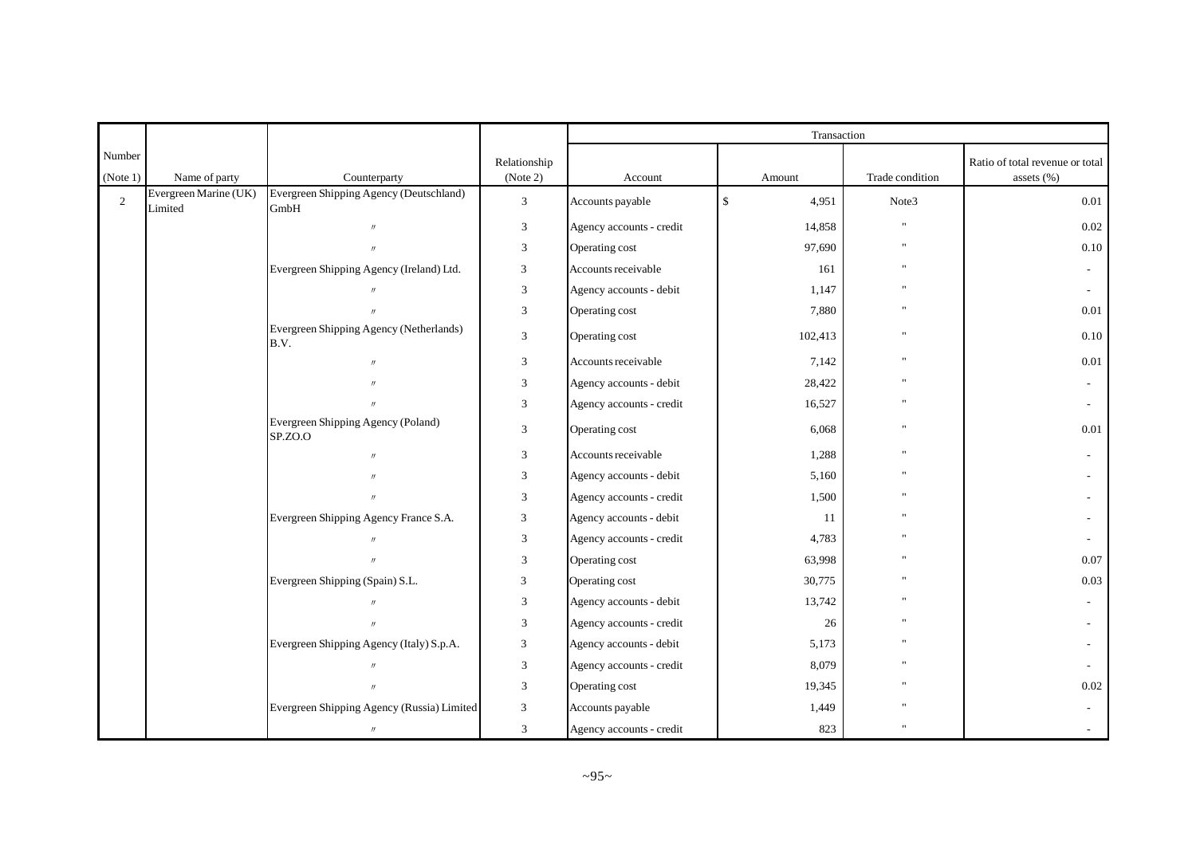| Number (Note 1) | Name of party | Counterparty | Relationship (Note 2) | Transaction | | | |
|---|---|---|---|---|---|---|---|
| | | | | Account | Amount | Trade condition | Ratio of total revenue or total assets (%) |
| 2 | Evergreen Marine (UK) Limited | Evergreen Shipping Agency (Deutschland) GmbH | 3 | Accounts payable | $ 4,951 | Note3 | 0.01 |
| | | 〃 | 3 | Agency accounts - credit | 14,858 | " | 0.02 |
| | | 〃 | 3 | Operating cost | 97,690 | " | 0.10 |
| | | Evergreen Shipping Agency (Ireland) Ltd. | 3 | Accounts receivable | 161 | " | - |
| | | 〃 | 3 | Agency accounts - debit | 1,147 | " | - |
| | | 〃 | 3 | Operating cost | 7,880 | " | 0.01 |
| | | Evergreen Shipping Agency (Netherlands) B.V. | 3 | Operating cost | 102,413 | " | 0.10 |
| | | 〃 | 3 | Accounts receivable | 7,142 | " | 0.01 |
| | | 〃 | 3 | Agency accounts - debit | 28,422 | " | - |
| | | 〃 | 3 | Agency accounts - credit | 16,527 | " | - |
| | | Evergreen Shipping Agency (Poland) SP.ZO.O | 3 | Operating cost | 6,068 | " | 0.01 |
| | | 〃 | 3 | Accounts receivable | 1,288 | " | - |
| | | 〃 | 3 | Agency accounts - debit | 5,160 | " | - |
| | | 〃 | 3 | Agency accounts - credit | 1,500 | " | - |
| | | Evergreen Shipping Agency France S.A. | 3 | Agency accounts - debit | 11 | " | - |
| | | 〃 | 3 | Agency accounts - credit | 4,783 | " | - |
| | | 〃 | 3 | Operating cost | 63,998 | " | 0.07 |
| | | Evergreen Shipping (Spain) S.L. | 3 | Operating cost | 30,775 | " | 0.03 |
| | | 〃 | 3 | Agency accounts - debit | 13,742 | " | - |
| | | 〃 | 3 | Agency accounts - credit | 26 | " | - |
| | | Evergreen Shipping Agency (Italy) S.p.A. | 3 | Agency accounts - debit | 5,173 | " | - |
| | | 〃 | 3 | Agency accounts - credit | 8,079 | " | - |
| | | 〃 | 3 | Operating cost | 19,345 | " | 0.02 |
| | | Evergreen Shipping Agency (Russia) Limited | 3 | Accounts payable | 1,449 | " | - |
| | | 〃 | 3 | Agency accounts - credit | 823 | " | - |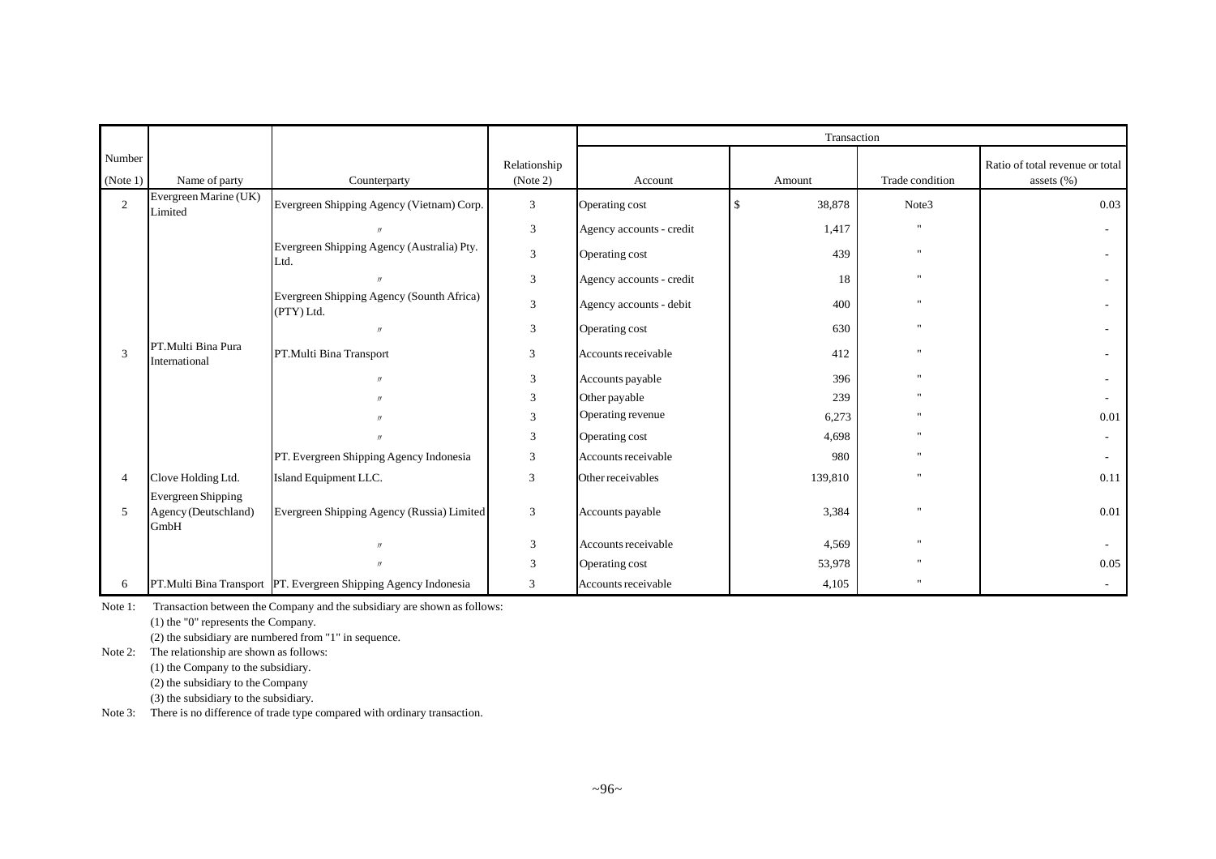| Number (Note 1) | Name of party | Counterparty | Relationship (Note 2) | Transaction | | | |
|---|---|---|---|---|---|---|---|
| | | | | Account | Amount | Trade condition | Ratio of total revenue or total assets (%) |
| 2 | Evergreen Marine (UK) Limited | Evergreen Shipping Agency (Vietnam) Corp. | 3 | Operating cost | $ 38,878 | Note3 | 0.03 |
| | | 〃 | 3 | Agency accounts - credit | 1,417 | " | - |
| | | Evergreen Shipping Agency (Australia) Pty. Ltd. | 3 | Operating cost | 439 | " | - |
| | | 〃 | 3 | Agency accounts - credit | 18 | " | - |
| | | Evergreen Shipping Agency (Sounth Africa) (PTY) Ltd. | 3 | Agency accounts - debit | 400 | " | - |
| | | 〃 | 3 | Operating cost | 630 | " | - |
| 3 | PT.Multi Bina Pura International | PT.Multi Bina Transport | 3 | Accounts receivable | 412 | " | - |
| | | 〃 | 3 | Accounts payable | 396 | " | - |
| | | 〃 | 3 | Other payable | 239 | " | - |
| | | 〃 | 3 | Operating revenue | 6,273 | " | 0.01 |
| | | 〃 | 3 | Operating cost | 4,698 | " | - |
| | | PT. Evergreen Shipping Agency Indonesia | 3 | Accounts receivable | 980 | " | - |
| 4 | Clove Holding Ltd. | Island Equipment LLC. | 3 | Other receivables | 139,810 | " | 0.11 |
| 5 | Evergreen Shipping Agency (Deutschland) GmbH | Evergreen Shipping Agency (Russia) Limited | 3 | Accounts payable | 3,384 | " | 0.01 |
| | | 〃 | 3 | Accounts receivable | 4,569 | " | - |
| | | 〃 | 3 | Operating cost | 53,978 | " | 0.05 |
| 6 | PT.Multi Bina Transport | PT. Evergreen Shipping Agency Indonesia | 3 | Accounts receivable | 4,105 | " | - |

Note 1: Transaction between the Company and the subsidiary are shown as follows:
(1) the "0" represents the Company.
(2) the subsidiary are numbered from "1" in sequence.

Note 2: The relationship are shown as follows:
(1) the Company to the subsidiary.
(2) the subsidiary to the Company
(3) the subsidiary to the subsidiary.

Note 3: There is no difference of trade type compared with ordinary transaction.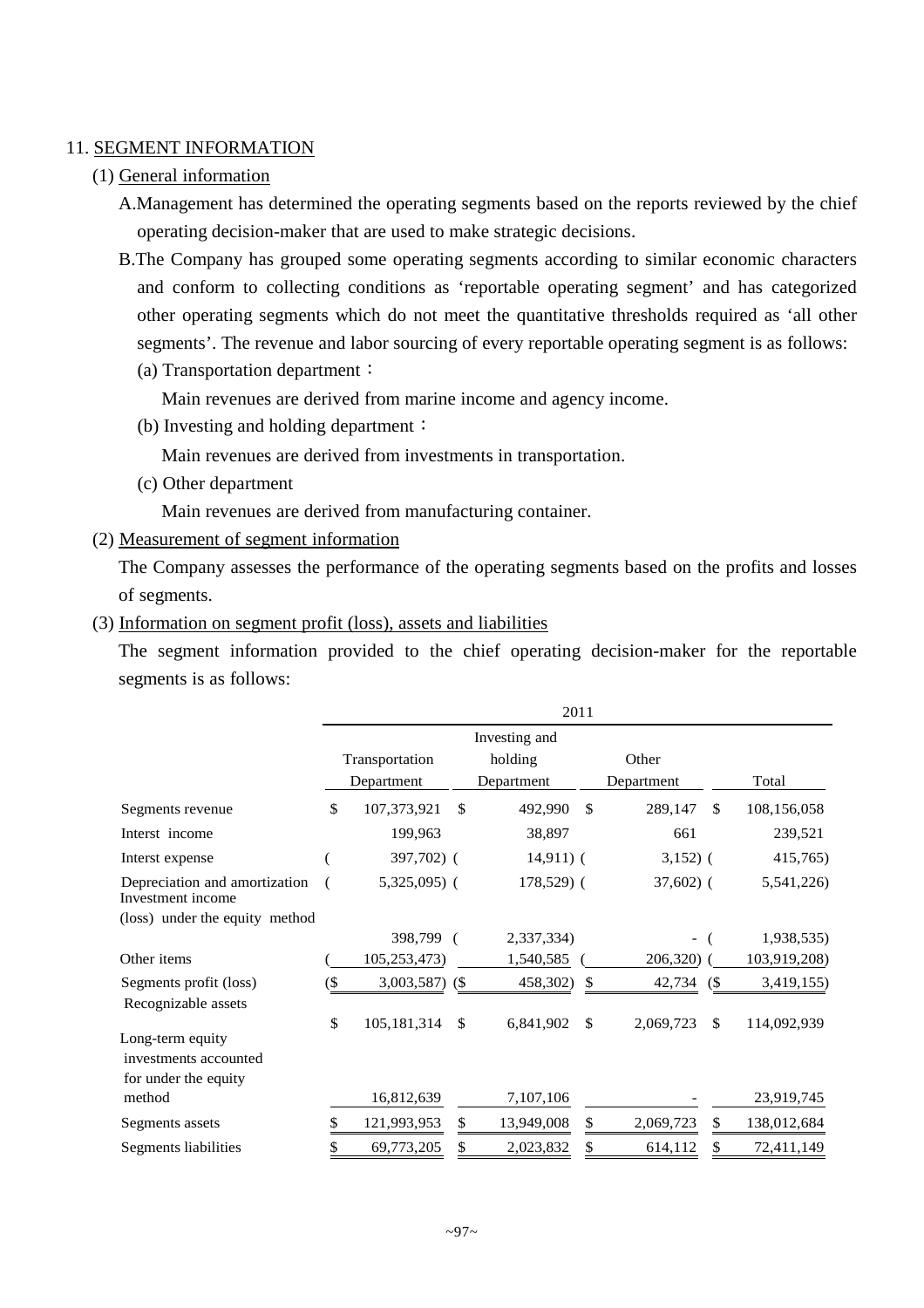## 11. SEGMENT INFORMATION

### (1) General information

A.Management has determined the operating segments based on the reports reviewed by the chief operating decision-maker that are used to make strategic decisions.

B.The Company has grouped some operating segments according to similar economic characters and conform to collecting conditions as 'reportable operating segment' and has categorized other operating segments which do not meet the quantitative thresholds required as 'all other segments'. The revenue and labor sourcing of every reportable operating segment is as follows:

(a) Transportation department：

Main revenues are derived from marine income and agency income.

(b) Investing and holding department：

Main revenues are derived from investments in transportation.

(c) Other department

Main revenues are derived from manufacturing container.

### (2) Measurement of segment information

The Company assesses the performance of the operating segments based on the profits and losses of segments.

### (3) Information on segment profit (loss), assets and liabilities

The segment information provided to the chief operating decision-maker for the reportable segments is as follows:

| | 2011 | | | |
|---|---|---|---|---|
| | Transportation Department | Investing and holding Department | Other Department | Total |
| Segments revenue | $ 107,373,921 | $ 492,990 | $ 289,147 | $ 108,156,058 |
| Interst income | 199,963 | 38,897 | 661 | 239,521 |
| Interst expense | ( 397,702) | ( 14,911) | ( 3,152) | ( 415,765) |
| Depreciation and amortization | ( 5,325,095) | ( 178,529) | ( 37,602) | ( 5,541,226) |
| Investment income (loss) under the equity method | 398,799 | ( 2,337,334) | - | ( 1,938,535) |
| Other items | ( 105,253,473) | 1,540,585 | ( 206,320) | ( 103,919,208) |
| Segments profit (loss) | ($ 3,003,587) | ($ 458,302) | $ 42,734 | ($ 3,419,155) |
| Recognizable assets | $ 105,181,314 | $ 6,841,902 | $ 2,069,723 | $ 114,092,939 |
| Long-term equity investments accounted for under the equity method | 16,812,639 | 7,107,106 | - | 23,919,745 |
| Segments assets | $ 121,993,953 | $ 13,949,008 | $ 2,069,723 | $ 138,012,684 |
| Segments liabilities | $ 69,773,205 | $ 2,023,832 | $ 614,112 | $ 72,411,149 |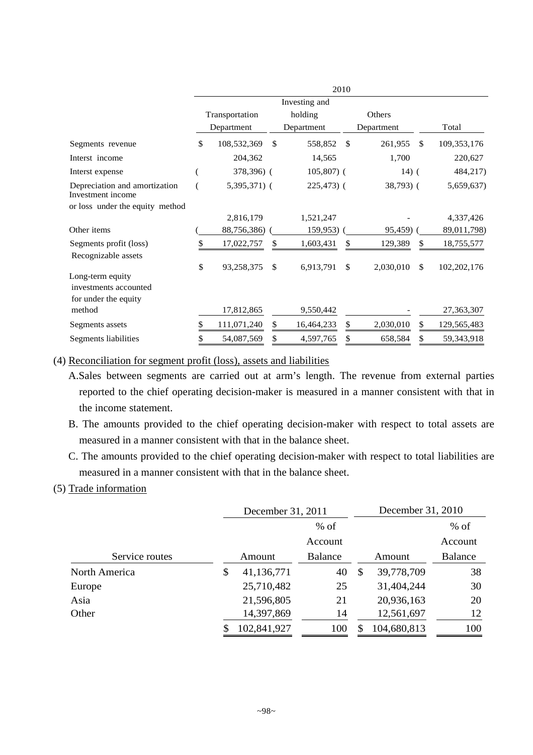| | 2010 | | | |
|---|---|---|---|---|
| | Transportation Department | Investing and holding Department | Others Department | Total |
| Segments revenue | $ 108,532,369 | $ 558,852 | $ 261,955 | $ 109,353,176 |
| Interst income | 204,362 | 14,565 | 1,700 | 220,627 |
| Interst expense | ( 378,396) | ( 105,807) | ( 14) | ( 484,217) |
| Depreciation and amortization | ( 5,395,371) | ( 225,473) | ( 38,793) | ( 5,659,637) |
| Investment income or loss under the equity method | 2,816,179 | 1,521,247 | - | 4,337,426 |
| Other items | ( 88,756,386) | ( 159,953) | ( 95,459) | ( 89,011,798) |
| Segments profit (loss) | $ 17,022,757 | $ 1,603,431 | $ 129,389 | $ 18,755,577 |
| Recognizable assets | $ 93,258,375 | $ 6,913,791 | $ 2,030,010 | $ 102,202,176 |
| Long-term equity investments accounted for under the equity method | 17,812,865 | 9,550,442 | - | 27,363,307 |
| Segments assets | $ 111,071,240 | $ 16,464,233 | $ 2,030,010 | $ 129,565,483 |
| Segments liabilities | $ 54,087,569 | $ 4,597,765 | $ 658,584 | $ 59,343,918 |

(4) Reconciliation for segment profit (loss), assets and liabilities

A.Sales between segments are carried out at arm's length. The revenue from external parties reported to the chief operating decision-maker is measured in a manner consistent with that in the income statement.

B. The amounts provided to the chief operating decision-maker with respect to total assets are measured in a manner consistent with that in the balance sheet.

C. The amounts provided to the chief operating decision-maker with respect to total liabilities are measured in a manner consistent with that in the balance sheet.

(5) Trade information

| | December 31, 2011 | | December 31, 2010 | |
|---|---|---|---|---|
| Service routes | Amount | % of Account Balance | Amount | % of Account Balance |
| North America | $ 41,136,771 | 40 | $ 39,778,709 | 38 |
| Europe | 25,710,482 | 25 | 31,404,244 | 30 |
| Asia | 21,596,805 | 21 | 20,936,163 | 20 |
| Other | 14,397,869 | 14 | 12,561,697 | 12 |
| | $ 102,841,927 | 100 | $ 104,680,813 | 100 |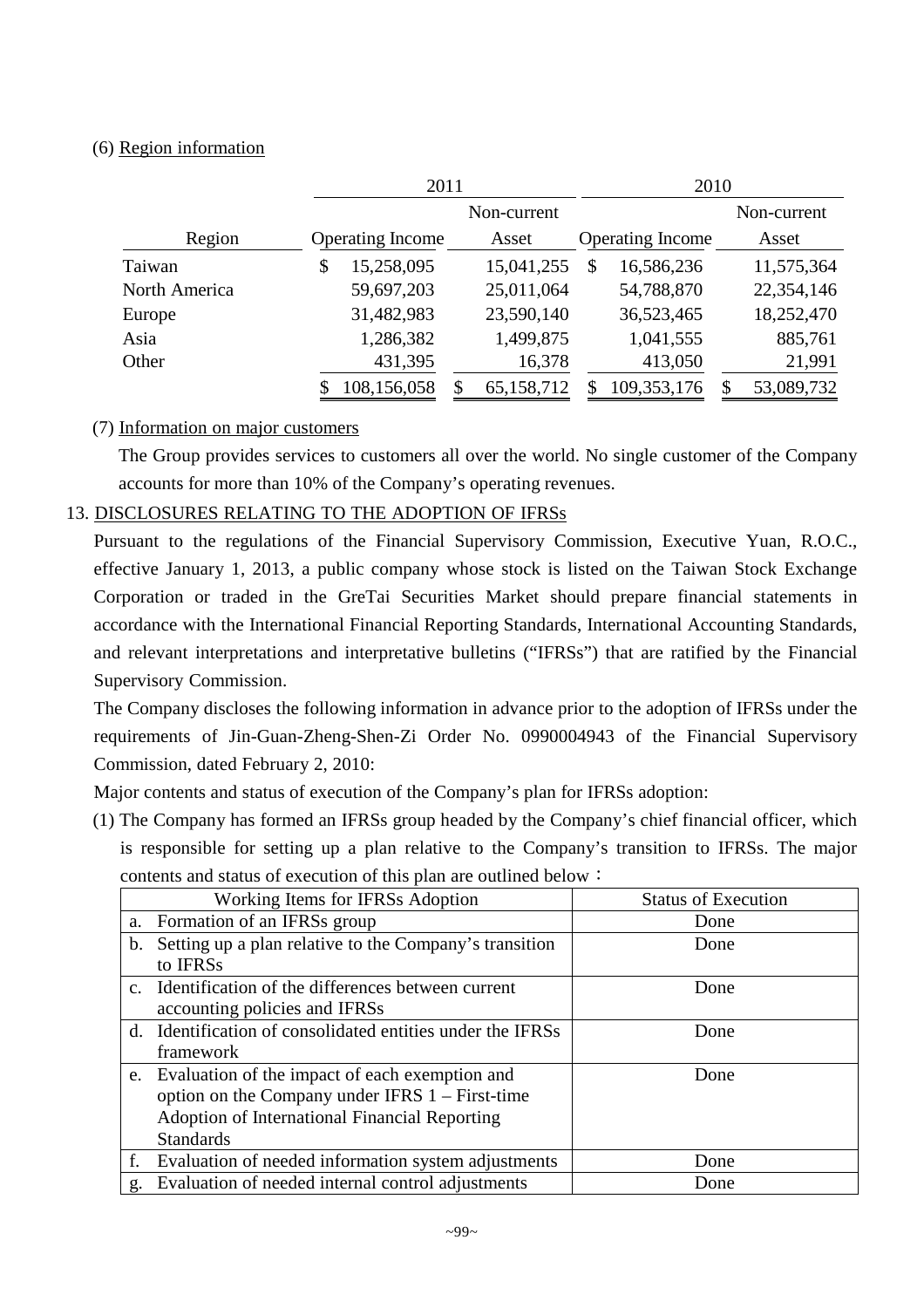(6) Region information

| Region | 2011 | | 2010 | |
|---|---|---|---|---|
| | Operating Income | Non-current Asset | Operating Income | Non-current Asset |
| Taiwan | $ 15,258,095 | 15,041,255 | $ 16,586,236 | 11,575,364 |
| North America | 59,697,203 | 25,011,064 | 54,788,870 | 22,354,146 |
| Europe | 31,482,983 | 23,590,140 | 36,523,465 | 18,252,470 |
| Asia | 1,286,382 | 1,499,875 | 1,041,555 | 885,761 |
| Other | 431,395 | 16,378 | 413,050 | 21,991 |
| | $ 108,156,058 | $ 65,158,712 | $ 109,353,176 | $ 53,089,732 |

(7) Information on major customers

The Group provides services to customers all over the world. No single customer of the Company accounts for more than 10% of the Company's operating revenues.

13. DISCLOSURES RELATING TO THE ADOPTION OF IFRSs

Pursuant to the regulations of the Financial Supervisory Commission, Executive Yuan, R.O.C., effective January 1, 2013, a public company whose stock is listed on the Taiwan Stock Exchange Corporation or traded in the GreTai Securities Market should prepare financial statements in accordance with the International Financial Reporting Standards, International Accounting Standards, and relevant interpretations and interpretative bulletins ("IFRSs") that are ratified by the Financial Supervisory Commission.

The Company discloses the following information in advance prior to the adoption of IFRSs under the requirements of Jin-Guan-Zheng-Shen-Zi Order No. 0990004943 of the Financial Supervisory Commission, dated February 2, 2010:

Major contents and status of execution of the Company's plan for IFRSs adoption:

(1) The Company has formed an IFRSs group headed by the Company's chief financial officer, which is responsible for setting up a plan relative to the Company's transition to IFRSs. The major contents and status of execution of this plan are outlined below：

| Working Items for IFRSs Adoption | Status of Execution |
|---|---|
| a. Formation of an IFRSs group | Done |
| b. Setting up a plan relative to the Company's transition to IFRSs | Done |
| c. Identification of the differences between current accounting policies and IFRSs | Done |
| d. Identification of consolidated entities under the IFRSs framework | Done |
| e. Evaluation of the impact of each exemption and option on the Company under IFRS 1 – First-time Adoption of International Financial Reporting Standards | Done |
| f. Evaluation of needed information system adjustments | Done |
| g. Evaluation of needed internal control adjustments | Done |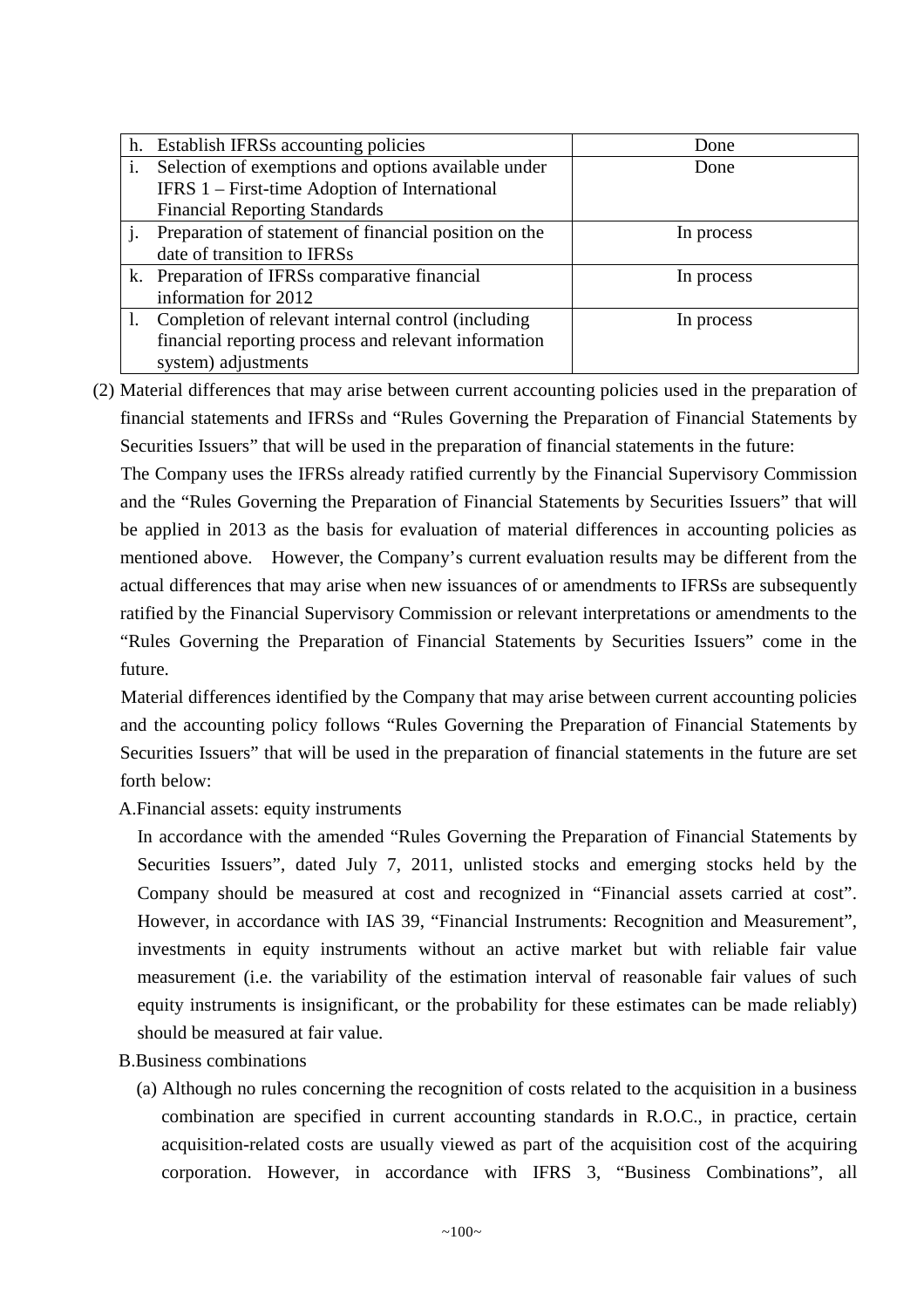| | |
|---|---|
| h. Establish IFRSs accounting policies | Done |
| i. Selection of exemptions and options available under IFRS 1 – First-time Adoption of International Financial Reporting Standards | Done |
| j. Preparation of statement of financial position on the date of transition to IFRSs | In process |
| k. Preparation of IFRSs comparative financial information for 2012 | In process |
| l. Completion of relevant internal control (including financial reporting process and relevant information system) adjustments | In process |

(2) Material differences that may arise between current accounting policies used in the preparation of financial statements and IFRSs and "Rules Governing the Preparation of Financial Statements by Securities Issuers" that will be used in the preparation of financial statements in the future:

The Company uses the IFRSs already ratified currently by the Financial Supervisory Commission and the "Rules Governing the Preparation of Financial Statements by Securities Issuers" that will be applied in 2013 as the basis for evaluation of material differences in accounting policies as mentioned above. However, the Company's current evaluation results may be different from the actual differences that may arise when new issuances of or amendments to IFRSs are subsequently ratified by the Financial Supervisory Commission or relevant interpretations or amendments to the "Rules Governing the Preparation of Financial Statements by Securities Issuers" come in the future.

Material differences identified by the Company that may arise between current accounting policies and the accounting policy follows "Rules Governing the Preparation of Financial Statements by Securities Issuers" that will be used in the preparation of financial statements in the future are set forth below:

A. Financial assets: equity instruments

In accordance with the amended "Rules Governing the Preparation of Financial Statements by Securities Issuers", dated July 7, 2011, unlisted stocks and emerging stocks held by the Company should be measured at cost and recognized in "Financial assets carried at cost". However, in accordance with IAS 39, "Financial Instruments: Recognition and Measurement", investments in equity instruments without an active market but with reliable fair value measurement (i.e. the variability of the estimation interval of reasonable fair values of such equity instruments is insignificant, or the probability for these estimates can be made reliably) should be measured at fair value.

B. Business combinations

(a) Although no rules concerning the recognition of costs related to the acquisition in a business combination are specified in current accounting standards in R.O.C., in practice, certain acquisition-related costs are usually viewed as part of the acquisition cost of the acquiring corporation. However, in accordance with IFRS 3, "Business Combinations", all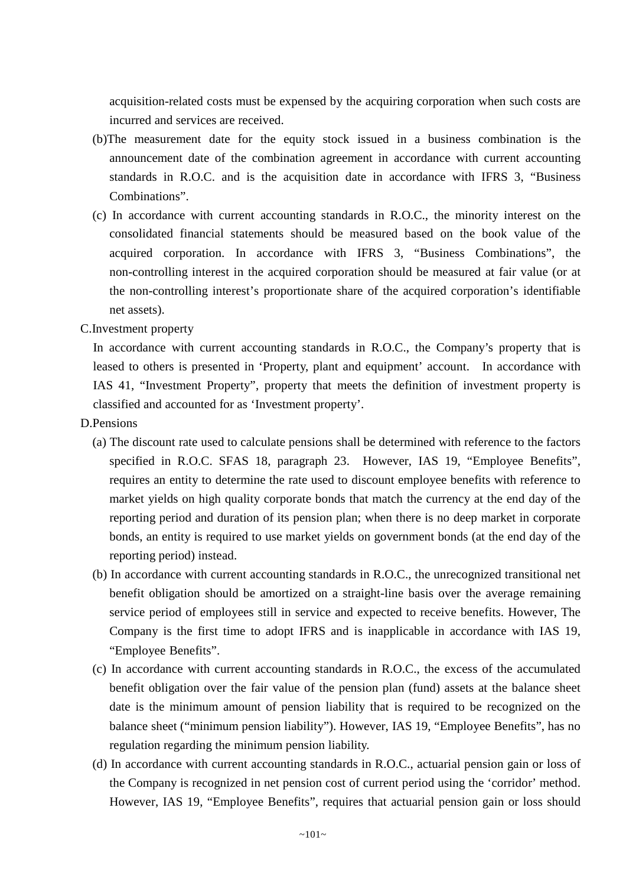acquisition-related costs must be expensed by the acquiring corporation when such costs are incurred and services are received.

(b)The measurement date for the equity stock issued in a business combination is the announcement date of the combination agreement in accordance with current accounting standards in R.O.C. and is the acquisition date in accordance with IFRS 3, "Business Combinations".

(c) In accordance with current accounting standards in R.O.C., the minority interest on the consolidated financial statements should be measured based on the book value of the acquired corporation. In accordance with IFRS 3, "Business Combinations", the non-controlling interest in the acquired corporation should be measured at fair value (or at the non-controlling interest's proportionate share of the acquired corporation's identifiable net assets).

C.Investment property

In accordance with current accounting standards in R.O.C., the Company's property that is leased to others is presented in 'Property, plant and equipment' account. In accordance with IAS 41, "Investment Property", property that meets the definition of investment property is classified and accounted for as 'Investment property'.

D.Pensions

(a) The discount rate used to calculate pensions shall be determined with reference to the factors specified in R.O.C. SFAS 18, paragraph 23. However, IAS 19, "Employee Benefits", requires an entity to determine the rate used to discount employee benefits with reference to market yields on high quality corporate bonds that match the currency at the end day of the reporting period and duration of its pension plan; when there is no deep market in corporate bonds, an entity is required to use market yields on government bonds (at the end day of the reporting period) instead.

(b) In accordance with current accounting standards in R.O.C., the unrecognized transitional net benefit obligation should be amortized on a straight-line basis over the average remaining service period of employees still in service and expected to receive benefits. However, The Company is the first time to adopt IFRS and is inapplicable in accordance with IAS 19, "Employee Benefits".

(c) In accordance with current accounting standards in R.O.C., the excess of the accumulated benefit obligation over the fair value of the pension plan (fund) assets at the balance sheet date is the minimum amount of pension liability that is required to be recognized on the balance sheet ("minimum pension liability"). However, IAS 19, "Employee Benefits", has no regulation regarding the minimum pension liability.

(d) In accordance with current accounting standards in R.O.C., actuarial pension gain or loss of the Company is recognized in net pension cost of current period using the 'corridor' method. However, IAS 19, "Employee Benefits", requires that actuarial pension gain or loss should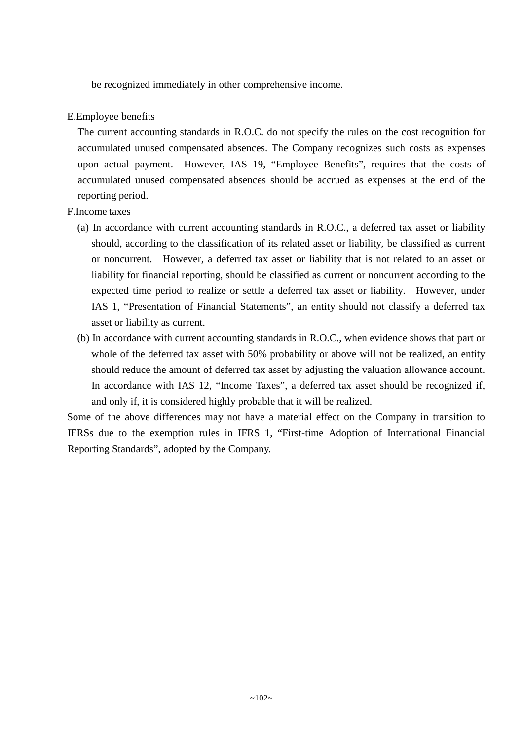be recognized immediately in other comprehensive income.

E.Employee benefits

The current accounting standards in R.O.C. do not specify the rules on the cost recognition for accumulated unused compensated absences. The Company recognizes such costs as expenses upon actual payment. However, IAS 19, “Employee Benefits”, requires that the costs of accumulated unused compensated absences should be accrued as expenses at the end of the reporting period.

F.Income taxes

(a) In accordance with current accounting standards in R.O.C., a deferred tax asset or liability should, according to the classification of its related asset or liability, be classified as current or noncurrent. However, a deferred tax asset or liability that is not related to an asset or liability for financial reporting, should be classified as current or noncurrent according to the expected time period to realize or settle a deferred tax asset or liability. However, under IAS 1, “Presentation of Financial Statements”, an entity should not classify a deferred tax asset or liability as current.

(b) In accordance with current accounting standards in R.O.C., when evidence shows that part or whole of the deferred tax asset with 50% probability or above will not be realized, an entity should reduce the amount of deferred tax asset by adjusting the valuation allowance account. In accordance with IAS 12, “Income Taxes”, a deferred tax asset should be recognized if, and only if, it is considered highly probable that it will be realized.

Some of the above differences may not have a material effect on the Company in transition to IFRSs due to the exemption rules in IFRS 1, “First-time Adoption of International Financial Reporting Standards”, adopted by the Company.